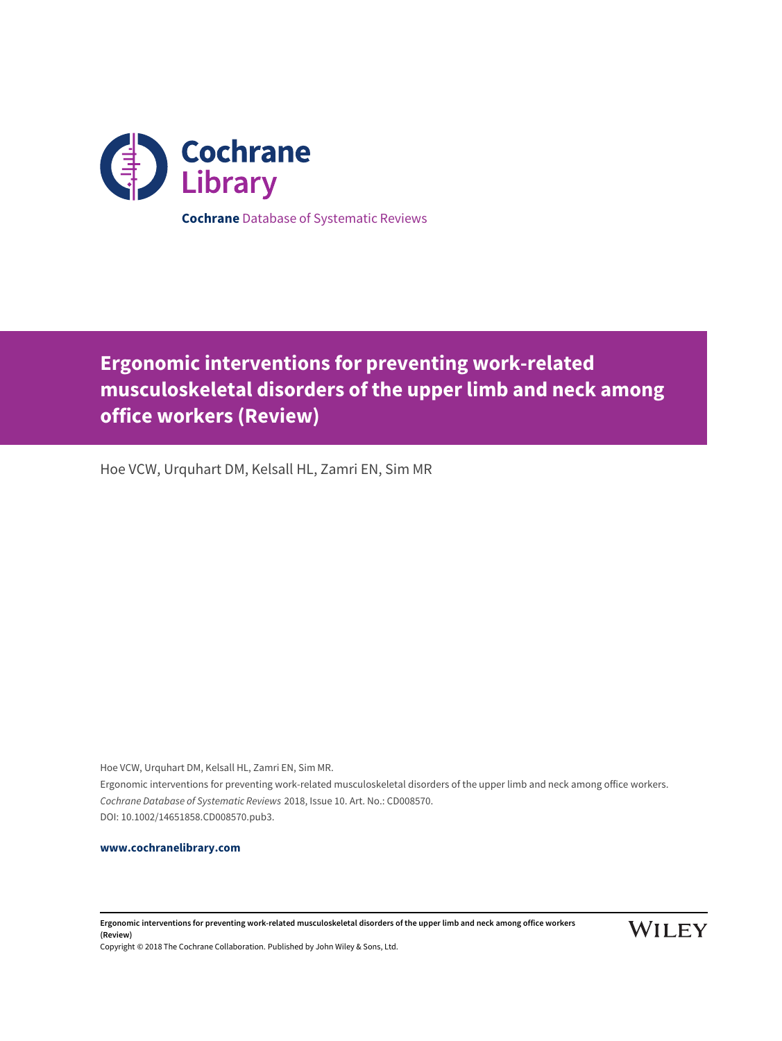Cochrane Library

**Cochrane** Database of Systematic Reviews

# Ergonomic interventions for preventing work-related musculoskeletal disorders of the upper limb and neck among office workers (Review)

Hoe VCW, Urquhart DM, Kelsall HL, Zamri EN, Sim MR

Hoe VCW, Urquhart DM, Kelsall HL, Zamri EN, Sim MR.
Ergonomic interventions for preventing work-related musculoskeletal disorders of the upper limb and neck among office workers.
*Cochrane Database of Systematic Reviews* 2018, Issue 10. Art. No.: CD008570.
DOI: 10.1002/14651858.CD008570.pub3.

**www.cochranelibrary.com**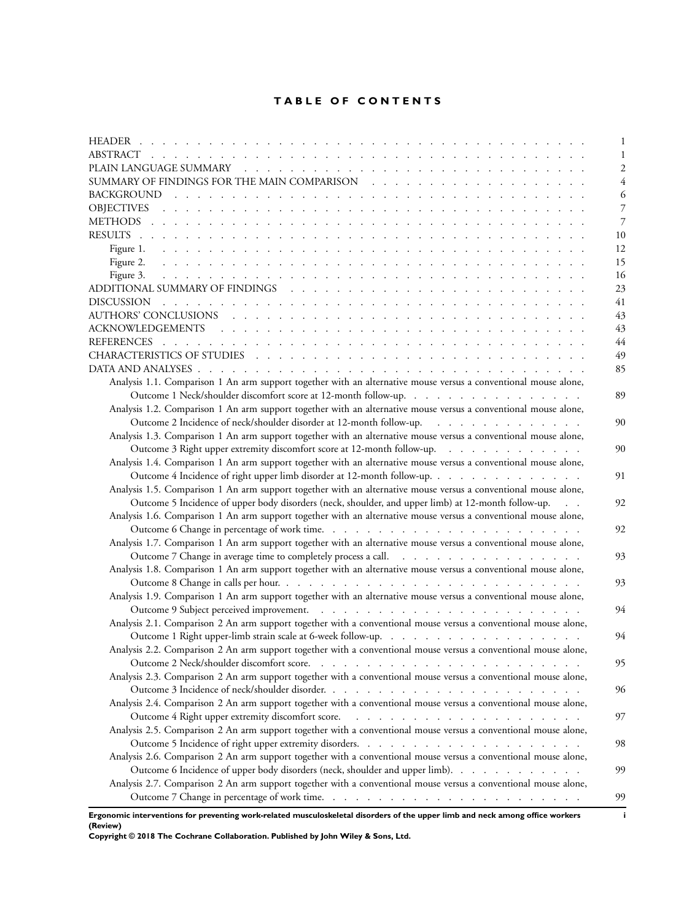# TABLE OF CONTENTS

| | |
|---|---|
| HEADER | 1 |
| ABSTRACT | 1 |
| PLAIN LANGUAGE SUMMARY | 2 |
| SUMMARY OF FINDINGS FOR THE MAIN COMPARISON | 4 |
| BACKGROUND | 6 |
| OBJECTIVES | 7 |
| METHODS | 7 |
| RESULTS | 10 |
| Figure 1. | 12 |
| Figure 2. | 15 |
| Figure 3. | 16 |
| ADDITIONAL SUMMARY OF FINDINGS | 23 |
| DISCUSSION | 41 |
| AUTHORS' CONCLUSIONS | 43 |
| ACKNOWLEDGEMENTS | 43 |
| REFERENCES | 44 |
| CHARACTERISTICS OF STUDIES | 49 |
| DATA AND ANALYSES | 85 |
| Analysis 1.1. Comparison 1 An arm support together with an alternative mouse versus a conventional mouse alone, Outcome 1 Neck/shoulder discomfort score at 12-month follow-up. | 89 |
| Analysis 1.2. Comparison 1 An arm support together with an alternative mouse versus a conventional mouse alone, Outcome 2 Incidence of neck/shoulder disorder at 12-month follow-up. | 90 |
| Analysis 1.3. Comparison 1 An arm support together with an alternative mouse versus a conventional mouse alone, Outcome 3 Right upper extremity discomfort score at 12-month follow-up. | 90 |
| Analysis 1.4. Comparison 1 An arm support together with an alternative mouse versus a conventional mouse alone, Outcome 4 Incidence of right upper limb disorder at 12-month follow-up. | 91 |
| Analysis 1.5. Comparison 1 An arm support together with an alternative mouse versus a conventional mouse alone, Outcome 5 Incidence of upper body disorders (neck, shoulder, and upper limb) at 12-month follow-up. | 92 |
| Analysis 1.6. Comparison 1 An arm support together with an alternative mouse versus a conventional mouse alone, Outcome 6 Change in percentage of work time. | 92 |
| Analysis 1.7. Comparison 1 An arm support together with an alternative mouse versus a conventional mouse alone, Outcome 7 Change in average time to completely process a call. | 93 |
| Analysis 1.8. Comparison 1 An arm support together with an alternative mouse versus a conventional mouse alone, Outcome 8 Change in calls per hour. | 93 |
| Analysis 1.9. Comparison 1 An arm support together with an alternative mouse versus a conventional mouse alone, Outcome 9 Subject perceived improvement. | 94 |
| Analysis 2.1. Comparison 2 An arm support together with a conventional mouse versus a conventional mouse alone, Outcome 1 Right upper-limb strain scale at 6-week follow-up. | 94 |
| Analysis 2.2. Comparison 2 An arm support together with a conventional mouse versus a conventional mouse alone, Outcome 2 Neck/shoulder discomfort score. | 95 |
| Analysis 2.3. Comparison 2 An arm support together with a conventional mouse versus a conventional mouse alone, Outcome 3 Incidence of neck/shoulder disorder. | 96 |
| Analysis 2.4. Comparison 2 An arm support together with a conventional mouse versus a conventional mouse alone, Outcome 4 Right upper extremity discomfort score. | 97 |
| Analysis 2.5. Comparison 2 An arm support together with a conventional mouse versus a conventional mouse alone, Outcome 5 Incidence of right upper extremity disorders. | 98 |
| Analysis 2.6. Comparison 2 An arm support together with a conventional mouse versus a conventional mouse alone, Outcome 6 Incidence of upper body disorders (neck, shoulder and upper limb). | 99 |
| Analysis 2.7. Comparison 2 An arm support together with a conventional mouse versus a conventional mouse alone, Outcome 7 Change in percentage of work time. | 99 |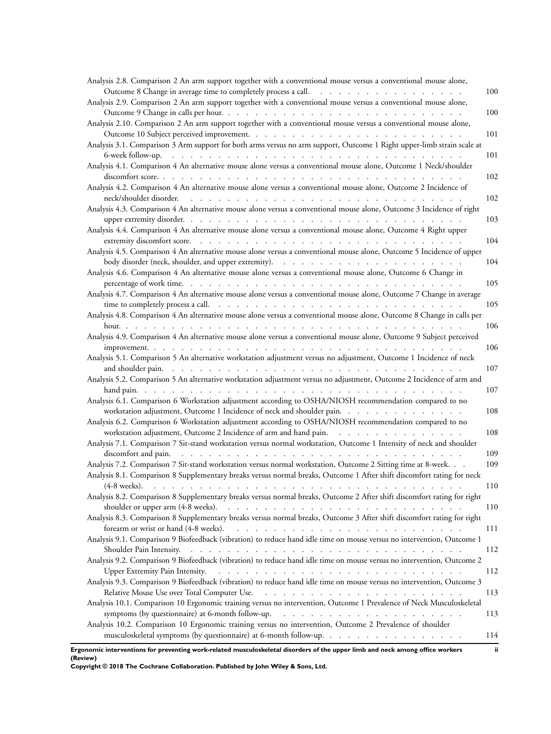Analysis 2.8. Comparison 2 An arm support together with a conventional mouse versus a conventional mouse alone, Outcome 8 Change in average time to completely process a call. . . . . . . . . . . . . . . . . . 100

Analysis 2.9. Comparison 2 An arm support together with a conventional mouse versus a conventional mouse alone, Outcome 9 Change in calls per hour. . . . . . . . . . . . . . . . . . . . . . . . . . . . 100

Analysis 2.10. Comparison 2 An arm support together with a conventional mouse versus a conventional mouse alone, Outcome 10 Subject perceived improvement. . . . . . . . . . . . . . . . . . . . . . . . . 101

Analysis 3.1. Comparison 3 Arm support for both arms versus no arm support, Outcome 1 Right upper-limb strain scale at 6-week follow-up. . . . . . . . . . . . . . . . . . . . . . . . . . . . . . . . . 101

Analysis 4.1. Comparison 4 An alternative mouse alone versus a conventional mouse alone, Outcome 1 Neck/shoulder discomfort score. . . . . . . . . . . . . . . . . . . . . . . . . . . . . . . . . . . 102

Analysis 4.2. Comparison 4 An alternative mouse alone versus a conventional mouse alone, Outcome 2 Incidence of neck/shoulder disorder. . . . . . . . . . . . . . . . . . . . . . . . . . . . . . . . 102

Analysis 4.3. Comparison 4 An alternative mouse alone versus a conventional mouse alone, Outcome 3 Incidence of right upper extremity disorder. . . . . . . . . . . . . . . . . . . . . . . . . . . . . . . 103

Analysis 4.4. Comparison 4 An alternative mouse alone versus a conventional mouse alone, Outcome 4 Right upper extremity discomfort score. . . . . . . . . . . . . . . . . . . . . . . . . . . . . . 104

Analysis 4.5. Comparison 4 An alternative mouse alone versus a conventional mouse alone, Outcome 5 Incidence of upper body disorder (neck, shoulder, and upper extremity). . . . . . . . . . . . . . . . . . . . . 104

Analysis 4.6. Comparison 4 An alternative mouse alone versus a conventional mouse alone, Outcome 6 Change in percentage of work time. . . . . . . . . . . . . . . . . . . . . . . . . . . . . . . . 105

Analysis 4.7. Comparison 4 An alternative mouse alone versus a conventional mouse alone, Outcome 7 Change in average time to completely process a call. . . . . . . . . . . . . . . . . . . . . . . . . . . . 105

Analysis 4.8. Comparison 4 An alternative mouse alone versus a conventional mouse alone, Outcome 8 Change in calls per hour. . . . . . . . . . . . . . . . . . . . . . . . . . . . . . . . . . . . . 106

Analysis 4.9. Comparison 4 An alternative mouse alone versus a conventional mouse alone, Outcome 9 Subject perceived improvement. . . . . . . . . . . . . . . . . . . . . . . . . . . . . . . . . . . . 106

Analysis 5.1. Comparison 5 An alternative workstation adjustment versus no adjustment, Outcome 1 Incidence of neck and shoulder pain. . . . . . . . . . . . . . . . . . . . . . . . . . . . . . . . . 107

Analysis 5.2. Comparison 5 An alternative workstation adjustment versus no adjustment, Outcome 2 Incidence of arm and hand pain. . . . . . . . . . . . . . . . . . . . . . . . . . . . . . . . . . . . 107

Analysis 6.1. Comparison 6 Workstation adjustment according to OSHA/NIOSH recommendation compared to no workstation adjustment, Outcome 1 Incidence of neck and shoulder pain. . . . . . . . . . . . . . 108

Analysis 6.2. Comparison 6 Workstation adjustment according to OSHA/NIOSH recommendation compared to no workstation adjustment, Outcome 2 Incidence of arm and hand pain. . . . . . . . . . . . . . . 108

Analysis 7.1. Comparison 7 Sit-stand workstation versus normal workstation, Outcome 1 Intensity of neck and shoulder discomfort and pain. . . . . . . . . . . . . . . . . . . . . . . . . . . . . . . . . 109

Analysis 7.2. Comparison 7 Sit-stand workstation versus normal workstation, Outcome 2 Sitting time at 8-week. . . 109

Analysis 8.1. Comparison 8 Supplementary breaks versus normal breaks, Outcome 1 After shift discomfort rating for neck (4-8 weeks). . . . . . . . . . . . . . . . . . . . . . . . . . . . . . . . . . . . 110

Analysis 8.2. Comparison 8 Supplementary breaks versus normal breaks, Outcome 2 After shift discomfort rating for right shoulder or upper arm (4-8 weeks). . . . . . . . . . . . . . . . . . . . . . . . . . . 110

Analysis 8.3. Comparison 8 Supplementary breaks versus normal breaks, Outcome 3 After shift discomfort rating for right forearm or wrist or hand (4-8 weeks). . . . . . . . . . . . . . . . . . . . . . . . . 111

Analysis 9.1. Comparison 9 Biofeedback (vibration) to reduce hand idle time on mouse versus no intervention, Outcome 1 Shoulder Pain Intensity. . . . . . . . . . . . . . . . . . . . . . . . . . . . . . . . 112

Analysis 9.2. Comparison 9 Biofeedback (vibration) to reduce hand idle time on mouse versus no intervention, Outcome 2 Upper Extremity Pain Intensity. . . . . . . . . . . . . . . . . . . . . . . . . . . . 112

Analysis 9.3. Comparison 9 Biofeedback (vibration) to reduce hand idle time on mouse versus no intervention, Outcome 3 Relative Mouse Use over Total Computer Use. . . . . . . . . . . . . . . . . . . . . . . 113

Analysis 10.1. Comparison 10 Ergonomic training versus no intervention, Outcome 1 Prevalence of Neck Musculoskeletal symptoms (by questionnaire) at 6-month follow-up. . . . . . . . . . . . . . . . . . . . . 113

Analysis 10.2. Comparison 10 Ergonomic training versus no intervention, Outcome 2 Prevalence of shoulder musculoskeletal symptoms (by questionnaire) at 6-month follow-up. . . . . . . . . . . . . . . . 114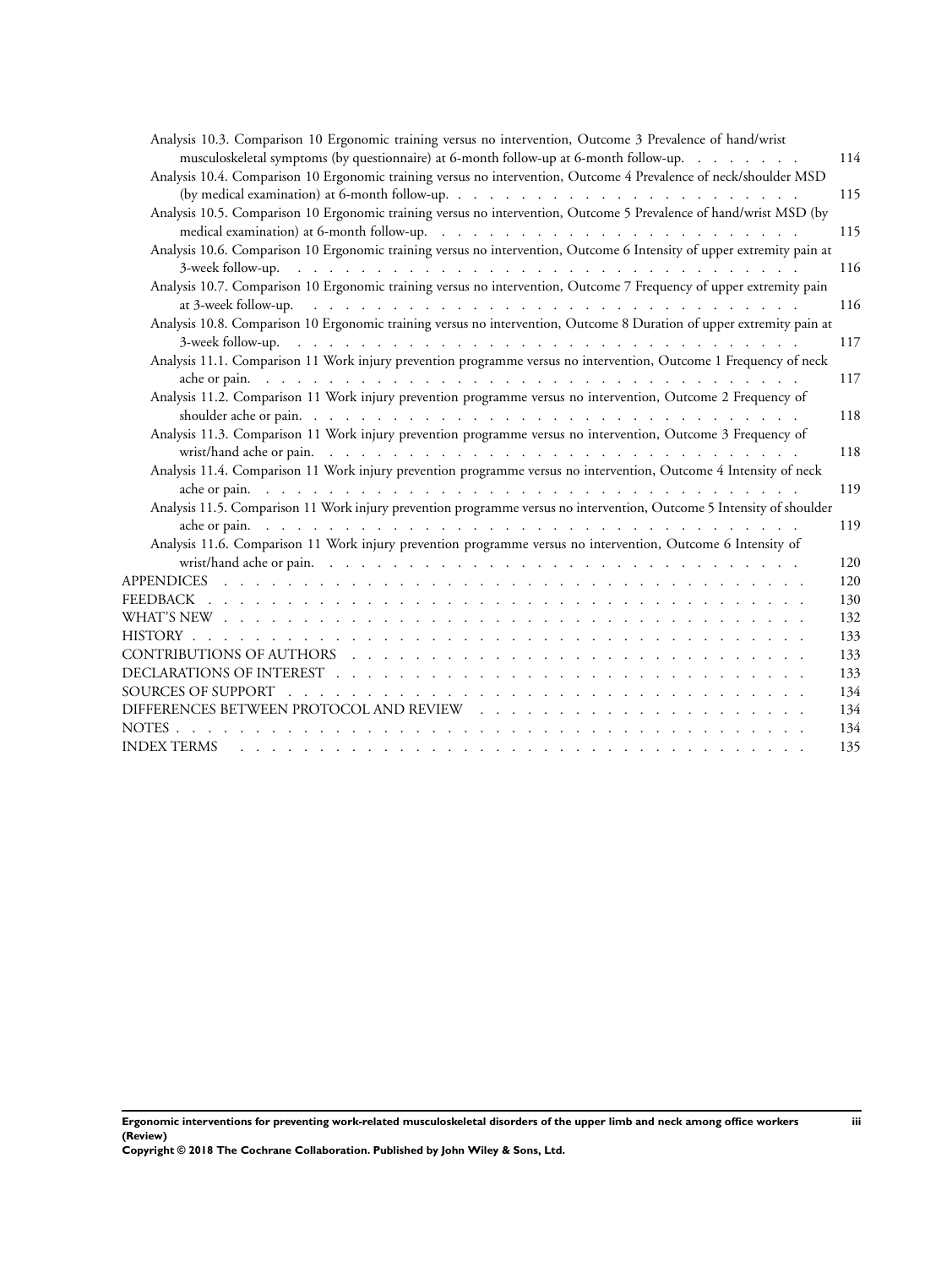Analysis 10.3. Comparison 10 Ergonomic training versus no intervention, Outcome 3 Prevalence of hand/wrist musculoskeletal symptoms (by questionnaire) at 6-month follow-up at 6-month follow-up. . . . . . . . 114

Analysis 10.4. Comparison 10 Ergonomic training versus no intervention, Outcome 4 Prevalence of neck/shoulder MSD (by medical examination) at 6-month follow-up. . . . . . . . . . . . . . . . . . . . . . . . 115

Analysis 10.5. Comparison 10 Ergonomic training versus no intervention, Outcome 5 Prevalence of hand/wrist MSD (by medical examination) at 6-month follow-up. . . . . . . . . . . . . . . . . . . . . . . . 115

Analysis 10.6. Comparison 10 Ergonomic training versus no intervention, Outcome 6 Intensity of upper extremity pain at 3-week follow-up. . . . . . . . . . . . . . . . . . . . . . . . . . . . . . . . 116

Analysis 10.7. Comparison 10 Ergonomic training versus no intervention, Outcome 7 Frequency of upper extremity pain at 3-week follow-up. . . . . . . . . . . . . . . . . . . . . . . . . . . . . . . 116

Analysis 10.8. Comparison 10 Ergonomic training versus no intervention, Outcome 8 Duration of upper extremity pain at 3-week follow-up. . . . . . . . . . . . . . . . . . . . . . . . . . . . . . . . 117

Analysis 11.1. Comparison 11 Work injury prevention programme versus no intervention, Outcome 1 Frequency of neck ache or pain. . . . . . . . . . . . . . . . . . . . . . . . . . . . . . . . . 117

Analysis 11.2. Comparison 11 Work injury prevention programme versus no intervention, Outcome 2 Frequency of shoulder ache or pain. . . . . . . . . . . . . . . . . . . . . . . . . . . . . . . 118

Analysis 11.3. Comparison 11 Work injury prevention programme versus no intervention, Outcome 3 Frequency of wrist/hand ache or pain. . . . . . . . . . . . . . . . . . . . . . . . . . . . . . 118

Analysis 11.4. Comparison 11 Work injury prevention programme versus no intervention, Outcome 4 Intensity of neck ache or pain. . . . . . . . . . . . . . . . . . . . . . . . . . . . . . . . . 119

Analysis 11.5. Comparison 11 Work injury prevention programme versus no intervention, Outcome 5 Intensity of shoulder ache or pain. . . . . . . . . . . . . . . . . . . . . . . . . . . . . . . . . 119

Analysis 11.6. Comparison 11 Work injury prevention programme versus no intervention, Outcome 6 Intensity of wrist/hand ache or pain. . . . . . . . . . . . . . . . . . . . . . . . . . . . . . 120

APPENDICES . . . . . . . . . . . . . . . . . . . . . . . . . . . . . . . . . . . 120

FEEDBACK . . . . . . . . . . . . . . . . . . . . . . . . . . . . . . . . . . . . 130

WHAT'S NEW . . . . . . . . . . . . . . . . . . . . . . . . . . . . . . . . . . . 132

HISTORY . . . . . . . . . . . . . . . . . . . . . . . . . . . . . . . . . . . . 133

CONTRIBUTIONS OF AUTHORS . . . . . . . . . . . . . . . . . . . . . . . . . . . 133

DECLARATIONS OF INTEREST . . . . . . . . . . . . . . . . . . . . . . . . . . . 133

SOURCES OF SUPPORT . . . . . . . . . . . . . . . . . . . . . . . . . . . . . . 134

DIFFERENCES BETWEEN PROTOCOL AND REVIEW . . . . . . . . . . . . . . . . . . . 134

NOTES . . . . . . . . . . . . . . . . . . . . . . . . . . . . . . . . . . . . . 134

INDEX TERMS . . . . . . . . . . . . . . . . . . . . . . . . . . . . . . . . . . 135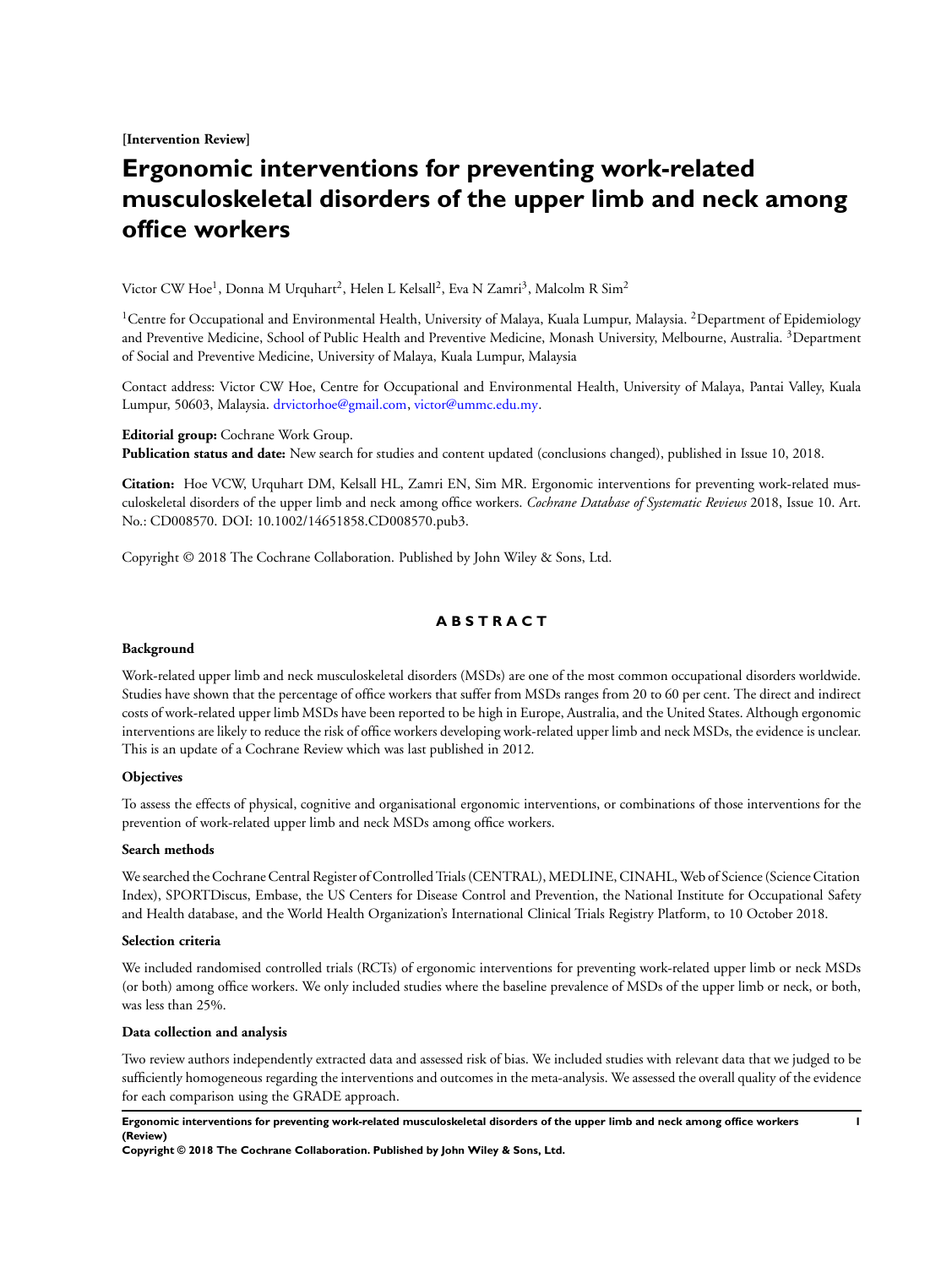[Intervention Review]

# Ergonomic interventions for preventing work-related musculoskeletal disorders of the upper limb and neck among office workers

Victor CW Hoe[1], Donna M Urquhart[2], Helen L Kelsall[2], Eva N Zamri[3], Malcolm R Sim[2]

[1]Centre for Occupational and Environmental Health, University of Malaya, Kuala Lumpur, Malaysia. [2]Department of Epidemiology and Preventive Medicine, School of Public Health and Preventive Medicine, Monash University, Melbourne, Australia. [3]Department of Social and Preventive Medicine, University of Malaya, Kuala Lumpur, Malaysia

Contact address: Victor CW Hoe, Centre for Occupational and Environmental Health, University of Malaya, Pantai Valley, Kuala Lumpur, 50603, Malaysia. drvictorhoe@gmail.com, victor@ummc.edu.my.

**Editorial group:** Cochrane Work Group.
**Publication status and date:** New search for studies and content updated (conclusions changed), published in Issue 10, 2018.

**Citation:** Hoe VCW, Urquhart DM, Kelsall HL, Zamri EN, Sim MR. Ergonomic interventions for preventing work-related musculoskeletal disorders of the upper limb and neck among office workers. *Cochrane Database of Systematic Reviews* 2018, Issue 10. Art. No.: CD008570. DOI: 10.1002/14651858.CD008570.pub3.

Copyright © 2018 The Cochrane Collaboration. Published by John Wiley & Sons, Ltd.

## ABSTRACT

### Background

Work-related upper limb and neck musculoskeletal disorders (MSDs) are one of the most common occupational disorders worldwide. Studies have shown that the percentage of office workers that suffer from MSDs ranges from 20 to 60 per cent. The direct and indirect costs of work-related upper limb MSDs have been reported to be high in Europe, Australia, and the United States. Although ergonomic interventions are likely to reduce the risk of office workers developing work-related upper limb and neck MSDs, the evidence is unclear. This is an update of a Cochrane Review which was last published in 2012.

### Objectives

To assess the effects of physical, cognitive and organisational ergonomic interventions, or combinations of those interventions for the prevention of work-related upper limb and neck MSDs among office workers.

### Search methods

We searched the Cochrane Central Register of Controlled Trials (CENTRAL), MEDLINE, CINAHL, Web of Science (Science Citation Index), SPORTDiscus, Embase, the US Centers for Disease Control and Prevention, the National Institute for Occupational Safety and Health database, and the World Health Organization's International Clinical Trials Registry Platform, to 10 October 2018.

### Selection criteria

We included randomised controlled trials (RCTs) of ergonomic interventions for preventing work-related upper limb or neck MSDs (or both) among office workers. We only included studies where the baseline prevalence of MSDs of the upper limb or neck, or both, was less than 25%.

### Data collection and analysis

Two review authors independently extracted data and assessed risk of bias. We included studies with relevant data that we judged to be sufficiently homogeneous regarding the interventions and outcomes in the meta-analysis. We assessed the overall quality of the evidence for each comparison using the GRADE approach.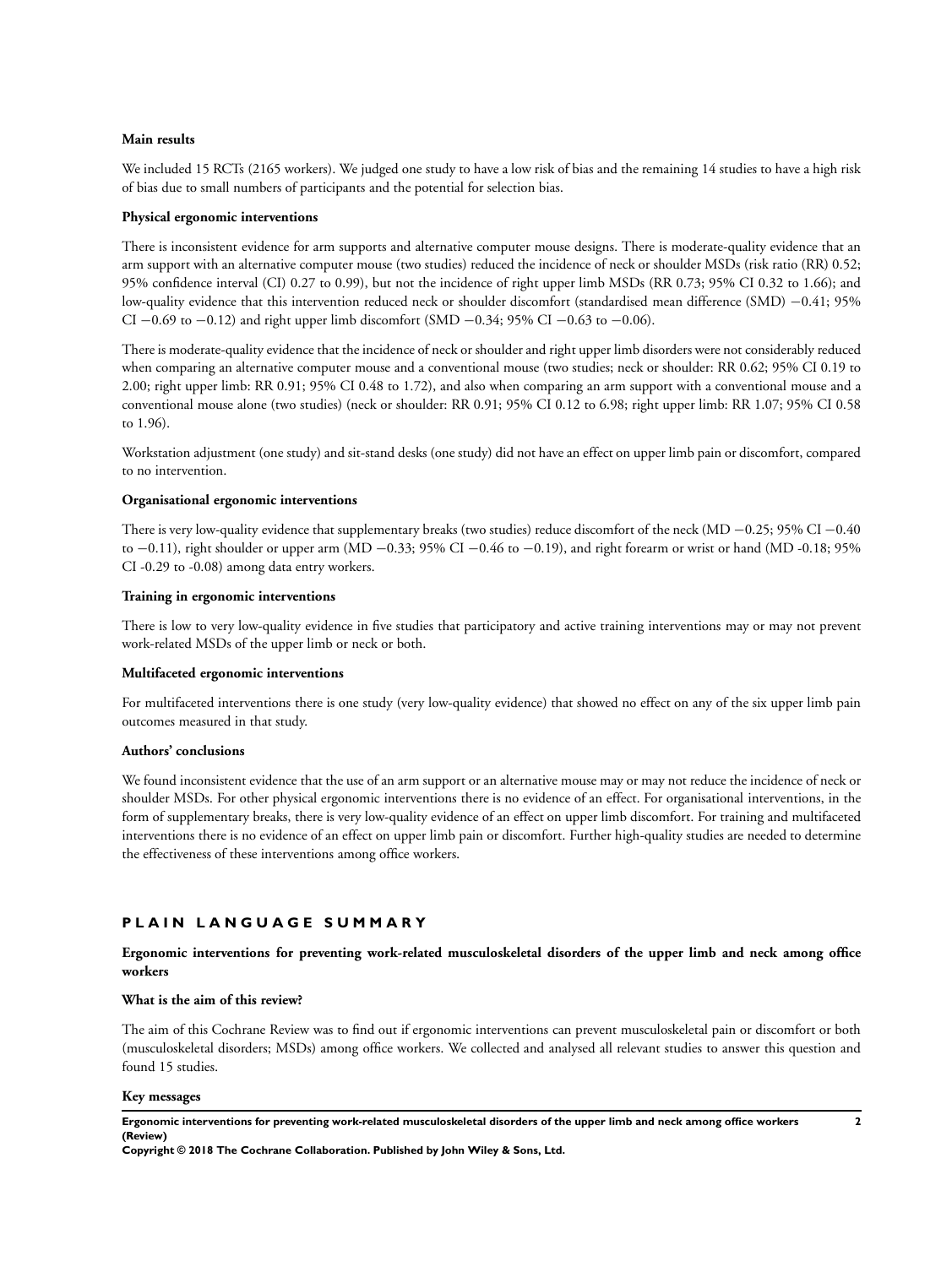**Main results**

We included 15 RCTs (2165 workers). We judged one study to have a low risk of bias and the remaining 14 studies to have a high risk of bias due to small numbers of participants and the potential for selection bias.

**Physical ergonomic interventions**

There is inconsistent evidence for arm supports and alternative computer mouse designs. There is moderate-quality evidence that an arm support with an alternative computer mouse (two studies) reduced the incidence of neck or shoulder MSDs (risk ratio (RR) 0.52; 95% confidence interval (CI) 0.27 to 0.99), but not the incidence of right upper limb MSDs (RR 0.73; 95% CI 0.32 to 1.66); and low-quality evidence that this intervention reduced neck or shoulder discomfort (standardised mean difference (SMD) −0.41; 95% CI −0.69 to −0.12) and right upper limb discomfort (SMD −0.34; 95% CI −0.63 to −0.06).

There is moderate-quality evidence that the incidence of neck or shoulder and right upper limb disorders were not considerably reduced when comparing an alternative computer mouse and a conventional mouse (two studies; neck or shoulder: RR 0.62; 95% CI 0.19 to 2.00; right upper limb: RR 0.91; 95% CI 0.48 to 1.72), and also when comparing an arm support with a conventional mouse and a conventional mouse alone (two studies) (neck or shoulder: RR 0.91; 95% CI 0.12 to 6.98; right upper limb: RR 1.07; 95% CI 0.58 to 1.96).

Workstation adjustment (one study) and sit-stand desks (one study) did not have an effect on upper limb pain or discomfort, compared to no intervention.

**Organisational ergonomic interventions**

There is very low-quality evidence that supplementary breaks (two studies) reduce discomfort of the neck (MD −0.25; 95% CI −0.40 to −0.11), right shoulder or upper arm (MD −0.33; 95% CI −0.46 to −0.19), and right forearm or wrist or hand (MD -0.18; 95% CI -0.29 to -0.08) among data entry workers.

**Training in ergonomic interventions**

There is low to very low-quality evidence in five studies that participatory and active training interventions may or may not prevent work-related MSDs of the upper limb or neck or both.

**Multifaceted ergonomic interventions**

For multifaceted interventions there is one study (very low-quality evidence) that showed no effect on any of the six upper limb pain outcomes measured in that study.

**Authors' conclusions**

We found inconsistent evidence that the use of an arm support or an alternative mouse may or may not reduce the incidence of neck or shoulder MSDs. For other physical ergonomic interventions there is no evidence of an effect. For organisational interventions, in the form of supplementary breaks, there is very low-quality evidence of an effect on upper limb discomfort. For training and multifaceted interventions there is no evidence of an effect on upper limb pain or discomfort. Further high-quality studies are needed to determine the effectiveness of these interventions among office workers.

## PLAIN LANGUAGE SUMMARY

**Ergonomic interventions for preventing work-related musculoskeletal disorders of the upper limb and neck among office workers**

**What is the aim of this review?**

The aim of this Cochrane Review was to find out if ergonomic interventions can prevent musculoskeletal pain or discomfort or both (musculoskeletal disorders; MSDs) among office workers. We collected and analysed all relevant studies to answer this question and found 15 studies.

**Key messages**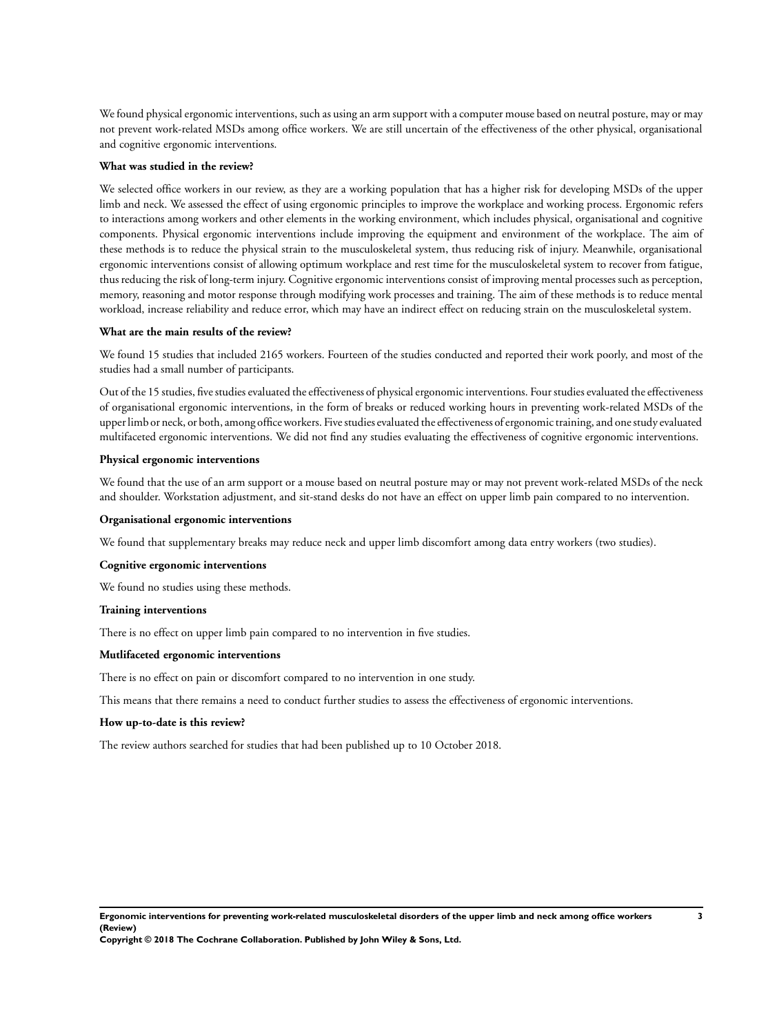We found physical ergonomic interventions, such as using an arm support with a computer mouse based on neutral posture, may or may not prevent work-related MSDs among office workers. We are still uncertain of the effectiveness of the other physical, organisational and cognitive ergonomic interventions.

**What was studied in the review?**

We selected office workers in our review, as they are a working population that has a higher risk for developing MSDs of the upper limb and neck. We assessed the effect of using ergonomic principles to improve the workplace and working process. Ergonomic refers to interactions among workers and other elements in the working environment, which includes physical, organisational and cognitive components. Physical ergonomic interventions include improving the equipment and environment of the workplace. The aim of these methods is to reduce the physical strain to the musculoskeletal system, thus reducing risk of injury. Meanwhile, organisational ergonomic interventions consist of allowing optimum workplace and rest time for the musculoskeletal system to recover from fatigue, thus reducing the risk of long-term injury. Cognitive ergonomic interventions consist of improving mental processes such as perception, memory, reasoning and motor response through modifying work processes and training. The aim of these methods is to reduce mental workload, increase reliability and reduce error, which may have an indirect effect on reducing strain on the musculoskeletal system.

**What are the main results of the review?**

We found 15 studies that included 2165 workers. Fourteen of the studies conducted and reported their work poorly, and most of the studies had a small number of participants.

Out of the 15 studies, five studies evaluated the effectiveness of physical ergonomic interventions. Four studies evaluated the effectiveness of organisational ergonomic interventions, in the form of breaks or reduced working hours in preventing work-related MSDs of the upper limb or neck, or both, among office workers. Five studies evaluated the effectiveness of ergonomic training, and one study evaluated multifaceted ergonomic interventions. We did not find any studies evaluating the effectiveness of cognitive ergonomic interventions.

**Physical ergonomic interventions**

We found that the use of an arm support or a mouse based on neutral posture may or may not prevent work-related MSDs of the neck and shoulder. Workstation adjustment, and sit-stand desks do not have an effect on upper limb pain compared to no intervention.

**Organisational ergonomic interventions**

We found that supplementary breaks may reduce neck and upper limb discomfort among data entry workers (two studies).

**Cognitive ergonomic interventions**

We found no studies using these methods.

**Training interventions**

There is no effect on upper limb pain compared to no intervention in five studies.

**Mutlifaceted ergonomic interventions**

There is no effect on pain or discomfort compared to no intervention in one study.

This means that there remains a need to conduct further studies to assess the effectiveness of ergonomic interventions.

**How up-to-date is this review?**

The review authors searched for studies that had been published up to 10 October 2018.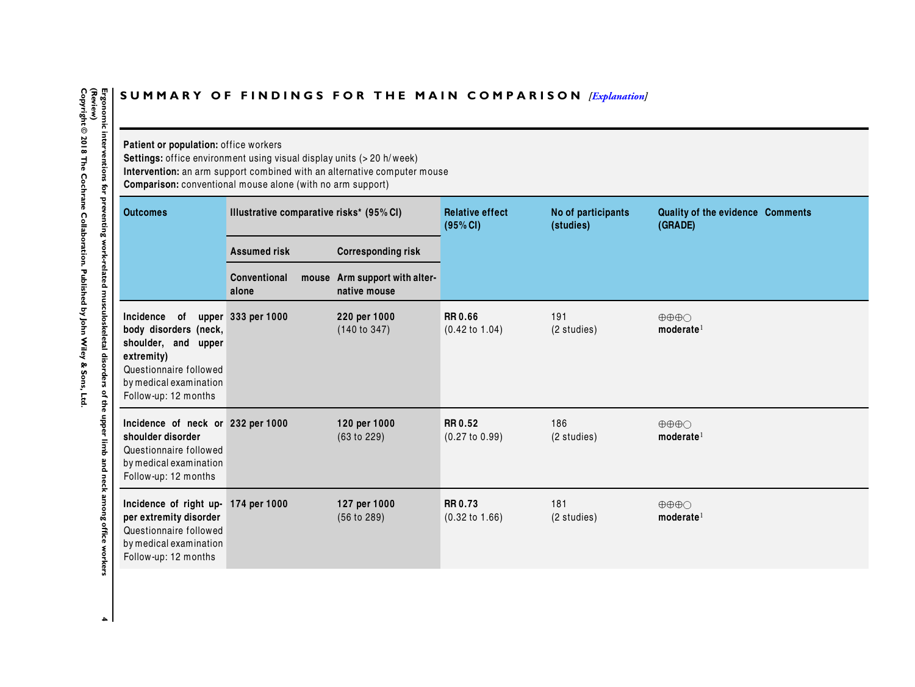## SUMMARY OF FINDINGS FOR THE MAIN COMPARISON [Explanation]

**Patient or population:** office workers
**Settings:** office environment using visual display units (> 20 h/week)
**Intervention:** an arm support combined with an alternative computer mouse
**Comparison:** conventional mouse alone (with no arm support)

| Outcomes | Illustrative comparative risks* (95% CI) | | Relative effect (95% CI) | No of participants (studies) | Quality of the evidence (GRADE) | Comments |
|---|---|---|---|---|---|---|
| | Assumed risk | Corresponding risk | | | | |
| | Conventional mouse alone | Arm support with alternative mouse | | | | |
| **Incidence of upper body disorders (neck, shoulder, and upper extremity)** Questionnaire followed by medical examination Follow-up: 12 months | **333 per 1000** | **220 per 1000** (140 to 347) | **RR 0.66** (0.42 to 1.04) | 191 (2 studies) | ⊕⊕⊕○ **moderate**[1] | |
| **Incidence of neck or shoulder disorder** Questionnaire followed by medical examination Follow-up: 12 months | **232 per 1000** | **120 per 1000** (63 to 229) | **RR 0.52** (0.27 to 0.99) | 186 (2 studies) | ⊕⊕⊕○ **moderate**[1] | |
| **Incidence of right upper extremity disorder** Questionnaire followed by medical examination Follow-up: 12 months | **174 per 1000** | **127 per 1000** (56 to 289) | **RR 0.73** (0.32 to 1.66) | 181 (2 studies) | ⊕⊕⊕○ **moderate**[1] | |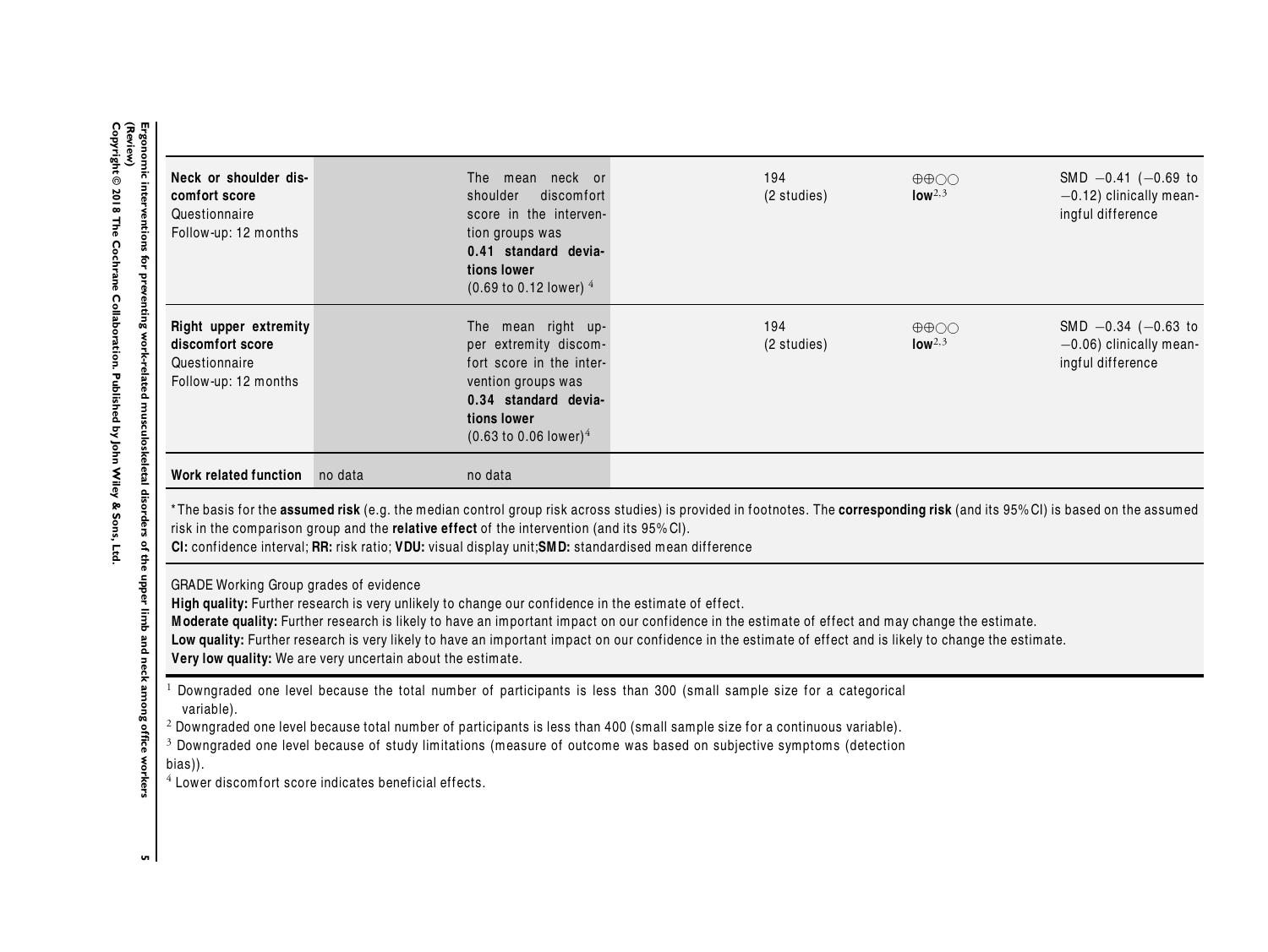| | | | | | | |
|---|---|---|---|---|---|---|
| **Neck or shoulder discomfort score**<br>Questionnaire<br>Follow-up: 12 months | | The mean neck or shoulder discomfort score in the intervention groups was **0.41 standard deviations lower** (0.69 to 0.12 lower) [4] | | 194<br>(2 studies) | ⊕⊕○○<br>**low**[2,3] | SMD −0.41 (−0.69 to −0.12) clinically meaningful difference |
| **Right upper extremity discomfort score**<br>Questionnaire<br>Follow-up: 12 months | | The mean right upper extremity discomfort score in the intervention groups was **0.34 standard deviations lower** (0.63 to 0.06 lower)[4] | | 194<br>(2 studies) | ⊕⊕○○<br>**low**[2,3] | SMD −0.34 (−0.63 to −0.06) clinically meaningful difference |
| **Work related function** | no data | no data | | | | |

*The basis for the **assumed risk** (e.g. the median control group risk across studies) is provided in footnotes. The **corresponding risk** (and its 95% CI) is based on the assumed risk in the comparison group and the **relative effect** of the intervention (and its 95% CI).
**CI:** confidence interval; **RR:** risk ratio; **VDU:** visual display unit; **SMD:** standardised mean difference

GRADE Working Group grades of evidence
**High quality:** Further research is very unlikely to change our confidence in the estimate of effect.
**Moderate quality:** Further research is likely to have an important impact on our confidence in the estimate of effect and may change the estimate.
**Low quality:** Further research is very likely to have an important impact on our confidence in the estimate of effect and is likely to change the estimate.
**Very low quality:** We are very uncertain about the estimate.

[1] Downgraded one level because the total number of participants is less than 300 (small sample size for a categorical variable).
[2] Downgraded one level because total number of participants is less than 400 (small sample size for a continuous variable).
[3] Downgraded one level because of study limitations (measure of outcome was based on subjective symptoms (detection bias)).
[4] Lower discomfort score indicates beneficial effects.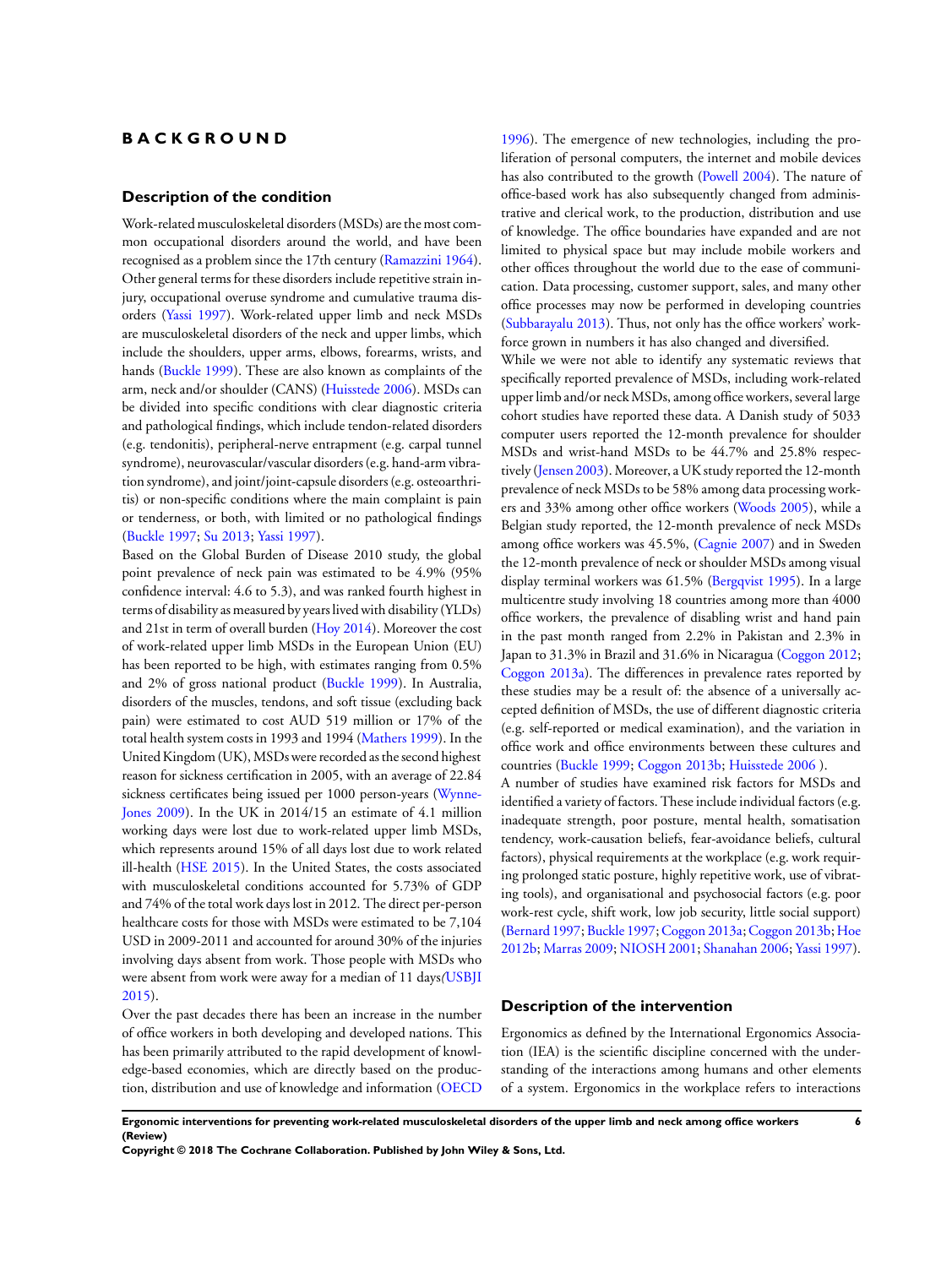# BACKGROUND

## Description of the condition

Work-related musculoskeletal disorders (MSDs) are the most common occupational disorders around the world, and have been recognised as a problem since the 17th century (Ramazzini 1964). Other general terms for these disorders include repetitive strain injury, occupational overuse syndrome and cumulative trauma disorders (Yassi 1997). Work-related upper limb and neck MSDs are musculoskeletal disorders of the neck and upper limbs, which include the shoulders, upper arms, elbows, forearms, wrists, and hands (Buckle 1999). These are also known as complaints of the arm, neck and/or shoulder (CANS) (Huisstede 2006). MSDs can be divided into specific conditions with clear diagnostic criteria and pathological findings, which include tendon-related disorders (e.g. tendonitis), peripheral-nerve entrapment (e.g. carpal tunnel syndrome), neurovascular/vascular disorders (e.g. hand-arm vibration syndrome), and joint/joint-capsule disorders (e.g. osteoarthritis) or non-specific conditions where the main complaint is pain or tenderness, or both, with limited or no pathological findings (Buckle 1997; Su 2013; Yassi 1997).

Based on the Global Burden of Disease 2010 study, the global point prevalence of neck pain was estimated to be 4.9% (95% confidence interval: 4.6 to 5.3), and was ranked fourth highest in terms of disability as measured by years lived with disability (YLDs) and 21st in term of overall burden (Hoy 2014). Moreover the cost of work-related upper limb MSDs in the European Union (EU) has been reported to be high, with estimates ranging from 0.5% and 2% of gross national product (Buckle 1999). In Australia, disorders of the muscles, tendons, and soft tissue (excluding back pain) were estimated to cost AUD 519 million or 17% of the total health system costs in 1993 and 1994 (Mathers 1999). In the United Kingdom (UK), MSDs were recorded as the second highest reason for sickness certification in 2005, with an average of 22.84 sickness certificates being issued per 1000 person-years (Wynne-Jones 2009). In the UK in 2014/15 an estimate of 4.1 million working days were lost due to work-related upper limb MSDs, which represents around 15% of all days lost due to work related ill-health (HSE 2015). In the United States, the costs associated with musculoskeletal conditions accounted for 5.73% of GDP and 74% of the total work days lost in 2012. The direct per-person healthcare costs for those with MSDs were estimated to be 7,104 USD in 2009-2011 and accounted for around 30% of the injuries involving days absent from work. Those people with MSDs who were absent from work were away for a median of 11 days*(*USBJI 2015).

Over the past decades there has been an increase in the number of office workers in both developing and developed nations. This has been primarily attributed to the rapid development of knowledge-based economies, which are directly based on the production, distribution and use of knowledge and information (OECD 1996). The emergence of new technologies, including the proliferation of personal computers, the internet and mobile devices has also contributed to the growth (Powell 2004). The nature of office-based work has also subsequently changed from administrative and clerical work, to the production, distribution and use of knowledge. The office boundaries have expanded and are not limited to physical space but may include mobile workers and other offices throughout the world due to the ease of communication. Data processing, customer support, sales, and many other office processes may now be performed in developing countries (Subbarayalu 2013). Thus, not only has the office workers' workforce grown in numbers it has also changed and diversified.

While we were not able to identify any systematic reviews that specifically reported prevalence of MSDs, including work-related upper limb and/or neck MSDs, among office workers, several large cohort studies have reported these data. A Danish study of 5033 computer users reported the 12-month prevalence for shoulder MSDs and wrist-hand MSDs to be 44.7% and 25.8% respectively (Jensen 2003). Moreover, a UK study reported the 12-month prevalence of neck MSDs to be 58% among data processing workers and 33% among other office workers (Woods 2005), while a Belgian study reported, the 12-month prevalence of neck MSDs among office workers was 45.5%, (Cagnie 2007) and in Sweden the 12-month prevalence of neck or shoulder MSDs among visual display terminal workers was 61.5% (Bergqvist 1995). In a large multicentre study involving 18 countries among more than 4000 office workers, the prevalence of disabling wrist and hand pain in the past month ranged from 2.2% in Pakistan and 2.3% in Japan to 31.3% in Brazil and 31.6% in Nicaragua (Coggon 2012; Coggon 2013a). The differences in prevalence rates reported by these studies may be a result of: the absence of a universally accepted definition of MSDs, the use of different diagnostic criteria (e.g. self-reported or medical examination), and the variation in office work and office environments between these cultures and countries (Buckle 1999; Coggon 2013b; Huisstede 2006 ).

A number of studies have examined risk factors for MSDs and identified a variety of factors. These include individual factors (e.g. inadequate strength, poor posture, mental health, somatisation tendency, work-causation beliefs, fear-avoidance beliefs, cultural factors), physical requirements at the workplace (e.g. work requiring prolonged static posture, highly repetitive work, use of vibrating tools), and organisational and psychosocial factors (e.g. poor work-rest cycle, shift work, low job security, little social support) (Bernard 1997; Buckle 1997; Coggon 2013a; Coggon 2013b; Hoe 2012b; Marras 2009; NIOSH 2001; Shanahan 2006; Yassi 1997).

## Description of the intervention

Ergonomics as defined by the International Ergonomics Association (IEA) is the scientific discipline concerned with the understanding of the interactions among humans and other elements of a system. Ergonomics in the workplace refers to interactions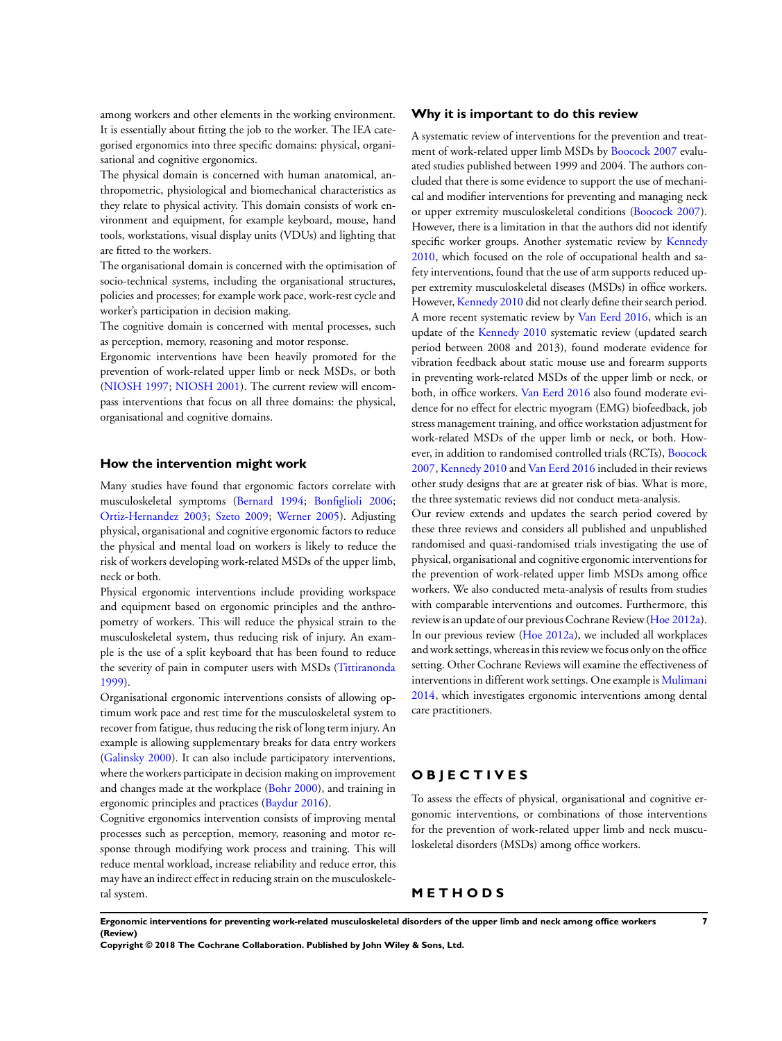among workers and other elements in the working environment. It is essentially about fitting the job to the worker. The IEA categorised ergonomics into three specific domains: physical, organisational and cognitive ergonomics.

The physical domain is concerned with human anatomical, anthropometric, physiological and biomechanical characteristics as they relate to physical activity. This domain consists of work environment and equipment, for example keyboard, mouse, hand tools, workstations, visual display units (VDUs) and lighting that are fitted to the workers.

The organisational domain is concerned with the optimisation of socio-technical systems, including the organisational structures, policies and processes; for example work pace, work-rest cycle and worker's participation in decision making.

The cognitive domain is concerned with mental processes, such as perception, memory, reasoning and motor response.

Ergonomic interventions have been heavily promoted for the prevention of work-related upper limb or neck MSDs, or both (NIOSH 1997; NIOSH 2001). The current review will encompass interventions that focus on all three domains: the physical, organisational and cognitive domains.

## How the intervention might work

Many studies have found that ergonomic factors correlate with musculoskeletal symptoms (Bernard 1994; Bonfiglioli 2006; Ortiz-Hernandez 2003; Szeto 2009; Werner 2005). Adjusting physical, organisational and cognitive ergonomic factors to reduce the physical and mental load on workers is likely to reduce the risk of workers developing work-related MSDs of the upper limb, neck or both.

Physical ergonomic interventions include providing workspace and equipment based on ergonomic principles and the anthropometry of workers. This will reduce the physical strain to the musculoskeletal system, thus reducing risk of injury. An example is the use of a split keyboard that has been found to reduce the severity of pain in computer users with MSDs (Tittiranonda 1999).

Organisational ergonomic interventions consists of allowing optimum work pace and rest time for the musculoskeletal system to recover from fatigue, thus reducing the risk of long term injury. An example is allowing supplementary breaks for data entry workers (Galinsky 2000). It can also include participatory interventions, where the workers participate in decision making on improvement and changes made at the workplace (Bohr 2000), and training in ergonomic principles and practices (Baydur 2016).

Cognitive ergonomics intervention consists of improving mental processes such as perception, memory, reasoning and motor response through modifying work process and training. This will reduce mental workload, increase reliability and reduce error, this may have an indirect effect in reducing strain on the musculoskeletal system.

## Why it is important to do this review

A systematic review of interventions for the prevention and treatment of work-related upper limb MSDs by Boocock 2007 evaluated studies published between 1999 and 2004. The authors concluded that there is some evidence to support the use of mechanical and modifier interventions for preventing and managing neck or upper extremity musculoskeletal conditions (Boocock 2007). However, there is a limitation in that the authors did not identify specific worker groups. Another systematic review by Kennedy 2010, which focused on the role of occupational health and safety interventions, found that the use of arm supports reduced upper extremity musculoskeletal diseases (MSDs) in office workers. However, Kennedy 2010 did not clearly define their search period. A more recent systematic review by Van Eerd 2016, which is an update of the Kennedy 2010 systematic review (updated search period between 2008 and 2013), found moderate evidence for vibration feedback about static mouse use and forearm supports in preventing work-related MSDs of the upper limb or neck, or both, in office workers. Van Eerd 2016 also found moderate evidence for no effect for electric myogram (EMG) biofeedback, job stress management training, and office workstation adjustment for work-related MSDs of the upper limb or neck, or both. However, in addition to randomised controlled trials (RCTs), Boocock 2007, Kennedy 2010 and Van Eerd 2016 included in their reviews other study designs that are at greater risk of bias. What is more, the three systematic reviews did not conduct meta-analysis.

Our review extends and updates the search period covered by these three reviews and considers all published and unpublished randomised and quasi-randomised trials investigating the use of physical, organisational and cognitive ergonomic interventions for the prevention of work-related upper limb MSDs among office workers. We also conducted meta-analysis of results from studies with comparable interventions and outcomes. Furthermore, this review is an update of our previous Cochrane Review (Hoe 2012a). In our previous review (Hoe 2012a), we included all workplaces and work settings, whereas in this review we focus only on the office setting. Other Cochrane Reviews will examine the effectiveness of interventions in different work settings. One example is Mulimani 2014, which investigates ergonomic interventions among dental care practitioners.

# OBJECTIVES

To assess the effects of physical, organisational and cognitive ergonomic interventions, or combinations of those interventions for the prevention of work-related upper limb and neck musculoskeletal disorders (MSDs) among office workers.

# METHODS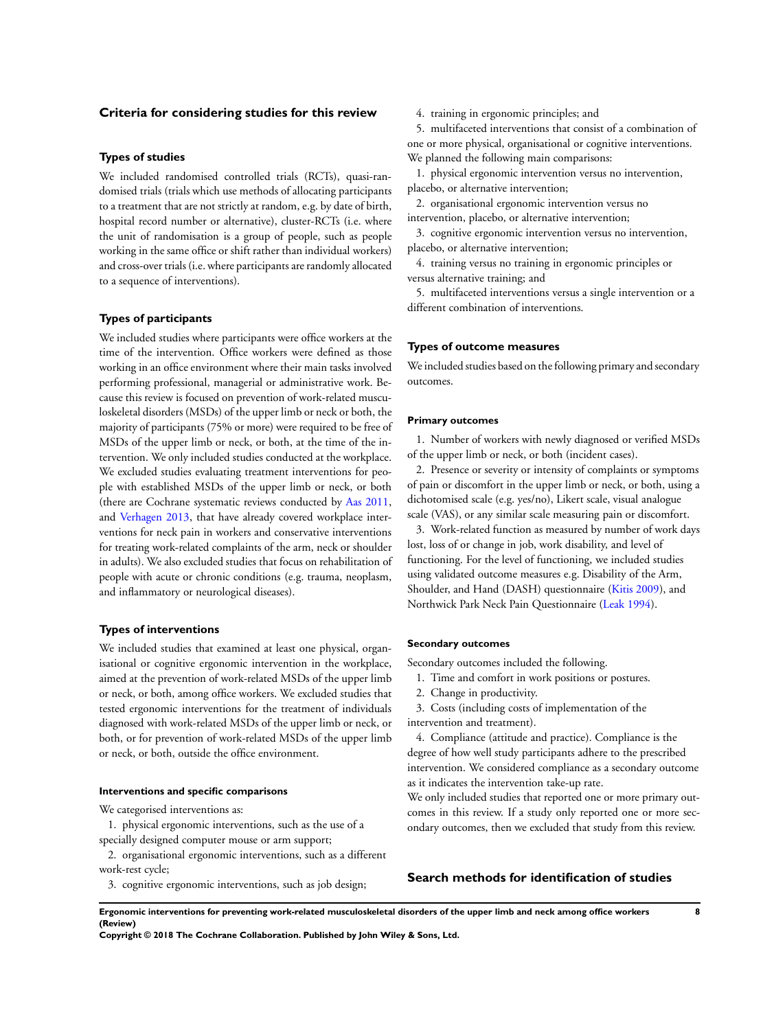## Criteria for considering studies for this review

### Types of studies

We included randomised controlled trials (RCTs), quasi-randomised trials (trials which use methods of allocating participants to a treatment that are not strictly at random, e.g. by date of birth, hospital record number or alternative), cluster-RCTs (i.e. where the unit of randomisation is a group of people, such as people working in the same office or shift rather than individual workers) and cross-over trials (i.e. where participants are randomly allocated to a sequence of interventions).

### Types of participants

We included studies where participants were office workers at the time of the intervention. Office workers were defined as those working in an office environment where their main tasks involved performing professional, managerial or administrative work. Because this review is focused on prevention of work-related musculoskeletal disorders (MSDs) of the upper limb or neck or both, the majority of participants (75% or more) were required to be free of MSDs of the upper limb or neck, or both, at the time of the intervention. We only included studies conducted at the workplace. We excluded studies evaluating treatment interventions for people with established MSDs of the upper limb or neck, or both (there are Cochrane systematic reviews conducted by Aas 2011, and Verhagen 2013, that have already covered workplace interventions for neck pain in workers and conservative interventions for treating work-related complaints of the arm, neck or shoulder in adults). We also excluded studies that focus on rehabilitation of people with acute or chronic conditions (e.g. trauma, neoplasm, and inflammatory or neurological diseases).

### Types of interventions

We included studies that examined at least one physical, organisational or cognitive ergonomic intervention in the workplace, aimed at the prevention of work-related MSDs of the upper limb or neck, or both, among office workers. We excluded studies that tested ergonomic interventions for the treatment of individuals diagnosed with work-related MSDs of the upper limb or neck, or both, or for prevention of work-related MSDs of the upper limb or neck, or both, outside the office environment.

#### Interventions and specific comparisons

We categorised interventions as:

1. physical ergonomic interventions, such as the use of a specially designed computer mouse or arm support;
2. organisational ergonomic interventions, such as a different work-rest cycle;
3. cognitive ergonomic interventions, such as job design;
4. training in ergonomic principles; and
5. multifaceted interventions that consist of a combination of one or more physical, organisational or cognitive interventions.

We planned the following main comparisons:

1. physical ergonomic intervention versus no intervention, placebo, or alternative intervention;
2. organisational ergonomic intervention versus no intervention, placebo, or alternative intervention;
3. cognitive ergonomic intervention versus no intervention, placebo, or alternative intervention;
4. training versus no training in ergonomic principles or versus alternative training; and
5. multifaceted interventions versus a single intervention or a different combination of interventions.

### Types of outcome measures

We included studies based on the following primary and secondary outcomes.

#### Primary outcomes

1. Number of workers with newly diagnosed or verified MSDs of the upper limb or neck, or both (incident cases).
2. Presence or severity or intensity of complaints or symptoms of pain or discomfort in the upper limb or neck, or both, using a dichotomised scale (e.g. yes/no), Likert scale, visual analogue scale (VAS), or any similar scale measuring pain or discomfort.
3. Work-related function as measured by number of work days lost, loss of or change in job, work disability, and level of functioning. For the level of functioning, we included studies using validated outcome measures e.g. Disability of the Arm, Shoulder, and Hand (DASH) questionnaire (Kitis 2009), and Northwick Park Neck Pain Questionnaire (Leak 1994).

#### Secondary outcomes

Secondary outcomes included the following.

1. Time and comfort in work positions or postures.
2. Change in productivity.
3. Costs (including costs of implementation of the intervention and treatment).
4. Compliance (attitude and practice). Compliance is the degree of how well study participants adhere to the prescribed intervention. We considered compliance as a secondary outcome as it indicates the intervention take-up rate.

We only included studies that reported one or more primary outcomes in this review. If a study only reported one or more secondary outcomes, then we excluded that study from this review.

## Search methods for identification of studies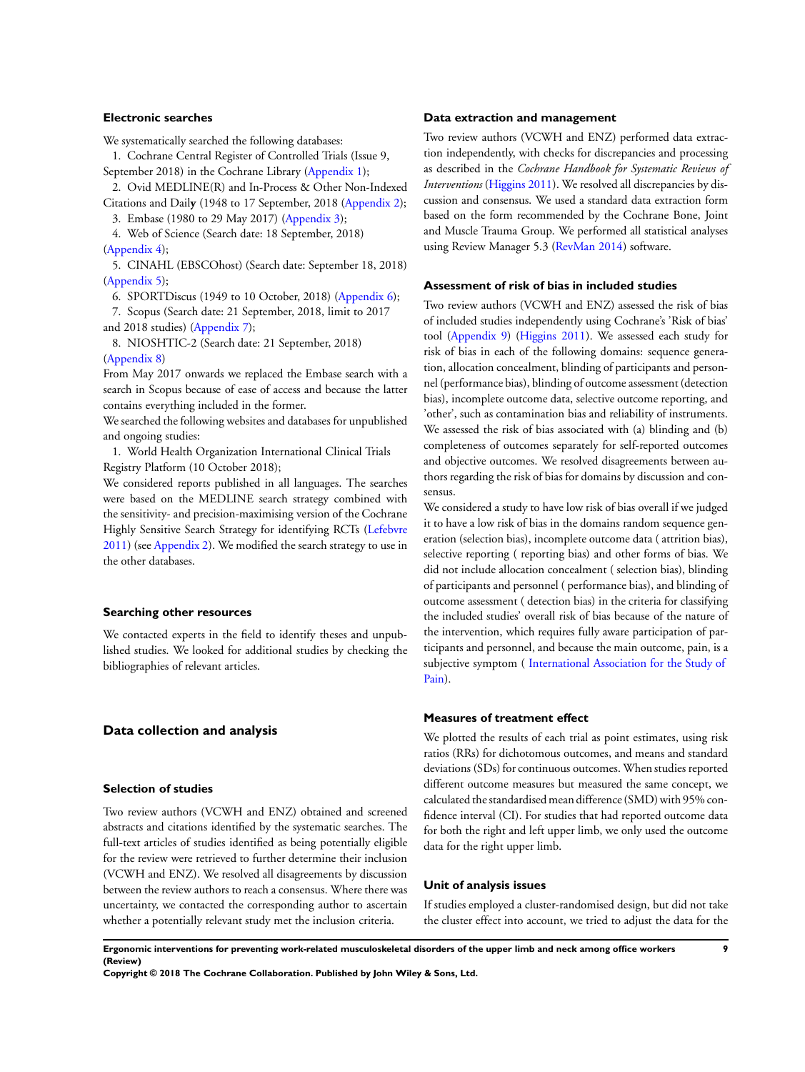### Electronic searches

We systematically searched the following databases:

1. Cochrane Central Register of Controlled Trials (Issue 9, September 2018) in the Cochrane Library (Appendix 1);
2. Ovid MEDLINE(R) and In-Process & Other Non-Indexed Citations and Daily (1948 to 17 September, 2018 (Appendix 2);
3. Embase (1980 to 29 May 2017) (Appendix 3);
4. Web of Science (Search date: 18 September, 2018) (Appendix 4);
5. CINAHL (EBSCOhost) (Search date: September 18, 2018) (Appendix 5);
6. SPORTDiscus (1949 to 10 October, 2018) (Appendix 6);
7. Scopus (Search date: 21 September, 2018, limit to 2017 and 2018 studies) (Appendix 7);
8. NIOSHTIC-2 (Search date: 21 September, 2018) (Appendix 8)

From May 2017 onwards we replaced the Embase search with a search in Scopus because of ease of access and because the latter contains everything included in the former.

We searched the following websites and databases for unpublished and ongoing studies:

1. World Health Organization International Clinical Trials Registry Platform (10 October 2018);

We considered reports published in all languages. The searches were based on the MEDLINE search strategy combined with the sensitivity- and precision-maximising version of the Cochrane Highly Sensitive Search Strategy for identifying RCTs (Lefebvre 2011) (see Appendix 2). We modified the search strategy to use in the other databases.

### Searching other resources

We contacted experts in the field to identify theses and unpublished studies. We looked for additional studies by checking the bibliographies of relevant articles.

## Data collection and analysis

### Selection of studies

Two review authors (VCWH and ENZ) obtained and screened abstracts and citations identified by the systematic searches. The full-text articles of studies identified as being potentially eligible for the review were retrieved to further determine their inclusion (VCWH and ENZ). We resolved all disagreements by discussion between the review authors to reach a consensus. Where there was uncertainty, we contacted the corresponding author to ascertain whether a potentially relevant study met the inclusion criteria.

### Data extraction and management

Two review authors (VCWH and ENZ) performed data extraction independently, with checks for discrepancies and processing as described in the *Cochrane Handbook for Systematic Reviews of Interventions* (Higgins 2011). We resolved all discrepancies by discussion and consensus. We used a standard data extraction form based on the form recommended by the Cochrane Bone, Joint and Muscle Trauma Group. We performed all statistical analyses using Review Manager 5.3 (RevMan 2014) software.

### Assessment of risk of bias in included studies

Two review authors (VCWH and ENZ) assessed the risk of bias of included studies independently using Cochrane's 'Risk of bias' tool (Appendix 9) (Higgins 2011). We assessed each study for risk of bias in each of the following domains: sequence generation, allocation concealment, blinding of participants and personnel (performance bias), blinding of outcome assessment (detection bias), incomplete outcome data, selective outcome reporting, and 'other', such as contamination bias and reliability of instruments. We assessed the risk of bias associated with (a) blinding and (b) completeness of outcomes separately for self-reported outcomes and objective outcomes. We resolved disagreements between authors regarding the risk of bias for domains by discussion and consensus.

We considered a study to have low risk of bias overall if we judged it to have a low risk of bias in the domains random sequence generation (selection bias), incomplete outcome data ( attrition bias), selective reporting ( reporting bias) and other forms of bias. We did not include allocation concealment ( selection bias), blinding of participants and personnel ( performance bias), and blinding of outcome assessment ( detection bias) in the criteria for classifying the included studies' overall risk of bias because of the nature of the intervention, which requires fully aware participation of participants and personnel, and because the main outcome, pain, is a subjective symptom ( International Association for the Study of Pain).

### Measures of treatment effect

We plotted the results of each trial as point estimates, using risk ratios (RRs) for dichotomous outcomes, and means and standard deviations (SDs) for continuous outcomes. When studies reported different outcome measures but measured the same concept, we calculated the standardised mean difference (SMD) with 95% confidence interval (CI). For studies that had reported outcome data for both the right and left upper limb, we only used the outcome data for the right upper limb.

### Unit of analysis issues

If studies employed a cluster-randomised design, but did not take the cluster effect into account, we tried to adjust the data for the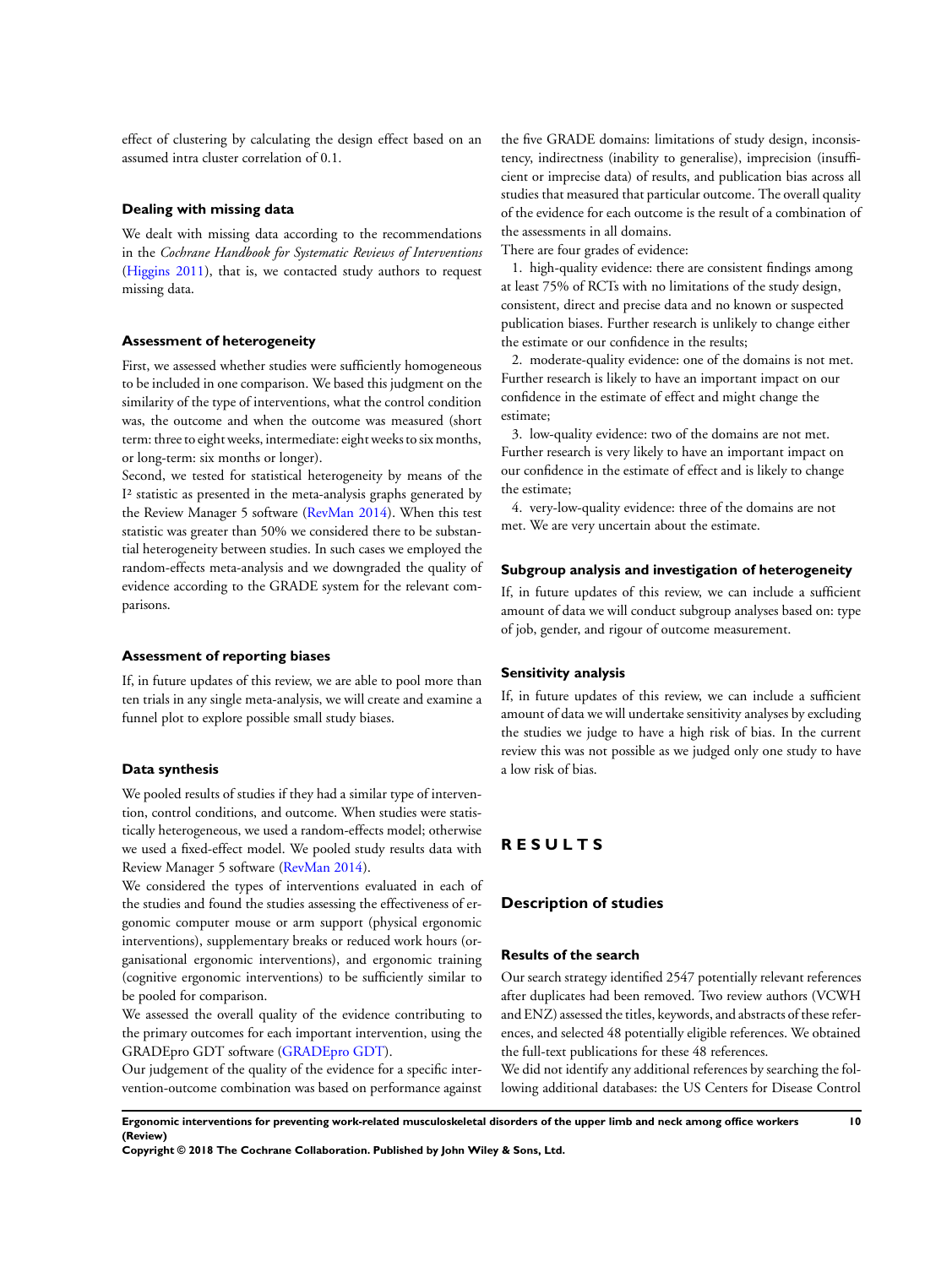effect of clustering by calculating the design effect based on an assumed intra cluster correlation of 0.1.

### Dealing with missing data

We dealt with missing data according to the recommendations in the *Cochrane Handbook for Systematic Reviews of Interventions* (Higgins 2011), that is, we contacted study authors to request missing data.

### Assessment of heterogeneity

First, we assessed whether studies were sufficiently homogeneous to be included in one comparison. We based this judgment on the similarity of the type of interventions, what the control condition was, the outcome and when the outcome was measured (short term: three to eight weeks, intermediate: eight weeks to six months, or long-term: six months or longer).

Second, we tested for statistical heterogeneity by means of the $I^2$ statistic as presented in the meta-analysis graphs generated by the Review Manager 5 software (RevMan 2014). When this test statistic was greater than 50% we considered there to be substantial heterogeneity between studies. In such cases we employed the random-effects meta-analysis and we downgraded the quality of evidence according to the GRADE system for the relevant comparisons.

### Assessment of reporting biases

If, in future updates of this review, we are able to pool more than ten trials in any single meta-analysis, we will create and examine a funnel plot to explore possible small study biases.

### Data synthesis

We pooled results of studies if they had a similar type of intervention, control conditions, and outcome. When studies were statistically heterogeneous, we used a random-effects model; otherwise we used a fixed-effect model. We pooled study results data with Review Manager 5 software (RevMan 2014).

We considered the types of interventions evaluated in each of the studies and found the studies assessing the effectiveness of ergonomic computer mouse or arm support (physical ergonomic interventions), supplementary breaks or reduced work hours (organisational ergonomic interventions), and ergonomic training (cognitive ergonomic interventions) to be sufficiently similar to be pooled for comparison.

We assessed the overall quality of the evidence contributing to the primary outcomes for each important intervention, using the GRADEpro GDT software (GRADEpro GDT).

Our judgement of the quality of the evidence for a specific intervention-outcome combination was based on performance against the five GRADE domains: limitations of study design, inconsistency, indirectness (inability to generalise), imprecision (insufficient or imprecise data) of results, and publication bias across all studies that measured that particular outcome. The overall quality of the evidence for each outcome is the result of a combination of the assessments in all domains.

There are four grades of evidence:

1. high-quality evidence: there are consistent findings among at least 75% of RCTs with no limitations of the study design, consistent, direct and precise data and no known or suspected publication biases. Further research is unlikely to change either the estimate or our confidence in the results;
2. moderate-quality evidence: one of the domains is not met. Further research is likely to have an important impact on our confidence in the estimate of effect and might change the estimate;
3. low-quality evidence: two of the domains are not met. Further research is very likely to have an important impact on our confidence in the estimate of effect and is likely to change the estimate;
4. very-low-quality evidence: three of the domains are not met. We are very uncertain about the estimate.

### Subgroup analysis and investigation of heterogeneity

If, in future updates of this review, we can include a sufficient amount of data we will conduct subgroup analyses based on: type of job, gender, and rigour of outcome measurement.

### Sensitivity analysis

If, in future updates of this review, we can include a sufficient amount of data we will undertake sensitivity analyses by excluding the studies we judge to have a high risk of bias. In the current review this was not possible as we judged only one study to have a low risk of bias.

# RESULTS

## Description of studies

### Results of the search

Our search strategy identified 2547 potentially relevant references after duplicates had been removed. Two review authors (VCWH and ENZ) assessed the titles, keywords, and abstracts of these references, and selected 48 potentially eligible references. We obtained the full-text publications for these 48 references.

We did not identify any additional references by searching the following additional databases: the US Centers for Disease Control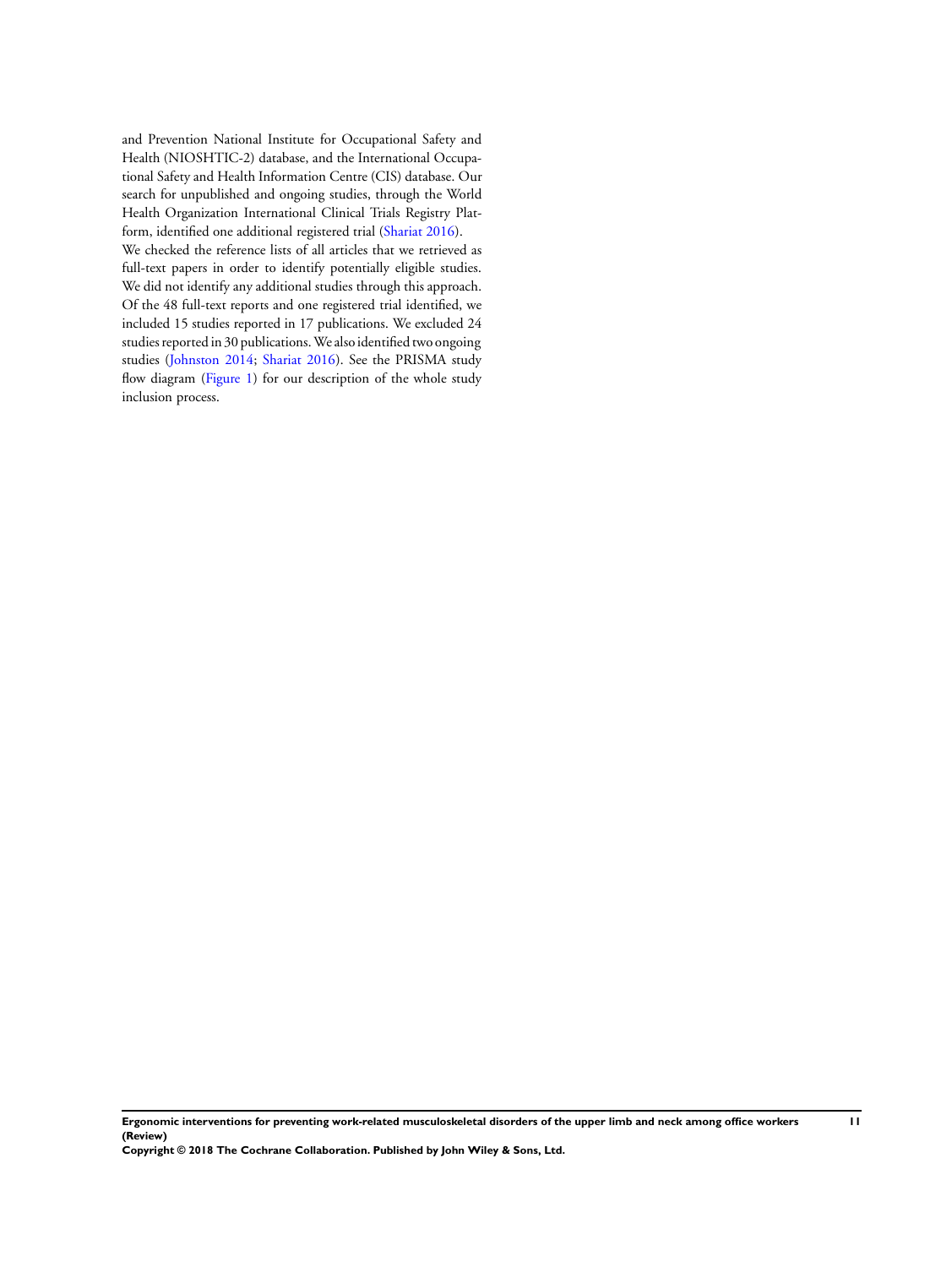and Prevention National Institute for Occupational Safety and Health (NIOSHTIC-2) database, and the International Occupational Safety and Health Information Centre (CIS) database. Our search for unpublished and ongoing studies, through the World Health Organization International Clinical Trials Registry Platform, identified one additional registered trial (Shariat 2016).

We checked the reference lists of all articles that we retrieved as full-text papers in order to identify potentially eligible studies. We did not identify any additional studies through this approach. Of the 48 full-text reports and one registered trial identified, we included 15 studies reported in 17 publications. We excluded 24 studies reported in 30 publications. We also identified two ongoing studies (Johnston 2014; Shariat 2016). See the PRISMA study flow diagram (Figure 1) for our description of the whole study inclusion process.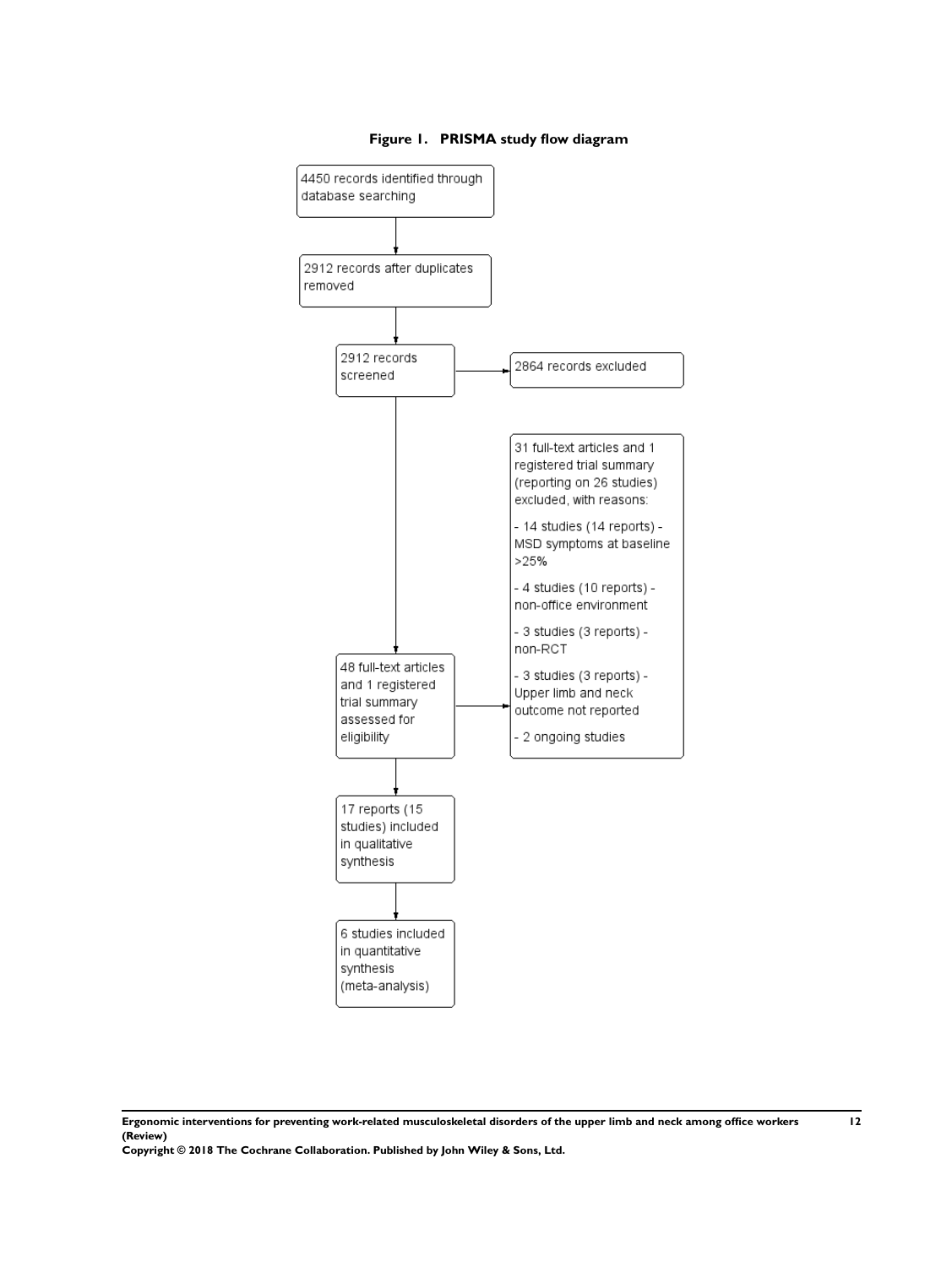**Figure 1. PRISMA study flow diagram**

4450 records identified through database searching

2912 records after duplicates removed

2912 records screened

2864 records excluded

48 full-text articles and 1 registered trial summary assessed for eligibility

31 full-text articles and 1 registered trial summary (reporting on 26 studies) excluded, with reasons:

- 14 studies (14 reports) - MSD symptoms at baseline >25%
- 4 studies (10 reports) - non-office environment
- 3 studies (3 reports) - non-RCT
- 3 studies (3 reports) - Upper limb and neck outcome not reported
- 2 ongoing studies

17 reports (15 studies) included in qualitative synthesis

6 studies included in quantitative synthesis (meta-analysis)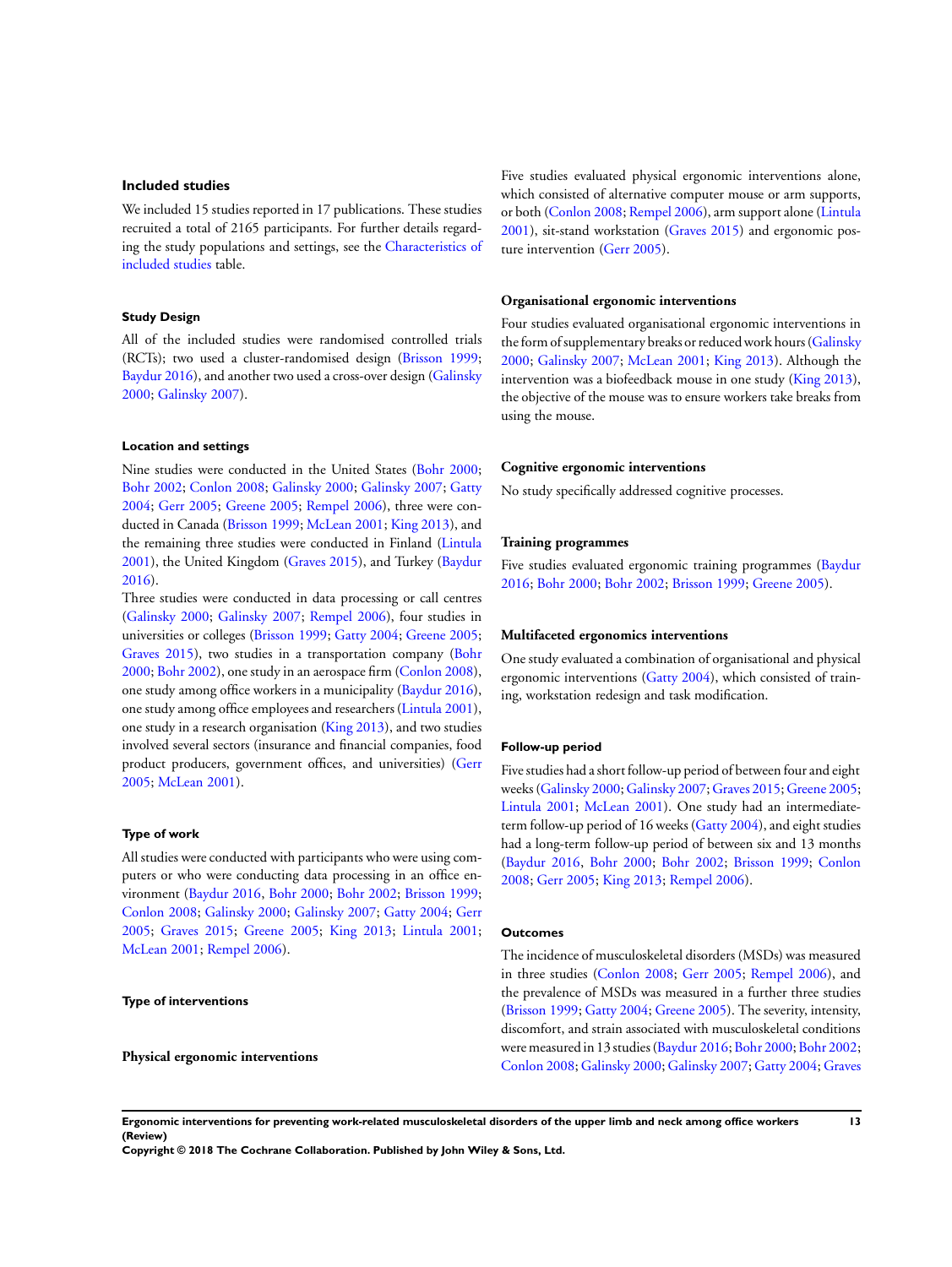### Included studies

We included 15 studies reported in 17 publications. These studies recruited a total of 2165 participants. For further details regarding the study populations and settings, see the Characteristics of included studies table.

#### Study Design

All of the included studies were randomised controlled trials (RCTs); two used a cluster-randomised design (Brisson 1999; Baydur 2016), and another two used a cross-over design (Galinsky 2000; Galinsky 2007).

#### Location and settings

Nine studies were conducted in the United States (Bohr 2000; Bohr 2002; Conlon 2008; Galinsky 2000; Galinsky 2007; Gatty 2004; Gerr 2005; Greene 2005; Rempel 2006), three were conducted in Canada (Brisson 1999; McLean 2001; King 2013), and the remaining three studies were conducted in Finland (Lintula 2001), the United Kingdom (Graves 2015), and Turkey (Baydur 2016).

Three studies were conducted in data processing or call centres (Galinsky 2000; Galinsky 2007; Rempel 2006), four studies in universities or colleges (Brisson 1999; Gatty 2004; Greene 2005; Graves 2015), two studies in a transportation company (Bohr 2000; Bohr 2002), one study in an aerospace firm (Conlon 2008), one study among office workers in a municipality (Baydur 2016), one study among office employees and researchers (Lintula 2001), one study in a research organisation (King 2013), and two studies involved several sectors (insurance and financial companies, food product producers, government offices, and universities) (Gerr 2005; McLean 2001).

#### Type of work

All studies were conducted with participants who were using computers or who were conducting data processing in an office environment (Baydur 2016, Bohr 2000; Bohr 2002; Brisson 1999; Conlon 2008; Galinsky 2000; Galinsky 2007; Gatty 2004; Gerr 2005; Graves 2015; Greene 2005; King 2013; Lintula 2001; McLean 2001; Rempel 2006).

#### Type of interventions

##### Physical ergonomic interventions

Five studies evaluated physical ergonomic interventions alone, which consisted of alternative computer mouse or arm supports, or both (Conlon 2008; Rempel 2006), arm support alone (Lintula 2001), sit-stand workstation (Graves 2015) and ergonomic posture intervention (Gerr 2005).

##### Organisational ergonomic interventions

Four studies evaluated organisational ergonomic interventions in the form of supplementary breaks or reduced work hours (Galinsky 2000; Galinsky 2007; McLean 2001; King 2013). Although the intervention was a biofeedback mouse in one study (King 2013), the objective of the mouse was to ensure workers take breaks from using the mouse.

##### Cognitive ergonomic interventions

No study specifically addressed cognitive processes.

##### Training programmes

Five studies evaluated ergonomic training programmes (Baydur 2016; Bohr 2000; Bohr 2002; Brisson 1999; Greene 2005).

##### Multifaceted ergonomics interventions

One study evaluated a combination of organisational and physical ergonomic interventions (Gatty 2004), which consisted of training, workstation redesign and task modification.

#### Follow-up period

Five studies had a short follow-up period of between four and eight weeks (Galinsky 2000; Galinsky 2007; Graves 2015; Greene 2005; Lintula 2001; McLean 2001). One study had an intermediate-term follow-up period of 16 weeks (Gatty 2004), and eight studies had a long-term follow-up period of between six and 13 months (Baydur 2016, Bohr 2000; Bohr 2002; Brisson 1999; Conlon 2008; Gerr 2005; King 2013; Rempel 2006).

#### Outcomes

The incidence of musculoskeletal disorders (MSDs) was measured in three studies (Conlon 2008; Gerr 2005; Rempel 2006), and the prevalence of MSDs was measured in a further three studies (Brisson 1999; Gatty 2004; Greene 2005). The severity, intensity, discomfort, and strain associated with musculoskeletal conditions were measured in 13 studies (Baydur 2016; Bohr 2000; Bohr 2002; Conlon 2008; Galinsky 2000; Galinsky 2007; Gatty 2004; Graves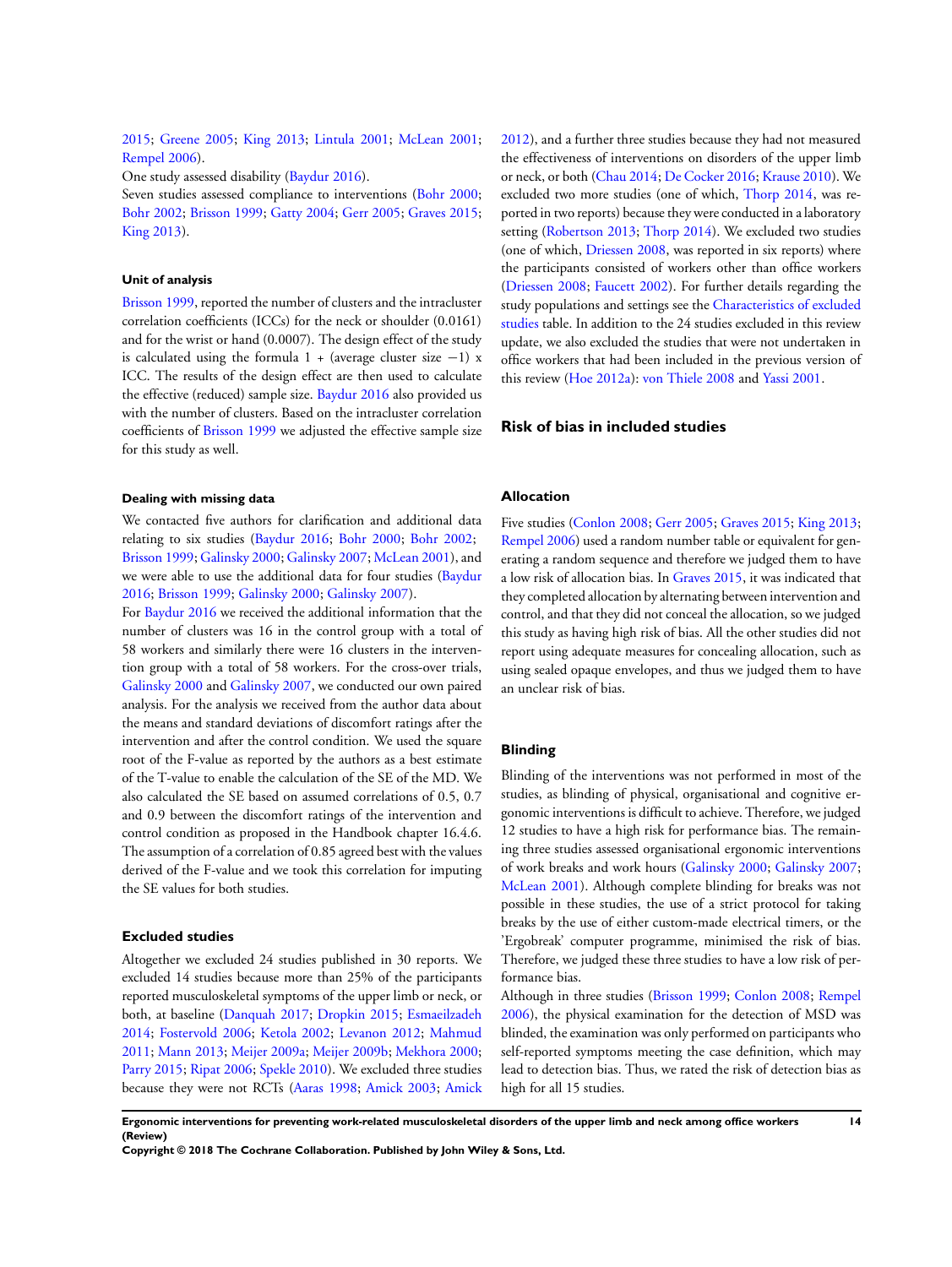2015; Greene 2005; King 2013; Lintula 2001; McLean 2001; Rempel 2006).

One study assessed disability (Baydur 2016).

Seven studies assessed compliance to interventions (Bohr 2000; Bohr 2002; Brisson 1999; Gatty 2004; Gerr 2005; Graves 2015; King 2013).

#### Unit of analysis

Brisson 1999, reported the number of clusters and the intracluster correlation coefficients (ICCs) for the neck or shoulder (0.0161) and for the wrist or hand (0.0007). The design effect of the study is calculated using the formula 1 + (average cluster size −1) x ICC. The results of the design effect are then used to calculate the effective (reduced) sample size. Baydur 2016 also provided us with the number of clusters. Based on the intracluster correlation coefficients of Brisson 1999 we adjusted the effective sample size for this study as well.

#### Dealing with missing data

We contacted five authors for clarification and additional data relating to six studies (Baydur 2016; Bohr 2000; Bohr 2002; Brisson 1999; Galinsky 2000; Galinsky 2007; McLean 2001), and we were able to use the additional data for four studies (Baydur 2016; Brisson 1999; Galinsky 2000; Galinsky 2007).

For Baydur 2016 we received the additional information that the number of clusters was 16 in the control group with a total of 58 workers and similarly there were 16 clusters in the intervention group with a total of 58 workers. For the cross-over trials, Galinsky 2000 and Galinsky 2007, we conducted our own paired analysis. For the analysis we received from the author data about the means and standard deviations of discomfort ratings after the intervention and after the control condition. We used the square root of the F-value as reported by the authors as a best estimate of the T-value to enable the calculation of the SE of the MD. We also calculated the SE based on assumed correlations of 0.5, 0.7 and 0.9 between the discomfort ratings of the intervention and control condition as proposed in the Handbook chapter 16.4.6. The assumption of a correlation of 0.85 agreed best with the values derived of the F-value and we took this correlation for imputing the SE values for both studies.

#### Excluded studies

Altogether we excluded 24 studies published in 30 reports. We excluded 14 studies because more than 25% of the participants reported musculoskeletal symptoms of the upper limb or neck, or both, at baseline (Danquah 2017; Dropkin 2015; Esmaeilzadeh 2014; Fostervold 2006; Ketola 2002; Levanon 2012; Mahmud 2011; Mann 2013; Meijer 2009a; Meijer 2009b; Mekhora 2000; Parry 2015; Ripat 2006; Spekle 2010). We excluded three studies because they were not RCTs (Aaras 1998; Amick 2003; Amick 2012), and a further three studies because they had not measured the effectiveness of interventions on disorders of the upper limb or neck, or both (Chau 2014; De Cocker 2016; Krause 2010). We excluded two more studies (one of which, Thorp 2014, was reported in two reports) because they were conducted in a laboratory setting (Robertson 2013; Thorp 2014). We excluded two studies (one of which, Driessen 2008, was reported in six reports) where the participants consisted of workers other than office workers (Driessen 2008; Faucett 2002). For further details regarding the study populations and settings see the Characteristics of excluded studies table. In addition to the 24 studies excluded in this review update, we also excluded the studies that were not undertaken in office workers that had been included in the previous version of this review (Hoe 2012a): von Thiele 2008 and Yassi 2001.

### Risk of bias in included studies

#### Allocation

Five studies (Conlon 2008; Gerr 2005; Graves 2015; King 2013; Rempel 2006) used a random number table or equivalent for generating a random sequence and therefore we judged them to have a low risk of allocation bias. In Graves 2015, it was indicated that they completed allocation by alternating between intervention and control, and that they did not conceal the allocation, so we judged this study as having high risk of bias. All the other studies did not report using adequate measures for concealing allocation, such as using sealed opaque envelopes, and thus we judged them to have an unclear risk of bias.

#### Blinding

Blinding of the interventions was not performed in most of the studies, as blinding of physical, organisational and cognitive ergonomic interventions is difficult to achieve. Therefore, we judged 12 studies to have a high risk for performance bias. The remaining three studies assessed organisational ergonomic interventions of work breaks and work hours (Galinsky 2000; Galinsky 2007; McLean 2001). Although complete blinding for breaks was not possible in these studies, the use of a strict protocol for taking breaks by the use of either custom-made electrical timers, or the 'Ergobreak' computer programme, minimised the risk of bias. Therefore, we judged these three studies to have a low risk of performance bias.

Although in three studies (Brisson 1999; Conlon 2008; Rempel 2006), the physical examination for the detection of MSD was blinded, the examination was only performed on participants who self-reported symptoms meeting the case definition, which may lead to detection bias. Thus, we rated the risk of detection bias as high for all 15 studies.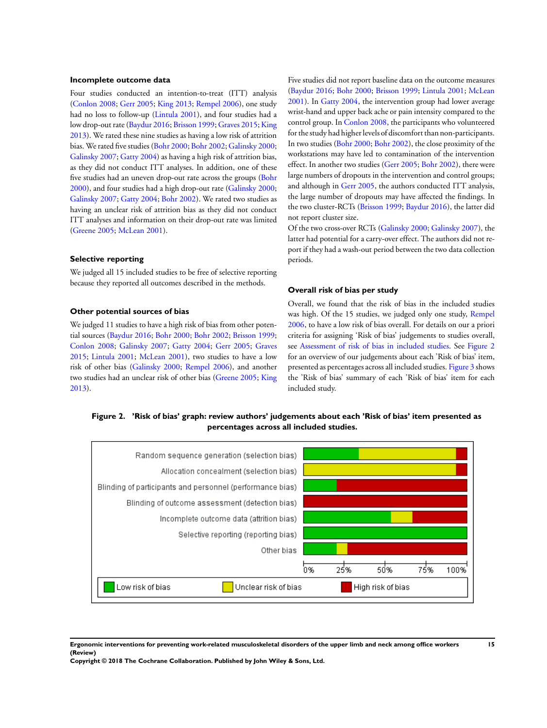### Incomplete outcome data

Four studies conducted an intention-to-treat (ITT) analysis (Conlon 2008; Gerr 2005; King 2013; Rempel 2006), one study had no loss to follow-up (Lintula 2001), and four studies had a low drop-out rate (Baydur 2016; Brisson 1999; Graves 2015; King 2013). We rated these nine studies as having a low risk of attrition bias. We rated five studies (Bohr 2000; Bohr 2002; Galinsky 2000; Galinsky 2007; Gatty 2004) as having a high risk of attrition bias, as they did not conduct ITT analyses. In addition, one of these five studies had an uneven drop-out rate across the groups (Bohr 2000), and four studies had a high drop-out rate (Galinsky 2000; Galinsky 2007; Gatty 2004; Bohr 2002). We rated two studies as having an unclear risk of attrition bias as they did not conduct ITT analyses and information on their drop-out rate was limited (Greene 2005; McLean 2001).

### Selective reporting

We judged all 15 included studies to be free of selective reporting because they reported all outcomes described in the methods.

### Other potential sources of bias

We judged 11 studies to have a high risk of bias from other potential sources (Baydur 2016; Bohr 2000; Bohr 2002; Brisson 1999; Conlon 2008; Galinsky 2007; Gatty 2004; Gerr 2005; Graves 2015; Lintula 2001; McLean 2001), two studies to have a low risk of other bias (Galinsky 2000; Rempel 2006), and another two studies had an unclear risk of other bias (Greene 2005; King 2013).

Five studies did not report baseline data on the outcome measures (Baydur 2016; Bohr 2000; Brisson 1999; Lintula 2001; McLean 2001). In Gatty 2004, the intervention group had lower average wrist-hand and upper back ache or pain intensity compared to the control group. In Conlon 2008, the participants who volunteered for the study had higher levels of discomfort than non-participants. In two studies (Bohr 2000; Bohr 2002), the close proximity of the workstations may have led to contamination of the intervention effect. In another two studies (Gerr 2005; Bohr 2002), there were large numbers of dropouts in the intervention and control groups; and although in Gerr 2005, the authors conducted ITT analysis, the large number of dropouts may have affected the findings. In the two cluster-RCTs (Brisson 1999; Baydur 2016), the latter did not report cluster size.

Of the two cross-over RCTs (Galinsky 2000; Galinsky 2007), the latter had potential for a carry-over effect. The authors did not report if they had a wash-out period between the two data collection periods.

### Overall risk of bias per study

Overall, we found that the risk of bias in the included studies was high. Of the 15 studies, we judged only one study, Rempel 2006, to have a low risk of bias overall. For details on our a priori criteria for assigning 'Risk of bias' judgements to studies overall, see Assessment of risk of bias in included studies. See Figure 2 for an overview of our judgements about each 'Risk of bias' item, presented as percentages across all included studies. Figure 3 shows the 'Risk of bias' summary of each 'Risk of bias' item for each included study.

**Figure 2. 'Risk of bias' graph: review authors' judgements about each 'Risk of bias' item presented as percentages across all included studies.**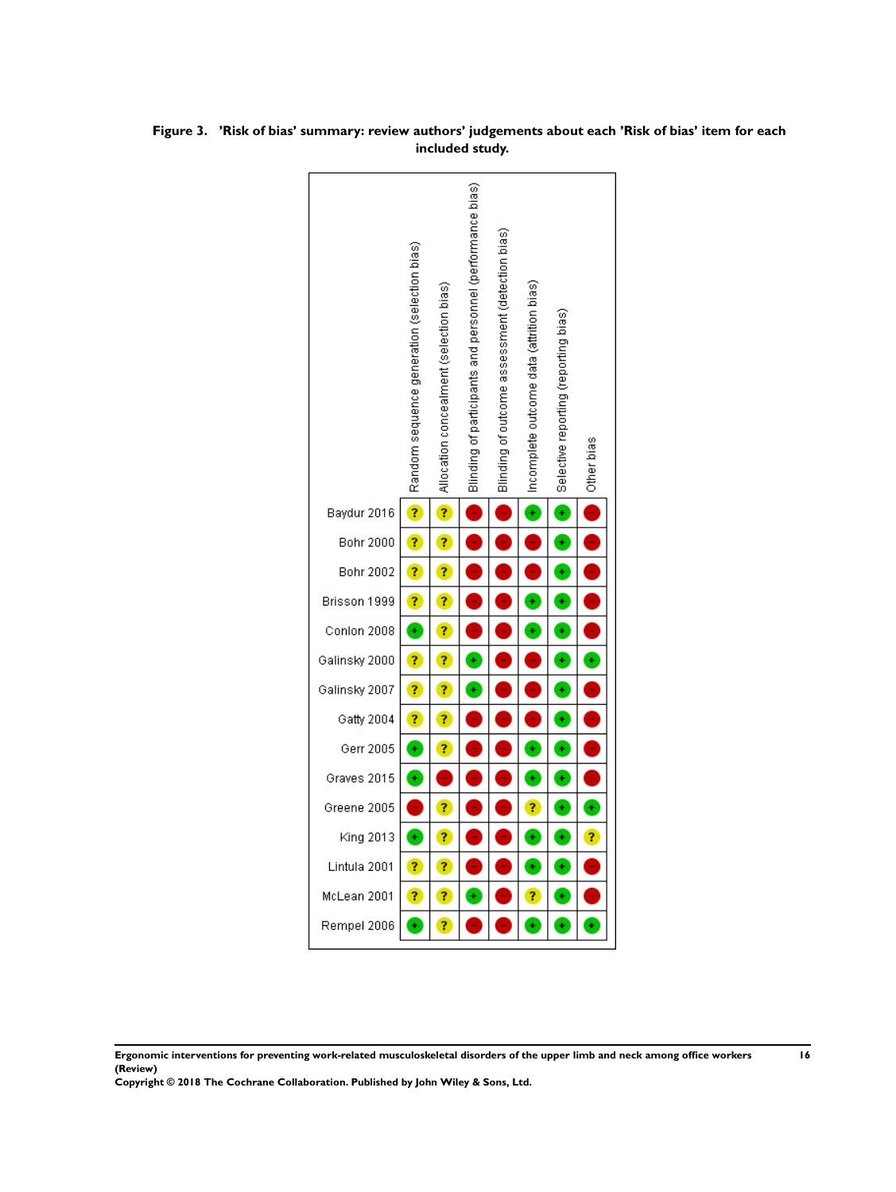**Figure 3. 'Risk of bias' summary: review authors' judgements about each 'Risk of bias' item for each included study.**

| | Random sequence generation (selection bias) | Allocation concealment (selection bias) | Blinding of participants and personnel (performance bias) | Blinding of outcome assessment (detection bias) | Incomplete outcome data (attrition bias) | Selective reporting (reporting bias) | Other bias |
|---|---|---|---|---|---|---|---|
| Baydur 2016 | ? | ? | - | - | + | + | - |
| Bohr 2000 | ? | ? | - | - | - | + | - |
| Bohr 2002 | ? | ? | - | - | - | + | - |
| Brisson 1999 | ? | ? | - | - | + | + | - |
| Conlon 2008 | + | ? | - | - | + | + | - |
| Galinsky 2000 | ? | ? | + | - | - | + | + |
| Galinsky 2007 | ? | ? | + | - | - | + | - |
| Gatty 2004 | ? | ? | - | - | - | + | - |
| Gerr 2005 | + | ? | - | - | + | + | - |
| Graves 2015 | + | - | - | - | + | + | - |
| Greene 2005 | - | ? | - | - | ? | + | + |
| King 2013 | + | ? | - | - | + | + | ? |
| Lintula 2001 | ? | ? | - | - | + | + | - |
| McLean 2001 | ? | ? | + | - | ? | + | - |
| Rempel 2006 | + | ? | - | - | + | + | + |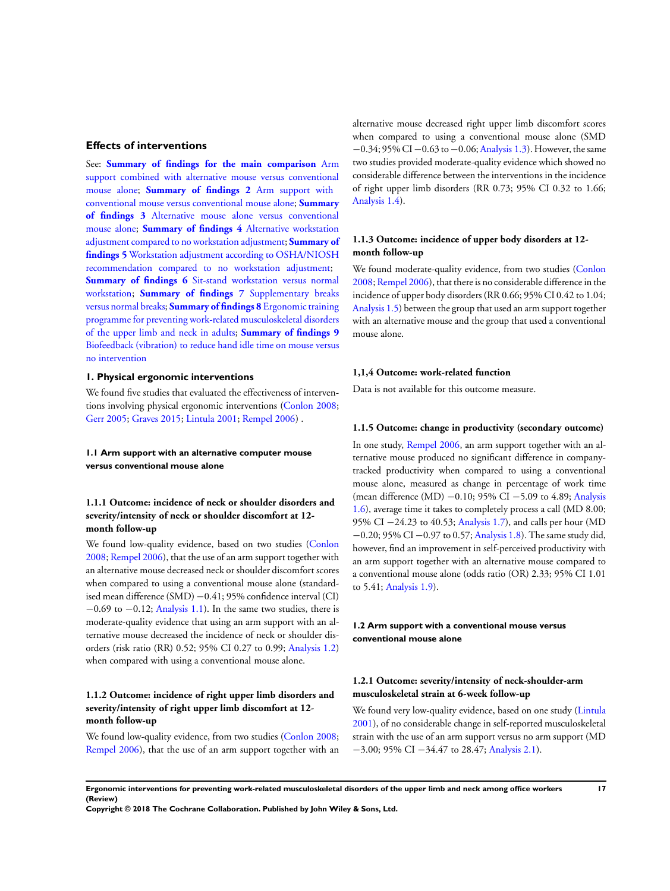## Effects of interventions

See: **Summary of findings for the main comparison** Arm support combined with alternative mouse versus conventional mouse alone; **Summary of findings 2** Arm support with conventional mouse versus conventional mouse alone; **Summary of findings 3** Alternative mouse alone versus conventional mouse alone; **Summary of findings 4** Alternative workstation adjustment compared to no workstation adjustment; **Summary of findings 5** Workstation adjustment according to OSHA/NIOSH recommendation compared to no workstation adjustment; **Summary of findings 6** Sit-stand workstation versus normal workstation; **Summary of findings 7** Supplementary breaks versus normal breaks; **Summary of findings 8** Ergonomic training programme for preventing work-related musculoskeletal disorders of the upper limb and neck in adults; **Summary of findings 9** Biofeedback (vibration) to reduce hand idle time on mouse versus no intervention

### 1. Physical ergonomic interventions

We found five studies that evaluated the effectiveness of interventions involving physical ergonomic interventions (Conlon 2008; Gerr 2005; Graves 2015; Lintula 2001; Rempel 2006) .

#### 1.1 Arm support with an alternative computer mouse versus conventional mouse alone

##### 1.1.1 Outcome: incidence of neck or shoulder disorders and severity/intensity of neck or shoulder discomfort at 12-month follow-up

We found low-quality evidence, based on two studies (Conlon 2008; Rempel 2006), that the use of an arm support together with an alternative mouse decreased neck or shoulder discomfort scores when compared to using a conventional mouse alone (standardised mean difference (SMD) −0.41; 95% confidence interval (CI) −0.69 to −0.12; Analysis 1.1). In the same two studies, there is moderate-quality evidence that using an arm support with an alternative mouse decreased the incidence of neck or shoulder disorders (risk ratio (RR) 0.52; 95% CI 0.27 to 0.99; Analysis 1.2) when compared with using a conventional mouse alone.

##### 1.1.2 Outcome: incidence of right upper limb disorders and severity/intensity of right upper limb discomfort at 12-month follow-up

We found low-quality evidence, from two studies (Conlon 2008; Rempel 2006), that the use of an arm support together with an alternative mouse decreased right upper limb discomfort scores when compared to using a conventional mouse alone (SMD −0.34; 95% CI −0.63 to −0.06; Analysis 1.3). However, the same two studies provided moderate-quality evidence which showed no considerable difference between the interventions in the incidence of right upper limb disorders (RR 0.73; 95% CI 0.32 to 1.66; Analysis 1.4).

##### 1.1.3 Outcome: incidence of upper body disorders at 12-month follow-up

We found moderate-quality evidence, from two studies (Conlon 2008; Rempel 2006), that there is no considerable difference in the incidence of upper body disorders (RR 0.66; 95% CI 0.42 to 1.04; Analysis 1.5) between the group that used an arm support together with an alternative mouse and the group that used a conventional mouse alone.

##### 1,1,4 Outcome: work-related function

Data is not available for this outcome measure.

##### 1.1.5 Outcome: change in productivity (secondary outcome)

In one study, Rempel 2006, an arm support together with an alternative mouse produced no significant difference in company-tracked productivity when compared to using a conventional mouse alone, measured as change in percentage of work time (mean difference (MD) −0.10; 95% CI −5.09 to 4.89; Analysis 1.6), average time it takes to completely process a call (MD 8.00; 95% CI −24.23 to 40.53; Analysis 1.7), and calls per hour (MD −0.20; 95% CI −0.97 to 0.57; Analysis 1.8). The same study did, however, find an improvement in self-perceived productivity with an arm support together with an alternative mouse compared to a conventional mouse alone (odds ratio (OR) 2.33; 95% CI 1.01 to 5.41; Analysis 1.9).

#### 1.2 Arm support with a conventional mouse versus conventional mouse alone

##### 1.2.1 Outcome: severity/intensity of neck-shoulder-arm musculoskeletal strain at 6-week follow-up

We found very low-quality evidence, based on one study (Lintula 2001), of no considerable change in self-reported musculoskeletal strain with the use of an arm support versus no arm support (MD −3.00; 95% CI −34.47 to 28.47; Analysis 2.1).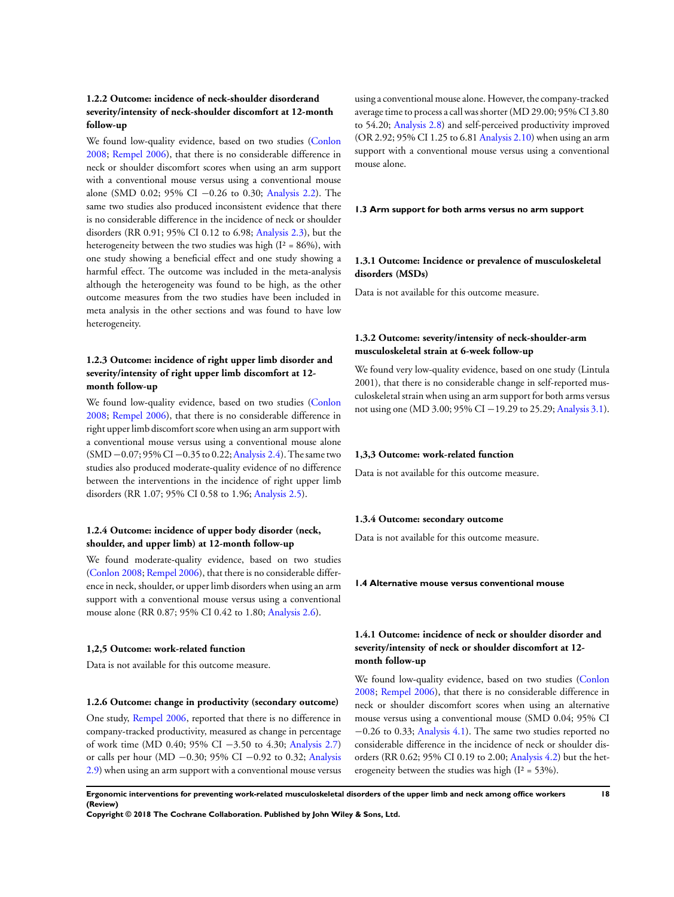#### 1.2.2 Outcome: incidence of neck-shoulder disorderand severity/intensity of neck-shoulder discomfort at 12-month follow-up

We found low-quality evidence, based on two studies (Conlon 2008; Rempel 2006), that there is no considerable difference in neck or shoulder discomfort scores when using an arm support with a conventional mouse versus using a conventional mouse alone (SMD 0.02; 95% CI −0.26 to 0.30; Analysis 2.2). The same two studies also produced inconsistent evidence that there is no considerable difference in the incidence of neck or shoulder disorders (RR 0.91; 95% CI 0.12 to 6.98; Analysis 2.3), but the heterogeneity between the two studies was high ($I^2$ = 86%), with one study showing a beneficial effect and one study showing a harmful effect. The outcome was included in the meta-analysis although the heterogeneity was found to be high, as the other outcome measures from the two studies have been included in meta analysis in the other sections and was found to have low heterogeneity.

#### 1.2.3 Outcome: incidence of right upper limb disorder and severity/intensity of right upper limb discomfort at 12-month follow-up

We found low-quality evidence, based on two studies (Conlon 2008; Rempel 2006), that there is no considerable difference in right upper limb discomfort score when using an arm support with a conventional mouse versus using a conventional mouse alone (SMD −0.07; 95% CI −0.35 to 0.22; Analysis 2.4). The same two studies also produced moderate-quality evidence of no difference between the interventions in the incidence of right upper limb disorders (RR 1.07; 95% CI 0.58 to 1.96; Analysis 2.5).

#### 1.2.4 Outcome: incidence of upper body disorder (neck, shoulder, and upper limb) at 12-month follow-up

We found moderate-quality evidence, based on two studies (Conlon 2008; Rempel 2006), that there is no considerable difference in neck, shoulder, or upper limb disorders when using an arm support with a conventional mouse versus using a conventional mouse alone (RR 0.87; 95% CI 0.42 to 1.80; Analysis 2.6).

#### 1,2,5 Outcome: work-related function

Data is not available for this outcome measure.

#### 1.2.6 Outcome: change in productivity (secondary outcome)

One study, Rempel 2006, reported that there is no difference in company-tracked productivity, measured as change in percentage of work time (MD 0.40; 95% CI −3.50 to 4.30; Analysis 2.7) or calls per hour (MD −0.30; 95% CI −0.92 to 0.32; Analysis 2.9) when using an arm support with a conventional mouse versus using a conventional mouse alone. However, the company-tracked average time to process a call was shorter (MD 29.00; 95% CI 3.80 to 54.20; Analysis 2.8) and self-perceived productivity improved (OR 2.92; 95% CI 1.25 to 6.81 Analysis 2.10) when using an arm support with a conventional mouse versus using a conventional mouse alone.

### 1.3 Arm support for both arms versus no arm support

#### 1.3.1 Outcome: Incidence or prevalence of musculoskeletal disorders (MSDs)

Data is not available for this outcome measure.

#### 1.3.2 Outcome: severity/intensity of neck-shoulder-arm musculoskeletal strain at 6-week follow-up

We found very low-quality evidence, based on one study (Lintula 2001), that there is no considerable change in self-reported musculoskeletal strain when using an arm support for both arms versus not using one (MD 3.00; 95% CI −19.29 to 25.29; Analysis 3.1).

#### 1,3,3 Outcome: work-related function

Data is not available for this outcome measure.

#### 1.3.4 Outcome: secondary outcome

Data is not available for this outcome measure.

### 1.4 Alternative mouse versus conventional mouse

#### 1.4.1 Outcome: incidence of neck or shoulder disorder and severity/intensity of neck or shoulder discomfort at 12-month follow-up

We found low-quality evidence, based on two studies (Conlon 2008; Rempel 2006), that there is no considerable difference in neck or shoulder discomfort scores when using an alternative mouse versus using a conventional mouse (SMD 0.04; 95% CI −0.26 to 0.33; Analysis 4.1). The same two studies reported no considerable difference in the incidence of neck or shoulder disorders (RR 0.62; 95% CI 0.19 to 2.00; Analysis 4.2) but the heterogeneity between the studies was high ($I^2$ = 53%).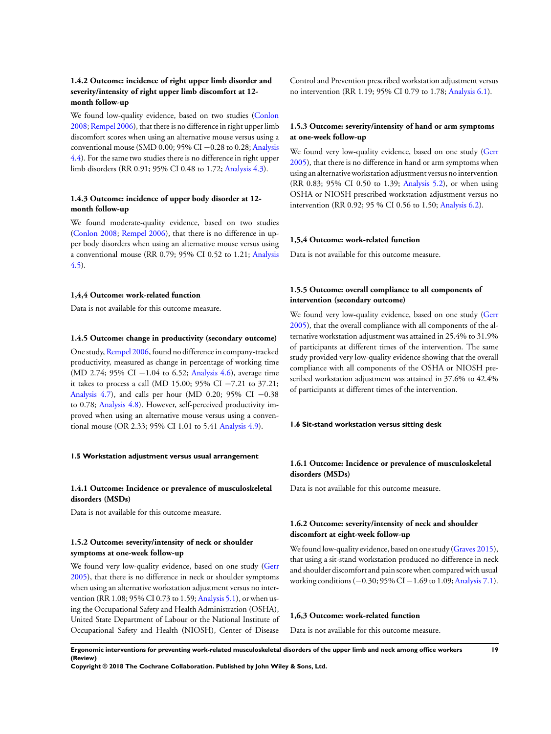#### 1.4.2 Outcome: incidence of right upper limb disorder and severity/intensity of right upper limb discomfort at 12-month follow-up

We found low-quality evidence, based on two studies (Conlon 2008; Rempel 2006), that there is no difference in right upper limb discomfort scores when using an alternative mouse versus using a conventional mouse (SMD 0.00; 95% CI −0.28 to 0.28; Analysis 4.4). For the same two studies there is no difference in right upper limb disorders (RR 0.91; 95% CI 0.48 to 1.72; Analysis 4.3).

#### 1.4.3 Outcome: incidence of upper body disorder at 12-month follow-up

We found moderate-quality evidence, based on two studies (Conlon 2008; Rempel 2006), that there is no difference in upper body disorders when using an alternative mouse versus using a conventional mouse (RR 0.79; 95% CI 0.52 to 1.21; Analysis 4.5).

#### 1,4,4 Outcome: work-related function

Data is not available for this outcome measure.

#### 1.4.5 Outcome: change in productivity (secondary outcome)

One study, Rempel 2006, found no difference in company-tracked productivity, measured as change in percentage of working time (MD 2.74; 95% CI −1.04 to 6.52; Analysis 4.6), average time it takes to process a call (MD 15.00; 95% CI −7.21 to 37.21; Analysis 4.7), and calls per hour (MD 0.20; 95% CI −0.38 to 0.78; Analysis 4.8). However, self-perceived productivity improved when using an alternative mouse versus using a conventional mouse (OR 2.33; 95% CI 1.01 to 5.41 Analysis 4.9).

### 1.5 Workstation adjustment versus usual arrangement

#### 1.4.1 Outcome: Incidence or prevalence of musculoskeletal disorders (MSDs)

Data is not available for this outcome measure.

#### 1.5.2 Outcome: severity/intensity of neck or shoulder symptoms at one-week follow-up

We found very low-quality evidence, based on one study (Gerr 2005), that there is no difference in neck or shoulder symptoms when using an alternative workstation adjustment versus no intervention (RR 1.08; 95% CI 0.73 to 1.59; Analysis 5.1), or when using the Occupational Safety and Health Administration (OSHA), United State Department of Labour or the National Institute of Occupational Safety and Health (NIOSH), Center of Disease Control and Prevention prescribed workstation adjustment versus no intervention (RR 1.19; 95% CI 0.79 to 1.78; Analysis 6.1).

#### 1.5.3 Outcome: severity/intensity of hand or arm symptoms at one-week follow-up

We found very low-quality evidence, based on one study (Gerr 2005), that there is no difference in hand or arm symptoms when using an alternative workstation adjustment versus no intervention (RR 0.83; 95% CI 0.50 to 1.39; Analysis 5.2), or when using OSHA or NIOSH prescribed workstation adjustment versus no intervention (RR 0.92; 95 % CI 0.56 to 1.50; Analysis 6.2).

#### 1,5,4 Outcome: work-related function

Data is not available for this outcome measure.

#### 1.5.5 Outcome: overall compliance to all components of intervention (secondary outcome)

We found very low-quality evidence, based on one study (Gerr 2005), that the overall compliance with all components of the alternative workstation adjustment was attained in 25.4% to 31.9% of participants at different times of the intervention. The same study provided very low-quality evidence showing that the overall compliance with all components of the OSHA or NIOSH prescribed workstation adjustment was attained in 37.6% to 42.4% of participants at different times of the intervention.

### 1.6 Sit-stand workstation versus sitting desk

#### 1.6.1 Outcome: Incidence or prevalence of musculoskeletal disorders (MSDs)

Data is not available for this outcome measure.

#### 1.6.2 Outcome: severity/intensity of neck and shoulder discomfort at eight-week follow-up

We found low-quality evidence, based on one study (Graves 2015), that using a sit-stand workstation produced no difference in neck and shoulder discomfort and pain score when compared with usual working conditions (−0.30; 95% CI −1.69 to 1.09; Analysis 7.1).

#### 1,6,3 Outcome: work-related function

Data is not available for this outcome measure.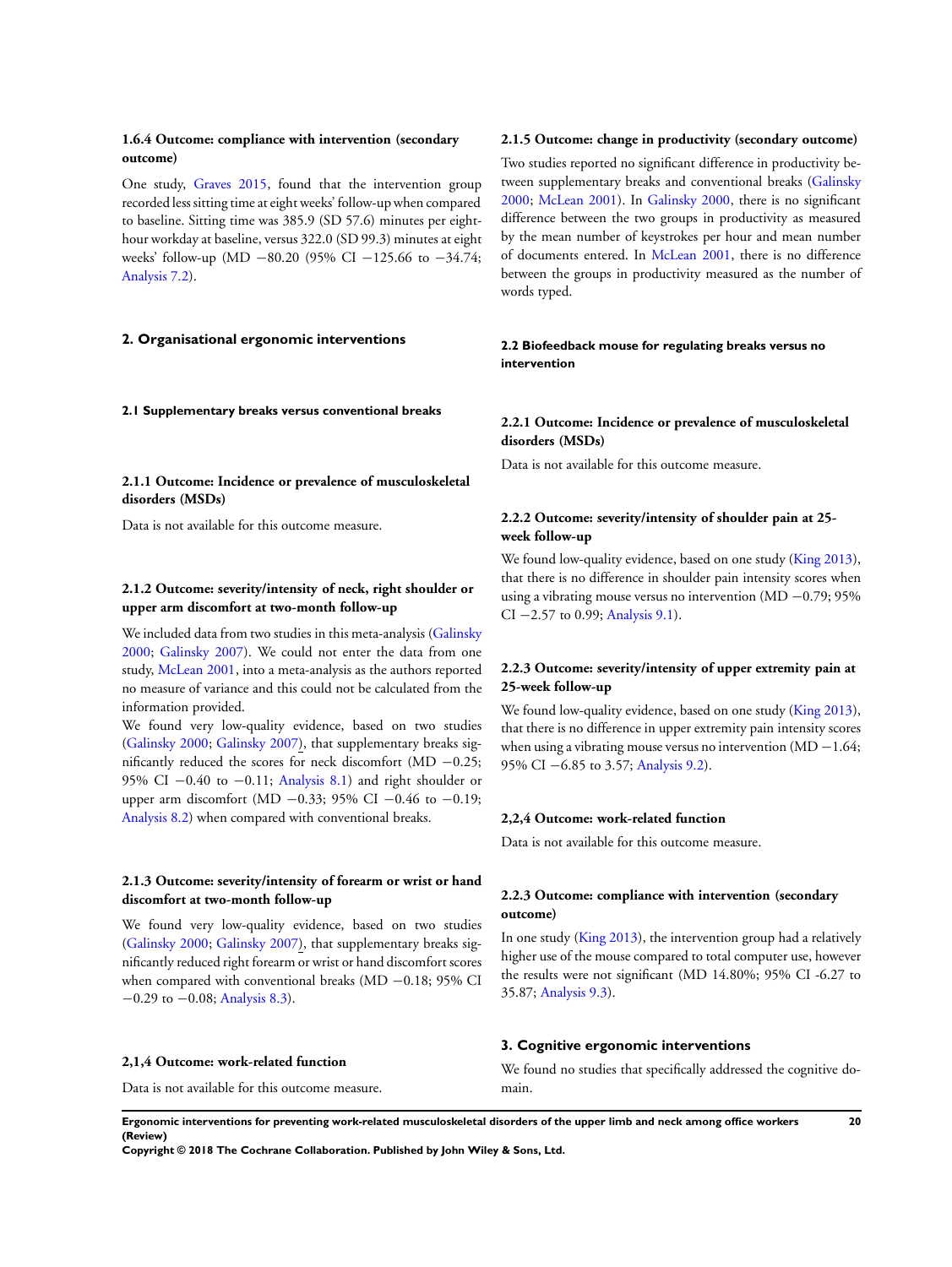#### 1.6.4 Outcome: compliance with intervention (secondary outcome)

One study, Graves 2015, found that the intervention group recorded less sitting time at eight weeks' follow-up when compared to baseline. Sitting time was 385.9 (SD 57.6) minutes per eight-hour workday at baseline, versus 322.0 (SD 99.3) minutes at eight weeks' follow-up (MD −80.20 (95% CI −125.66 to −34.74; Analysis 7.2).

## 2. Organisational ergonomic interventions

### 2.1 Supplementary breaks versus conventional breaks

#### 2.1.1 Outcome: Incidence or prevalence of musculoskeletal disorders (MSDs)

Data is not available for this outcome measure.

#### 2.1.2 Outcome: severity/intensity of neck, right shoulder or upper arm discomfort at two-month follow-up

We included data from two studies in this meta-analysis (Galinsky 2000; Galinsky 2007). We could not enter the data from one study, McLean 2001, into a meta-analysis as the authors reported no measure of variance and this could not be calculated from the information provided.

We found very low-quality evidence, based on two studies (Galinsky 2000; Galinsky 2007), that supplementary breaks significantly reduced the scores for neck discomfort (MD −0.25; 95% CI −0.40 to −0.11; Analysis 8.1) and right shoulder or upper arm discomfort (MD −0.33; 95% CI −0.46 to −0.19; Analysis 8.2) when compared with conventional breaks.

#### 2.1.3 Outcome: severity/intensity of forearm or wrist or hand discomfort at two-month follow-up

We found very low-quality evidence, based on two studies (Galinsky 2000; Galinsky 2007), that supplementary breaks significantly reduced right forearm or wrist or hand discomfort scores when compared with conventional breaks (MD −0.18; 95% CI −0.29 to −0.08; Analysis 8.3).

#### 2,1,4 Outcome: work-related function

Data is not available for this outcome measure.

#### 2.1.5 Outcome: change in productivity (secondary outcome)

Two studies reported no significant difference in productivity between supplementary breaks and conventional breaks (Galinsky 2000; McLean 2001). In Galinsky 2000, there is no significant difference between the two groups in productivity as measured by the mean number of keystrokes per hour and mean number of documents entered. In McLean 2001, there is no difference between the groups in productivity measured as the number of words typed.

### 2.2 Biofeedback mouse for regulating breaks versus no intervention

#### 2.2.1 Outcome: Incidence or prevalence of musculoskeletal disorders (MSDs)

Data is not available for this outcome measure.

#### 2.2.2 Outcome: severity/intensity of shoulder pain at 25-week follow-up

We found low-quality evidence, based on one study (King 2013), that there is no difference in shoulder pain intensity scores when using a vibrating mouse versus no intervention (MD −0.79; 95% CI −2.57 to 0.99; Analysis 9.1).

#### 2.2.3 Outcome: severity/intensity of upper extremity pain at 25-week follow-up

We found low-quality evidence, based on one study (King 2013), that there is no difference in upper extremity pain intensity scores when using a vibrating mouse versus no intervention (MD −1.64; 95% CI −6.85 to 3.57; Analysis 9.2).

#### 2,2,4 Outcome: work-related function

Data is not available for this outcome measure.

#### 2.2.3 Outcome: compliance with intervention (secondary outcome)

In one study (King 2013), the intervention group had a relatively higher use of the mouse compared to total computer use, however the results were not significant (MD 14.80%; 95% CI -6.27 to 35.87; Analysis 9.3).

## 3. Cognitive ergonomic interventions

We found no studies that specifically addressed the cognitive domain.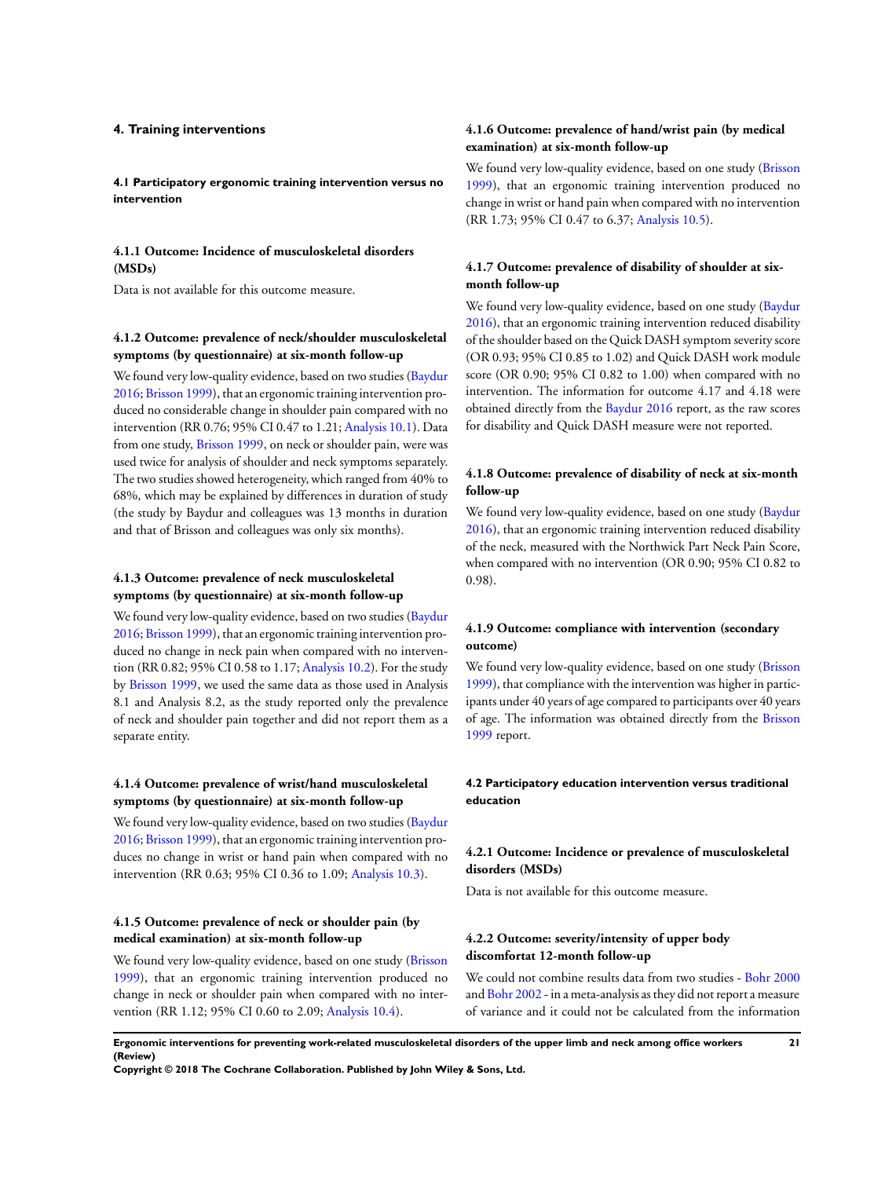## 4. Training interventions

### 4.1 Participatory ergonomic training intervention versus no intervention

#### 4.1.1 Outcome: Incidence of musculoskeletal disorders (MSDs)

Data is not available for this outcome measure.

#### 4.1.2 Outcome: prevalence of neck/shoulder musculoskeletal symptoms (by questionnaire) at six-month follow-up

We found very low-quality evidence, based on two studies (Baydur 2016; Brisson 1999), that an ergonomic training intervention produced no considerable change in shoulder pain compared with no intervention (RR 0.76; 95% CI 0.47 to 1.21; Analysis 10.1). Data from one study, Brisson 1999, on neck or shoulder pain, were was used twice for analysis of shoulder and neck symptoms separately. The two studies showed heterogeneity, which ranged from 40% to 68%, which may be explained by differences in duration of study (the study by Baydur and colleagues was 13 months in duration and that of Brisson and colleagues was only six months).

#### 4.1.3 Outcome: prevalence of neck musculoskeletal symptoms (by questionnaire) at six-month follow-up

We found very low-quality evidence, based on two studies (Baydur 2016; Brisson 1999), that an ergonomic training intervention produced no change in neck pain when compared with no intervention (RR 0.82; 95% CI 0.58 to 1.17; Analysis 10.2). For the study by Brisson 1999, we used the same data as those used in Analysis 8.1 and Analysis 8.2, as the study reported only the prevalence of neck and shoulder pain together and did not report them as a separate entity.

#### 4.1.4 Outcome: prevalence of wrist/hand musculoskeletal symptoms (by questionnaire) at six-month follow-up

We found very low-quality evidence, based on two studies (Baydur 2016; Brisson 1999), that an ergonomic training intervention produces no change in wrist or hand pain when compared with no intervention (RR 0.63; 95% CI 0.36 to 1.09; Analysis 10.3).

#### 4.1.5 Outcome: prevalence of neck or shoulder pain (by medical examination) at six-month follow-up

We found very low-quality evidence, based on one study (Brisson 1999), that an ergonomic training intervention produced no change in neck or shoulder pain when compared with no intervention (RR 1.12; 95% CI 0.60 to 2.09; Analysis 10.4).

#### 4.1.6 Outcome: prevalence of hand/wrist pain (by medical examination) at six-month follow-up

We found very low-quality evidence, based on one study (Brisson 1999), that an ergonomic training intervention produced no change in wrist or hand pain when compared with no intervention (RR 1.73; 95% CI 0.47 to 6.37; Analysis 10.5).

#### 4.1.7 Outcome: prevalence of disability of shoulder at six-month follow-up

We found very low-quality evidence, based on one study (Baydur 2016), that an ergonomic training intervention reduced disability of the shoulder based on the Quick DASH symptom severity score (OR 0.93; 95% CI 0.85 to 1.02) and Quick DASH work module score (OR 0.90; 95% CI 0.82 to 1.00) when compared with no intervention. The information for outcome 4.17 and 4.18 were obtained directly from the Baydur 2016 report, as the raw scores for disability and Quick DASH measure were not reported.

#### 4.1.8 Outcome: prevalence of disability of neck at six-month follow-up

We found very low-quality evidence, based on one study (Baydur 2016), that an ergonomic training intervention reduced disability of the neck, measured with the Northwick Part Neck Pain Score, when compared with no intervention (OR 0.90; 95% CI 0.82 to 0.98).

#### 4.1.9 Outcome: compliance with intervention (secondary outcome)

We found very low-quality evidence, based on one study (Brisson 1999), that compliance with the intervention was higher in participants under 40 years of age compared to participants over 40 years of age. The information was obtained directly from the Brisson 1999 report.

### 4.2 Participatory education intervention versus traditional education

#### 4.2.1 Outcome: Incidence or prevalence of musculoskeletal disorders (MSDs)

Data is not available for this outcome measure.

#### 4.2.2 Outcome: severity/intensity of upper body discomfortat 12-month follow-up

We could not combine results data from two studies - Bohr 2000 and Bohr 2002 - in a meta-analysis as they did not report a measure of variance and it could not be calculated from the information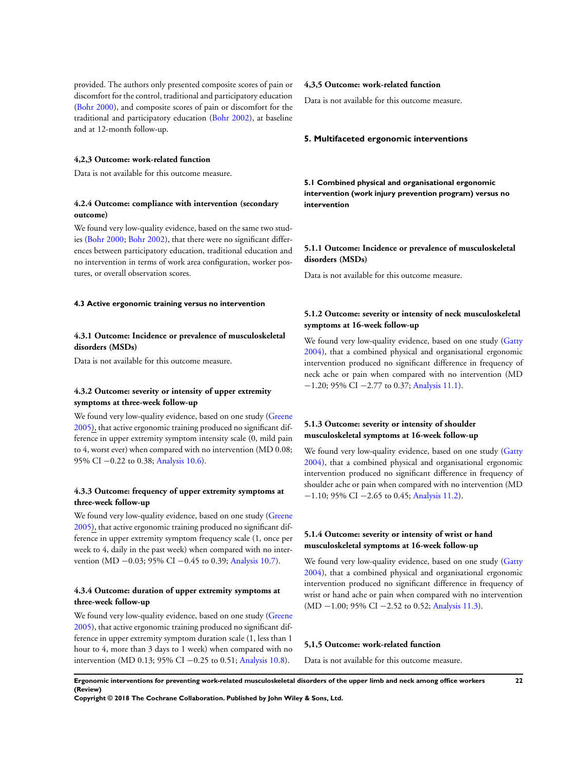provided. The authors only presented composite scores of pain or discomfort for the control, traditional and participatory education (Bohr 2000), and composite scores of pain or discomfort for the traditional and participatory education (Bohr 2002), at baseline and at 12-month follow-up.

#### 4,2,3 Outcome: work-related function

Data is not available for this outcome measure.

#### 4.2.4 Outcome: compliance with intervention (secondary outcome)

We found very low-quality evidence, based on the same two studies (Bohr 2000; Bohr 2002), that there were no significant differences between participatory education, traditional education and no intervention in terms of work area configuration, worker postures, or overall observation scores.

### 4.3 Active ergonomic training versus no intervention

#### 4.3.1 Outcome: Incidence or prevalence of musculoskeletal disorders (MSDs)

Data is not available for this outcome measure.

#### 4.3.2 Outcome: severity or intensity of upper extremity symptoms at three-week follow-up

We found very low-quality evidence, based on one study (Greene 2005), that active ergonomic training produced no significant difference in upper extremity symptom intensity scale (0, mild pain to 4, worst ever) when compared with no intervention (MD 0.08; 95% CI −0.22 to 0.38; Analysis 10.6).

#### 4.3.3 Outcome: frequency of upper extremity symptoms at three-week follow-up

We found very low-quality evidence, based on one study (Greene 2005), that active ergonomic training produced no significant difference in upper extremity symptom frequency scale (1, once per week to 4, daily in the past week) when compared with no intervention (MD −0.03; 95% CI −0.45 to 0.39; Analysis 10.7).

#### 4.3.4 Outcome: duration of upper extremity symptoms at three-week follow-up

We found very low-quality evidence, based on one study (Greene 2005), that active ergonomic training produced no significant difference in upper extremity symptom duration scale (1, less than 1 hour to 4, more than 3 days to 1 week) when compared with no intervention (MD 0.13; 95% CI −0.25 to 0.51; Analysis 10.8).

#### 4,3,5 Outcome: work-related function

Data is not available for this outcome measure.

## 5. Multifaceted ergonomic interventions

### 5.1 Combined physical and organisational ergonomic intervention (work injury prevention program) versus no intervention

#### 5.1.1 Outcome: Incidence or prevalence of musculoskeletal disorders (MSDs)

Data is not available for this outcome measure.

#### 5.1.2 Outcome: severity or intensity of neck musculoskeletal symptoms at 16-week follow-up

We found very low-quality evidence, based on one study (Gatty 2004), that a combined physical and organisational ergonomic intervention produced no significant difference in frequency of neck ache or pain when compared with no intervention (MD −1.20; 95% CI −2.77 to 0.37; Analysis 11.1).

#### 5.1.3 Outcome: severity or intensity of shoulder musculoskeletal symptoms at 16-week follow-up

We found very low-quality evidence, based on one study (Gatty 2004), that a combined physical and organisational ergonomic intervention produced no significant difference in frequency of shoulder ache or pain when compared with no intervention (MD −1.10; 95% CI −2.65 to 0.45; Analysis 11.2).

#### 5.1.4 Outcome: severity or intensity of wrist or hand musculoskeletal symptoms at 16-week follow-up

We found very low-quality evidence, based on one study (Gatty 2004), that a combined physical and organisational ergonomic intervention produced no significant difference in frequency of wrist or hand ache or pain when compared with no intervention (MD −1.00; 95% CI −2.52 to 0.52; Analysis 11.3).

#### 5,1,5 Outcome: work-related function

Data is not available for this outcome measure.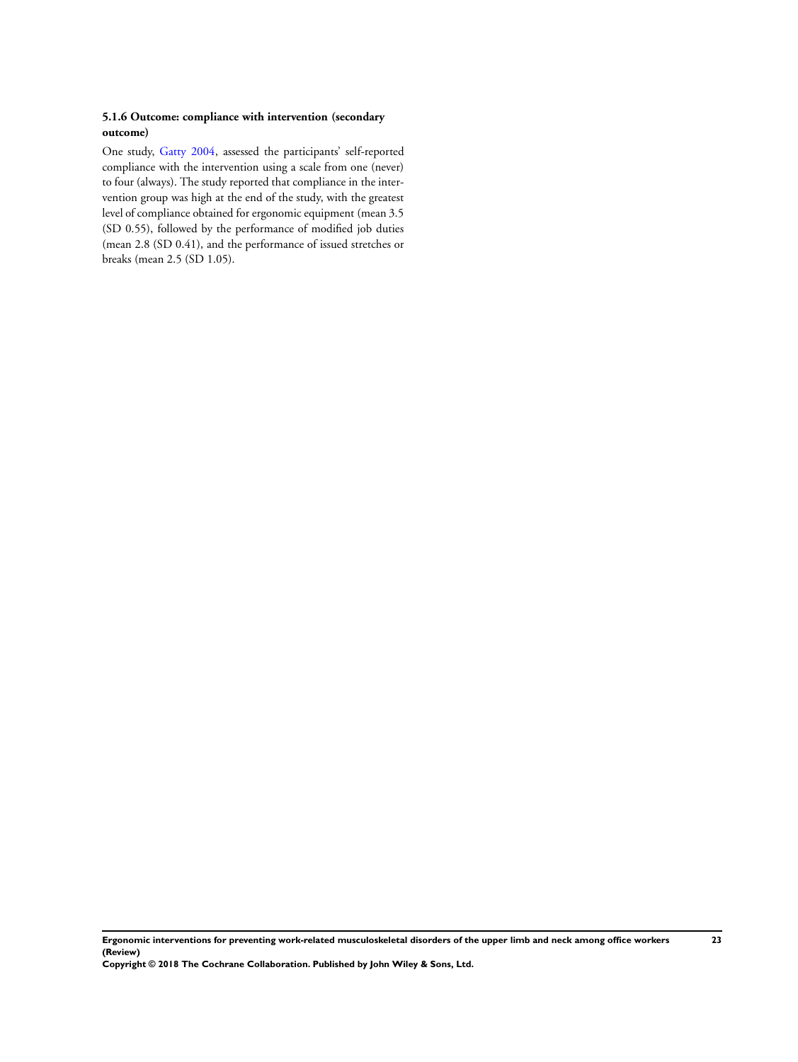#### 5.1.6 Outcome: compliance with intervention (secondary outcome)

One study, Gatty 2004, assessed the participants' self-reported compliance with the intervention using a scale from one (never) to four (always). The study reported that compliance in the intervention group was high at the end of the study, with the greatest level of compliance obtained for ergonomic equipment (mean 3.5 (SD 0.55), followed by the performance of modified job duties (mean 2.8 (SD 0.41), and the performance of issued stretches or breaks (mean 2.5 (SD 1.05).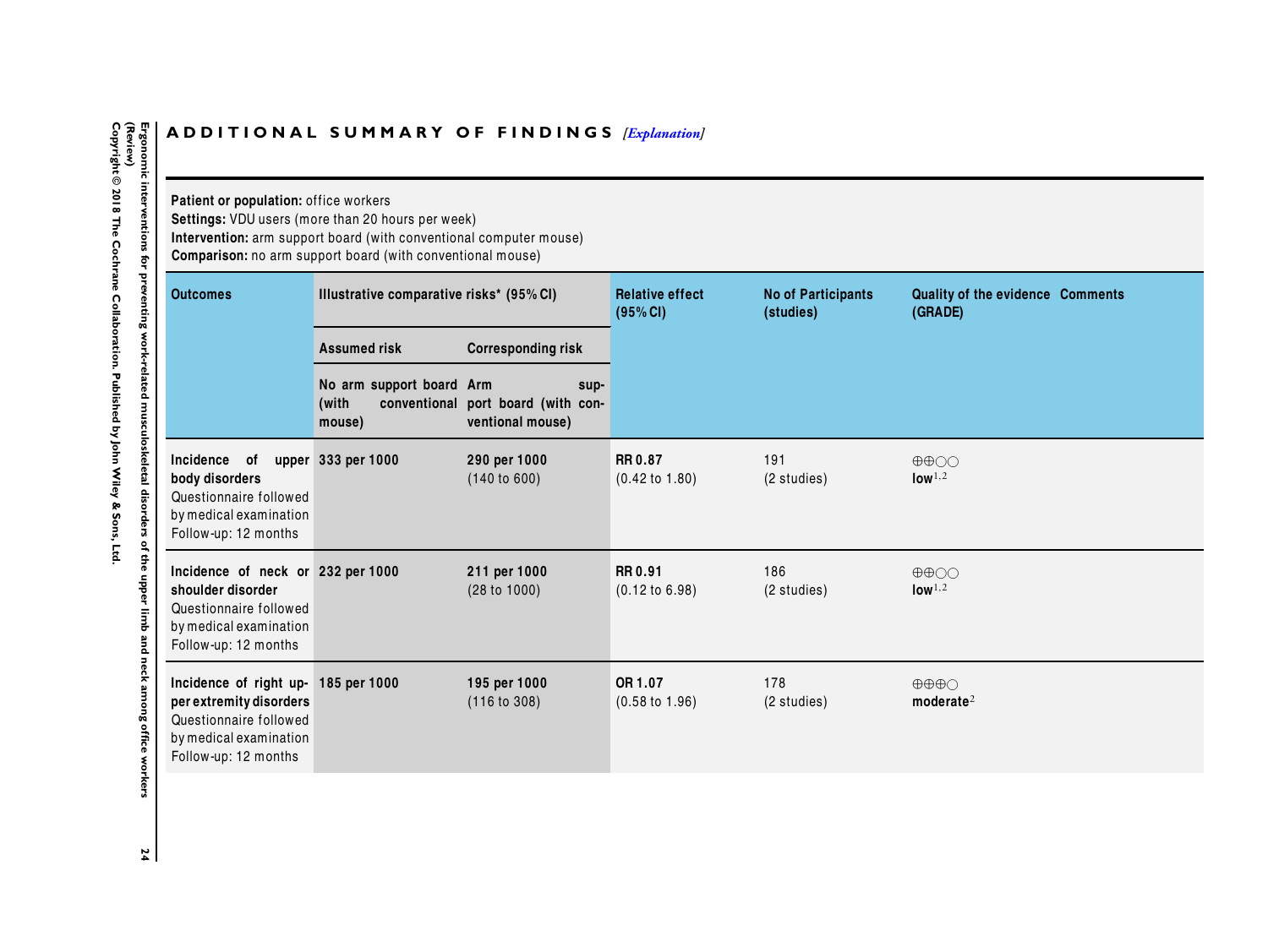## ADDITIONAL SUMMARY OF FINDINGS *[Explanation]*

**Patient or population:** office workers
**Settings:** VDU users (more than 20 hours per week)
**Intervention:** arm support board (with conventional computer mouse)
**Comparison:** no arm support board (with conventional mouse)

| Outcomes | Illustrative comparative risks* (95% CI) | | Relative effect (95% CI) | No of Participants (studies) | Quality of the evidence (GRADE) | Comments |
|---|---|---|---|---|---|---|
| | Assumed risk | Corresponding risk | | | | |
| | No arm support board (with conventional mouse) | Arm support board (with conventional mouse) | | | | |
| **Incidence of upper body disorders** Questionnaire followed by medical examination Follow-up: 12 months | **333 per 1000** | **290 per 1000** (140 to 600) | **RR 0.87** (0.42 to 1.80) | 191 (2 studies) | ⊕⊕○○ **low**[1,2] | |
| **Incidence of neck or shoulder disorder** Questionnaire followed by medical examination Follow-up: 12 months | **232 per 1000** | **211 per 1000** (28 to 1000) | **RR 0.91** (0.12 to 6.98) | 186 (2 studies) | ⊕⊕○○ **low**[1,2] | |
| **Incidence of right upper extremity disorders** Questionnaire followed by medical examination Follow-up: 12 months | **185 per 1000** | **195 per 1000** (116 to 308) | **OR 1.07** (0.58 to 1.96) | 178 (2 studies) | ⊕⊕⊕○ **moderate**[2] | |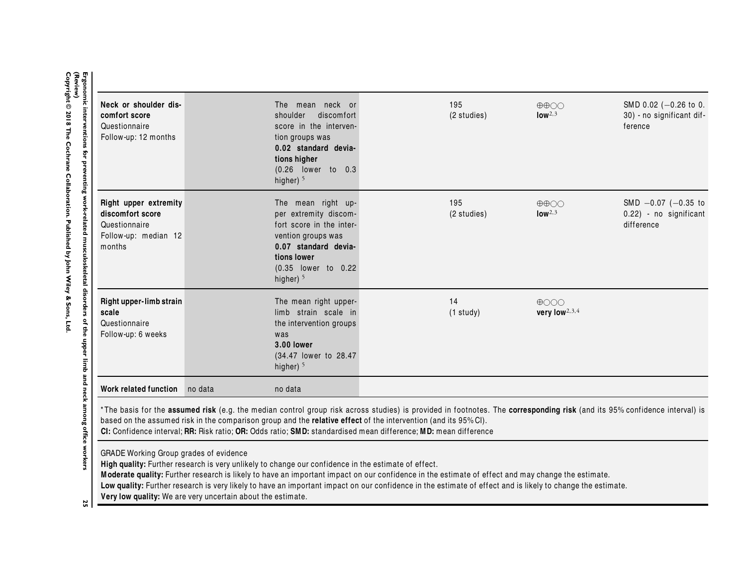| | | | | | | |
|---|---|---|---|---|---|---|
| **Neck or shoulder discomfort score** Questionnaire Follow-up: 12 months | | The mean neck or shoulder discomfort score in the intervention groups was **0.02 standard deviations higher** (0.26 lower to 0.3 higher) [5] | | 195 (2 studies) | ⊕⊕○○ **low**[2,3] | SMD 0.02 (−0.26 to 0.30) - no significant difference |
| **Right upper extremity discomfort score** Questionnaire Follow-up: median 12 months | | The mean right upper extremity discomfort score in the intervention groups was **0.07 standard deviations lower** (0.35 lower to 0.22 higher) [5] | | 195 (2 studies) | ⊕⊕○○ **low**[2,3] | SMD −0.07 (−0.35 to 0.22) - no significant difference |
| **Right upper-limb strain scale** Questionnaire Follow-up: 6 weeks | | The mean right upper-limb strain scale in the intervention groups was **3.00 lower** (34.47 lower to 28.47 higher) [5] | | 14 (1 study) | ⊕○○○ **very low**[2,3,4] | |
| **Work related function** | no data | no data | | | | |

*The basis for the **assumed risk** (e.g. the median control group risk across studies) is provided in footnotes. The **corresponding risk** (and its 95% confidence interval) is based on the assumed risk in the comparison group and the **relative effect** of the intervention (and its 95% CI).
**CI:** Confidence interval; **RR:** Risk ratio; **OR:** Odds ratio; **SMD:** standardised mean difference; **MD:** mean difference

GRADE Working Group grades of evidence
**High quality:** Further research is very unlikely to change our confidence in the estimate of effect.
**Moderate quality:** Further research is likely to have an important impact on our confidence in the estimate of effect and may change the estimate.
**Low quality:** Further research is very likely to have an important impact on our confidence in the estimate of effect and is likely to change the estimate.
**Very low quality:** We are very uncertain about the estimate.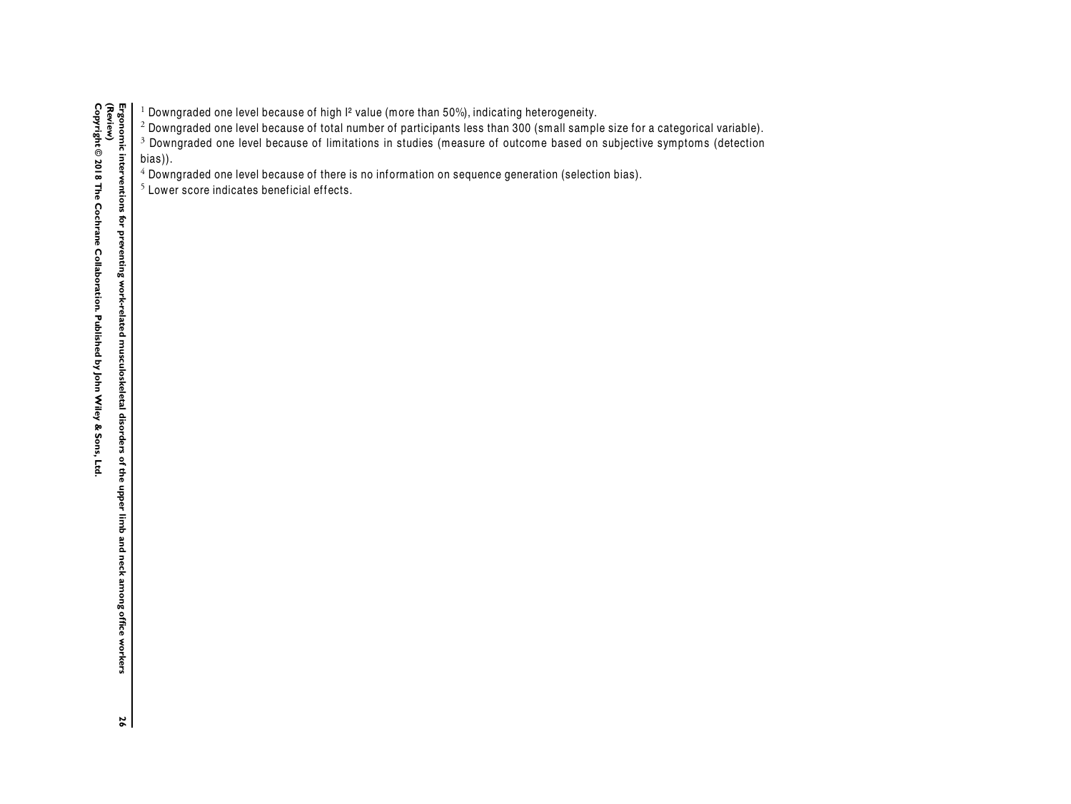[1] Downgraded one level because of high I² value (more than 50%), indicating heterogeneity.

[2] Downgraded one level because of total number of participants less than 300 (small sample size for a categorical variable).

[3] Downgraded one level because of limitations in studies (measure of outcome based on subjective symptoms (detection bias)).

[4] Downgraded one level because of there is no information on sequence generation (selection bias).

[5] Lower score indicates beneficial effects.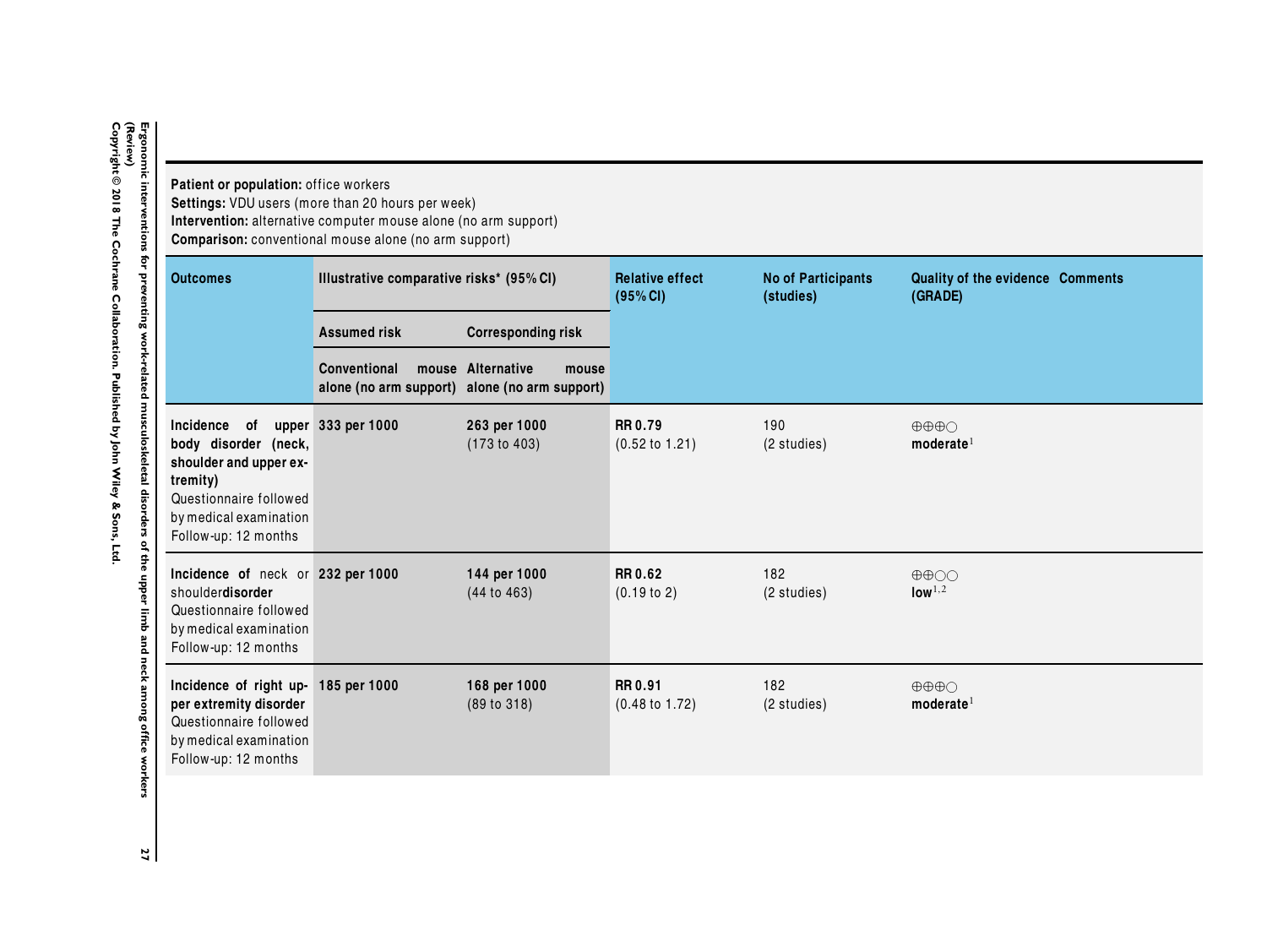**Patient or population:** office workers
**Settings:** VDU users (more than 20 hours per week)
**Intervention:** alternative computer mouse alone (no arm support)
**Comparison:** conventional mouse alone (no arm support)

| Outcomes | Illustrative comparative risks* (95% CI) | | Relative effect (95% CI) | No of Participants (studies) | Quality of the evidence (GRADE) | Comments |
|---|---|---|---|---|---|---|
| | Assumed risk | Corresponding risk | | | | |
| | Conventional mouse alone (no arm support) | Alternative mouse alone (no arm support) | | | | |
| **Incidence of upper body disorder (neck, shoulder and upper extremity)** Questionnaire followed by medical examination Follow-up: 12 months | **333 per 1000** | **263 per 1000** (173 to 403) | **RR 0.79** (0.52 to 1.21) | 190 (2 studies) | ⊕⊕⊕○ **moderate**[1] | |
| **Incidence of** neck or shoulder**disorder** Questionnaire followed by medical examination Follow-up: 12 months | **232 per 1000** | **144 per 1000** (44 to 463) | **RR 0.62** (0.19 to 2) | 182 (2 studies) | ⊕⊕○○ **low**[1,2] | |
| **Incidence of right upper extremity disorder** Questionnaire followed by medical examination Follow-up: 12 months | **185 per 1000** | **168 per 1000** (89 to 318) | **RR 0.91** (0.48 to 1.72) | 182 (2 studies) | ⊕⊕⊕○ **moderate**[1] | |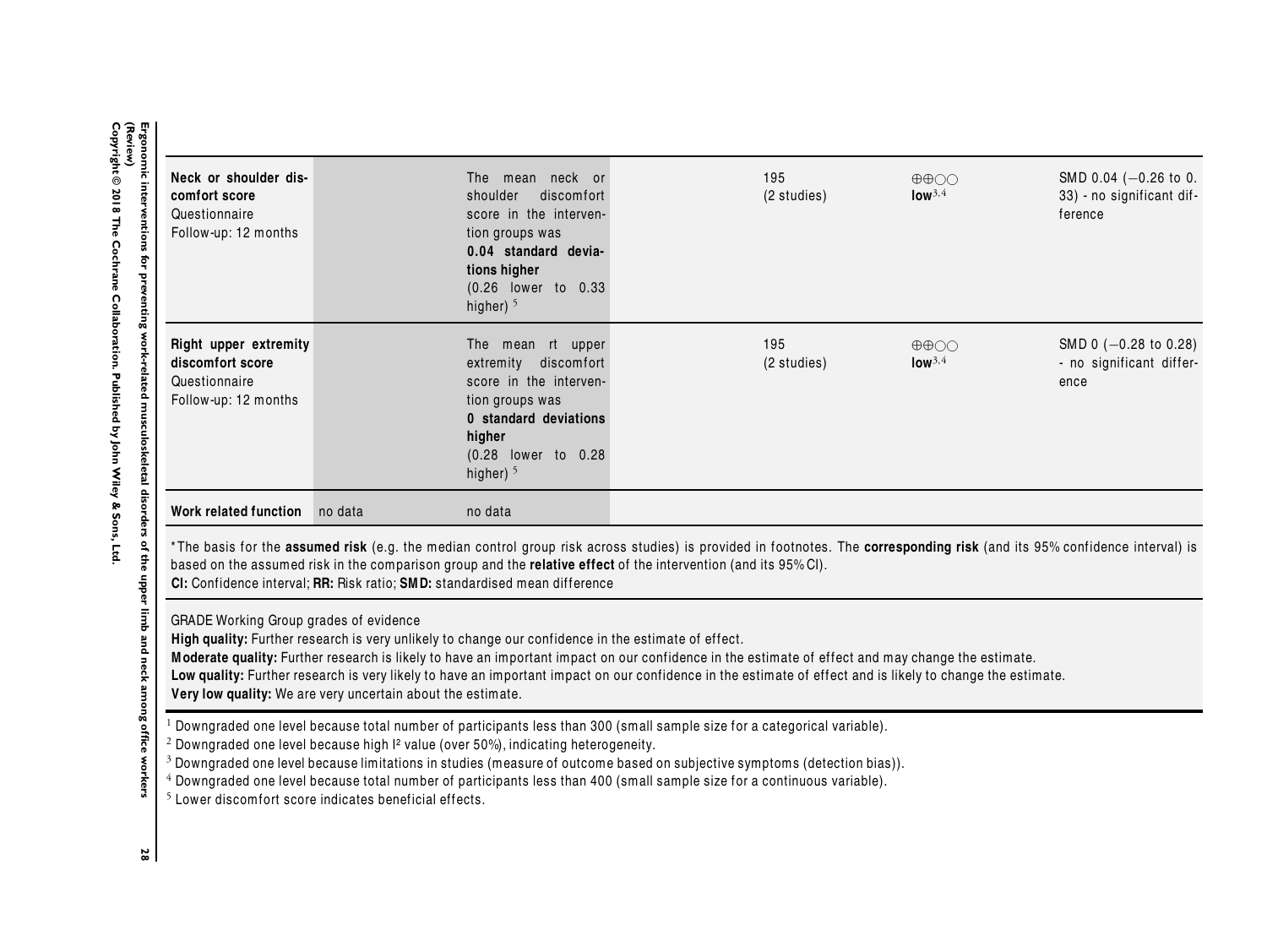| | | | | | |
|---|---|---|---|---|---|
| **Neck or shoulder discomfort score**<br>Questionnaire<br>Follow-up: 12 months | | The mean neck or shoulder discomfort score in the intervention groups was<br>**0.04 standard deviations higher**<br>(0.26 lower to 0.33 higher) [5] | 195<br>(2 studies) | ⊕⊕○○<br>**low**[3,4] | SMD 0.04 (−0.26 to 0.33) - no significant difference |
| **Right upper extremity discomfort score**<br>Questionnaire<br>Follow-up: 12 months | | The mean rt upper extremity discomfort score in the intervention groups was<br>**0 standard deviations higher**<br>(0.28 lower to 0.28 higher) [5] | 195<br>(2 studies) | ⊕⊕○○<br>**low**[3,4] | SMD 0 (−0.28 to 0.28) - no significant difference |
| **Work related function** | no data | no data | | | |

*The basis for the **assumed risk** (e.g. the median control group risk across studies) is provided in footnotes. The **corresponding risk** (and its 95% confidence interval) is based on the assumed risk in the comparison group and the **relative effect** of the intervention (and its 95% CI).
**CI:** Confidence interval; **RR:** Risk ratio; **SMD:** standardised mean difference

GRADE Working Group grades of evidence
**High quality:** Further research is very unlikely to change our confidence in the estimate of effect.
**Moderate quality:** Further research is likely to have an important impact on our confidence in the estimate of effect and may change the estimate.
**Low quality:** Further research is very likely to have an important impact on our confidence in the estimate of effect and is likely to change the estimate.
**Very low quality:** We are very uncertain about the estimate.

[1] Downgraded one level because total number of participants less than 300 (small sample size for a categorical variable).
[2] Downgraded one level because high I² value (over 50%), indicating heterogeneity.
[3] Downgraded one level because limitations in studies (measure of outcome based on subjective symptoms (detection bias)).
[4] Downgraded one level because total number of participants less than 400 (small sample size for a continuous variable).
[5] Lower discomfort score indicates beneficial effects.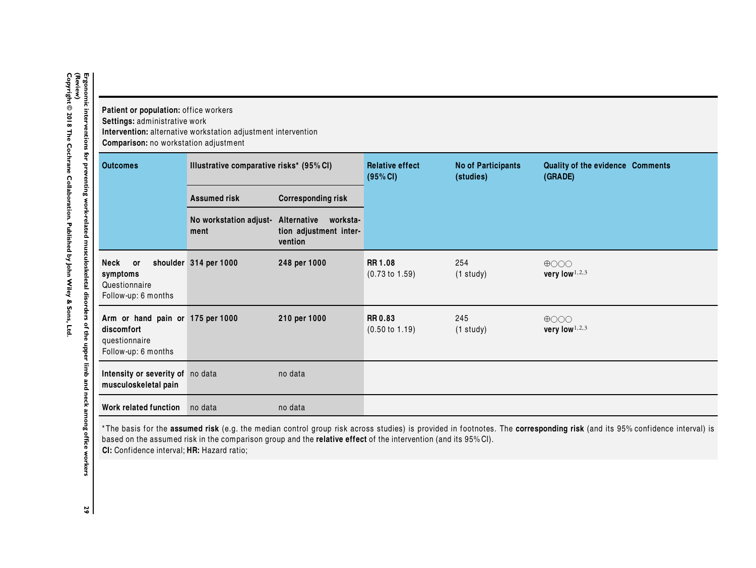**Patient or population:** office workers
**Settings:** administrative work
**Intervention:** alternative workstation adjustment intervention
**Comparison:** no workstation adjustment

| Outcomes | Illustrative comparative risks* (95% CI) | | Relative effect (95% CI) | No of Participants (studies) | Quality of the evidence (GRADE) | Comments |
|---|---|---|---|---|---|---|
| | Assumed risk | Corresponding risk | | | | |
| | No workstation adjustment | Alternative workstation adjustment intervention | | | | |
| **Neck or shoulder symptoms** Questionnaire Follow-up: 6 months | **314 per 1000** | **248 per 1000** | **RR 1.08** (0.73 to 1.59) | 254 (1 study) | ⊕○○○ **very low**[1,2,3] | |
| **Arm or hand pain or discomfort** questionnaire Follow-up: 6 months | **175 per 1000** | **210 per 1000** | **RR 0.83** (0.50 to 1.19) | 245 (1 study) | ⊕○○○ **very low**[1,2,3] | |
| **Intensity or severity of musculoskeletal pain** | no data | no data | | | | |
| **Work related function** | no data | no data | | | | |

*The basis for the **assumed risk** (e.g. the median control group risk across studies) is provided in footnotes. The **corresponding risk** (and its 95% confidence interval) is based on the assumed risk in the comparison group and the **relative effect** of the intervention (and its 95% CI).
**CI:** Confidence interval; **HR:** Hazard ratio;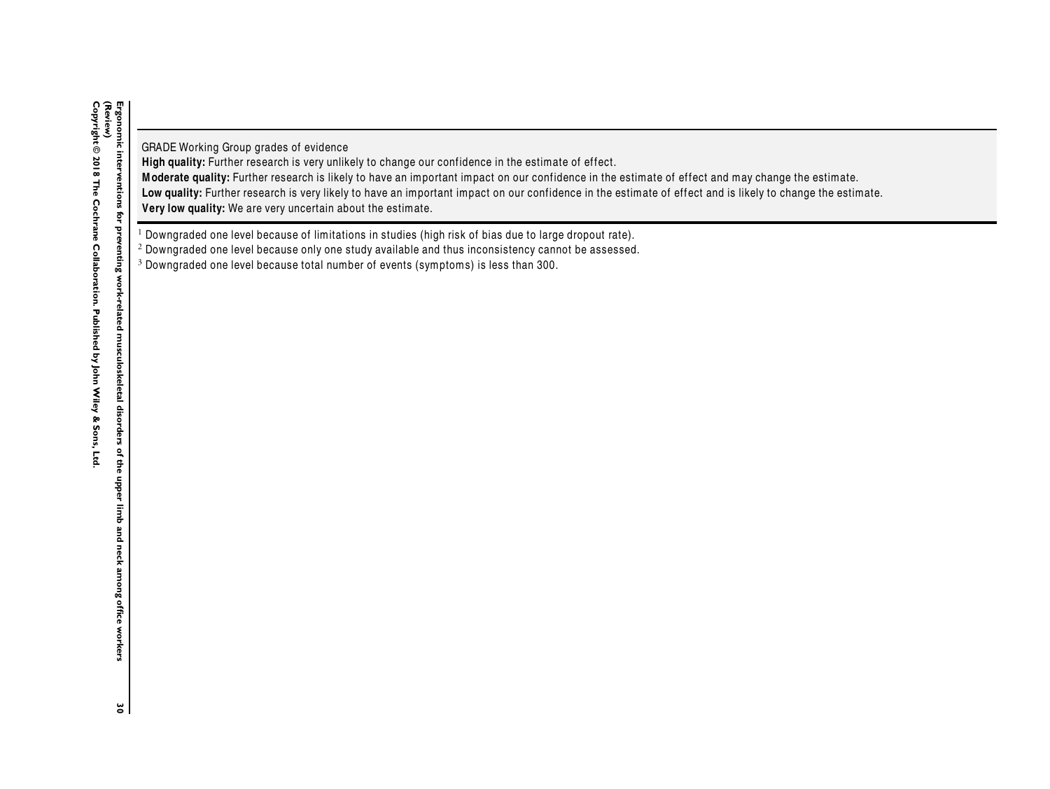GRADE Working Group grades of evidence
**High quality:** Further research is very unlikely to change our confidence in the estimate of effect.
**Moderate quality:** Further research is likely to have an important impact on our confidence in the estimate of effect and may change the estimate.
**Low quality:** Further research is very likely to have an important impact on our confidence in the estimate of effect and is likely to change the estimate.
**Very low quality:** We are very uncertain about the estimate.

[1] Downgraded one level because of limitations in studies (high risk of bias due to large dropout rate).
[2] Downgraded one level because only one study available and thus inconsistency cannot be assessed.
[3] Downgraded one level because total number of events (symptoms) is less than 300.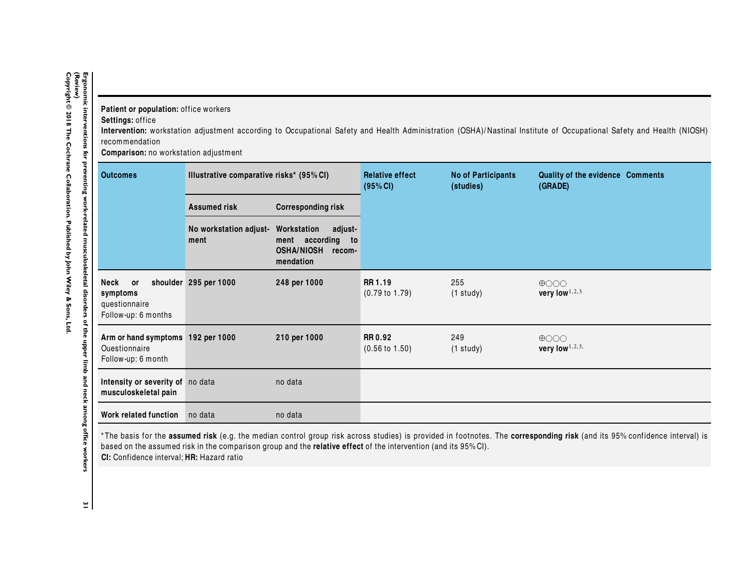**Patient or population:** office workers
**Settings:** office
**Intervention:** workstation adjustment according to Occupational Safety and Health Administration (OSHA)/Nastinal Institute of Occupational Safety and Health (NIOSH) recommendation
**Comparison:** no workstation adjustment

| Outcomes | Illustrative comparative risks* (95% CI) | | Relative effect (95% CI) | No of Participants (studies) | Quality of the evidence (GRADE) | Comments |
|---|---|---|---|---|---|---|
| | Assumed risk | Corresponding risk | | | | |
| | No workstation adjustment | Workstation adjustment according to OSHA/NIOSH recommendation | | | | |
| **Neck or shoulder symptoms** questionnaire Follow-up: 6 months | **295 per 1000** | **248 per 1000** | **RR 1.19** (0.79 to 1.79) | 255 (1 study) | ⊕○○○ **very low**[1,2,3] | |
| **Arm or hand symptoms** Ouestionnaire Follow-up: 6 month | **192 per 1000** | **210 per 1000** | **RR 0.92** (0.56 to 1.50) | 249 (1 study) | ⊕○○○ **very low**[1,2,3,] | |
| **Intensity or severity of musculoskeletal pain** | no data | no data | | | | |
| **Work related function** | no data | no data | | | | |

*The basis for the **assumed risk** (e.g. the median control group risk across studies) is provided in footnotes. The **corresponding risk** (and its 95% confidence interval) is based on the assumed risk in the comparison group and the **relative effect** of the intervention (and its 95% CI).
**CI:** Confidence interval; **HR:** Hazard ratio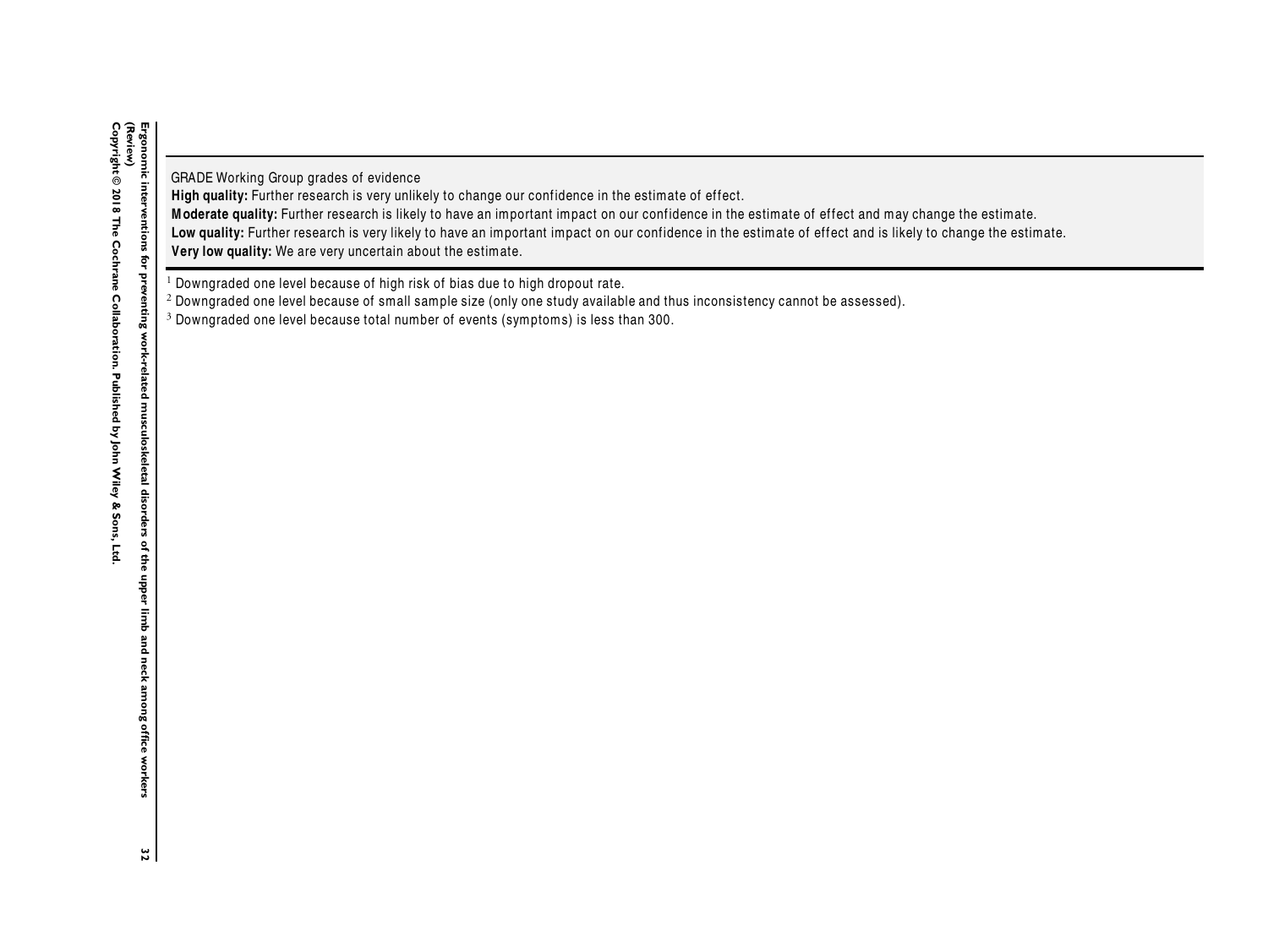GRADE Working Group grades of evidence
**High quality:** Further research is very unlikely to change our confidence in the estimate of effect.
**Moderate quality:** Further research is likely to have an important impact on our confidence in the estimate of effect and may change the estimate.
**Low quality:** Further research is very likely to have an important impact on our confidence in the estimate of effect and is likely to change the estimate.
**Very low quality:** We are very uncertain about the estimate.

[1] Downgraded one level because of high risk of bias due to high dropout rate.
[2] Downgraded one level because of small sample size (only one study available and thus inconsistency cannot be assessed).
[3] Downgraded one level because total number of events (symptoms) is less than 300.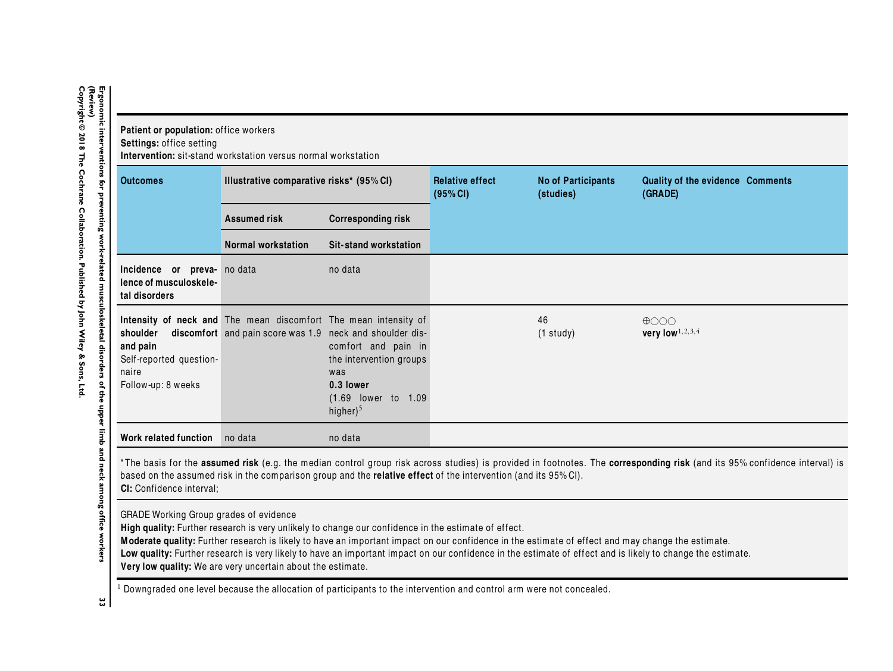**Patient or population:** office workers
**Settings:** office setting
**Intervention:** sit-stand workstation versus normal workstation

| Outcomes | Illustrative comparative risks* (95% CI) | | Relative effect (95% CI) | No of Participants (studies) | Quality of the evidence (GRADE) | Comments |
|---|---|---|---|---|---|---|
| | Assumed risk | Corresponding risk | | | | |
| | Normal workstation | Sit-stand workstation | | | | |
| **Incidence or prevalence of musculoskeletal disorders** | no data | no data | | | | |
| **Intensity of neck and shoulder discomfort and pain** Self-reported questionnaire Follow-up: 8 weeks | The mean discomfort and pain score was 1.9 | The mean intensity of neck and shoulder discomfort and pain in the intervention groups was **0.3 lower** (1.69 lower to 1.09 higher)[5] | | 46 (1 study) | ⊕○○○ **very low**[1,2,3,4] | |
| **Work related function** | no data | no data | | | | |

*The basis for the **assumed risk** (e.g. the median control group risk across studies) is provided in footnotes. The **corresponding risk** (and its 95% confidence interval) is based on the assumed risk in the comparison group and the **relative effect** of the intervention (and its 95% CI).
**CI:** Confidence interval;

GRADE Working Group grades of evidence
**High quality:** Further research is very unlikely to change our confidence in the estimate of effect.
**Moderate quality:** Further research is likely to have an important impact on our confidence in the estimate of effect and may change the estimate.
**Low quality:** Further research is very likely to have an important impact on our confidence in the estimate of effect and is likely to change the estimate.
**Very low quality:** We are very uncertain about the estimate.

[1] Downgraded one level because the allocation of participants to the intervention and control arm were not concealed.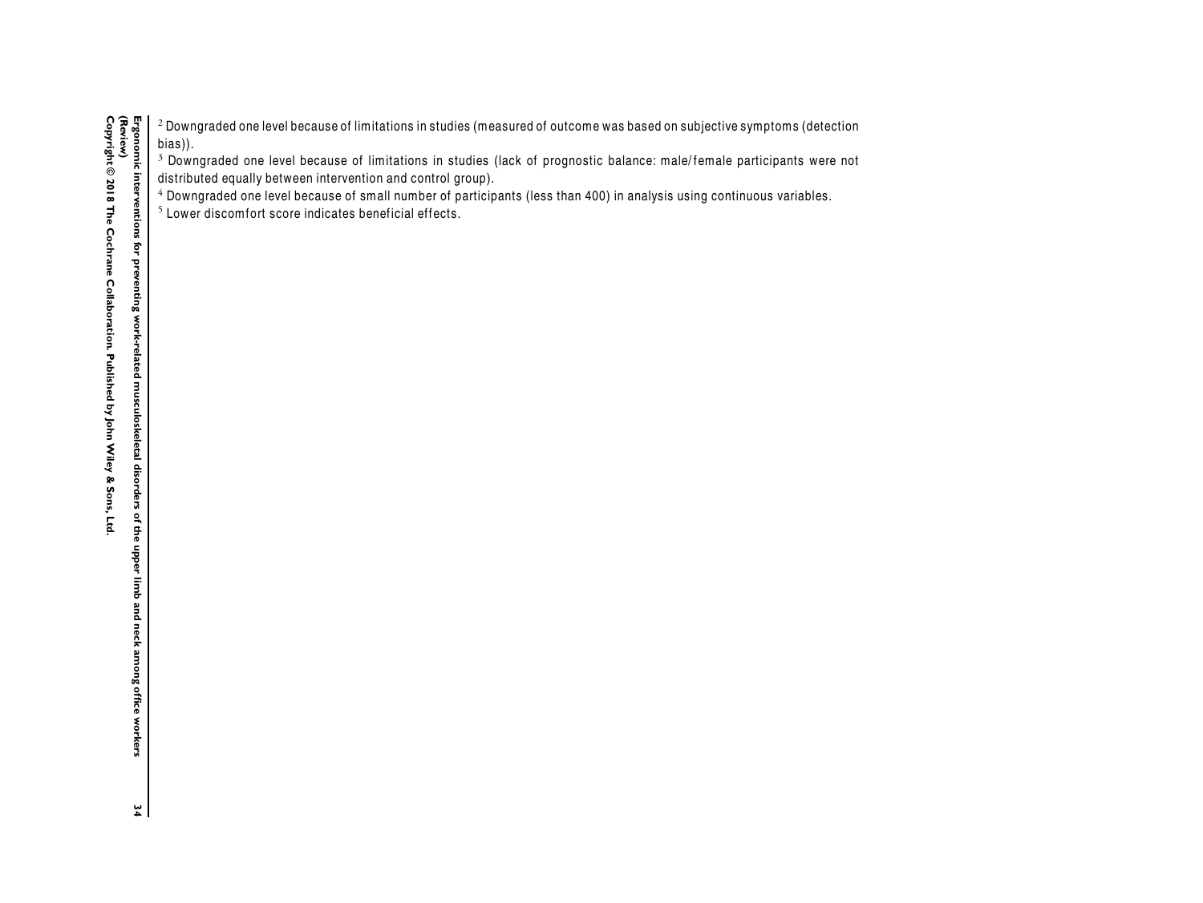[2] Downgraded one level because of limitations in studies (measured of outcome was based on subjective symptoms (detection bias)).

[3] Downgraded one level because of limitations in studies (lack of prognostic balance: male/female participants were not distributed equally between intervention and control group).

[4] Downgraded one level because of small number of participants (less than 400) in analysis using continuous variables.

[5] Lower discomfort score indicates beneficial effects.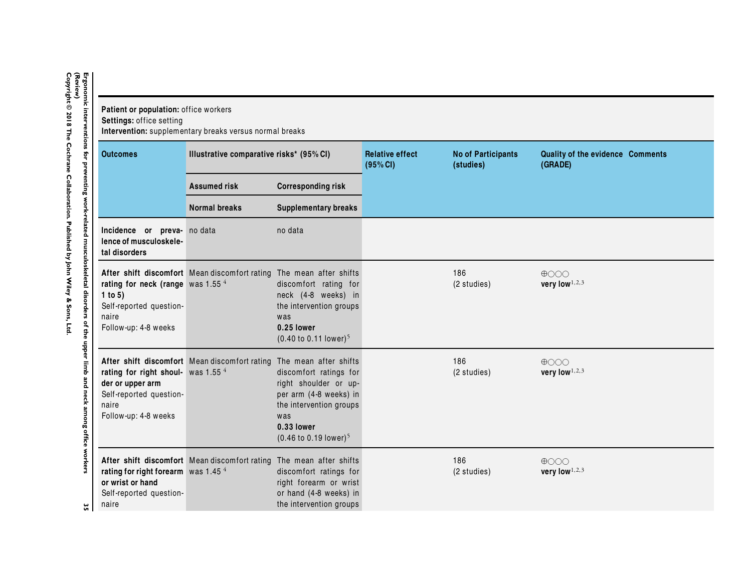**Patient or population:** office workers
**Settings:** office setting
**Intervention:** supplementary breaks versus normal breaks

| Outcomes | Illustrative comparative risks* (95% CI) | | Relative effect (95% CI) | No of Participants (studies) | Quality of the evidence (GRADE) | Comments |
|---|---|---|---|---|---|---|
| | Assumed risk | Corresponding risk | | | | |
| | Normal breaks | Supplementary breaks | | | | |
| **Incidence or prevalence of musculoskeletal disorders** | no data | no data | | | | |
| **After shift discomfort rating for neck (range 1 to 5)** Self-reported questionnaire Follow-up: 4-8 weeks | Mean discomfort rating was 1.55 [4] | The mean after shifts discomfort rating for neck (4-8 weeks) in the intervention groups was **0.25 lower** (0.40 to 0.11 lower)[5] | | 186 (2 studies) | ⊕○○○ **very low**[1,2,3] | |
| **After shift discomfort rating for right shoulder or upper arm** Self-reported questionnaire Follow-up: 4-8 weeks | Mean discomfort rating was 1.55 [4] | The mean after shifts discomfort ratings for right shoulder or upper arm (4-8 weeks) in the intervention groups was **0.33 lower** (0.46 to 0.19 lower)[5] | | 186 (2 studies) | ⊕○○○ **very low**[1,2,3] | |
| **After shift discomfort rating for right forearm or wrist or hand** Self-reported questionnaire | Mean discomfort rating was 1.45 [4] | The mean after shifts discomfort ratings for right forearm or wrist or hand (4-8 weeks) in the intervention groups | | 186 (2 studies) | ⊕○○○ **very low**[1,2,3] | |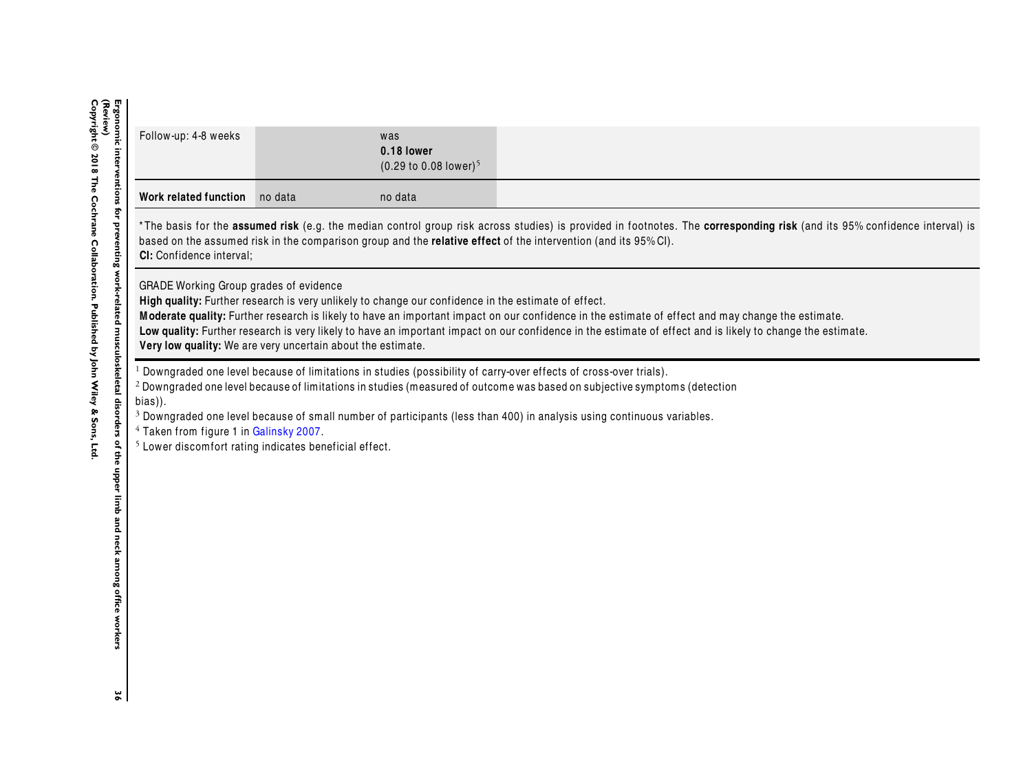| | | | |
|---|---|---|---|
| Follow-up: 4-8 weeks | | was **0.18 lower** (0.29 to 0.08 lower)[5] | |
| **Work related function** | no data | no data | |

*The basis for the **assumed risk** (e.g. the median control group risk across studies) is provided in footnotes. The **corresponding risk** (and its 95% confidence interval) is based on the assumed risk in the comparison group and the **relative effect** of the intervention (and its 95% CI).
**CI:** Confidence interval;

GRADE Working Group grades of evidence
**High quality:** Further research is very unlikely to change our confidence in the estimate of effect.
**Moderate quality:** Further research is likely to have an important impact on our confidence in the estimate of effect and may change the estimate.
**Low quality:** Further research is very likely to have an important impact on our confidence in the estimate of effect and is likely to change the estimate.
**Very low quality:** We are very uncertain about the estimate.

[1] Downgraded one level because of limitations in studies (possibility of carry-over effects of cross-over trials).
[2] Downgraded one level because of limitations in studies (measured of outcome was based on subjective symptoms (detection bias)).
[3] Downgraded one level because of small number of participants (less than 400) in analysis using continuous variables.
[4] Taken from figure 1 in Galinsky 2007.
[5] Lower discomfort rating indicates beneficial effect.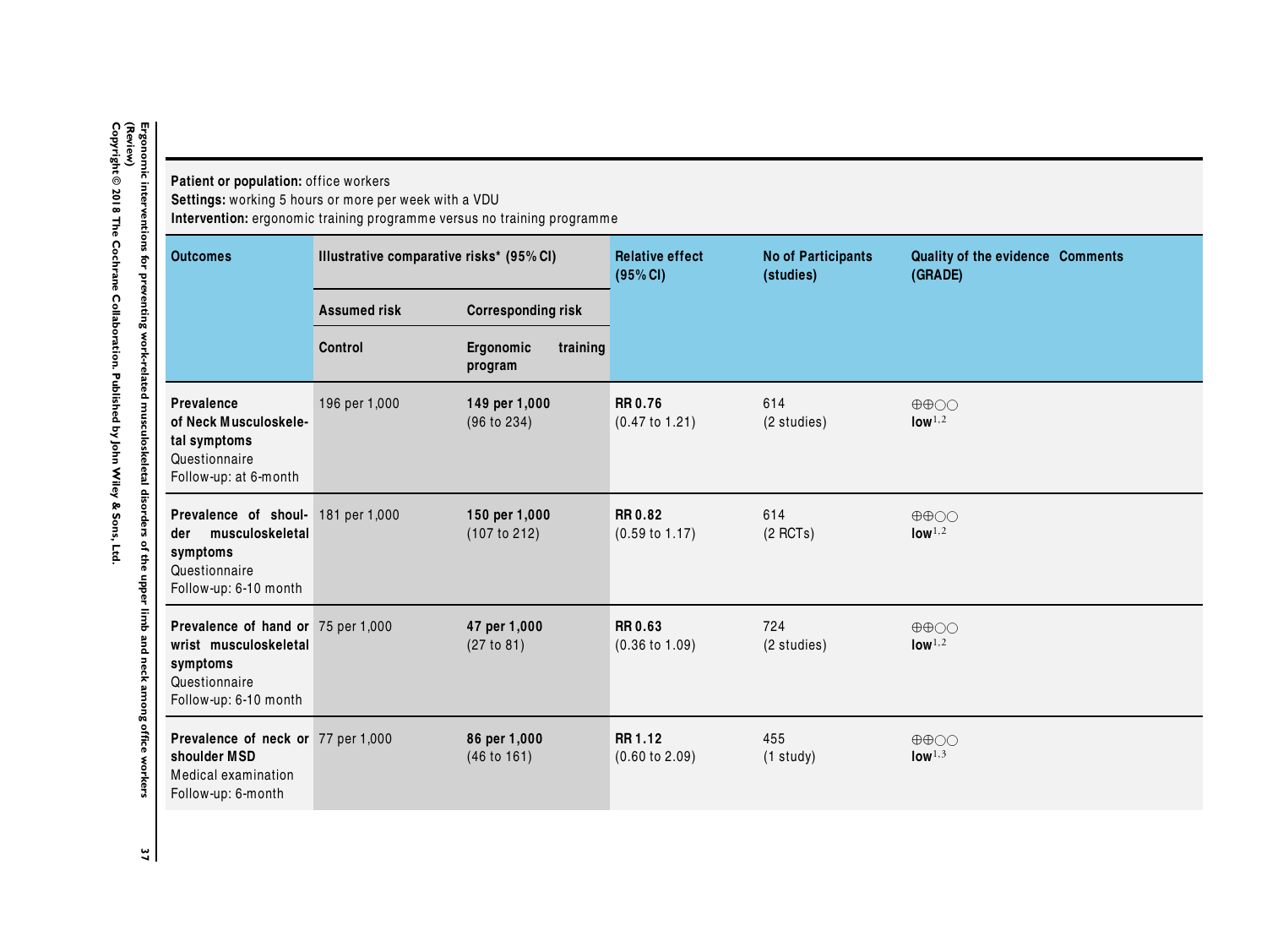**Patient or population:** office workers
**Settings:** working 5 hours or more per week with a VDU
**Intervention:** ergonomic training programme versus no training programme

| Outcomes | Illustrative comparative risks* (95% CI) | | Relative effect (95% CI) | No of Participants (studies) | Quality of the evidence (GRADE) | Comments |
|---|---|---|---|---|---|---|
| | Assumed risk | Corresponding risk | | | | |
| | Control | Ergonomic training program | | | | |
| **Prevalence of Neck Musculoskeletal symptoms** Questionnaire Follow-up: at 6-month | 196 per 1,000 | **149 per 1,000** (96 to 234) | **RR 0.76** (0.47 to 1.21) | 614 (2 studies) | ⊕⊕◯◯ **low**[1,2] | |
| **Prevalence of shoulder musculoskeletal symptoms** Questionnaire Follow-up: 6-10 month | 181 per 1,000 | **150 per 1,000** (107 to 212) | **RR 0.82** (0.59 to 1.17) | 614 (2 RCTs) | ⊕⊕◯◯ **low**[1,2] | |
| **Prevalence of hand or wrist musculoskeletal symptoms** Questionnaire Follow-up: 6-10 month | 75 per 1,000 | **47 per 1,000** (27 to 81) | **RR 0.63** (0.36 to 1.09) | 724 (2 studies) | ⊕⊕◯◯ **low**[1,2] | |
| **Prevalence of neck or shoulder MSD** Medical examination Follow-up: 6-month | 77 per 1,000 | **86 per 1,000** (46 to 161) | **RR 1.12** (0.60 to 2.09) | 455 (1 study) | ⊕⊕◯◯ **low**[1,3] | |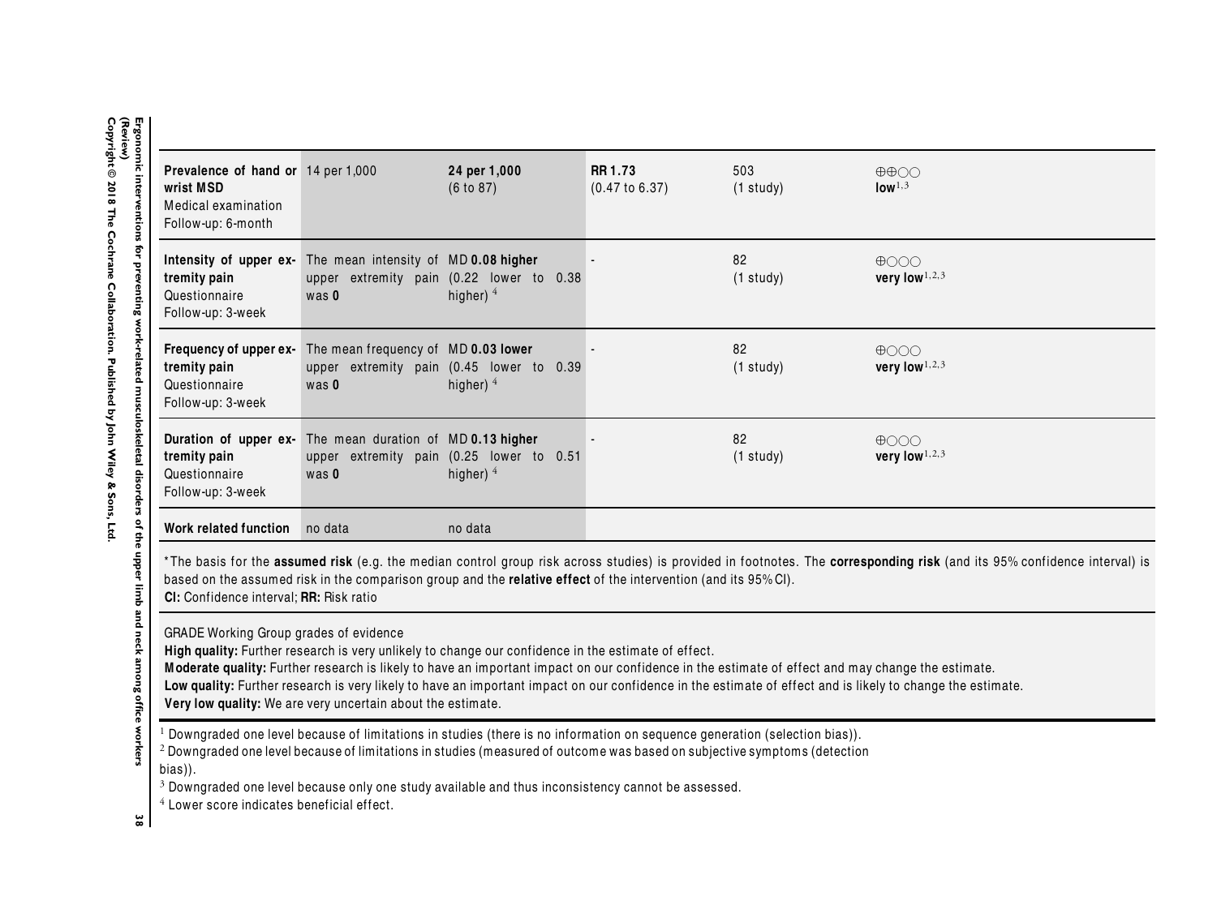| | | | | | |
|---|---|---|---|---|---|
| **Prevalence of hand or wrist MSD** Medical examination Follow-up: 6-month | 14 per 1,000 | **24 per 1,000** (6 to 87) | **RR 1.73** (0.47 to 6.37) | 503 (1 study) | ⊕⊕○○ **low**[1,3] |
| **Intensity of upper extremity pain** Questionnaire Follow-up: 3-week | The mean intensity of upper extremity pain was **0** | MD **0.08 higher** (0.22 lower to 0.38 higher)[4] | - | 82 (1 study) | ⊕○○○ **very low**[1,2,3] |
| **Frequency of upper extremity pain** Questionnaire Follow-up: 3-week | The mean frequency of upper extremity pain was **0** | MD **0.03 lower** (0.45 lower to 0.39 higher)[4] | - | 82 (1 study) | ⊕○○○ **very low**[1,2,3] |
| **Duration of upper extremity pain** Questionnaire Follow-up: 3-week | The mean duration of upper extremity pain was **0** | MD **0.13 higher** (0.25 lower to 0.51 higher)[4] | - | 82 (1 study) | ⊕○○○ **very low**[1,2,3] |
| **Work related function** | no data | no data | | | |

*The basis for the **assumed risk** (e.g. the median control group risk across studies) is provided in footnotes. The **corresponding risk** (and its 95% confidence interval) is based on the assumed risk in the comparison group and the **relative effect** of the intervention (and its 95% CI).
**CI:** Confidence interval; **RR:** Risk ratio

GRADE Working Group grades of evidence
**High quality:** Further research is very unlikely to change our confidence in the estimate of effect.
**Moderate quality:** Further research is likely to have an important impact on our confidence in the estimate of effect and may change the estimate.
**Low quality:** Further research is very likely to have an important impact on our confidence in the estimate of effect and is likely to change the estimate.
**Very low quality:** We are very uncertain about the estimate.

[1] Downgraded one level because of limitations in studies (there is no information on sequence generation (selection bias)).
[2] Downgraded one level because of limitations in studies (measured of outcome was based on subjective symptoms (detection bias)).
[3] Downgraded one level because only one study available and thus inconsistency cannot be assessed.
[4] Lower score indicates beneficial effect.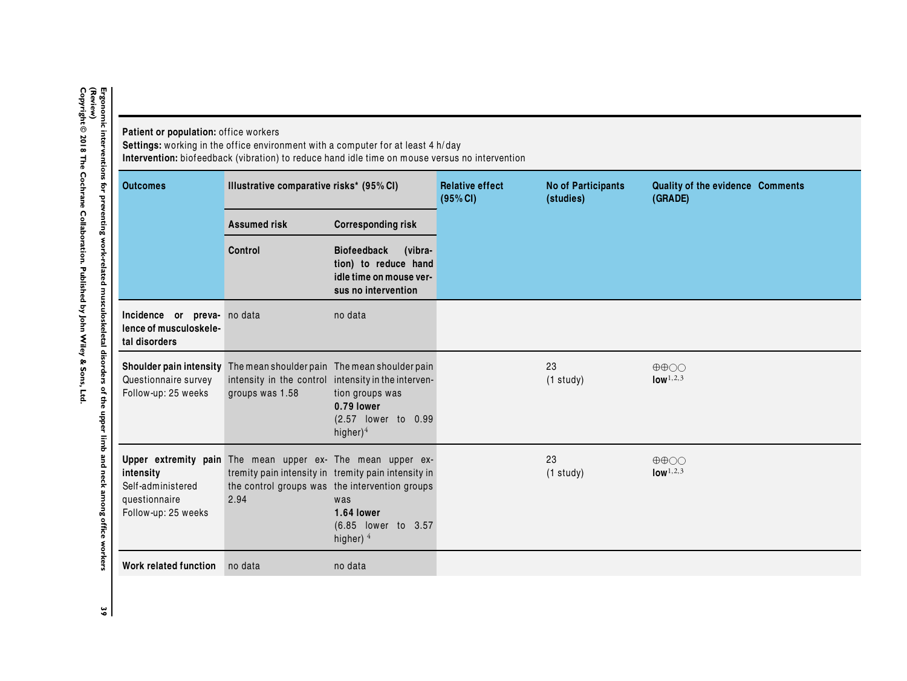**Patient or population:** office workers
**Settings:** working in the office environment with a computer for at least 4 h/day
**Intervention:** biofeedback (vibration) to reduce hand idle time on mouse versus no intervention

| Outcomes | Illustrative comparative risks* (95% CI) | | Relative effect (95% CI) | No of Participants (studies) | Quality of the evidence (GRADE) | Comments |
|---|---|---|---|---|---|---|
| | Assumed risk | Corresponding risk | | | | |
| | Control | Biofeedback (vibration) to reduce hand idle time on mouse versus no intervention | | | | |
| **Incidence or prevalence of musculoskeletal disorders** | no data | no data | | | | |
| **Shoulder pain intensity** Questionnaire survey Follow-up: 25 weeks | The mean shoulder pain intensity in the control groups was 1.58 | The mean shoulder pain intensity in the intervention groups was **0.79 lower** (2.57 lower to 0.99 higher)[4] | | 23 (1 study) | ⊕⊕○○ **low**[1,2,3] | |
| **Upper extremity pain intensity** Self-administered questionnaire Follow-up: 25 weeks | The mean upper extremity pain intensity in the control groups was 2.94 | The mean upper extremity pain intensity in the intervention groups was **1.64 lower** (6.85 lower to 3.57 higher)[4] | | 23 (1 study) | ⊕⊕○○ **low**[1,2,3] | |
| **Work related function** | no data | no data | | | | |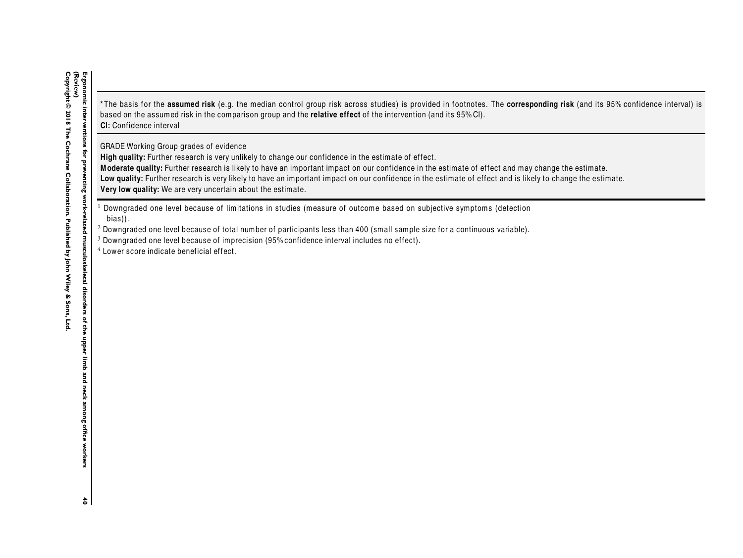*The basis for the **assumed risk** (e.g. the median control group risk across studies) is provided in footnotes. The **corresponding risk** (and its 95% confidence interval) is based on the assumed risk in the comparison group and the **relative effect** of the intervention (and its 95% CI).
**CI:** Confidence interval

GRADE Working Group grades of evidence
**High quality:** Further research is very unlikely to change our confidence in the estimate of effect.
**Moderate quality:** Further research is likely to have an important impact on our confidence in the estimate of effect and may change the estimate.
**Low quality:** Further research is very likely to have an important impact on our confidence in the estimate of effect and is likely to change the estimate.
**Very low quality:** We are very uncertain about the estimate.

[1] Downgraded one level because of limitations in studies (measure of outcome based on subjective symptoms (detection bias)).
[2] Downgraded one level because of total number of participants less than 400 (small sample size for a continuous variable).
[3] Downgraded one level because of imprecision (95% confidence interval includes no effect).
[4] Lower score indicate beneficial effect.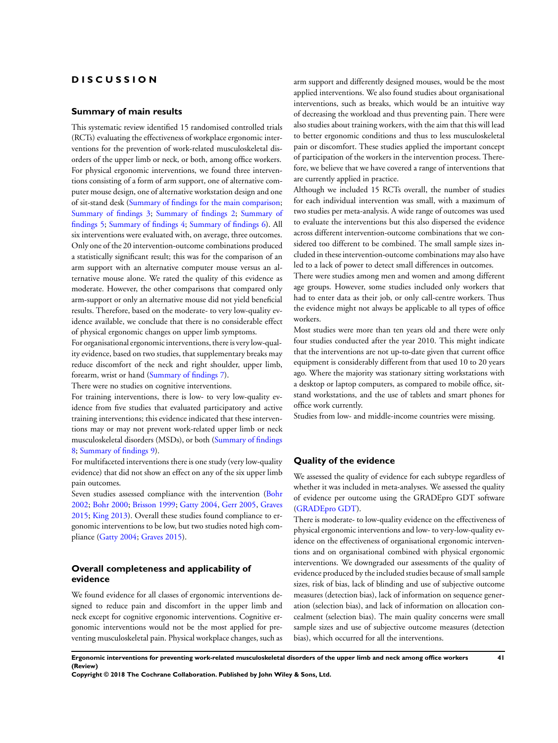# DISCUSSION

## Summary of main results

This systematic review identified 15 randomised controlled trials (RCTs) evaluating the effectiveness of workplace ergonomic interventions for the prevention of work-related musculoskeletal disorders of the upper limb or neck, or both, among office workers. For physical ergonomic interventions, we found three interventions consisting of a form of arm support, one of alternative computer mouse design, one of alternative workstation design and one of sit-stand desk (Summary of findings for the main comparison; Summary of findings 3; Summary of findings 2; Summary of findings 5; Summary of findings 4; Summary of findings 6). All six interventions were evaluated with, on average, three outcomes. Only one of the 20 intervention-outcome combinations produced a statistically significant result; this was for the comparison of an arm support with an alternative computer mouse versus an alternative mouse alone. We rated the quality of this evidence as moderate. However, the other comparisons that compared only arm-support or only an alternative mouse did not yield beneficial results. Therefore, based on the moderate- to very low-quality evidence available, we conclude that there is no considerable effect of physical ergonomic changes on upper limb symptoms.

For organisational ergonomic interventions, there is very low-quality evidence, based on two studies, that supplementary breaks may reduce discomfort of the neck and right shoulder, upper limb, forearm, wrist or hand (Summary of findings 7).

There were no studies on cognitive interventions.

For training interventions, there is low- to very low-quality evidence from five studies that evaluated participatory and active training interventions; this evidence indicated that these interventions may or may not prevent work-related upper limb or neck musculoskeletal disorders (MSDs), or both (Summary of findings 8; Summary of findings 9).

For multifaceted interventions there is one study (very low-quality evidence) that did not show an effect on any of the six upper limb pain outcomes.

Seven studies assessed compliance with the intervention (Bohr 2002; Bohr 2000; Brisson 1999; Gatty 2004, Gerr 2005, Graves 2015; King 2013). Overall these studies found compliance to ergonomic interventions to be low, but two studies noted high compliance (Gatty 2004; Graves 2015).

## Overall completeness and applicability of evidence

We found evidence for all classes of ergonomic interventions designed to reduce pain and discomfort in the upper limb and neck except for cognitive ergonomic interventions. Cognitive ergonomic interventions would not be the most applied for preventing musculoskeletal pain. Physical workplace changes, such as arm support and differently designed mouses, would be the most applied interventions. We also found studies about organisational interventions, such as breaks, which would be an intuitive way of decreasing the workload and thus preventing pain. There were also studies about training workers, with the aim that this will lead to better ergonomic conditions and thus to less musculoskeletal pain or discomfort. These studies applied the important concept of participation of the workers in the intervention process. Therefore, we believe that we have covered a range of interventions that are currently applied in practice.

Although we included 15 RCTs overall, the number of studies for each individual intervention was small, with a maximum of two studies per meta-analysis. A wide range of outcomes was used to evaluate the interventions but this also dispersed the evidence across different intervention-outcome combinations that we considered too different to be combined. The small sample sizes included in these intervention-outcome combinations may also have led to a lack of power to detect small differences in outcomes.

There were studies among men and women and among different age groups. However, some studies included only workers that had to enter data as their job, or only call-centre workers. Thus the evidence might not always be applicable to all types of office workers.

Most studies were more than ten years old and there were only four studies conducted after the year 2010. This might indicate that the interventions are not up-to-date given that current office equipment is considerably different from that used 10 to 20 years ago. Where the majority was stationary sitting workstations with a desktop or laptop computers, as compared to mobile office, sit-stand workstations, and the use of tablets and smart phones for office work currently.

Studies from low- and middle-income countries were missing.

## Quality of the evidence

We assessed the quality of evidence for each subtype regardless of whether it was included in meta-analyses. We assessed the quality of evidence per outcome using the GRADEpro GDT software (GRADEpro GDT).

There is moderate- to low-quality evidence on the effectiveness of physical ergonomic interventions and low- to very-low-quality evidence on the effectiveness of organisational ergonomic interventions and on organisational combined with physical ergonomic interventions. We downgraded our assessments of the quality of evidence produced by the included studies because of small sample sizes, risk of bias, lack of blinding and use of subjective outcome measures (detection bias), lack of information on sequence generation (selection bias), and lack of information on allocation concealment (selection bias). The main quality concerns were small sample sizes and use of subjective outcome measures (detection bias), which occurred for all the interventions.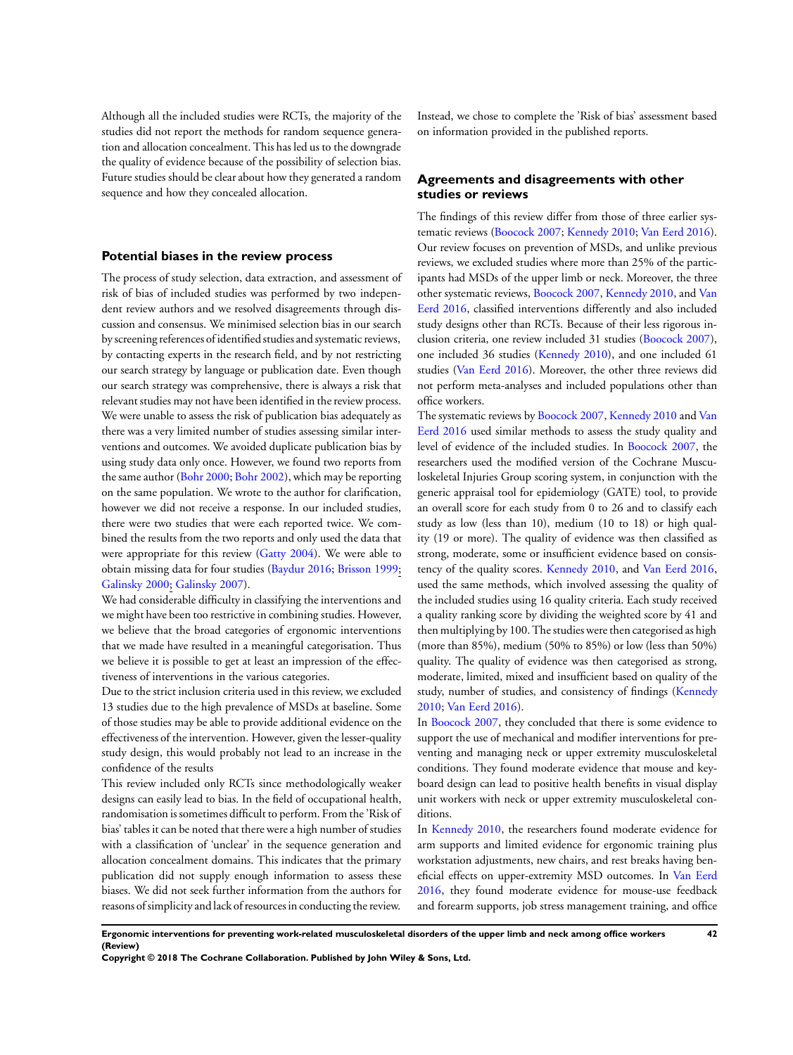Although all the included studies were RCTs, the majority of the studies did not report the methods for random sequence generation and allocation concealment. This has led us to the downgrade the quality of evidence because of the possibility of selection bias. Future studies should be clear about how they generated a random sequence and how they concealed allocation.

### Potential biases in the review process

The process of study selection, data extraction, and assessment of risk of bias of included studies was performed by two independent review authors and we resolved disagreements through discussion and consensus. We minimised selection bias in our search by screening references of identified studies and systematic reviews, by contacting experts in the research field, and by not restricting our search strategy by language or publication date. Even though our search strategy was comprehensive, there is always a risk that relevant studies may not have been identified in the review process. We were unable to assess the risk of publication bias adequately as there was a very limited number of studies assessing similar interventions and outcomes. We avoided duplicate publication bias by using study data only once. However, we found two reports from the same author (Bohr 2000; Bohr 2002), which may be reporting on the same population. We wrote to the author for clarification, however we did not receive a response. In our included studies, there were two studies that were each reported twice. We combined the results from the two reports and only used the data that were appropriate for this review (Gatty 2004). We were able to obtain missing data for four studies (Baydur 2016; Brisson 1999; Galinsky 2000; Galinsky 2007).

We had considerable difficulty in classifying the interventions and we might have been too restrictive in combining studies. However, we believe that the broad categories of ergonomic interventions that we made have resulted in a meaningful categorisation. Thus we believe it is possible to get at least an impression of the effectiveness of interventions in the various categories.

Due to the strict inclusion criteria used in this review, we excluded 13 studies due to the high prevalence of MSDs at baseline. Some of those studies may be able to provide additional evidence on the effectiveness of the intervention. However, given the lesser-quality study design, this would probably not lead to an increase in the confidence of the results

This review included only RCTs since methodologically weaker designs can easily lead to bias. In the field of occupational health, randomisation is sometimes difficult to perform. From the 'Risk of bias' tables it can be noted that there were a high number of studies with a classification of 'unclear' in the sequence generation and allocation concealment domains. This indicates that the primary publication did not supply enough information to assess these biases. We did not seek further information from the authors for reasons of simplicity and lack of resources in conducting the review. Instead, we chose to complete the 'Risk of bias' assessment based on information provided in the published reports.

### Agreements and disagreements with other studies or reviews

The findings of this review differ from those of three earlier systematic reviews (Boocock 2007; Kennedy 2010; Van Eerd 2016). Our review focuses on prevention of MSDs, and unlike previous reviews, we excluded studies where more than 25% of the participants had MSDs of the upper limb or neck. Moreover, the three other systematic reviews, Boocock 2007, Kennedy 2010, and Van Eerd 2016, classified interventions differently and also included study designs other than RCTs. Because of their less rigorous inclusion criteria, one review included 31 studies (Boocock 2007), one included 36 studies (Kennedy 2010), and one included 61 studies (Van Eerd 2016). Moreover, the other three reviews did not perform meta-analyses and included populations other than office workers.

The systematic reviews by Boocock 2007, Kennedy 2010 and Van Eerd 2016 used similar methods to assess the study quality and level of evidence of the included studies. In Boocock 2007, the researchers used the modified version of the Cochrane Musculoskeletal Injuries Group scoring system, in conjunction with the generic appraisal tool for epidemiology (GATE) tool, to provide an overall score for each study from 0 to 26 and to classify each study as low (less than 10), medium (10 to 18) or high quality (19 or more). The quality of evidence was then classified as strong, moderate, some or insufficient evidence based on consistency of the quality scores. Kennedy 2010, and Van Eerd 2016, used the same methods, which involved assessing the quality of the included studies using 16 quality criteria. Each study received a quality ranking score by dividing the weighted score by 41 and then multiplying by 100. The studies were then categorised as high (more than 85%), medium (50% to 85%) or low (less than 50%) quality. The quality of evidence was then categorised as strong, moderate, limited, mixed and insufficient based on quality of the study, number of studies, and consistency of findings (Kennedy 2010; Van Eerd 2016).

In Boocock 2007, they concluded that there is some evidence to support the use of mechanical and modifier interventions for preventing and managing neck or upper extremity musculoskeletal conditions. They found moderate evidence that mouse and keyboard design can lead to positive health benefits in visual display unit workers with neck or upper extremity musculoskeletal conditions.

In Kennedy 2010, the researchers found moderate evidence for arm supports and limited evidence for ergonomic training plus workstation adjustments, new chairs, and rest breaks having beneficial effects on upper-extremity MSD outcomes. In Van Eerd 2016, they found moderate evidence for mouse-use feedback and forearm supports, job stress management training, and office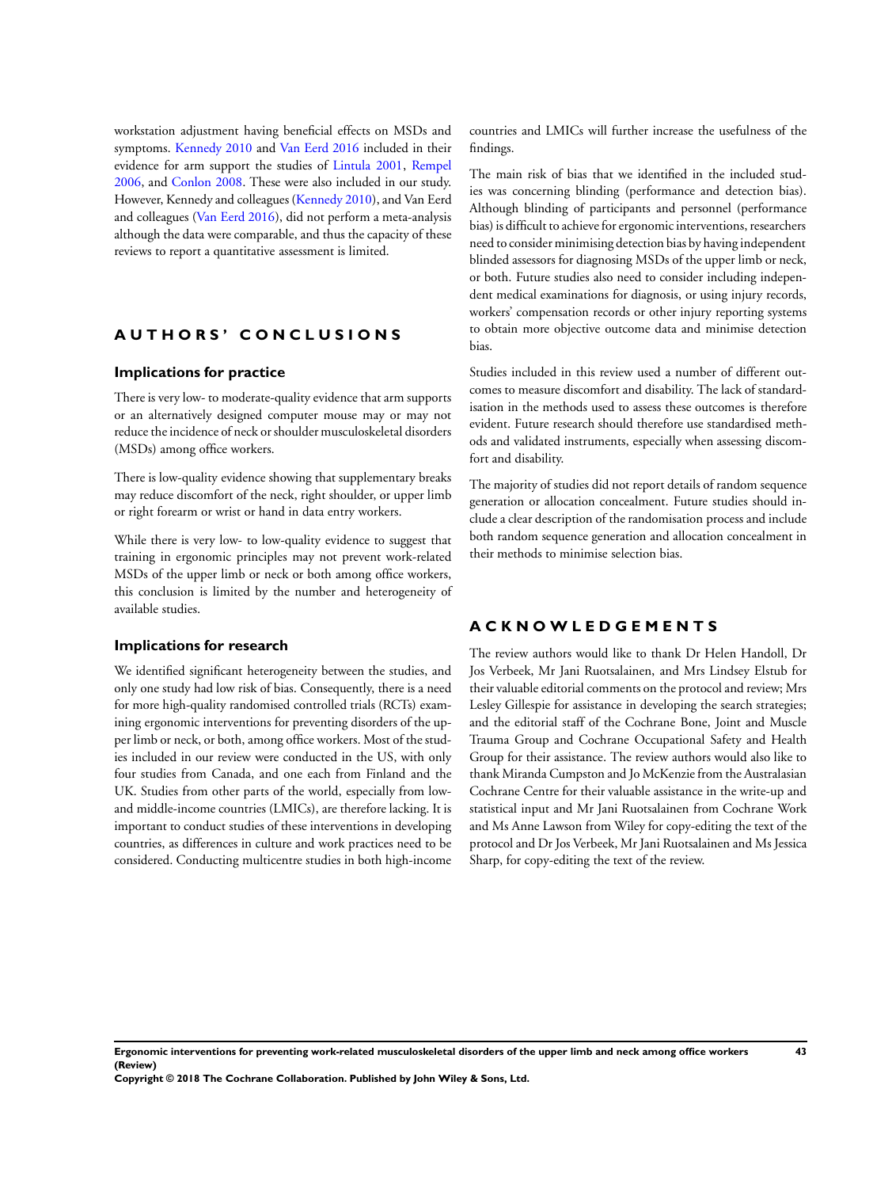workstation adjustment having beneficial effects on MSDs and symptoms. Kennedy 2010 and Van Eerd 2016 included in their evidence for arm support the studies of Lintula 2001, Rempel 2006, and Conlon 2008. These were also included in our study. However, Kennedy and colleagues (Kennedy 2010), and Van Eerd and colleagues (Van Eerd 2016), did not perform a meta-analysis although the data were comparable, and thus the capacity of these reviews to report a quantitative assessment is limited.

# AUTHORS' CONCLUSIONS

## Implications for practice

There is very low- to moderate-quality evidence that arm supports or an alternatively designed computer mouse may or may not reduce the incidence of neck or shoulder musculoskeletal disorders (MSDs) among office workers.

There is low-quality evidence showing that supplementary breaks may reduce discomfort of the neck, right shoulder, or upper limb or right forearm or wrist or hand in data entry workers.

While there is very low- to low-quality evidence to suggest that training in ergonomic principles may not prevent work-related MSDs of the upper limb or neck or both among office workers, this conclusion is limited by the number and heterogeneity of available studies.

## Implications for research

We identified significant heterogeneity between the studies, and only one study had low risk of bias. Consequently, there is a need for more high-quality randomised controlled trials (RCTs) examining ergonomic interventions for preventing disorders of the upper limb or neck, or both, among office workers. Most of the studies included in our review were conducted in the US, with only four studies from Canada, and one each from Finland and the UK. Studies from other parts of the world, especially from low- and middle-income countries (LMICs), are therefore lacking. It is important to conduct studies of these interventions in developing countries, as differences in culture and work practices need to be considered. Conducting multicentre studies in both high-income countries and LMICs will further increase the usefulness of the findings.

The main risk of bias that we identified in the included studies was concerning blinding (performance and detection bias). Although blinding of participants and personnel (performance bias) is difficult to achieve for ergonomic interventions, researchers need to consider minimising detection bias by having independent blinded assessors for diagnosing MSDs of the upper limb or neck, or both. Future studies also need to consider including independent medical examinations for diagnosis, or using injury records, workers' compensation records or other injury reporting systems to obtain more objective outcome data and minimise detection bias.

Studies included in this review used a number of different outcomes to measure discomfort and disability. The lack of standardisation in the methods used to assess these outcomes is therefore evident. Future research should therefore use standardised methods and validated instruments, especially when assessing discomfort and disability.

The majority of studies did not report details of random sequence generation or allocation concealment. Future studies should include a clear description of the randomisation process and include both random sequence generation and allocation concealment in their methods to minimise selection bias.

# ACKNOWLEDGEMENTS

The review authors would like to thank Dr Helen Handoll, Dr Jos Verbeek, Mr Jani Ruotsalainen, and Mrs Lindsey Elstub for their valuable editorial comments on the protocol and review; Mrs Lesley Gillespie for assistance in developing the search strategies; and the editorial staff of the Cochrane Bone, Joint and Muscle Trauma Group and Cochrane Occupational Safety and Health Group for their assistance. The review authors would also like to thank Miranda Cumpston and Jo McKenzie from the Australasian Cochrane Centre for their valuable assistance in the write-up and statistical input and Mr Jani Ruotsalainen from Cochrane Work and Ms Anne Lawson from Wiley for copy-editing the text of the protocol and Dr Jos Verbeek, Mr Jani Ruotsalainen and Ms Jessica Sharp, for copy-editing the text of the review.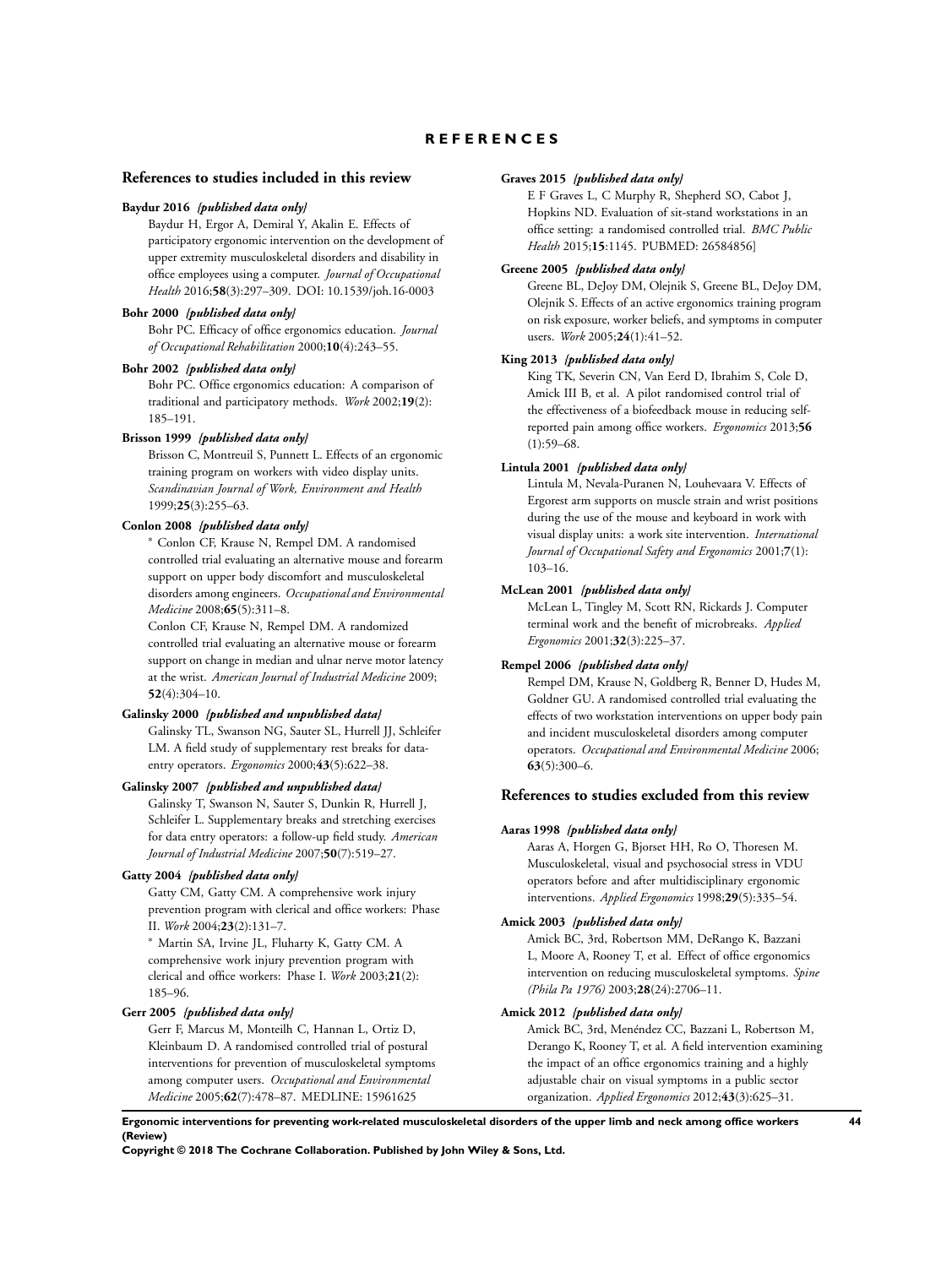# REFERENCES

## References to studies included in this review

**Baydur 2016** *{published data only}*

Baydur H, Ergor A, Demiral Y, Akalin E. Effects of participatory ergonomic intervention on the development of upper extremity musculoskeletal disorders and disability in office employees using a computer. *Journal of Occupational Health* 2016;**58**(3):297–309. DOI: 10.1539/joh.16-0003

**Bohr 2000** *{published data only}*

Bohr PC. Efficacy of office ergonomics education. *Journal of Occupational Rehabilitation* 2000;**10**(4):243–55.

**Bohr 2002** *{published data only}*

Bohr PC. Office ergonomics education: A comparison of traditional and participatory methods. *Work* 2002;**19**(2): 185–191.

**Brisson 1999** *{published data only}*

Brisson C, Montreuil S, Punnett L. Effects of an ergonomic training program on workers with video display units. *Scandinavian Journal of Work, Environment and Health* 1999;**25**(3):255–63.

**Conlon 2008** *{published data only}*

* Conlon CF, Krause N, Rempel DM. A randomised controlled trial evaluating an alternative mouse and forearm support on upper body discomfort and musculoskeletal disorders among engineers. *Occupational and Environmental Medicine* 2008;**65**(5):311–8.

Conlon CF, Krause N, Rempel DM. A randomized controlled trial evaluating an alternative mouse or forearm support on change in median and ulnar nerve motor latency at the wrist. *American Journal of Industrial Medicine* 2009; **52**(4):304–10.

**Galinsky 2000** *{published and unpublished data}*

Galinsky TL, Swanson NG, Sauter SL, Hurrell JJ, Schleifer LM. A field study of supplementary rest breaks for data-entry operators. *Ergonomics* 2000;**43**(5):622–38.

**Galinsky 2007** *{published and unpublished data}*

Galinsky T, Swanson N, Sauter S, Dunkin R, Hurrell J, Schleifer L. Supplementary breaks and stretching exercises for data entry operators: a follow-up field study. *American Journal of Industrial Medicine* 2007;**50**(7):519–27.

**Gatty 2004** *{published data only}*

Gatty CM, Gatty CM. A comprehensive work injury prevention program with clerical and office workers: Phase II. *Work* 2004;**23**(2):131–7.

* Martin SA, Irvine JL, Fluharty K, Gatty CM. A comprehensive work injury prevention program with clerical and office workers: Phase I. *Work* 2003;**21**(2): 185–96.

**Gerr 2005** *{published data only}*

Gerr F, Marcus M, Monteilh C, Hannan L, Ortiz D, Kleinbaum D. A randomised controlled trial of postural interventions for prevention of musculoskeletal symptoms among computer users. *Occupational and Environmental Medicine* 2005;**62**(7):478–87. MEDLINE: 15961625

**Graves 2015** *{published data only}*

E F Graves L, C Murphy R, Shepherd SO, Cabot J, Hopkins ND. Evaluation of sit-stand workstations in an office setting: a randomised controlled trial. *BMC Public Health* 2015;**15**:1145. PUBMED: 26584856]

**Greene 2005** *{published data only}*

Greene BL, DeJoy DM, Olejnik S, Greene BL, DeJoy DM, Olejnik S. Effects of an active ergonomics training program on risk exposure, worker beliefs, and symptoms in computer users. *Work* 2005;**24**(1):41–52.

**King 2013** *{published data only}*

King TK, Severin CN, Van Eerd D, Ibrahim S, Cole D, Amick III B, et al. A pilot randomised control trial of the effectiveness of a biofeedback mouse in reducing self-reported pain among office workers. *Ergonomics* 2013;**56** (1):59–68.

**Lintula 2001** *{published data only}*

Lintula M, Nevala-Puranen N, Louhevaara V. Effects of Ergorest arm supports on muscle strain and wrist positions during the use of the mouse and keyboard in work with visual display units: a work site intervention. *International Journal of Occupational Safety and Ergonomics* 2001;**7**(1): 103–16.

**McLean 2001** *{published data only}*

McLean L, Tingley M, Scott RN, Rickards J. Computer terminal work and the benefit of microbreaks. *Applied Ergonomics* 2001;**32**(3):225–37.

**Rempel 2006** *{published data only}*

Rempel DM, Krause N, Goldberg R, Benner D, Hudes M, Goldner GU. A randomised controlled trial evaluating the effects of two workstation interventions on upper body pain and incident musculoskeletal disorders among computer operators. *Occupational and Environmental Medicine* 2006; **63**(5):300–6.

## References to studies excluded from this review

**Aaras 1998** *{published data only}*

Aaras A, Horgen G, Bjorset HH, Ro O, Thoresen M. Musculoskeletal, visual and psychosocial stress in VDU operators before and after multidisciplinary ergonomic interventions. *Applied Ergonomics* 1998;**29**(5):335–54.

**Amick 2003** *{published data only}*

Amick BC, 3rd, Robertson MM, DeRango K, Bazzani L, Moore A, Rooney T, et al. Effect of office ergonomics intervention on reducing musculoskeletal symptoms. *Spine (Phila Pa 1976)* 2003;**28**(24):2706–11.

**Amick 2012** *{published data only}*

Amick BC, 3rd, Menéndez CC, Bazzani L, Robertson M, Derango K, Rooney T, et al. A field intervention examining the impact of an office ergonomics training and a highly adjustable chair on visual symptoms in a public sector organization. *Applied Ergonomics* 2012;**43**(3):625–31.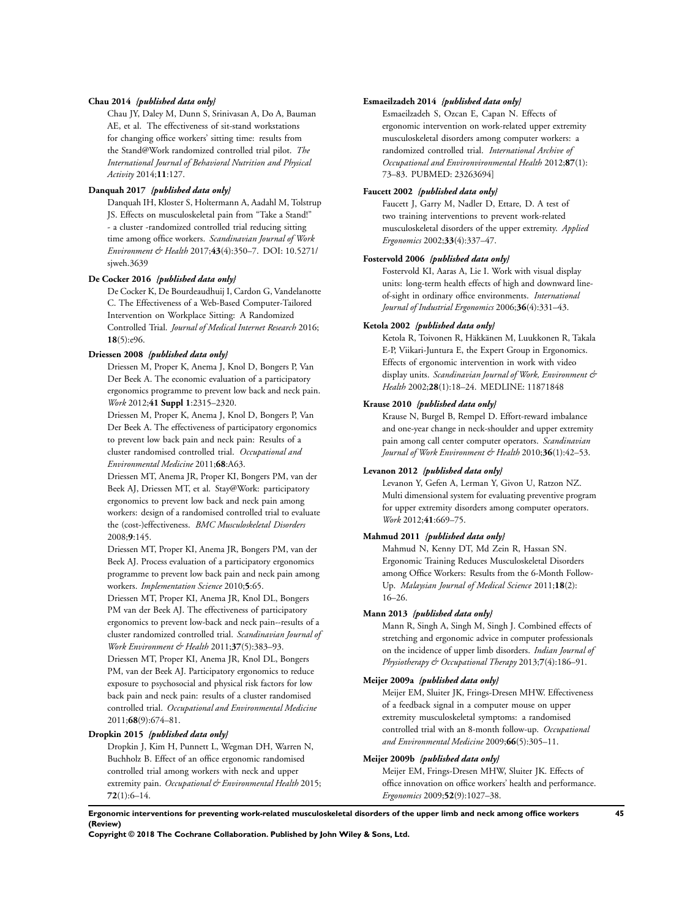**Chau 2014** *{published data only}*

Chau JY, Daley M, Dunn S, Srinivasan A, Do A, Bauman AE, et al. The effectiveness of sit-stand workstations for changing office workers' sitting time: results from the Stand@Work randomized controlled trial pilot. *The International Journal of Behavioral Nutrition and Physical Activity* 2014;**11**:127.

**Danquah 2017** *{published data only}*

Danquah IH, Kloster S, Holtermann A, Aadahl M, Tolstrup JS. Effects on musculoskeletal pain from "Take a Stand!" - a cluster -randomized controlled trial reducing sitting time among office workers. *Scandinavian Journal of Work Environment & Health* 2017;**43**(4):350–7. DOI: 10.5271/sjweh.3639

**De Cocker 2016** *{published data only}*

De Cocker K, De Bourdeaudhuij I, Cardon G, Vandelanotte C. The Effectiveness of a Web-Based Computer-Tailored Intervention on Workplace Sitting: A Randomized Controlled Trial. *Journal of Medical Internet Research* 2016; **18**(5):e96.

**Driessen 2008** *{published data only}*

Driessen M, Proper K, Anema J, Knol D, Bongers P, Van Der Beek A. The economic evaluation of a participatory ergonomics programme to prevent low back and neck pain. *Work* 2012;**41 Suppl 1**:2315–2320.

Driessen M, Proper K, Anema J, Knol D, Bongers P, Van Der Beek A. The effectiveness of participatory ergonomics to prevent low back pain and neck pain: Results of a cluster randomised controlled trial. *Occupational and Environmental Medicine* 2011;**68**:A63.

Driessen MT, Anema JR, Proper KI, Bongers PM, van der Beek AJ, Driessen MT, et al. Stay@Work: participatory ergonomics to prevent low back and neck pain among workers: design of a randomised controlled trial to evaluate the (cost-)effectiveness. *BMC Musculoskeletal Disorders* 2008;**9**:145.

Driessen MT, Proper KI, Anema JR, Bongers PM, van der Beek AJ. Process evaluation of a participatory ergonomics programme to prevent low back pain and neck pain among workers. *Implementation Science* 2010;**5**:65.

Driessen MT, Proper KI, Anema JR, Knol DL, Bongers PM van der Beek AJ. The effectiveness of participatory ergonomics to prevent low-back and neck pain--results of a cluster randomized controlled trial. *Scandinavian Journal of Work Environment & Health* 2011;**37**(5):383–93.

Driessen MT, Proper KI, Anema JR, Knol DL, Bongers PM, van der Beek AJ. Participatory ergonomics to reduce exposure to psychosocial and physical risk factors for low back pain and neck pain: results of a cluster randomised controlled trial. *Occupational and Environmental Medicine* 2011;**68**(9):674–81.

**Dropkin 2015** *{published data only}*

Dropkin J, Kim H, Punnett L, Wegman DH, Warren N, Buchholz B. Effect of an office ergonomic randomised controlled trial among workers with neck and upper extremity pain. *Occupational & Environmental Health* 2015; **72**(1):6–14.

**Esmaeilzadeh 2014** *{published data only}*

Esmaeilzadeh S, Ozcan E, Capan N. Effects of ergonomic intervention on work-related upper extremity musculoskeletal disorders among computer workers: a randomized controlled trial. *International Archive of Occupational and Environvironmental Health* 2012;**87**(1): 73–83. PUBMED: 23263694]

**Faucett 2002** *{published data only}*

Faucett J, Garry M, Nadler D, Ettare, D. A test of two training interventions to prevent work-related musculoskeletal disorders of the upper extremity. *Applied Ergonomics* 2002;**33**(4):337–47.

**Fostervold 2006** *{published data only}*

Fostervold KI, Aaras A, Lie I. Work with visual display units: long-term health effects of high and downward line-of-sight in ordinary office environments. *International Journal of Industrial Ergonomics* 2006;**36**(4):331–43.

**Ketola 2002** *{published data only}*

Ketola R, Toivonen R, Häkkänen M, Luukkonen R, Takala E-P, Viikari-Juntura E, the Expert Group in Ergonomics. Effects of ergonomic intervention in work with video display units. *Scandinavian Journal of Work, Environment & Health* 2002;**28**(1):18–24. MEDLINE: 11871848

**Krause 2010** *{published data only}*

Krause N, Burgel B, Rempel D. Effort-reward imbalance and one-year change in neck-shoulder and upper extremity pain among call center computer operators. *Scandinavian Journal of Work Environment & Health* 2010;**36**(1):42–53.

**Levanon 2012** *{published data only}*

Levanon Y, Gefen A, Lerman Y, Givon U, Ratzon NZ. Multi dimensional system for evaluating preventive program for upper extremity disorders among computer operators. *Work* 2012;**41**:669–75.

**Mahmud 2011** *{published data only}*

Mahmud N, Kenny DT, Md Zein R, Hassan SN. Ergonomic Training Reduces Musculoskeletal Disorders among Office Workers: Results from the 6-Month Follow-Up. *Malaysian Journal of Medical Science* 2011;**18**(2): 16–26.

**Mann 2013** *{published data only}*

Mann R, Singh A, Singh M, Singh J. Combined effects of stretching and ergonomic advice in computer professionals on the incidence of upper limb disorders. *Indian Journal of Physiotherapy & Occupational Therapy* 2013;**7**(4):186–91.

**Meijer 2009a** *{published data only}*

Meijer EM, Sluiter JK, Frings-Dresen MHW. Effectiveness of a feedback signal in a computer mouse on upper extremity musculoskeletal symptoms: a randomised controlled trial with an 8-month follow-up. *Occupational and Environmental Medicine* 2009;**66**(5):305–11.

**Meijer 2009b** *{published data only}*

Meijer EM, Frings-Dresen MHW, Sluiter JK. Effects of office innovation on office workers' health and performance. *Ergonomics* 2009;**52**(9):1027–38.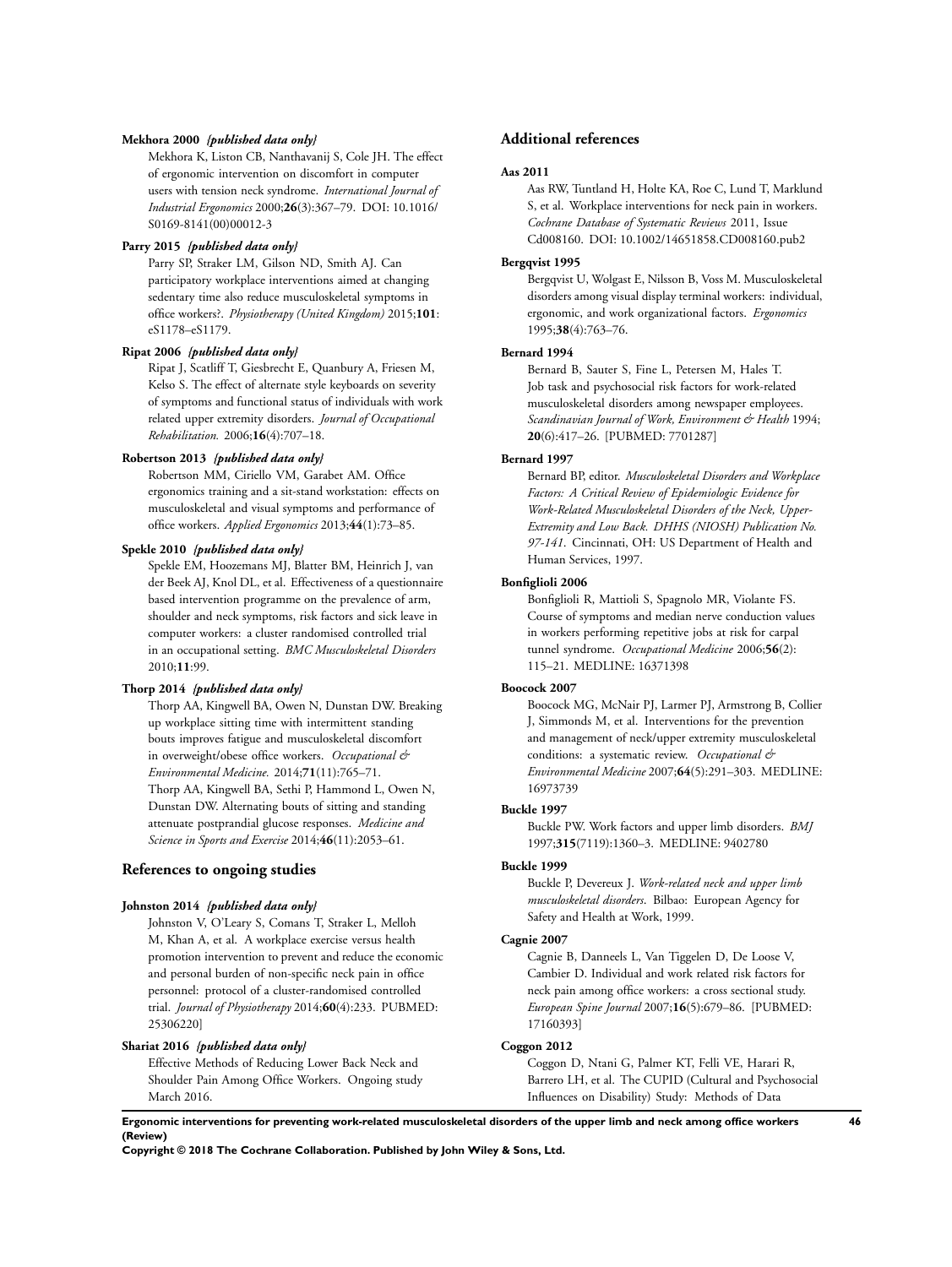**Mekhora 2000** *{published data only}*

Mekhora K, Liston CB, Nanthavanij S, Cole JH. The effect of ergonomic intervention on discomfort in computer users with tension neck syndrome. *International Journal of Industrial Ergonomics* 2000;**26**(3):367–79. DOI: 10.1016/S0169-8141(00)00012-3

**Parry 2015** *{published data only}*

Parry SP, Straker LM, Gilson ND, Smith AJ. Can participatory workplace interventions aimed at changing sedentary time also reduce musculoskeletal symptoms in office workers?. *Physiotherapy (United Kingdom)* 2015;**101**: eS1178–eS1179.

**Ripat 2006** *{published data only}*

Ripat J, Scatliff T, Giesbrecht E, Quanbury A, Friesen M, Kelso S. The effect of alternate style keyboards on severity of symptoms and functional status of individuals with work related upper extremity disorders. *Journal of Occupational Rehabilitation.* 2006;**16**(4):707–18.

**Robertson 2013** *{published data only}*

Robertson MM, Ciriello VM, Garabet AM. Office ergonomics training and a sit-stand workstation: effects on musculoskeletal and visual symptoms and performance of office workers. *Applied Ergonomics* 2013;**44**(1):73–85.

**Spekle 2010** *{published data only}*

Spekle EM, Hoozemans MJ, Blatter BM, Heinrich J, van der Beek AJ, Knol DL, et al. Effectiveness of a questionnaire based intervention programme on the prevalence of arm, shoulder and neck symptoms, risk factors and sick leave in computer workers: a cluster randomised controlled trial in an occupational setting. *BMC Musculoskeletal Disorders* 2010;**11**:99.

**Thorp 2014** *{published data only}*

Thorp AA, Kingwell BA, Owen N, Dunstan DW. Breaking up workplace sitting time with intermittent standing bouts improves fatigue and musculoskeletal discomfort in overweight/obese office workers. *Occupational & Environmental Medicine.* 2014;**71**(11):765–71.
Thorp AA, Kingwell BA, Sethi P, Hammond L, Owen N, Dunstan DW. Alternating bouts of sitting and standing attenuate postprandial glucose responses. *Medicine and Science in Sports and Exercise* 2014;**46**(11):2053–61.

## References to ongoing studies

**Johnston 2014** *{published data only}*

Johnston V, O'Leary S, Comans T, Straker L, Melloh M, Khan A, et al. A workplace exercise versus health promotion intervention to prevent and reduce the economic and personal burden of non-specific neck pain in office personnel: protocol of a cluster-randomised controlled trial. *Journal of Physiotherapy* 2014;**60**(4):233. PUBMED: 25306220]

**Shariat 2016** *{published data only}*

Effective Methods of Reducing Lower Back Neck and Shoulder Pain Among Office Workers. Ongoing study March 2016.

## Additional references

**Aas 2011**

Aas RW, Tuntland H, Holte KA, Roe C, Lund T, Marklund S, et al. Workplace interventions for neck pain in workers. *Cochrane Database of Systematic Reviews* 2011, Issue Cd008160. DOI: 10.1002/14651858.CD008160.pub2

**Bergqvist 1995**

Bergqvist U, Wolgast E, Nilsson B, Voss M. Musculoskeletal disorders among visual display terminal workers: individual, ergonomic, and work organizational factors. *Ergonomics* 1995;**38**(4):763–76.

**Bernard 1994**

Bernard B, Sauter S, Fine L, Petersen M, Hales T. Job task and psychosocial risk factors for work-related musculoskeletal disorders among newspaper employees. *Scandinavian Journal of Work, Environment & Health* 1994; **20**(6):417–26. [PUBMED: 7701287]

**Bernard 1997**

Bernard BP, editor. *Musculoskeletal Disorders and Workplace Factors: A Critical Review of Epidemiologic Evidence for Work-Related Musculoskeletal Disorders of the Neck, Upper-Extremity and Low Back. DHHS (NIOSH) Publication No. 97-141*. Cincinnati, OH: US Department of Health and Human Services, 1997.

**Bonfiglioli 2006**

Bonfiglioli R, Mattioli S, Spagnolo MR, Violante FS. Course of symptoms and median nerve conduction values in workers performing repetitive jobs at risk for carpal tunnel syndrome. *Occupational Medicine* 2006;**56**(2): 115–21. MEDLINE: 16371398

**Boocock 2007**

Boocock MG, McNair PJ, Larmer PJ, Armstrong B, Collier J, Simmonds M, et al. Interventions for the prevention and management of neck/upper extremity musculoskeletal conditions: a systematic review. *Occupational & Environmental Medicine* 2007;**64**(5):291–303. MEDLINE: 16973739

**Buckle 1997**

Buckle PW. Work factors and upper limb disorders. *BMJ* 1997;**315**(7119):1360–3. MEDLINE: 9402780

**Buckle 1999**

Buckle P, Devereux J. *Work-related neck and upper limb musculoskeletal disorders*. Bilbao: European Agency for Safety and Health at Work, 1999.

**Cagnie 2007**

Cagnie B, Danneels L, Van Tiggelen D, De Loose V, Cambier D. Individual and work related risk factors for neck pain among office workers: a cross sectional study. *European Spine Journal* 2007;**16**(5):679–86. [PUBMED: 17160393]

**Coggon 2012**

Coggon D, Ntani G, Palmer KT, Felli VE, Harari R, Barrero LH, et al. The CUPID (Cultural and Psychosocial Influences on Disability) Study: Methods of Data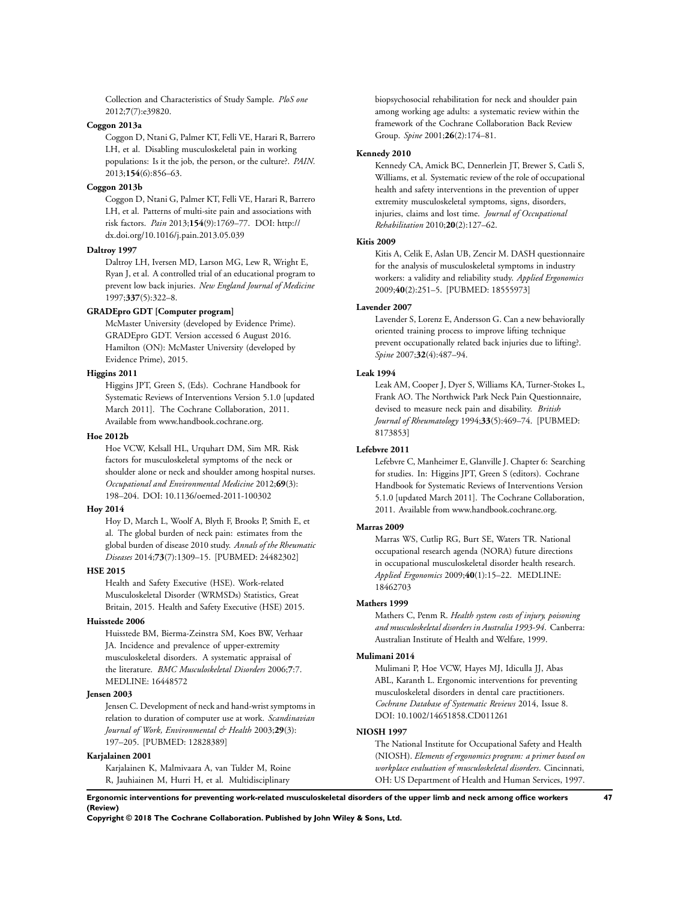Collection and Characteristics of Study Sample. *PloS one* 2012;**7**(7):e39820.

**Coggon 2013a**

Coggon D, Ntani G, Palmer KT, Felli VE, Harari R, Barrero LH, et al. Disabling musculoskeletal pain in working populations: Is it the job, the person, or the culture?. *PAIN.* 2013;**154**(6):856–63.

**Coggon 2013b**

Coggon D, Ntani G, Palmer KT, Felli VE, Harari R, Barrero LH, et al. Patterns of multi-site pain and associations with risk factors. *Pain* 2013;**154**(9):1769–77. DOI: http://dx.doi.org/10.1016/j.pain.2013.05.039

**Daltroy 1997**

Daltroy LH, Iversen MD, Larson MG, Lew R, Wright E, Ryan J, et al. A controlled trial of an educational program to prevent low back injuries. *New England Journal of Medicine* 1997;**337**(5):322–8.

**GRADEpro GDT [Computer program]**

McMaster University (developed by Evidence Prime). GRADEpro GDT. Version accessed 6 August 2016. Hamilton (ON): McMaster University (developed by Evidence Prime), 2015.

**Higgins 2011**

Higgins JPT, Green S, (Eds). Cochrane Handbook for Systematic Reviews of Interventions Version 5.1.0 [updated March 2011]. The Cochrane Collaboration, 2011. Available from www.handbook.cochrane.org.

**Hoe 2012b**

Hoe VCW, Kelsall HL, Urquhart DM, Sim MR. Risk factors for musculoskeletal symptoms of the neck or shoulder alone or neck and shoulder among hospital nurses. *Occupational and Environmental Medicine* 2012;**69**(3):198–204. DOI: 10.1136/oemed-2011-100302

**Hoy 2014**

Hoy D, March L, Woolf A, Blyth F, Brooks P, Smith E, et al. The global burden of neck pain: estimates from the global burden of disease 2010 study. *Annals of the Rheumatic Diseases* 2014;**73**(7):1309–15. [PUBMED: 24482302]

**HSE 2015**

Health and Safety Executive (HSE). Work-related Musculoskeletal Disorder (WRMSDs) Statistics, Great Britain, 2015. Health and Safety Executive (HSE) 2015.

**Huisstede 2006**

Huisstede BM, Bierma-Zeinstra SM, Koes BW, Verhaar JA. Incidence and prevalence of upper-extremity musculoskeletal disorders. A systematic appraisal of the literature. *BMC Musculoskeletal Disorders* 2006;**7**:7. MEDLINE: 16448572

**Jensen 2003**

Jensen C. Development of neck and hand-wrist symptoms in relation to duration of computer use at work. *Scandinavian Journal of Work, Environmental & Health* 2003;**29**(3):197–205. [PUBMED: 12828389]

**Karjalainen 2001**

Karjalainen K, Malmivaara A, van Tulder M, Roine R, Jauhiainen M, Hurri H, et al. Multidisciplinary biopsychosocial rehabilitation for neck and shoulder pain among working age adults: a systematic review within the framework of the Cochrane Collaboration Back Review Group. *Spine* 2001;**26**(2):174–81.

**Kennedy 2010**

Kennedy CA, Amick BC, Dennerlein JT, Brewer S, Catli S, Williams, et al. Systematic review of the role of occupational health and safety interventions in the prevention of upper extremity musculoskeletal symptoms, signs, disorders, injuries, claims and lost time. *Journal of Occupational Rehabilitation* 2010;**20**(2):127–62.

**Kitis 2009**

Kitis A, Celik E, Aslan UB, Zencir M. DASH questionnaire for the analysis of musculoskeletal symptoms in industry workers: a validity and reliability study. *Applied Ergonomics* 2009;**40**(2):251–5. [PUBMED: 18555973]

**Lavender 2007**

Lavender S, Lorenz E, Andersson G. Can a new behaviorally oriented training process to improve lifting technique prevent occupationally related back injuries due to lifting?. *Spine* 2007;**32**(4):487–94.

**Leak 1994**

Leak AM, Cooper J, Dyer S, Williams KA, Turner-Stokes L, Frank AO. The Northwick Park Neck Pain Questionnaire, devised to measure neck pain and disability. *British Journal of Rheumatology* 1994;**33**(5):469–74. [PUBMED: 8173853]

**Lefebvre 2011**

Lefebvre C, Manheimer E, Glanville J. Chapter 6: Searching for studies. In: Higgins JPT, Green S (editors). Cochrane Handbook for Systematic Reviews of Interventions Version 5.1.0 [updated March 2011]. The Cochrane Collaboration, 2011. Available from www.handbook.cochrane.org.

**Marras 2009**

Marras WS, Cutlip RG, Burt SE, Waters TR. National occupational research agenda (NORA) future directions in occupational musculoskeletal disorder health research. *Applied Ergonomics* 2009;**40**(1):15–22. MEDLINE: 18462703

**Mathers 1999**

Mathers C, Penm R. *Health system costs of injury, poisoning and musculoskeletal disorders in Australia 1993-94*. Canberra: Australian Institute of Health and Welfare, 1999.

**Mulimani 2014**

Mulimani P, Hoe VCW, Hayes MJ, Idiculla JJ, Abas ABL, Karanth L. Ergonomic interventions for preventing musculoskeletal disorders in dental care practitioners. *Cochrane Database of Systematic Reviews* 2014, Issue 8. DOI: 10.1002/14651858.CD011261

**NIOSH 1997**

The National Institute for Occupational Safety and Health (NIOSH). *Elements of ergonomics program: a primer based on workplace evaluation of musculoskeletal disorders*. Cincinnati, OH: US Department of Health and Human Services, 1997.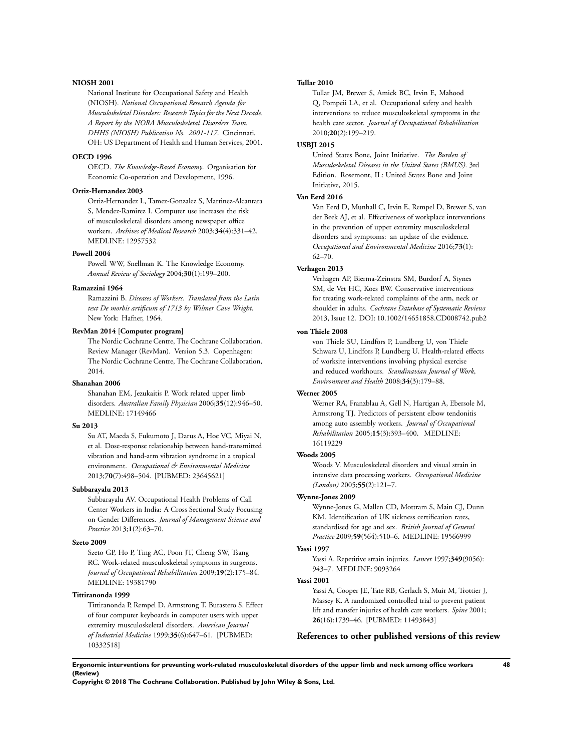**NIOSH 2001**

National Institute for Occupational Safety and Health (NIOSH). *National Occupational Research Agenda for Musculoskeletal Disorders: Research Topics for the Next Decade. A Report by the NORA Musculoskeletal Disorders Team. DHHS (NIOSH) Publication No. 2001-117*. Cincinnati, OH: US Department of Health and Human Services, 2001.

**OECD 1996**

OECD. *The Knowledge-Based Economy*. Organisation for Economic Co-operation and Development, 1996.

**Ortiz-Hernandez 2003**

Ortiz-Hernandez L, Tamez-Gonzalez S, Martinez-Alcantara S, Mendez-Ramirez I. Computer use increases the risk of musculoskeletal disorders among newspaper office workers. *Archives of Medical Research* 2003;**34**(4):331–42. MEDLINE: 12957532

**Powell 2004**

Powell WW, Snellman K. The Knowledge Economy. *Annual Review of Sociology* 2004;**30**(1):199–200.

**Ramazzini 1964**

Ramazzini B. *Diseases of Workers. Translated from the Latin text De morbis artificum of 1713 by Wilmer Cave Wright*. New York: Hafner, 1964.

**RevMan 2014 [Computer program]**

The Nordic Cochrane Centre, The Cochrane Collaboration. Review Manager (RevMan). Version 5.3. Copenhagen: The Nordic Cochrane Centre, The Cochrane Collaboration, 2014.

**Shanahan 2006**

Shanahan EM, Jezukaitis P. Work related upper limb disorders. *Australian Family Physician* 2006;**35**(12):946–50. MEDLINE: 17149466

**Su 2013**

Su AT, Maeda S, Fukumoto J, Darus A, Hoe VC, Miyai N, et al. Dose-response relationship between hand-transmitted vibration and hand-arm vibration syndrome in a tropical environment. *Occupational & Environmental Medicine* 2013;**70**(7):498–504. [PUBMED: 23645621]

**Subbarayalu 2013**

Subbarayalu AV. Occupational Health Problems of Call Center Workers in India: A Cross Sectional Study Focusing on Gender Differences. *Journal of Management Science and Practice* 2013;**1**(2):63–70.

**Szeto 2009**

Szeto GP, Ho P, Ting AC, Poon JT, Cheng SW, Tsang RC. Work-related musculoskeletal symptoms in surgeons. *Journal of Occupational Rehabilitation* 2009;**19**(2):175–84. MEDLINE: 19381790

**Tittiranonda 1999**

Tittiranonda P, Rempel D, Armstrong T, Burastero S. Effect of four computer keyboards in computer users with upper extremity musculoskeletal disorders. *American Journal of Industrial Medicine* 1999;**35**(6):647–61. [PUBMED: 10332518]

**Tullar 2010**

Tullar JM, Brewer S, Amick BC, Irvin E, Mahood Q, Pompeii LA, et al. Occupational safety and health interventions to reduce musculoskeletal symptoms in the health care sector. *Journal of Occupational Rehabilitation* 2010;**20**(2):199–219.

**USBJI 2015**

United States Bone, Joint Initiative. *The Burden of Musculoskeletal Diseases in the United States (BMUS)*. 3rd Edition. Rosemont, IL: United States Bone and Joint Initiative, 2015.

**Van Eerd 2016**

Van Eerd D, Munhall C, Irvin E, Rempel D, Brewer S, van der Beek AJ, et al. Effectiveness of workplace interventions in the prevention of upper extremity musculoskeletal disorders and symptoms: an update of the evidence. *Occupational and Environmental Medicine* 2016;**73**(1): 62–70.

**Verhagen 2013**

Verhagen AP, Bierma-Zeinstra SM, Burdorf A, Stynes SM, de Vet HC, Koes BW. Conservative interventions for treating work-related complaints of the arm, neck or shoulder in adults. *Cochrane Database of Systematic Reviews* 2013, Issue 12. DOI: 10.1002/14651858.CD008742.pub2

**von Thiele 2008**

von Thiele SU, Lindfors P, Lundberg U, von Thiele Schwarz U, Lindfors P, Lundberg U. Health-related effects of worksite interventions involving physical exercise and reduced workhours. *Scandinavian Journal of Work, Environment and Health* 2008;**34**(3):179–88.

**Werner 2005**

Werner RA, Franzblau A, Gell N, Hartigan A, Ebersole M, Armstrong TJ. Predictors of persistent elbow tendonitis among auto assembly workers. *Journal of Occupational Rehabilitation* 2005;**15**(3):393–400. MEDLINE: 16119229

**Woods 2005**

Woods V. Musculoskeletal disorders and visual strain in intensive data processing workers. *Occupational Medicine (London)* 2005;**55**(2):121–7.

**Wynne-Jones 2009**

Wynne-Jones G, Mallen CD, Mottram S, Main CJ, Dunn KM. Identification of UK sickness certification rates, standardised for age and sex. *British Journal of General Practice* 2009;**59**(564):510–6. MEDLINE: 19566999

**Yassi 1997**

Yassi A. Repetitive strain injuries. *Lancet* 1997;**349**(9056): 943–7. MEDLINE: 9093264

**Yassi 2001**

Yassi A, Cooper JE, Tate RB, Gerlach S, Muir M, Trottier J, Massey K. A randomized controlled trial to prevent patient lift and transfer injuries of health care workers. *Spine* 2001; **26**(16):1739–46. [PUBMED: 11493843]

## References to other published versions of this review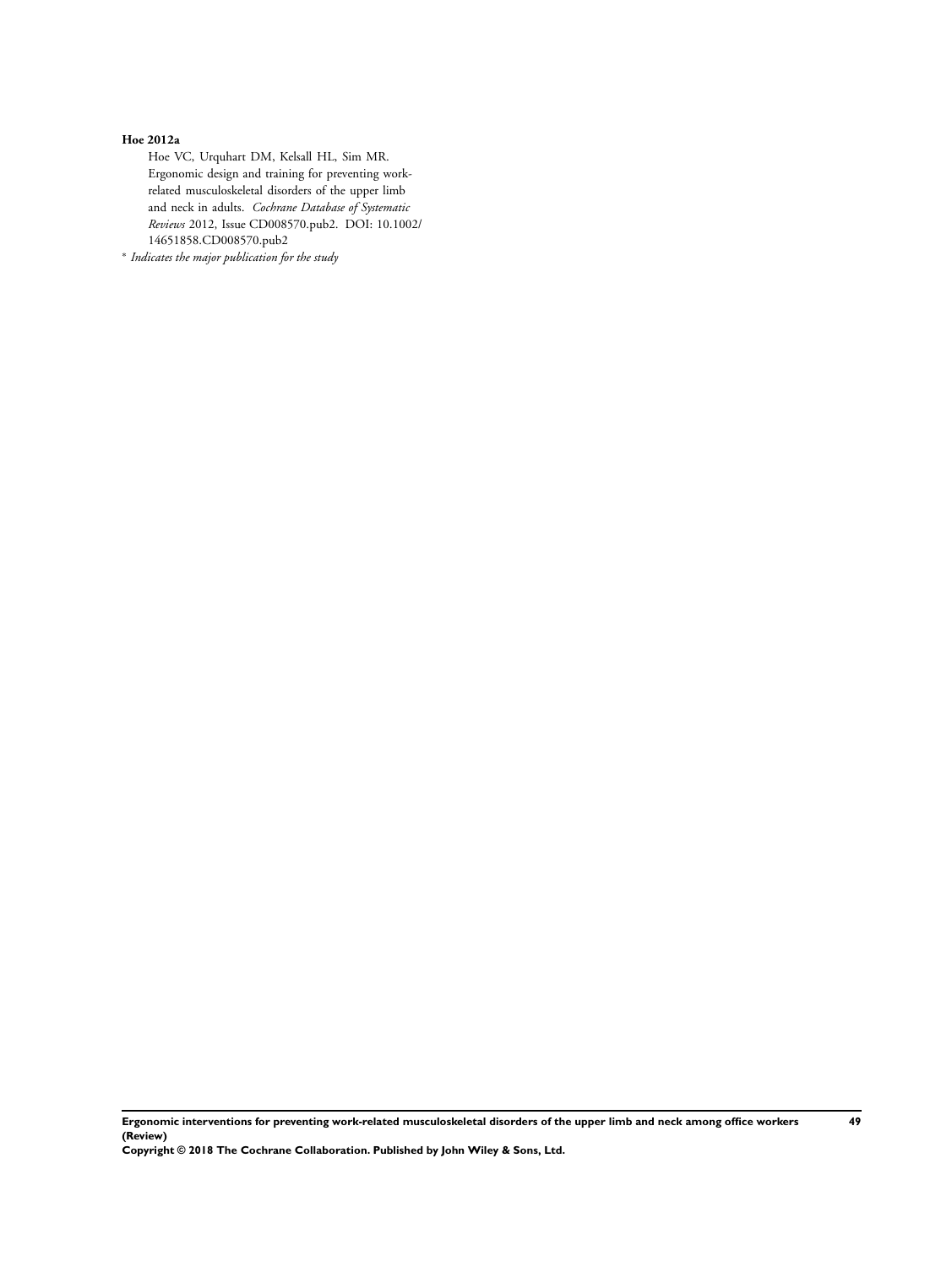**Hoe 2012a**

Hoe VC, Urquhart DM, Kelsall HL, Sim MR. Ergonomic design and training for preventing work-related musculoskeletal disorders of the upper limb and neck in adults. *Cochrane Database of Systematic Reviews* 2012, Issue CD008570.pub2. DOI: 10.1002/14651858.CD008570.pub2

* *Indicates the major publication for the study*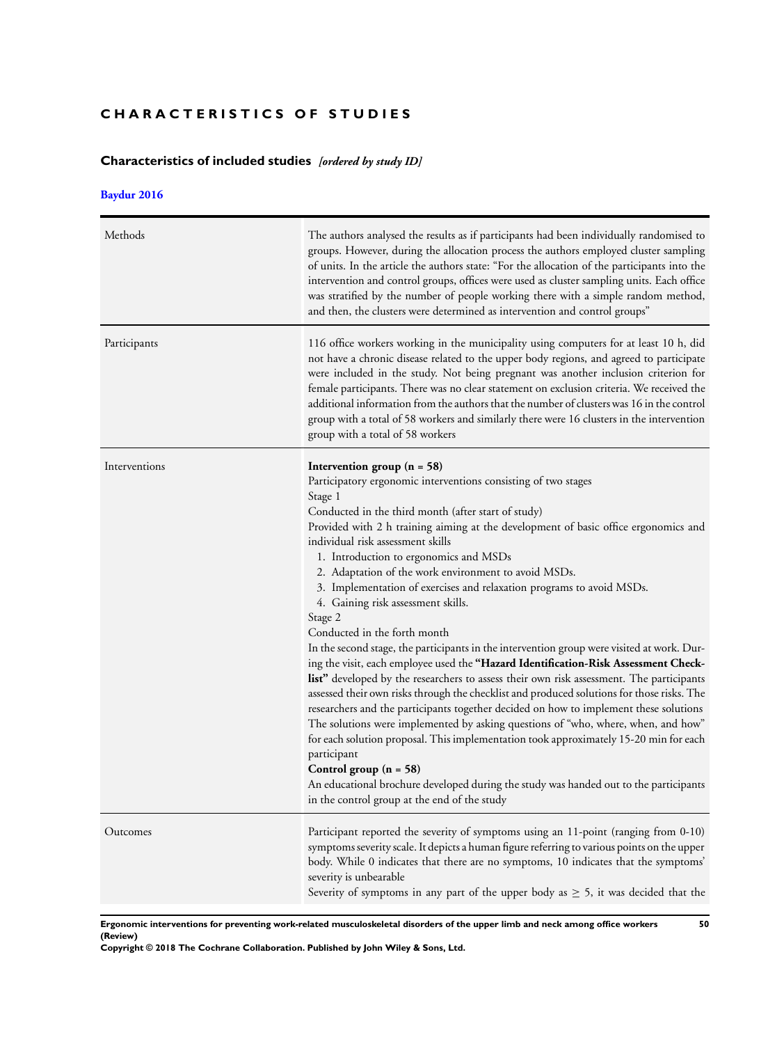# CHARACTERISTICS OF STUDIES

## Characteristics of included studies *[ordered by study ID]*

### Baydur 2016

| | |
|---|---|
| Methods | The authors analysed the results as if participants had been individually randomised to groups. However, during the allocation process the authors employed cluster sampling of units. In the article the authors state: "For the allocation of the participants into the intervention and control groups, offices were used as cluster sampling units. Each office was stratified by the number of people working there with a simple random method, and then, the clusters were determined as intervention and control groups" |
| Participants | 116 office workers working in the municipality using computers for at least 10 h, did not have a chronic disease related to the upper body regions, and agreed to participate were included in the study. Not being pregnant was another inclusion criterion for female participants. There was no clear statement on exclusion criteria. We received the additional information from the authors that the number of clusters was 16 in the control group with a total of 58 workers and similarly there were 16 clusters in the intervention group with a total of 58 workers |
| Interventions | **Intervention group (n = 58)**<br>Participatory ergonomic interventions consisting of two stages<br>Stage 1<br>Conducted in the third month (after start of study)<br>Provided with 2 h training aiming at the development of basic office ergonomics and individual risk assessment skills<br>1. Introduction to ergonomics and MSDs<br>2. Adaptation of the work environment to avoid MSDs.<br>3. Implementation of exercises and relaxation programs to avoid MSDs.<br>4. Gaining risk assessment skills.<br>Stage 2<br>Conducted in the forth month<br>In the second stage, the participants in the intervention group were visited at work. During the visit, each employee used the **"Hazard Identification-Risk Assessment Checklist"** developed by the researchers to assess their own risk assessment. The participants assessed their own risks through the checklist and produced solutions for those risks. The researchers and the participants together decided on how to implement these solutions The solutions were implemented by asking questions of "who, where, when, and how" for each solution proposal. This implementation took approximately 15-20 min for each participant<br>**Control group (n = 58)**<br>An educational brochure developed during the study was handed out to the participants in the control group at the end of the study |
| Outcomes | Participant reported the severity of symptoms using an 11-point (ranging from 0-10) symptoms severity scale. It depicts a human figure referring to various points on the upper body. While 0 indicates that there are no symptoms, 10 indicates that the symptoms' severity is unbearable<br>Severity of symptoms in any part of the upper body as $\geq$ 5, it was decided that the |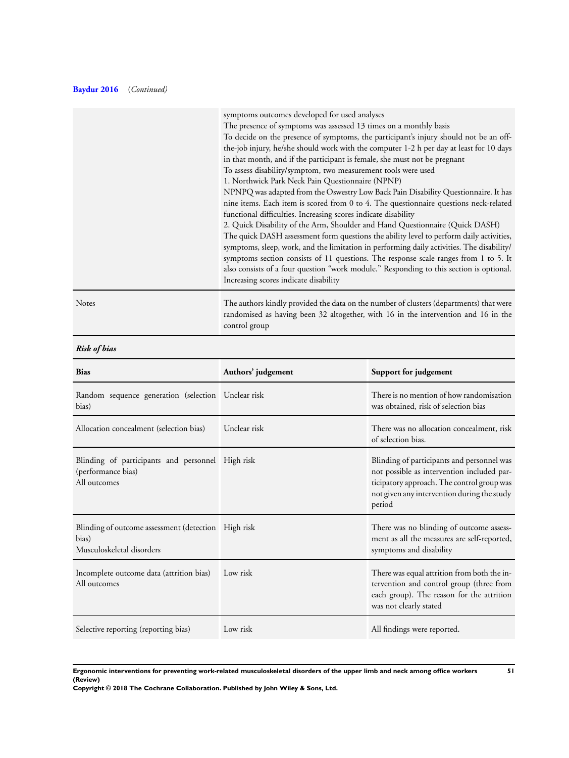**Baydur 2016** (*Continued*)

| | |
|---|---|
| | symptoms outcomes developed for used analyses<br>The presence of symptoms was assessed 13 times on a monthly basis<br>To decide on the presence of symptoms, the participant's injury should not be an off-the-job injury, he/she should work with the computer 1-2 h per day at least for 10 days in that month, and if the participant is female, she must not be pregnant<br>To assess disability/symptom, two measurement tools were used<br>1. Northwick Park Neck Pain Questionnaire (NPNP)<br>NPNPQ was adapted from the Oswestry Low Back Pain Disability Questionnaire. It has nine items. Each item is scored from 0 to 4. The questionnaire questions neck-related functional difficulties. Increasing scores indicate disability<br>2. Quick Disability of the Arm, Shoulder and Hand Questionnaire (Quick DASH)<br>The quick DASH assessment form questions the ability level to perform daily activities, symptoms, sleep, work, and the limitation in performing daily activities. The disability/symptoms section consists of 11 questions. The response scale ranges from 1 to 5. It also consists of a four question "work module." Responding to this section is optional. Increasing scores indicate disability |
| Notes | The authors kindly provided the data on the number of clusters (departments) that were randomised as having been 32 altogether, with 16 in the intervention and 16 in the control group |

***Risk of bias***

| Bias | Authors' judgement | Support for judgement |
|---|---|---|
| Random sequence generation (selection bias) | Unclear risk | There is no mention of how randomisation was obtained, risk of selection bias |
| Allocation concealment (selection bias) | Unclear risk | There was no allocation concealment, risk of selection bias. |
| Blinding of participants and personnel (performance bias)<br>All outcomes | High risk | Blinding of participants and personnel was not possible as intervention included participatory approach. The control group was not given any intervention during the study period |
| Blinding of outcome assessment (detection bias)<br>Musculoskeletal disorders | High risk | There was no blinding of outcome assessment as all the measures are self-reported, symptoms and disability |
| Incomplete outcome data (attrition bias)<br>All outcomes | Low risk | There was equal attrition from both the intervention and control group (three from each group). The reason for the attrition was not clearly stated |
| Selective reporting (reporting bias) | Low risk | All findings were reported. |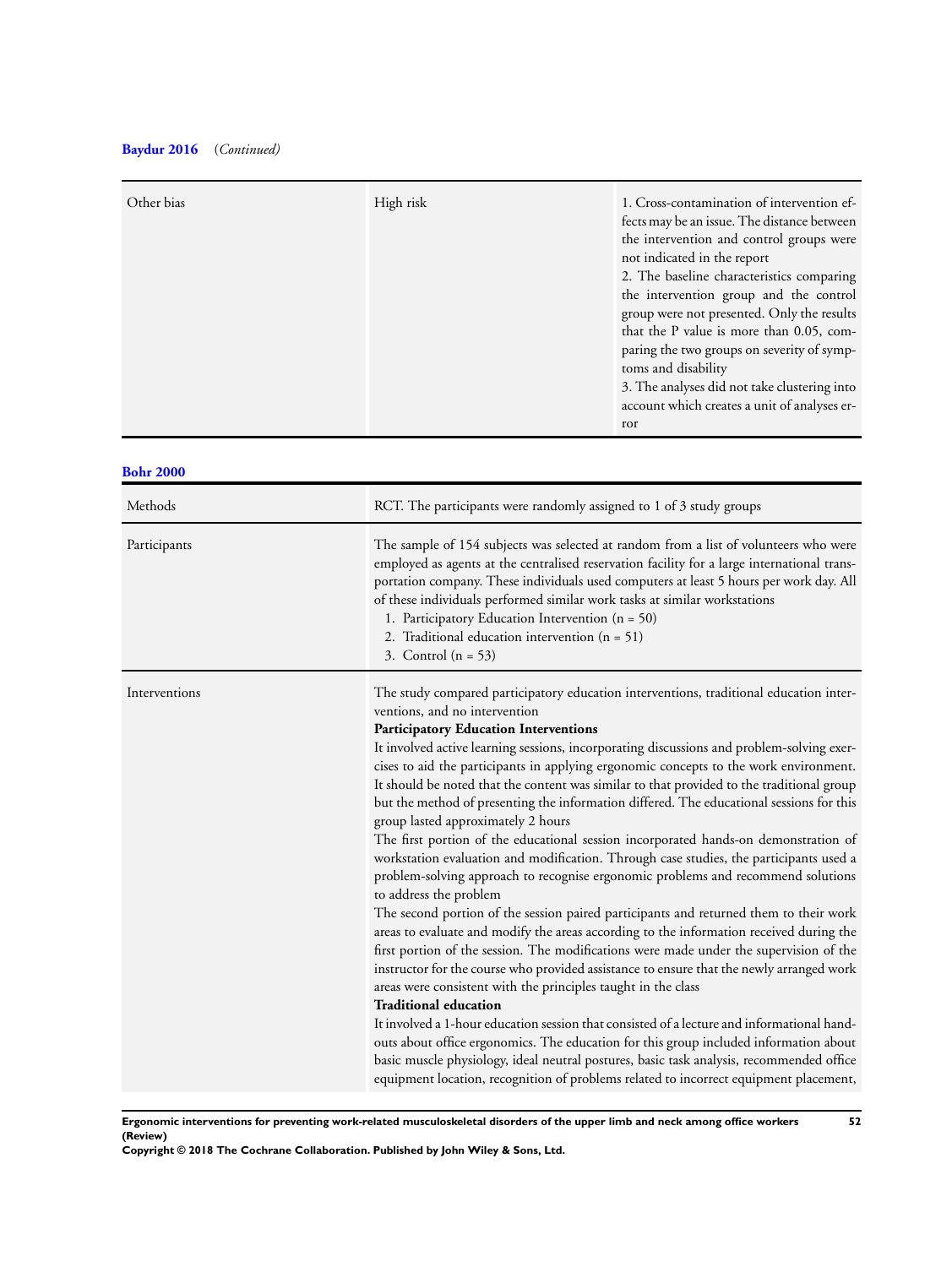**Baydur 2016** (*Continued*)

| | | |
|---|---|---|
| Other bias | High risk | 1. Cross-contamination of intervention effects may be an issue. The distance between the intervention and control groups were not indicated in the report<br>2. The baseline characteristics comparing the intervention group and the control group were not presented. Only the results that the P value is more than 0.05, comparing the two groups on severity of symptoms and disability<br>3. The analyses did not take clustering into account which creates a unit of analyses error |

**Bohr 2000**

| | |
|---|---|
| Methods | RCT. The participants were randomly assigned to 1 of 3 study groups |
| Participants | The sample of 154 subjects was selected at random from a list of volunteers who were employed as agents at the centralised reservation facility for a large international transportation company. These individuals used computers at least 5 hours per work day. All of these individuals performed similar work tasks at similar workstations<br>1. Participatory Education Intervention (n = 50)<br>2. Traditional education intervention (n = 51)<br>3. Control (n = 53) |
| Interventions | The study compared participatory education interventions, traditional education interventions, and no intervention<br>**Participatory Education Interventions**<br>It involved active learning sessions, incorporating discussions and problem-solving exercises to aid the participants in applying ergonomic concepts to the work environment. It should be noted that the content was similar to that provided to the traditional group but the method of presenting the information differed. The educational sessions for this group lasted approximately 2 hours<br>The first portion of the educational session incorporated hands-on demonstration of workstation evaluation and modification. Through case studies, the participants used a problem-solving approach to recognise ergonomic problems and recommend solutions to address the problem<br>The second portion of the session paired participants and returned them to their work areas to evaluate and modify the areas according to the information received during the first portion of the session. The modifications were made under the supervision of the instructor for the course who provided assistance to ensure that the newly arranged work areas were consistent with the principles taught in the class<br>**Traditional education**<br>It involved a 1-hour education session that consisted of a lecture and informational handouts about office ergonomics. The education for this group included information about basic muscle physiology, ideal neutral postures, basic task analysis, recommended office equipment location, recognition of problems related to incorrect equipment placement, |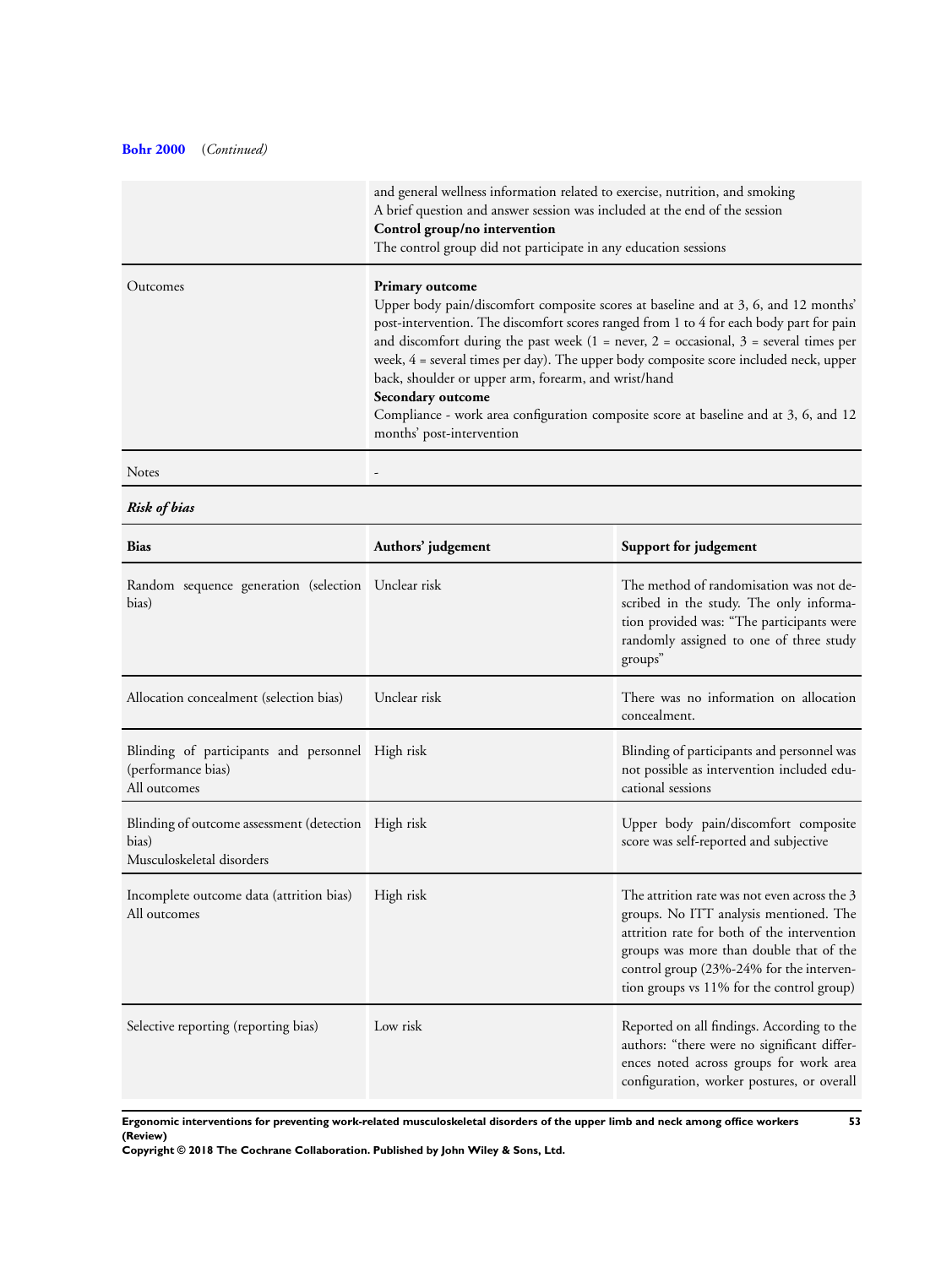**Bohr 2000** (*Continued*)

| | |
|---|---|
| | and general wellness information related to exercise, nutrition, and smoking<br>A brief question and answer session was included at the end of the session<br>**Control group/no intervention**<br>The control group did not participate in any education sessions |
| Outcomes | **Primary outcome**<br>Upper body pain/discomfort composite scores at baseline and at 3, 6, and 12 months' post-intervention. The discomfort scores ranged from 1 to 4 for each body part for pain and discomfort during the past week (1 = never, 2 = occasional, 3 = several times per week, 4 = several times per day). The upper body composite score included neck, upper back, shoulder or upper arm, forearm, and wrist/hand<br>**Secondary outcome**<br>Compliance - work area configuration composite score at baseline and at 3, 6, and 12 months' post-intervention |
| Notes | - |

***Risk of bias***

| Bias | Authors' judgement | Support for judgement |
|---|---|---|
| Random sequence generation (selection bias) | Unclear risk | The method of randomisation was not described in the study. The only information provided was: "The participants were randomly assigned to one of three study groups" |
| Allocation concealment (selection bias) | Unclear risk | There was no information on allocation concealment. |
| Blinding of participants and personnel (performance bias)<br>All outcomes | High risk | Blinding of participants and personnel was not possible as intervention included educational sessions |
| Blinding of outcome assessment (detection bias)<br>Musculoskeletal disorders | High risk | Upper body pain/discomfort composite score was self-reported and subjective |
| Incomplete outcome data (attrition bias)<br>All outcomes | High risk | The attrition rate was not even across the 3 groups. No ITT analysis mentioned. The attrition rate for both of the intervention groups was more than double that of the control group (23%-24% for the intervention groups vs 11% for the control group) |
| Selective reporting (reporting bias) | Low risk | Reported on all findings. According to the authors: "there were no significant differences noted across groups for work area configuration, worker postures, or overall |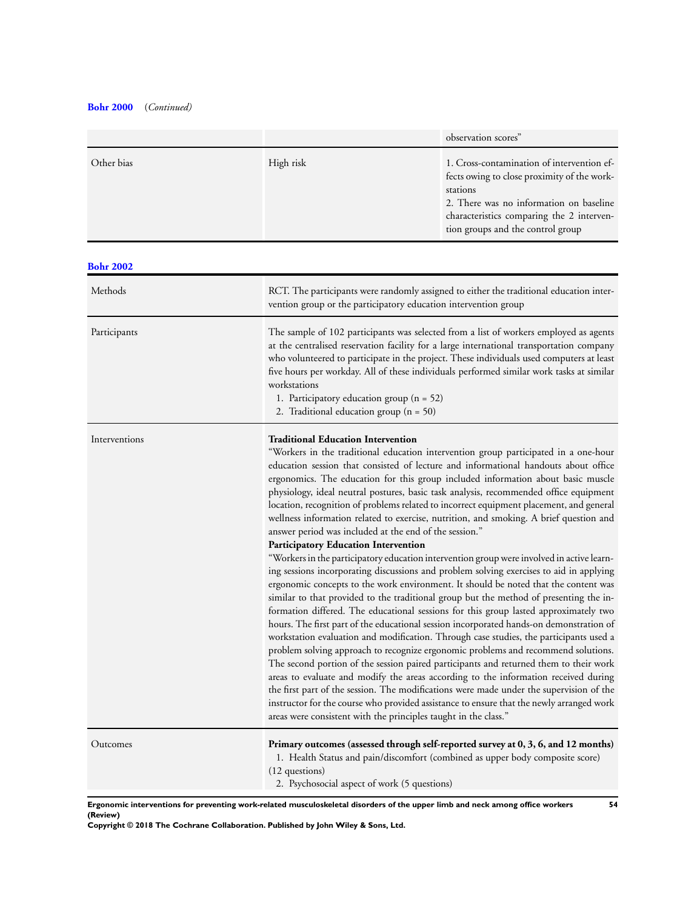**Bohr 2000** (*Continued*)

| | | |
|---|---|---|
| | | observation scores" |
| Other bias | High risk | 1. Cross-contamination of intervention effects owing to close proximity of the workstations<br>2. There was no information on baseline characteristics comparing the 2 intervention groups and the control group |

**Bohr 2002**

| | |
|---|---|
| Methods | RCT. The participants were randomly assigned to either the traditional education intervention group or the participatory education intervention group |
| Participants | The sample of 102 participants was selected from a list of workers employed as agents at the centralised reservation facility for a large international transportation company who volunteered to participate in the project. These individuals used computers at least five hours per workday. All of these individuals performed similar work tasks at similar workstations<br>1. Participatory education group (n = 52)<br>2. Traditional education group (n = 50) |
| Interventions | **Traditional Education Intervention**<br>"Workers in the traditional education intervention group participated in a one-hour education session that consisted of lecture and informational handouts about office ergonomics. The education for this group included information about basic muscle physiology, ideal neutral postures, basic task analysis, recommended office equipment location, recognition of problems related to incorrect equipment placement, and general wellness information related to exercise, nutrition, and smoking. A brief question and answer period was included at the end of the session."<br>**Participatory Education Intervention**<br>"Workers in the participatory education intervention group were involved in active learning sessions incorporating discussions and problem solving exercises to aid in applying ergonomic concepts to the work environment. It should be noted that the content was similar to that provided to the traditional group but the method of presenting the information differed. The educational sessions for this group lasted approximately two hours. The first part of the educational session incorporated hands-on demonstration of workstation evaluation and modification. Through case studies, the participants used a problem solving approach to recognize ergonomic problems and recommend solutions. The second portion of the session paired participants and returned them to their work areas to evaluate and modify the areas according to the information received during the first part of the session. The modifications were made under the supervision of the instructor for the course who provided assistance to ensure that the newly arranged work areas were consistent with the principles taught in the class." |
| Outcomes | **Primary outcomes (assessed through self-reported survey at 0, 3, 6, and 12 months)**<br>1. Health Status and pain/discomfort (combined as upper body composite score) (12 questions)<br>2. Psychosocial aspect of work (5 questions) |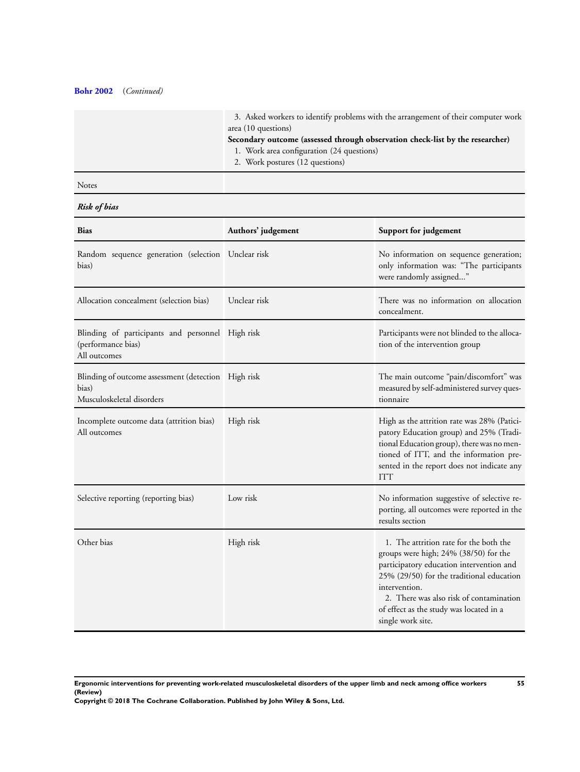**Bohr 2002** (*Continued*)

| | |
|---|---|
| | 3. Asked workers to identify problems with the arrangement of their computer work area (10 questions)<br>**Secondary outcome (assessed through observation check-list by the researcher)**<br>1. Work area configuration (24 questions)<br>2. Work postures (12 questions) |
| Notes | |

***Risk of bias***

| Bias | Authors' judgement | Support for judgement |
|---|---|---|
| Random sequence generation (selection bias) | Unclear risk | No information on sequence generation; only information was: "The participants were randomly assigned..." |
| Allocation concealment (selection bias) | Unclear risk | There was no information on allocation concealment. |
| Blinding of participants and personnel (performance bias)<br>All outcomes | High risk | Participants were not blinded to the allocation of the intervention group |
| Blinding of outcome assessment (detection bias)<br>Musculoskeletal disorders | High risk | The main outcome "pain/discomfort" was measured by self-administered survey questionnaire |
| Incomplete outcome data (attrition bias)<br>All outcomes | High risk | High as the attrition rate was 28% (Paticipatory Education group) and 25% (Traditional Education group), there was no mentioned of ITT, and the information presented in the report does not indicate any ITT |
| Selective reporting (reporting bias) | Low risk | No information suggestive of selective reporting, all outcomes were reported in the results section |
| Other bias | High risk | 1. The attrition rate for the both the groups were high; 24% (38/50) for the participatory education intervention and 25% (29/50) for the traditional education intervention.<br>2. There was also risk of contamination of effect as the study was located in a single work site. |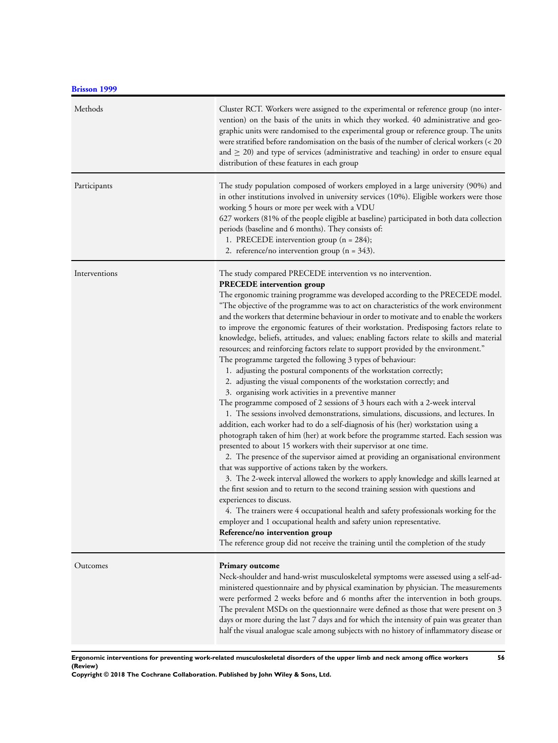**Brisson 1999**

| | |
|---|---|
| Methods | Cluster RCT. Workers were assigned to the experimental or reference group (no intervention) on the basis of the units in which they worked. 40 administrative and geographic units were randomised to the experimental group or reference group. The units were stratified before randomisation on the basis of the number of clerical workers (< 20 and ≥ 20) and type of services (administrative and teaching) in order to ensure equal distribution of these features in each group |
| Participants | The study population composed of workers employed in a large university (90%) and in other institutions involved in university services (10%). Eligible workers were those working 5 hours or more per week with a VDU<br>627 workers (81% of the people eligible at baseline) participated in both data collection periods (baseline and 6 months). They consists of:<br>1. PRECEDE intervention group (n = 284);<br>2. reference/no intervention group (n = 343). |
| Interventions | The study compared PRECEDE intervention vs no intervention.<br>**PRECEDE intervention group**<br>The ergonomic training programme was developed according to the PRECEDE model. "The objective of the programme was to act on characteristics of the work environment and the workers that determine behaviour in order to motivate and to enable the workers to improve the ergonomic features of their workstation. Predisposing factors relate to knowledge, beliefs, attitudes, and values; enabling factors relate to skills and material resources; and reinforcing factors relate to support provided by the environment."<br>The programme targeted the following 3 types of behaviour:<br>1. adjusting the postural components of the workstation correctly;<br>2. adjusting the visual components of the workstation correctly; and<br>3. organising work activities in a preventive manner<br>The programme composed of 2 sessions of 3 hours each with a 2-week interval<br>1. The sessions involved demonstrations, simulations, discussions, and lectures. In addition, each worker had to do a self-diagnosis of his (her) workstation using a photograph taken of him (her) at work before the programme started. Each session was presented to about 15 workers with their supervisor at one time.<br>2. The presence of the supervisor aimed at providing an organisational environment that was supportive of actions taken by the workers.<br>3. The 2-week interval allowed the workers to apply knowledge and skills learned at the first session and to return to the second training session with questions and experiences to discuss.<br>4. The trainers were 4 occupational health and safety professionals working for the employer and 1 occupational health and safety union representative.<br>**Reference/no intervention group**<br>The reference group did not receive the training until the completion of the study |
| Outcomes | **Primary outcome**<br>Neck-shoulder and hand-wrist musculoskeletal symptoms were assessed using a self-administered questionnaire and by physical examination by physician. The measurements were performed 2 weeks before and 6 months after the intervention in both groups. The prevalent MSDs on the questionnaire were defined as those that were present on 3 days or more during the last 7 days and for which the intensity of pain was greater than half the visual analogue scale among subjects with no history of inflammatory disease or |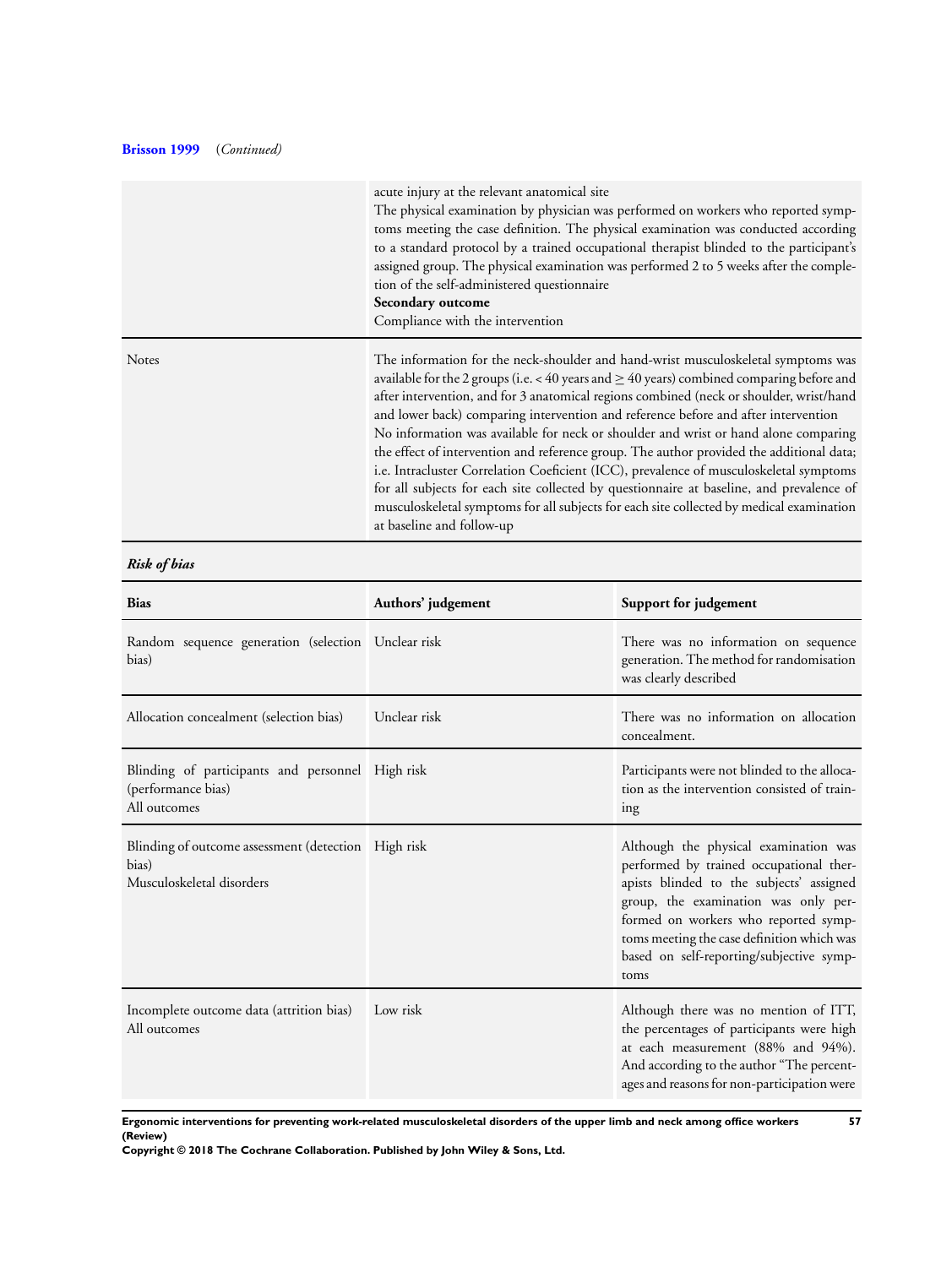**Brisson 1999** (*Continued*)

| | |
|---|---|
| | acute injury at the relevant anatomical site<br>The physical examination by physician was performed on workers who reported symptoms meeting the case definition. The physical examination was conducted according to a standard protocol by a trained occupational therapist blinded to the participant's assigned group. The physical examination was performed 2 to 5 weeks after the completion of the self-administered questionnaire<br>**Secondary outcome**<br>Compliance with the intervention |
| Notes | The information for the neck-shoulder and hand-wrist musculoskeletal symptoms was available for the 2 groups (i.e. < 40 years and ≥ 40 years) combined comparing before and after intervention, and for 3 anatomical regions combined (neck or shoulder, wrist/hand and lower back) comparing intervention and reference before and after intervention<br>No information was available for neck or shoulder and wrist or hand alone comparing the effect of intervention and reference group. The author provided the additional data; i.e. Intracluster Correlation Coeficient (ICC), prevalence of musculoskeletal symptoms for all subjects for each site collected by questionnaire at baseline, and prevalence of musculoskeletal symptoms for all subjects for each site collected by medical examination at baseline and follow-up |

***Risk of bias***

| Bias | Authors' judgement | Support for judgement |
|---|---|---|
| Random sequence generation (selection bias) | Unclear risk | There was no information on sequence generation. The method for randomisation was clearly described |
| Allocation concealment (selection bias) | Unclear risk | There was no information on allocation concealment. |
| Blinding of participants and personnel (performance bias)<br>All outcomes | High risk | Participants were not blinded to the allocation as the intervention consisted of training |
| Blinding of outcome assessment (detection bias)<br>Musculoskeletal disorders | High risk | Although the physical examination was performed by trained occupational therapists blinded to the subjects' assigned group, the examination was only performed on workers who reported symptoms meeting the case definition which was based on self-reporting/subjective symptoms |
| Incomplete outcome data (attrition bias)<br>All outcomes | Low risk | Although there was no mention of ITT, the percentages of participants were high at each measurement (88% and 94%). And according to the author "The percentages and reasons for non-participation were |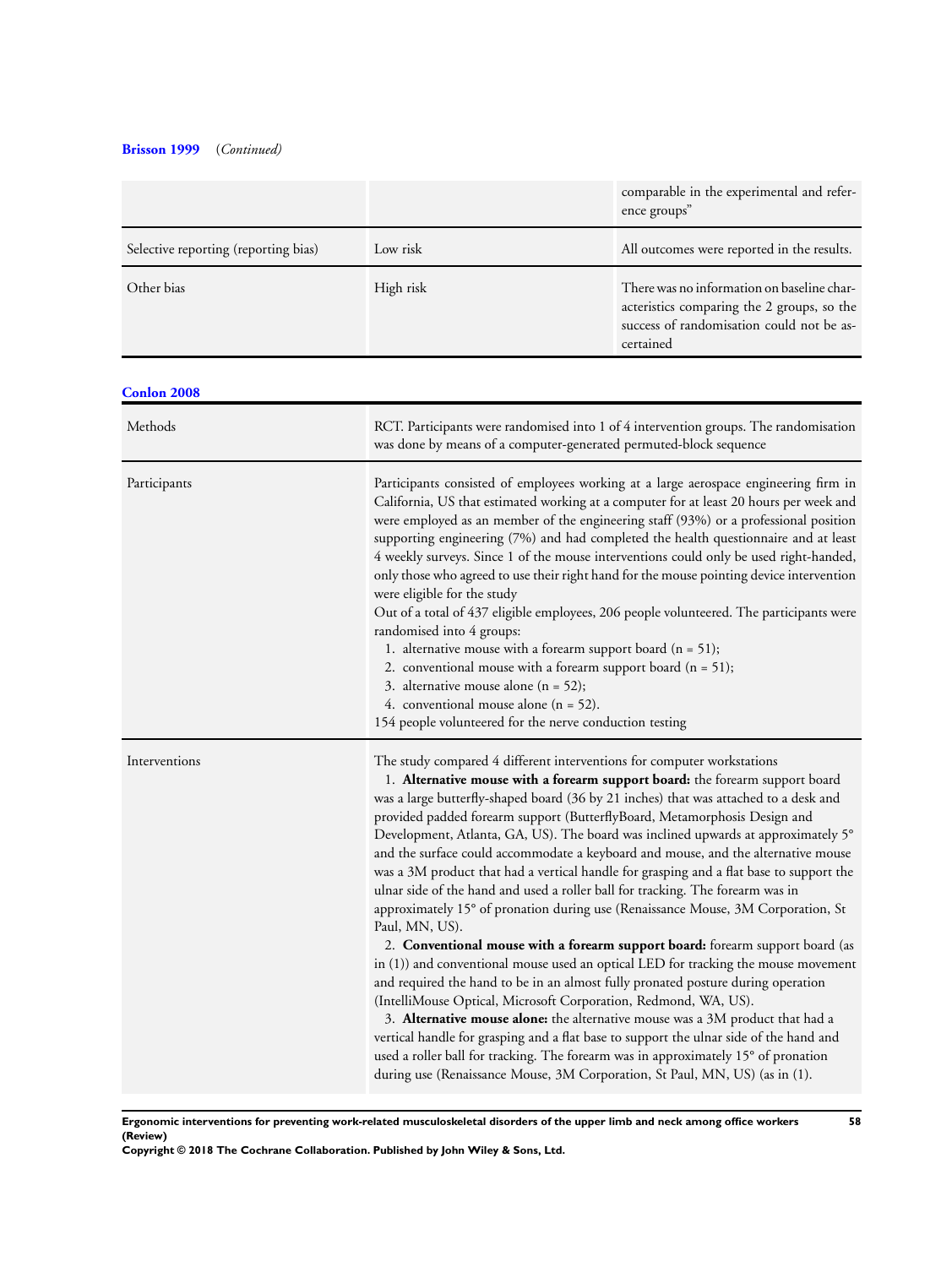**Brisson 1999** (*Continued*)

| | | |
|---|---|---|
| | | comparable in the experimental and reference groups" |
| Selective reporting (reporting bias) | Low risk | All outcomes were reported in the results. |
| Other bias | High risk | There was no information on baseline characteristics comparing the 2 groups, so the success of randomisation could not be ascertained |

**Conlon 2008**

| | |
|---|---|
| Methods | RCT. Participants were randomised into 1 of 4 intervention groups. The randomisation was done by means of a computer-generated permuted-block sequence |
| Participants | Participants consisted of employees working at a large aerospace engineering firm in California, US that estimated working at a computer for at least 20 hours per week and were employed as an member of the engineering staff (93%) or a professional position supporting engineering (7%) and had completed the health questionnaire and at least 4 weekly surveys. Since 1 of the mouse interventions could only be used right-handed, only those who agreed to use their right hand for the mouse pointing device intervention were eligible for the study<br>Out of a total of 437 eligible employees, 206 people volunteered. The participants were randomised into 4 groups:<br>1. alternative mouse with a forearm support board (n = 51);<br>2. conventional mouse with a forearm support board (n = 51);<br>3. alternative mouse alone (n = 52);<br>4. conventional mouse alone (n = 52).<br>154 people volunteered for the nerve conduction testing |
| Interventions | The study compared 4 different interventions for computer workstations<br>1. **Alternative mouse with a forearm support board:** the forearm support board was a large butterfly-shaped board (36 by 21 inches) that was attached to a desk and provided padded forearm support (ButterflyBoard, Metamorphosis Design and Development, Atlanta, GA, US). The board was inclined upwards at approximately 5° and the surface could accommodate a keyboard and mouse, and the alternative mouse was a 3M product that had a vertical handle for grasping and a flat base to support the ulnar side of the hand and used a roller ball for tracking. The forearm was in approximately 15° of pronation during use (Renaissance Mouse, 3M Corporation, St Paul, MN, US).<br>2. **Conventional mouse with a forearm support board:** forearm support board (as in (1)) and conventional mouse used an optical LED for tracking the mouse movement and required the hand to be in an almost fully pronated posture during operation (IntelliMouse Optical, Microsoft Corporation, Redmond, WA, US).<br>3. **Alternative mouse alone:** the alternative mouse was a 3M product that had a vertical handle for grasping and a flat base to support the ulnar side of the hand and used a roller ball for tracking. The forearm was in approximately 15° of pronation during use (Renaissance Mouse, 3M Corporation, St Paul, MN, US) (as in (1). |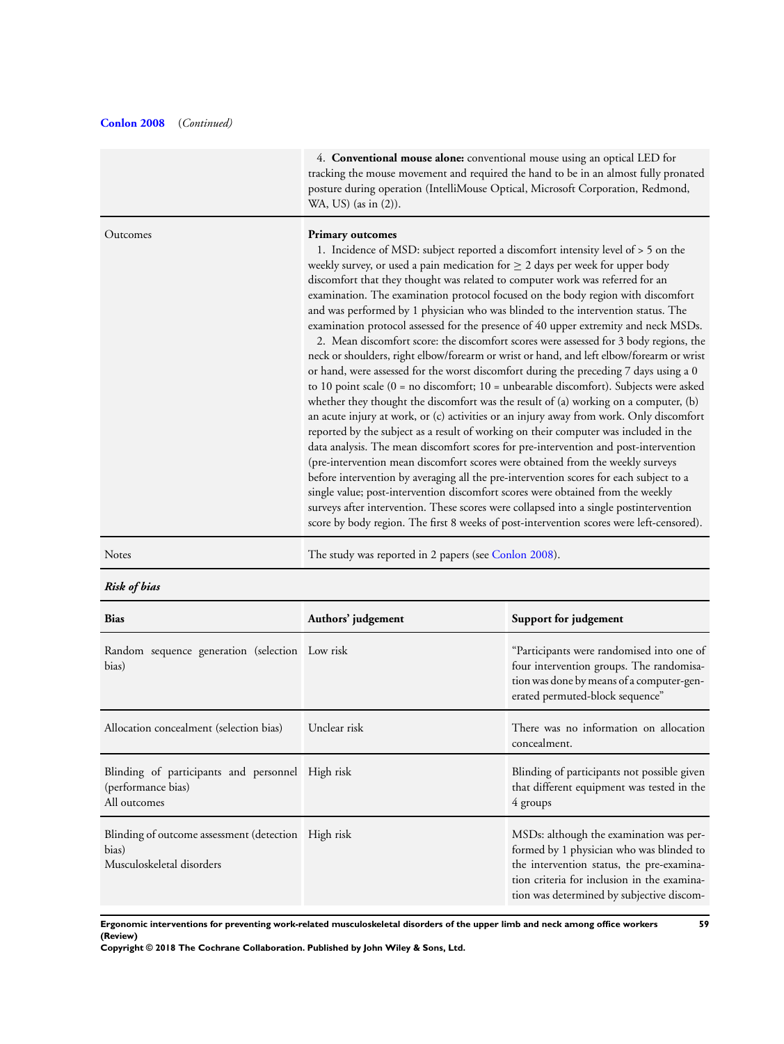**Conlon 2008** (*Continued*)

| | |
|---|---|
| | 4. **Conventional mouse alone:** conventional mouse using an optical LED for tracking the mouse movement and required the hand to be in an almost fully pronated posture during operation (IntelliMouse Optical, Microsoft Corporation, Redmond, WA, US) (as in (2)). |
| Outcomes | **Primary outcomes**<br>1. Incidence of MSD: subject reported a discomfort intensity level of > 5 on the weekly survey, or used a pain medication for ≥ 2 days per week for upper body discomfort that they thought was related to computer work was referred for an examination. The examination protocol focused on the body region with discomfort and was performed by 1 physician who was blinded to the intervention status. The examination protocol assessed for the presence of 40 upper extremity and neck MSDs.<br>2. Mean discomfort score: the discomfort scores were assessed for 3 body regions, the neck or shoulders, right elbow/forearm or wrist or hand, and left elbow/forearm or wrist or hand, were assessed for the worst discomfort during the preceding 7 days using a 0 to 10 point scale (0 = no discomfort; 10 = unbearable discomfort). Subjects were asked whether they thought the discomfort was the result of (a) working on a computer, (b) an acute injury at work, or (c) activities or an injury away from work. Only discomfort reported by the subject as a result of working on their computer was included in the data analysis. The mean discomfort scores for pre-intervention and post-intervention (pre-intervention mean discomfort scores were obtained from the weekly surveys before intervention by averaging all the pre-intervention scores for each subject to a single value; post-intervention discomfort scores were obtained from the weekly surveys after intervention. These scores were collapsed into a single postintervention score by body region. The first 8 weeks of post-intervention scores were left-censored). |
| Notes | The study was reported in 2 papers (see Conlon 2008). |

***Risk of bias***

| Bias | Authors' judgement | Support for judgement |
|---|---|---|
| Random sequence generation (selection bias) | Low risk | "Participants were randomised into one of four intervention groups. The randomisation was done by means of a computer-generated permuted-block sequence" |
| Allocation concealment (selection bias) | Unclear risk | There was no information on allocation concealment. |
| Blinding of participants and personnel (performance bias)<br>All outcomes | High risk | Blinding of participants not possible given that different equipment was tested in the 4 groups |
| Blinding of outcome assessment (detection bias)<br>Musculoskeletal disorders | High risk | MSDs: although the examination was performed by 1 physician who was blinded to the intervention status, the pre-examination criteria for inclusion in the examination was determined by subjective discom- |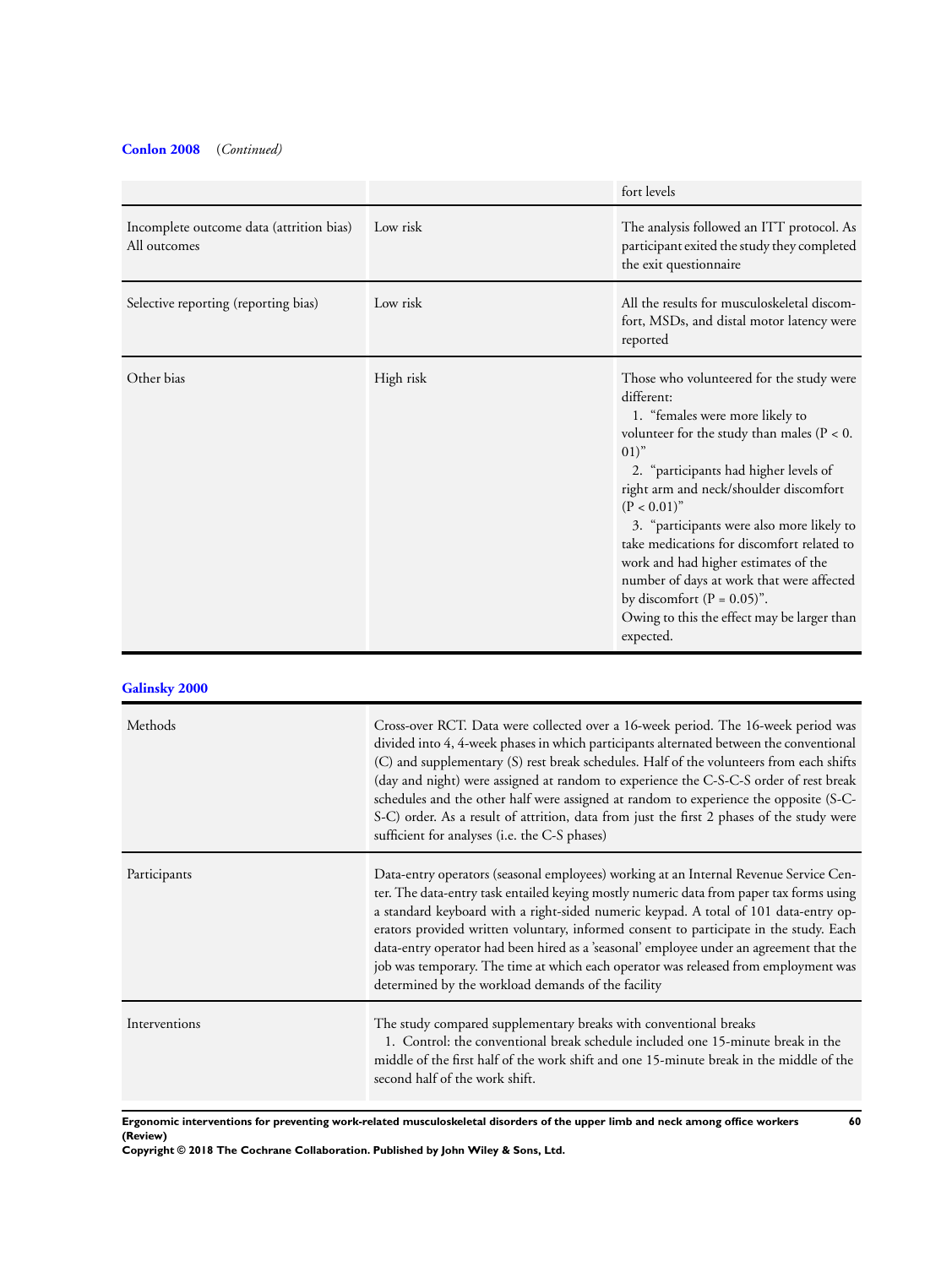**Conlon 2008** (*Continued*)

| | | |
|---|---|---|
| | | fort levels |
| Incomplete outcome data (attrition bias) All outcomes | Low risk | The analysis followed an ITT protocol. As participant exited the study they completed the exit questionnaire |
| Selective reporting (reporting bias) | Low risk | All the results for musculoskeletal discomfort, MSDs, and distal motor latency were reported |
| Other bias | High risk | Those who volunteered for the study were different:<br>1. "females were more likely to volunteer for the study than males (P < 0. 01)"<br>2. "participants had higher levels of right arm and neck/shoulder discomfort (P < 0.01)"<br>3. "participants were also more likely to take medications for discomfort related to work and had higher estimates of the number of days at work that were affected by discomfort (P = 0.05)".<br>Owing to this the effect may be larger than expected. |

**Galinsky 2000**

| | |
|---|---|
| Methods | Cross-over RCT. Data were collected over a 16-week period. The 16-week period was divided into 4, 4-week phases in which participants alternated between the conventional (C) and supplementary (S) rest break schedules. Half of the volunteers from each shifts (day and night) were assigned at random to experience the C-S-C-S order of rest break schedules and the other half were assigned at random to experience the opposite (S-C-S-C) order. As a result of attrition, data from just the first 2 phases of the study were sufficient for analyses (i.e. the C-S phases) |
| Participants | Data-entry operators (seasonal employees) working at an Internal Revenue Service Center. The data-entry task entailed keying mostly numeric data from paper tax forms using a standard keyboard with a right-sided numeric keypad. A total of 101 data-entry operators provided written voluntary, informed consent to participate in the study. Each data-entry operator had been hired as a 'seasonal' employee under an agreement that the job was temporary. The time at which each operator was released from employment was determined by the workload demands of the facility |
| Interventions | The study compared supplementary breaks with conventional breaks<br>1. Control: the conventional break schedule included one 15-minute break in the middle of the first half of the work shift and one 15-minute break in the middle of the second half of the work shift. |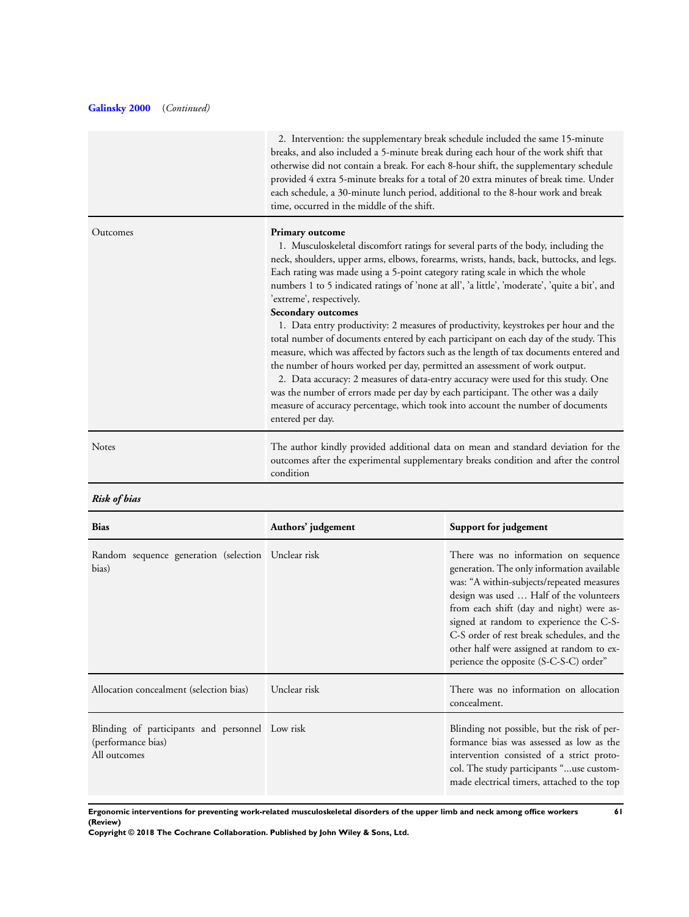**Galinsky 2000** (*Continued*)

| | |
|---|---|
| | 2. Intervention: the supplementary break schedule included the same 15-minute breaks, and also included a 5-minute break during each hour of the work shift that otherwise did not contain a break. For each 8-hour shift, the supplementary schedule provided 4 extra 5-minute breaks for a total of 20 extra minutes of break time. Under each schedule, a 30-minute lunch period, additional to the 8-hour work and break time, occurred in the middle of the shift. |
| Outcomes | **Primary outcome**<br>1. Musculoskeletal discomfort ratings for several parts of the body, including the neck, shoulders, upper arms, elbows, forearms, wrists, hands, back, buttocks, and legs. Each rating was made using a 5-point category rating scale in which the whole numbers 1 to 5 indicated ratings of 'none at all', 'a little', 'moderate', 'quite a bit', and 'extreme', respectively.<br>**Secondary outcomes**<br>1. Data entry productivity: 2 measures of productivity, keystrokes per hour and the total number of documents entered by each participant on each day of the study. This measure, which was affected by factors such as the length of tax documents entered and the number of hours worked per day, permitted an assessment of work output.<br>2. Data accuracy: 2 measures of data-entry accuracy were used for this study. One was the number of errors made per day by each participant. The other was a daily measure of accuracy percentage, which took into account the number of documents entered per day. |
| Notes | The author kindly provided additional data on mean and standard deviation for the outcomes after the experimental supplementary breaks condition and after the control condition |

***Risk of bias***

| Bias | Authors' judgement | Support for judgement |
|---|---|---|
| Random sequence generation (selection bias) | Unclear risk | There was no information on sequence generation. The only information available was: "A within-subjects/repeated measures design was used … Half of the volunteers from each shift (day and night) were assigned at random to experience the C-S-C-S order of rest break schedules, and the other half were assigned at random to experience the opposite (S-C-S-C) order" |
| Allocation concealment (selection bias) | Unclear risk | There was no information on allocation concealment. |
| Blinding of participants and personnel (performance bias)<br>All outcomes | Low risk | Blinding not possible, but the risk of performance bias was assessed as low as the intervention consisted of a strict protocol. The study participants "...use custom-made electrical timers, attached to the top |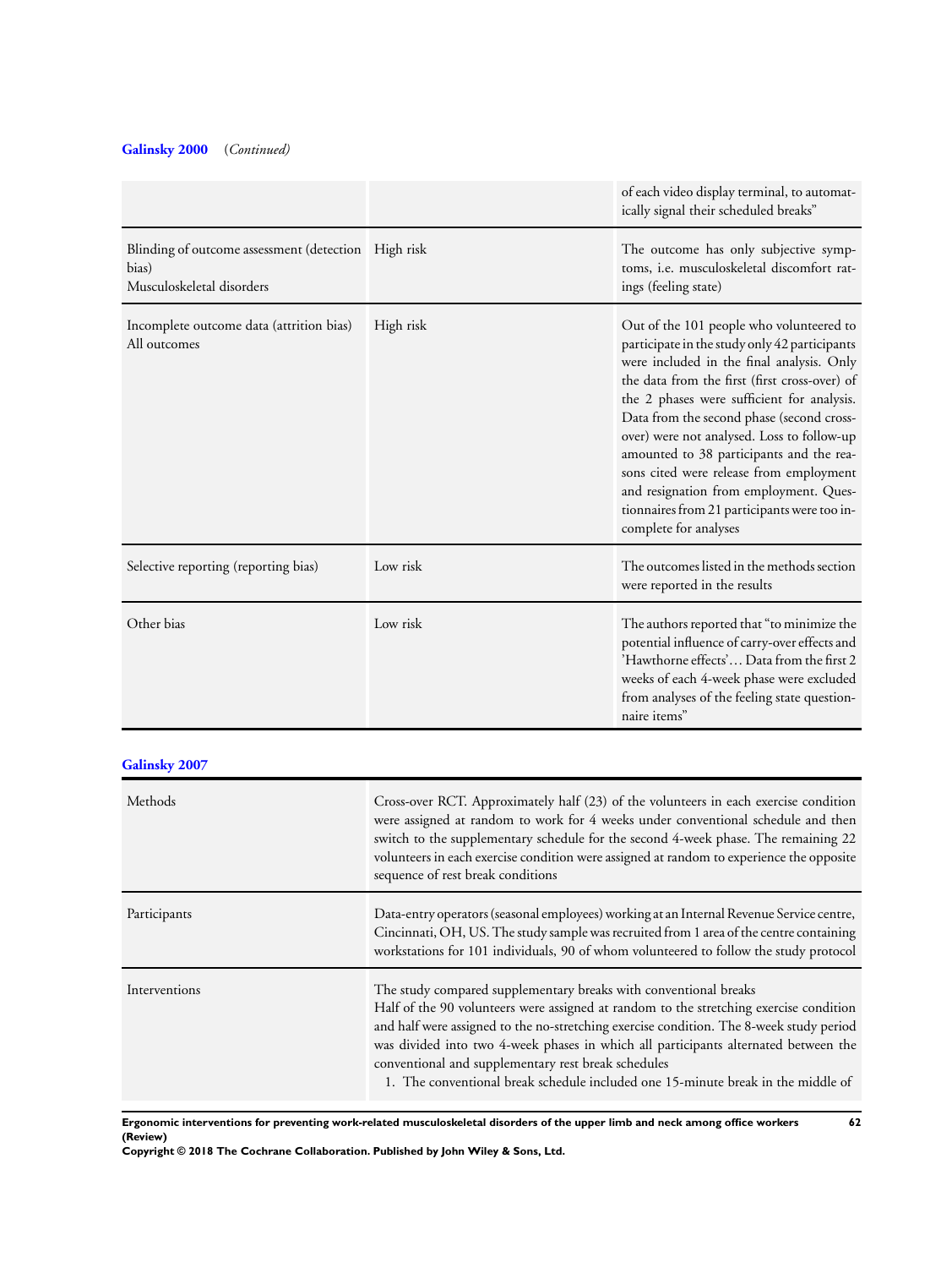**Galinsky 2000** *(Continued)*

| | | |
|---|---|---|
| | | of each video display terminal, to automatically signal their scheduled breaks" |
| Blinding of outcome assessment (detection bias)<br>Musculoskeletal disorders | High risk | The outcome has only subjective symptoms, i.e. musculoskeletal discomfort ratings (feeling state) |
| Incomplete outcome data (attrition bias)<br>All outcomes | High risk | Out of the 101 people who volunteered to participate in the study only 42 participants were included in the final analysis. Only the data from the first (first cross-over) of the 2 phases were sufficient for analysis. Data from the second phase (second cross-over) were not analysed. Loss to follow-up amounted to 38 participants and the reasons cited were release from employment and resignation from employment. Questionnaires from 21 participants were too incomplete for analyses |
| Selective reporting (reporting bias) | Low risk | The outcomes listed in the methods section were reported in the results |
| Other bias | Low risk | The authors reported that "to minimize the potential influence of carry-over effects and 'Hawthorne effects'... Data from the first 2 weeks of each 4-week phase were excluded from analyses of the feeling state questionnaire items" |

**Galinsky 2007**

| | |
|---|---|
| Methods | Cross-over RCT. Approximately half (23) of the volunteers in each exercise condition were assigned at random to work for 4 weeks under conventional schedule and then switch to the supplementary schedule for the second 4-week phase. The remaining 22 volunteers in each exercise condition were assigned at random to experience the opposite sequence of rest break conditions |
| Participants | Data-entry operators (seasonal employees) working at an Internal Revenue Service centre, Cincinnati, OH, US. The study sample was recruited from 1 area of the centre containing workstations for 101 individuals, 90 of whom volunteered to follow the study protocol |
| Interventions | The study compared supplementary breaks with conventional breaks<br>Half of the 90 volunteers were assigned at random to the stretching exercise condition and half were assigned to the no-stretching exercise condition. The 8-week study period was divided into two 4-week phases in which all participants alternated between the conventional and supplementary rest break schedules<br>1. The conventional break schedule included one 15-minute break in the middle of |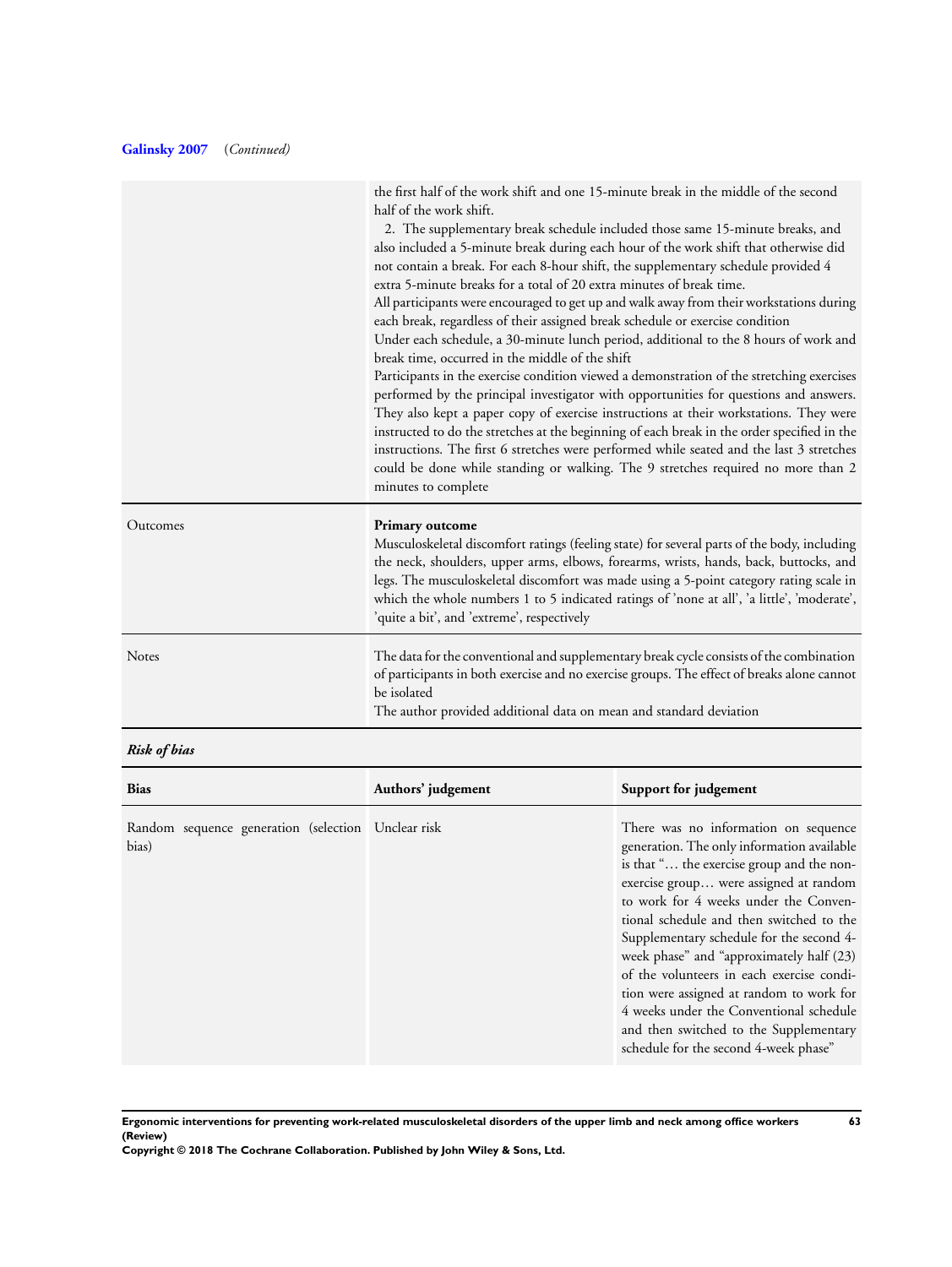**Galinsky 2007** (*Continued*)

| | |
|---|---|
| | the first half of the work shift and one 15-minute break in the middle of the second half of the work shift.<br>2. The supplementary break schedule included those same 15-minute breaks, and also included a 5-minute break during each hour of the work shift that otherwise did not contain a break. For each 8-hour shift, the supplementary schedule provided 4 extra 5-minute breaks for a total of 20 extra minutes of break time.<br>All participants were encouraged to get up and walk away from their workstations during each break, regardless of their assigned break schedule or exercise condition<br>Under each schedule, a 30-minute lunch period, additional to the 8 hours of work and break time, occurred in the middle of the shift<br>Participants in the exercise condition viewed a demonstration of the stretching exercises performed by the principal investigator with opportunities for questions and answers. They also kept a paper copy of exercise instructions at their workstations. They were instructed to do the stretches at the beginning of each break in the order specified in the instructions. The first 6 stretches were performed while seated and the last 3 stretches could be done while standing or walking. The 9 stretches required no more than 2 minutes to complete |
| Outcomes | **Primary outcome**<br>Musculoskeletal discomfort ratings (feeling state) for several parts of the body, including the neck, shoulders, upper arms, elbows, forearms, wrists, hands, back, buttocks, and legs. The musculoskeletal discomfort was made using a 5-point category rating scale in which the whole numbers 1 to 5 indicated ratings of 'none at all', 'a little', 'moderate', 'quite a bit', and 'extreme', respectively |
| Notes | The data for the conventional and supplementary break cycle consists of the combination of participants in both exercise and no exercise groups. The effect of breaks alone cannot be isolated<br>The author provided additional data on mean and standard deviation |

***Risk of bias***

| Bias | Authors' judgement | Support for judgement |
|---|---|---|
| Random sequence generation (selection bias) | Unclear risk | There was no information on sequence generation. The only information available is that "… the exercise group and the non-exercise group… were assigned at random to work for 4 weeks under the Conventional schedule and then switched to the Supplementary schedule for the second 4-week phase" and "approximately half (23) of the volunteers in each exercise condition were assigned at random to work for 4 weeks under the Conventional schedule and then switched to the Supplementary schedule for the second 4-week phase" |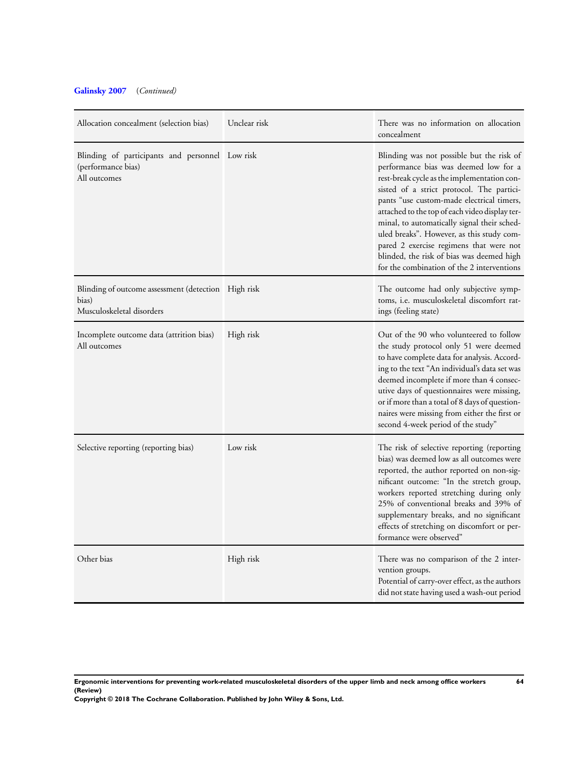**Galinsky 2007** (*Continued*)

| | | |
|---|---|---|
| Allocation concealment (selection bias) | Unclear risk | There was no information on allocation concealment |
| Blinding of participants and personnel (performance bias)<br>All outcomes | Low risk | Blinding was not possible but the risk of performance bias was deemed low for a rest-break cycle as the implementation consisted of a strict protocol. The participants "use custom-made electrical timers, attached to the top of each video display terminal, to automatically signal their scheduled breaks". However, as this study compared 2 exercise regimens that were not blinded, the risk of bias was deemed high for the combination of the 2 interventions |
| Blinding of outcome assessment (detection bias)<br>Musculoskeletal disorders | High risk | The outcome had only subjective symptoms, i.e. musculoskeletal discomfort ratings (feeling state) |
| Incomplete outcome data (attrition bias)<br>All outcomes | High risk | Out of the 90 who volunteered to follow the study protocol only 51 were deemed to have complete data for analysis. According to the text "An individual's data set was deemed incomplete if more than 4 consecutive days of questionnaires were missing, or if more than a total of 8 days of questionnaires were missing from either the first or second 4-week period of the study" |
| Selective reporting (reporting bias) | Low risk | The risk of selective reporting (reporting bias) was deemed low as all outcomes were reported, the author reported on non-significant outcome: "In the stretch group, workers reported stretching during only 25% of conventional breaks and 39% of supplementary breaks, and no significant effects of stretching on discomfort or performance were observed" |
| Other bias | High risk | There was no comparison of the 2 intervention groups.<br>Potential of carry-over effect, as the authors did not state having used a wash-out period |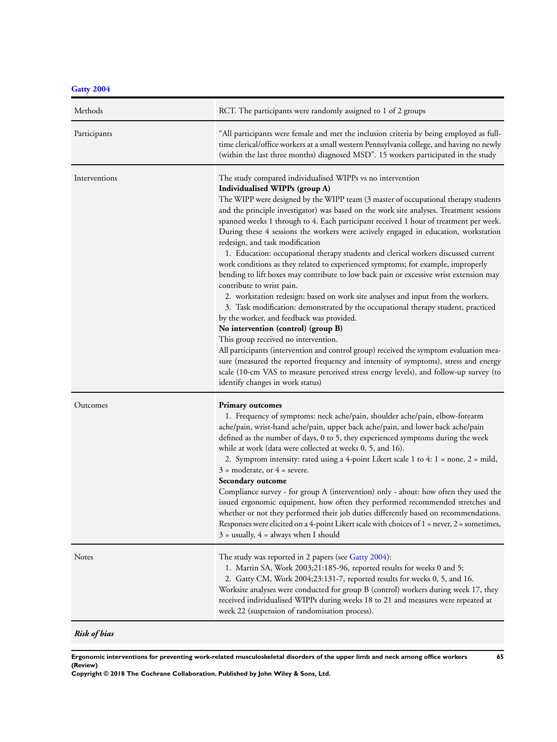**Gatty 2004**

| | |
|---|---|
| Methods | RCT. The participants were randomly assigned to 1 of 2 groups |
| Participants | "All participants were female and met the inclusion criteria by being employed as full-time clerical/office workers at a small western Pennsylvania college, and having no newly (within the last three months) diagnosed MSD". 15 workers participated in the study |
| Interventions | The study compared individualised WIPPs vs no intervention<br>**Individualised WIPPs (group A)**<br>The WIPP were designed by the WIPP team (3 master of occupational therapy students and the principle investigator) was based on the work site analyses. Treatment sessions spanned weeks 1 through to 4. Each participant received 1 hour of treatment per week. During these 4 sessions the workers were actively engaged in education, workstation redesign, and task modification<br>1. Education: occupational therapy students and clerical workers discussed current work conditions as they related to experienced symptoms; for example, improperly bending to lift boxes may contribute to low back pain or excessive wrist extension may contribute to wrist pain.<br>2. workstation redesign: based on work site analyses and input from the workers.<br>3. Task modification: demonstrated by the occupational therapy student, practiced by the worker, and feedback was provided.<br>**No intervention (control) (group B)**<br>This group received no intervention.<br>All participants (intervention and control group) received the symptom evaluation measure (measured the reported frequency and intensity of symptoms), stress and energy scale (10-cm VAS to measure perceived stress energy levels), and follow-up survey (to identify changes in work status) |
| Outcomes | **Primary outcomes**<br>1. Frequency of symptoms: neck ache/pain, shoulder ache/pain, elbow-forearm ache/pain, wrist-hand ache/pain, upper back ache/pain, and lower back ache/pain defined as the number of days, 0 to 5, they experienced symptoms during the week while at work (data were collected at weeks 0, 5, and 16).<br>2. Symptom intensity: rated using a 4-point Likert scale 1 to 4: 1 = none, 2 = mild, 3 = moderate, or 4 = severe.<br>**Secondary outcome**<br>Compliance survey - for group A (intervention) only - about: how often they used the issued ergonomic equipment, how often they performed recommended stretches and whether or not they performed their job duties differently based on recommendations. Responses were elicited on a 4-point Likert scale with choices of 1 = never, 2 = sometimes, 3 = usually, 4 = always when I should |
| Notes | The study was reported in 2 papers (see Gatty 2004):<br>1. Martin SA, Work 2003;21:185-96, reported results for weeks 0 and 5;<br>2. Gatty CM, Work 2004;23:131-7, reported results for weeks 0, 5, and 16.<br>Worksite analyses were conducted for group B (control) workers during week 17, they received individualised WIPPs during weeks 18 to 21 and measures were repeated at week 22 (suspension of randomisation process). |

***Risk of bias***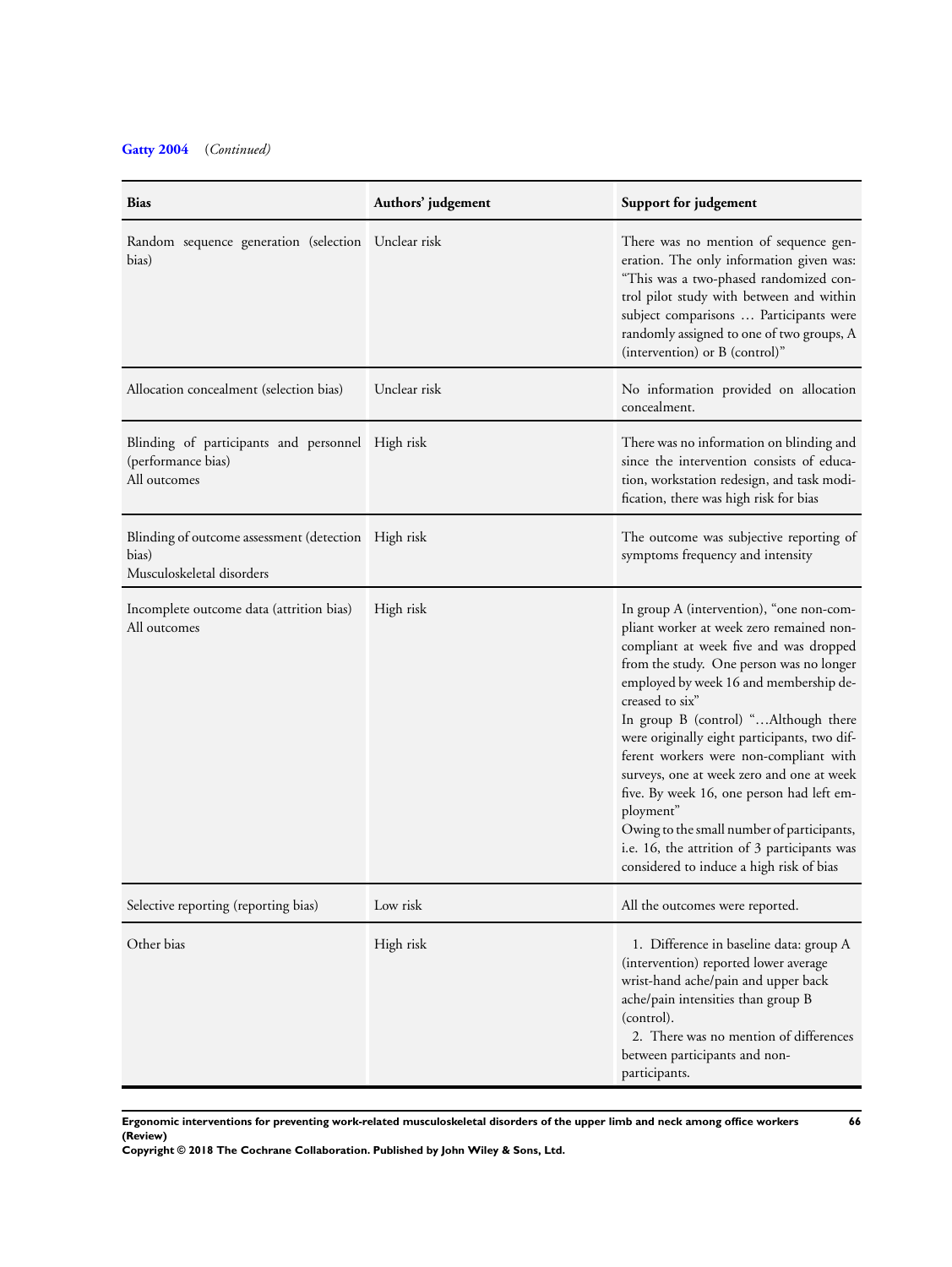**Gatty 2004** (*Continued)*

| Bias | Authors' judgement | Support for judgement |
|---|---|---|
| Random sequence generation (selection bias) | Unclear risk | There was no mention of sequence generation. The only information given was: "This was a two-phased randomized control pilot study with between and within subject comparisons … Participants were randomly assigned to one of two groups, A (intervention) or B (control)" |
| Allocation concealment (selection bias) | Unclear risk | No information provided on allocation concealment. |
| Blinding of participants and personnel (performance bias)<br>All outcomes | High risk | There was no information on blinding and since the intervention consists of education, workstation redesign, and task modification, there was high risk for bias |
| Blinding of outcome assessment (detection bias)<br>Musculoskeletal disorders | High risk | The outcome was subjective reporting of symptoms frequency and intensity |
| Incomplete outcome data (attrition bias)<br>All outcomes | High risk | In group A (intervention), "one non-compliant worker at week zero remained non-compliant at week five and was dropped from the study. One person was no longer employed by week 16 and membership decreased to six"<br>In group B (control) "…Although there were originally eight participants, two different workers were non-compliant with surveys, one at week zero and one at week five. By week 16, one person had left employment"<br>Owing to the small number of participants, i.e. 16, the attrition of 3 participants was considered to induce a high risk of bias |
| Selective reporting (reporting bias) | Low risk | All the outcomes were reported. |
| Other bias | High risk | 1. Difference in baseline data: group A (intervention) reported lower average wrist-hand ache/pain and upper back ache/pain intensities than group B (control).<br>2. There was no mention of differences between participants and non-participants. |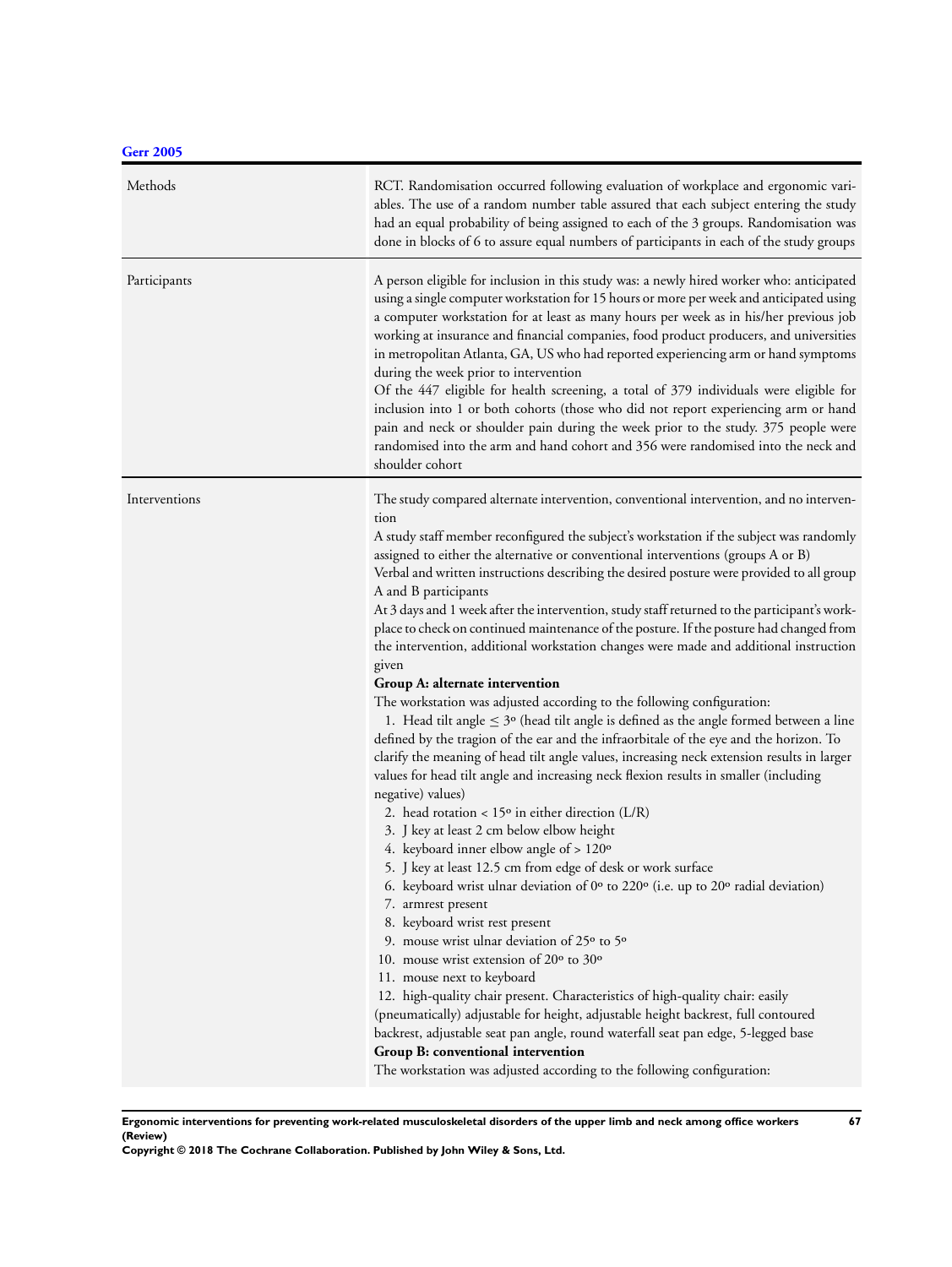**Gerr 2005**

| | |
|---|---|
| Methods | RCT. Randomisation occurred following evaluation of workplace and ergonomic variables. The use of a random number table assured that each subject entering the study had an equal probability of being assigned to each of the 3 groups. Randomisation was done in blocks of 6 to assure equal numbers of participants in each of the study groups |
| Participants | A person eligible for inclusion in this study was: a newly hired worker who: anticipated using a single computer workstation for 15 hours or more per week and anticipated using a computer workstation for at least as many hours per week as in his/her previous job working at insurance and financial companies, food product producers, and universities in metropolitan Atlanta, GA, US who had reported experiencing arm or hand symptoms during the week prior to intervention<br>Of the 447 eligible for health screening, a total of 379 individuals were eligible for inclusion into 1 or both cohorts (those who did not report experiencing arm or hand pain and neck or shoulder pain during the week prior to the study. 375 people were randomised into the arm and hand cohort and 356 were randomised into the neck and shoulder cohort |
| Interventions | The study compared alternate intervention, conventional intervention, and no intervention<br>A study staff member reconfigured the subject's workstation if the subject was randomly assigned to either the alternative or conventional interventions (groups A or B)<br>Verbal and written instructions describing the desired posture were provided to all group A and B participants<br>At 3 days and 1 week after the intervention, study staff returned to the participant's workplace to check on continued maintenance of the posture. If the posture had changed from the intervention, additional workstation changes were made and additional instruction given<br>**Group A: alternate intervention**<br>The workstation was adjusted according to the following configuration:<br>1. Head tilt angle ≤ 3º (head tilt angle is defined as the angle formed between a line defined by the tragion of the ear and the infraorbitale of the eye and the horizon. To clarify the meaning of head tilt angle values, increasing neck extension results in larger values for head tilt angle and increasing neck flexion results in smaller (including negative) values)<br>2. head rotation < 15º in either direction (L/R)<br>3. J key at least 2 cm below elbow height<br>4. keyboard inner elbow angle of > 120º<br>5. J key at least 12.5 cm from edge of desk or work surface<br>6. keyboard wrist ulnar deviation of 0º to 220º (i.e. up to 20º radial deviation)<br>7. armrest present<br>8. keyboard wrist rest present<br>9. mouse wrist ulnar deviation of 25º to 5º<br>10. mouse wrist extension of 20º to 30º<br>11. mouse next to keyboard<br>12. high-quality chair present. Characteristics of high-quality chair: easily (pneumatically) adjustable for height, adjustable height backrest, full contoured backrest, adjustable seat pan angle, round waterfall seat pan edge, 5-legged base<br>**Group B: conventional intervention**<br>The workstation was adjusted according to the following configuration: |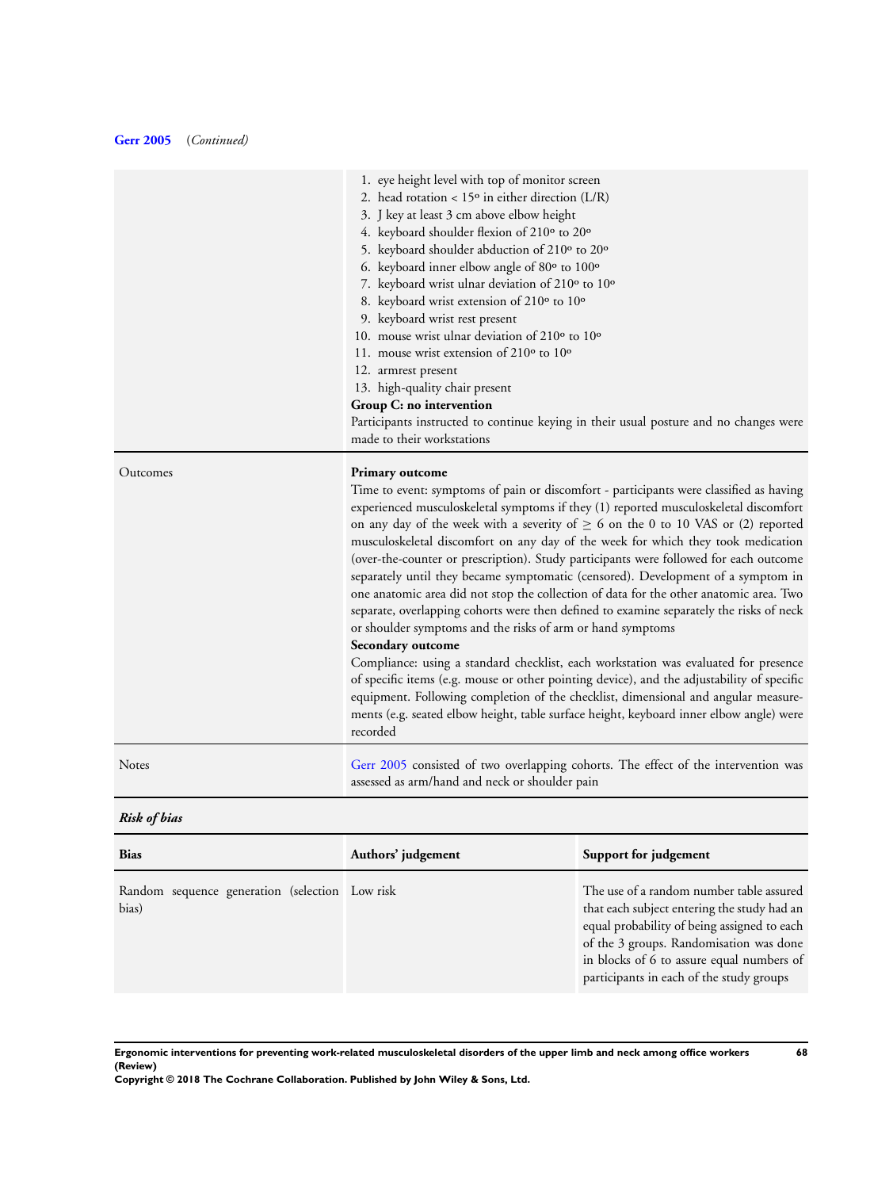**Gerr 2005** (*Continued*)

| | |
|---|---|
| | 1. eye height level with top of monitor screen<br>2. head rotation < 15º in either direction (L/R)<br>3. J key at least 3 cm above elbow height<br>4. keyboard shoulder flexion of 210º to 20º<br>5. keyboard shoulder abduction of 210º to 20º<br>6. keyboard inner elbow angle of 80º to 100º<br>7. keyboard wrist ulnar deviation of 210º to 10º<br>8. keyboard wrist extension of 210º to 10º<br>9. keyboard wrist rest present<br>10. mouse wrist ulnar deviation of 210º to 10º<br>11. mouse wrist extension of 210º to 10º<br>12. armrest present<br>13. high-quality chair present<br>**Group C: no intervention**<br>Participants instructed to continue keying in their usual posture and no changes were made to their workstations |
| Outcomes | **Primary outcome**<br>Time to event: symptoms of pain or discomfort - participants were classified as having experienced musculoskeletal symptoms if they (1) reported musculoskeletal discomfort on any day of the week with a severity of ≥ 6 on the 0 to 10 VAS or (2) reported musculoskeletal discomfort on any day of the week for which they took medication (over-the-counter or prescription). Study participants were followed for each outcome separately until they became symptomatic (censored). Development of a symptom in one anatomic area did not stop the collection of data for the other anatomic area. Two separate, overlapping cohorts were then defined to examine separately the risks of neck or shoulder symptoms and the risks of arm or hand symptoms<br>**Secondary outcome**<br>Compliance: using a standard checklist, each workstation was evaluated for presence of specific items (e.g. mouse or other pointing device), and the adjustability of specific equipment. Following completion of the checklist, dimensional and angular measurements (e.g. seated elbow height, table surface height, keyboard inner elbow angle) were recorded |
| Notes | Gerr 2005 consisted of two overlapping cohorts. The effect of the intervention was assessed as arm/hand and neck or shoulder pain |

***Risk of bias***

| Bias | Authors' judgement | Support for judgement |
|---|---|---|
| Random sequence generation (selection bias) | Low risk | The use of a random number table assured that each subject entering the study had an equal probability of being assigned to each of the 3 groups. Randomisation was done in blocks of 6 to assure equal numbers of participants in each of the study groups |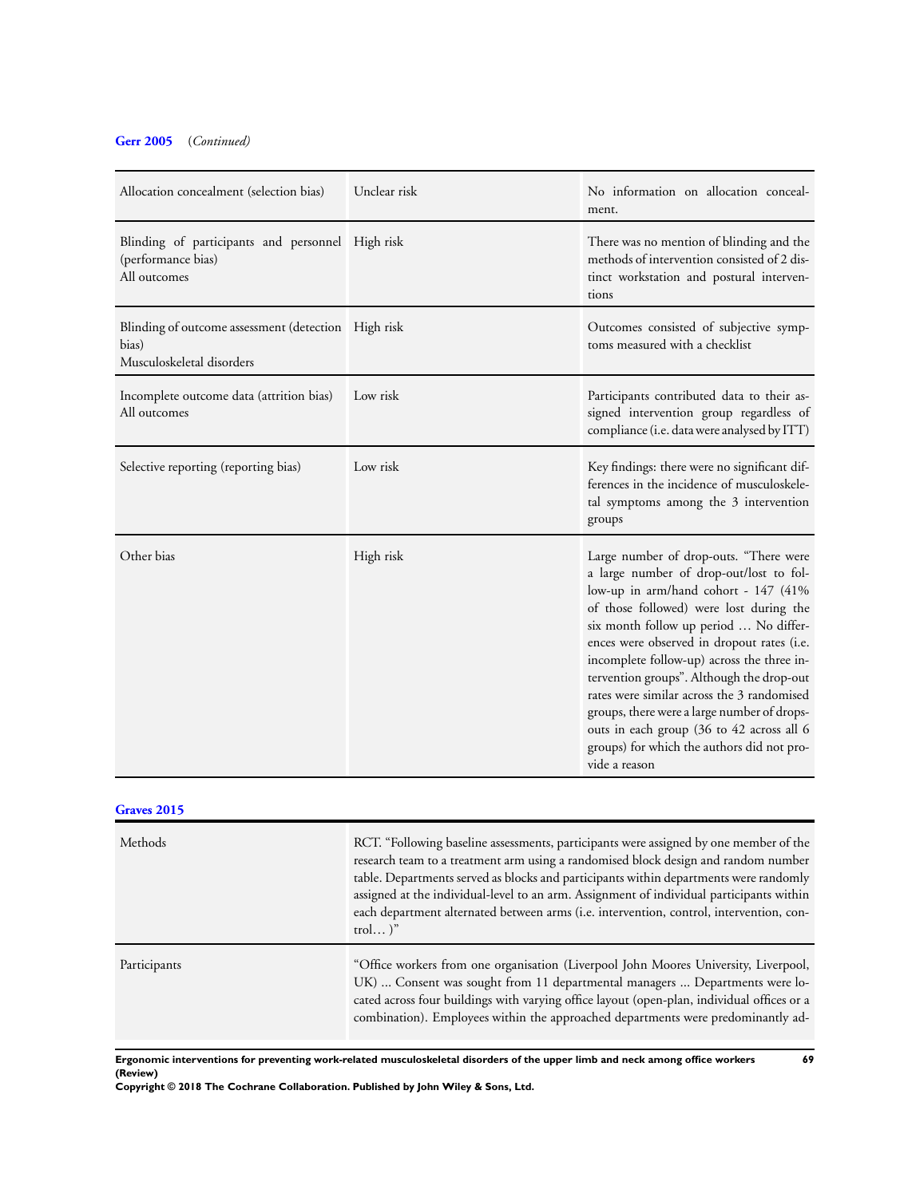**Gerr 2005** *(Continued)*

| | | |
|---|---|---|
| Allocation concealment (selection bias) | Unclear risk | No information on allocation concealment. |
| Blinding of participants and personnel (performance bias)<br>All outcomes | High risk | There was no mention of blinding and the methods of intervention consisted of 2 distinct workstation and postural interventions |
| Blinding of outcome assessment (detection bias)<br>Musculoskeletal disorders | High risk | Outcomes consisted of subjective symptoms measured with a checklist |
| Incomplete outcome data (attrition bias)<br>All outcomes | Low risk | Participants contributed data to their assigned intervention group regardless of compliance (i.e. data were analysed by ITT) |
| Selective reporting (reporting bias) | Low risk | Key findings: there were no significant differences in the incidence of musculoskeletal symptoms among the 3 intervention groups |
| Other bias | High risk | Large number of drop-outs. "There were a large number of drop-out/lost to follow-up in arm/hand cohort - 147 (41% of those followed) were lost during the six month follow up period … No differences were observed in dropout rates (i.e. incomplete follow-up) across the three intervention groups". Although the drop-out rates were similar across the 3 randomised groups, there were a large number of drops-outs in each group (36 to 42 across all 6 groups) for which the authors did not provide a reason |

**Graves 2015**

| | |
|---|---|
| Methods | RCT. "Following baseline assessments, participants were assigned by one member of the research team to a treatment arm using a randomised block design and random number table. Departments served as blocks and participants within departments were randomly assigned at the individual-level to an arm. Assignment of individual participants within each department alternated between arms (i.e. intervention, control, intervention, control… )" |
| Participants | "Office workers from one organisation (Liverpool John Moores University, Liverpool, UK) ... Consent was sought from 11 departmental managers ... Departments were located across four buildings with varying office layout (open-plan, individual offices or a combination). Employees within the approached departments were predominantly ad- |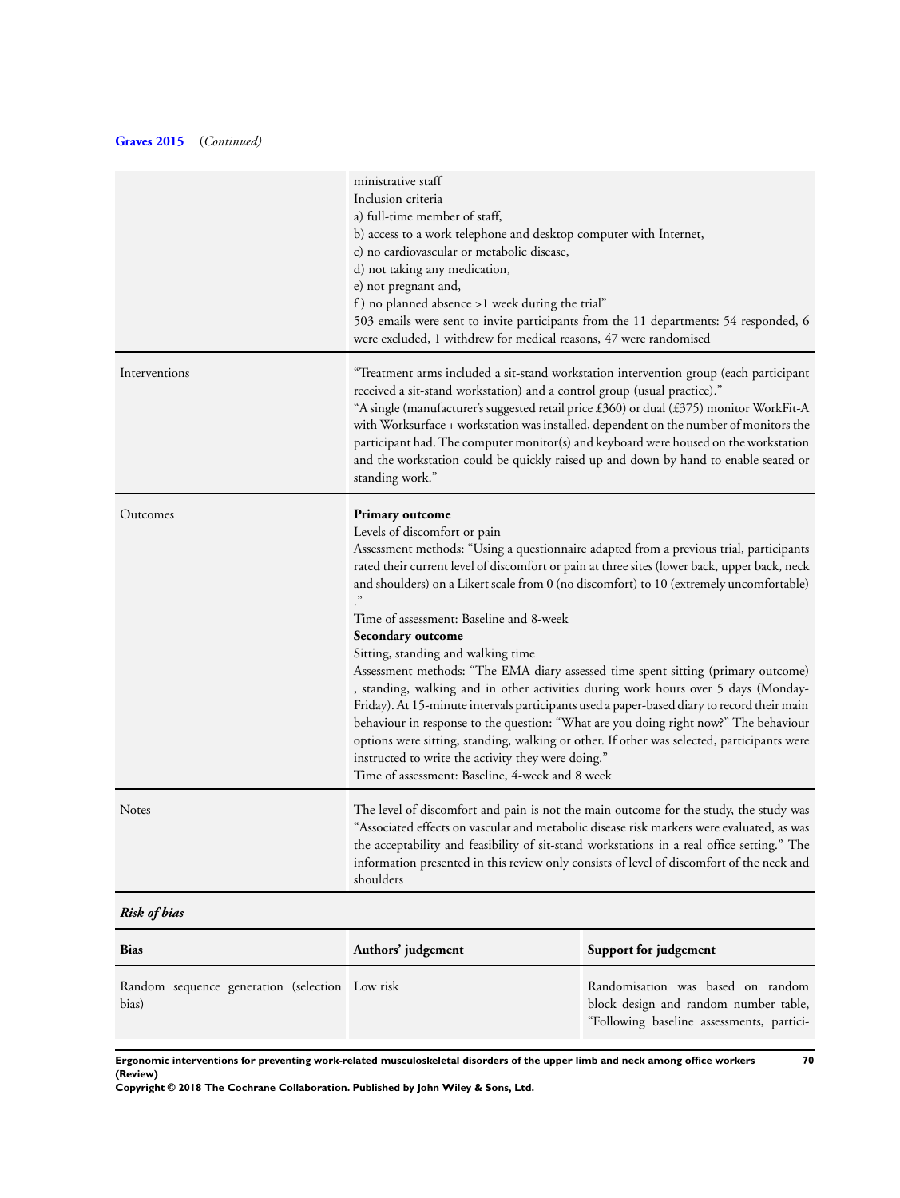**Graves 2015** (*Continued*)

| | |
|---|---|
| | ministrative staff<br>Inclusion criteria<br>a) full-time member of staff,<br>b) access to a work telephone and desktop computer with Internet,<br>c) no cardiovascular or metabolic disease,<br>d) not taking any medication,<br>e) not pregnant and,<br>f ) no planned absence >1 week during the trial"<br>503 emails were sent to invite participants from the 11 departments: 54 responded, 6 were excluded, 1 withdrew for medical reasons, 47 were randomised |
| Interventions | "Treatment arms included a sit-stand workstation intervention group (each participant received a sit-stand workstation) and a control group (usual practice)."<br>"A single (manufacturer's suggested retail price £360) or dual (£375) monitor WorkFit-A with Worksurface + workstation was installed, dependent on the number of monitors the participant had. The computer monitor(s) and keyboard were housed on the workstation and the workstation could be quickly raised up and down by hand to enable seated or standing work." |
| Outcomes | **Primary outcome**<br>Levels of discomfort or pain<br>Assessment methods: "Using a questionnaire adapted from a previous trial, participants rated their current level of discomfort or pain at three sites (lower back, upper back, neck and shoulders) on a Likert scale from 0 (no discomfort) to 10 (extremely uncomfortable) ."<br>Time of assessment: Baseline and 8-week<br>**Secondary outcome**<br>Sitting, standing and walking time<br>Assessment methods: "The EMA diary assessed time spent sitting (primary outcome) , standing, walking and in other activities during work hours over 5 days (Monday-Friday). At 15-minute intervals participants used a paper-based diary to record their main behaviour in response to the question: "What are you doing right now?" The behaviour options were sitting, standing, walking or other. If other was selected, participants were instructed to write the activity they were doing."<br>Time of assessment: Baseline, 4-week and 8 week |
| Notes | The level of discomfort and pain is not the main outcome for the study, the study was "Associated effects on vascular and metabolic disease risk markers were evaluated, as was the acceptability and feasibility of sit-stand workstations in a real office setting." The information presented in this review only consists of level of discomfort of the neck and shoulders |

***Risk of bias***

| Bias | Authors' judgement | Support for judgement |
|---|---|---|
| Random sequence generation (selection bias) | Low risk | Randomisation was based on random block design and random number table, "Following baseline assessments, partici- |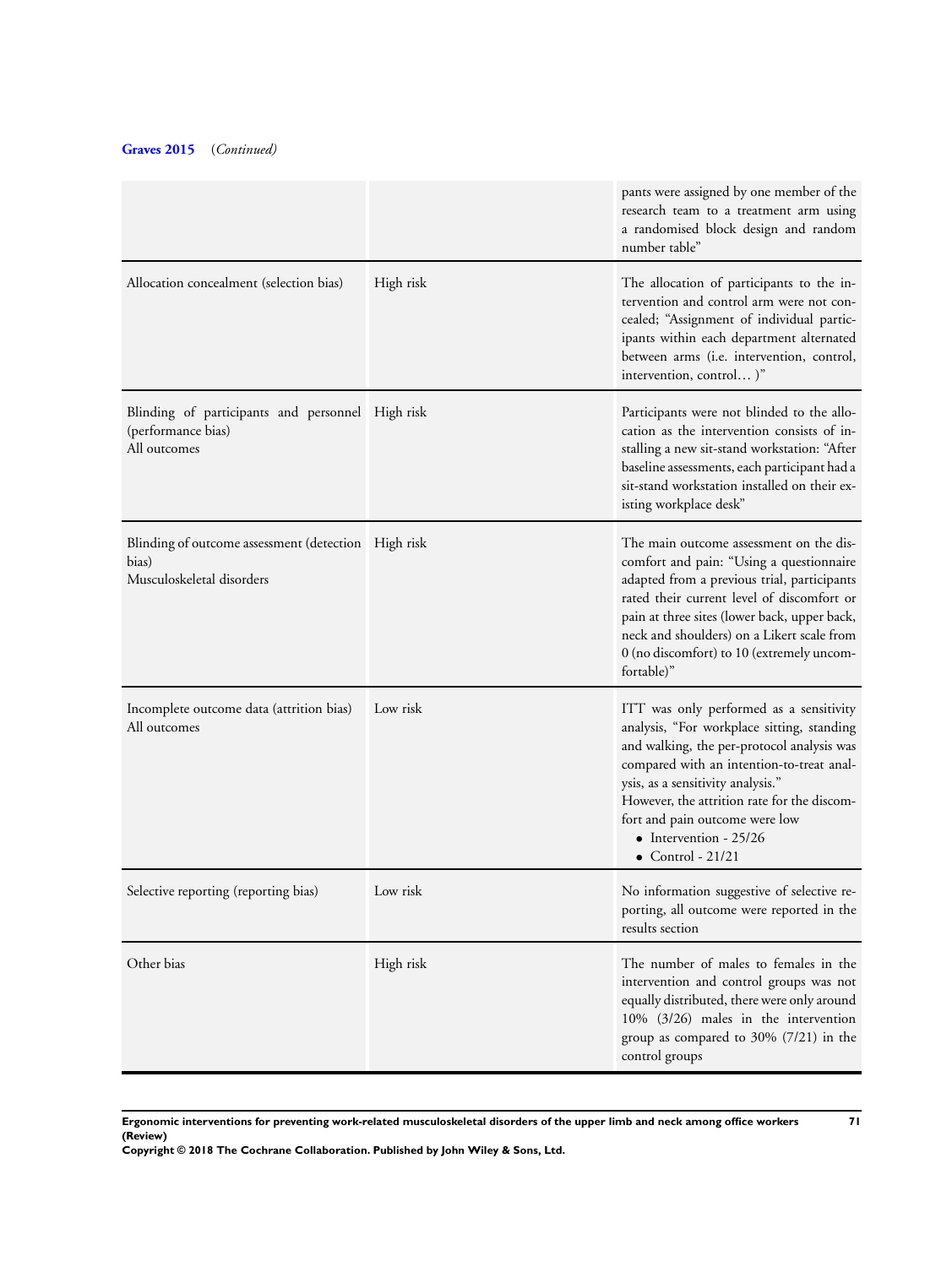**Graves 2015** (*Continued*)

| | | |
|---|---|---|
| | | pants were assigned by one member of the research team to a treatment arm using a randomised block design and random number table" |
| Allocation concealment (selection bias) | High risk | The allocation of participants to the intervention and control arm were not concealed; "Assignment of individual participants within each department alternated between arms (i.e. intervention, control, intervention, control... )" |
| Blinding of participants and personnel (performance bias)<br>All outcomes | High risk | Participants were not blinded to the allocation as the intervention consists of installing a new sit-stand workstation: "After baseline assessments, each participant had a sit-stand workstation installed on their existing workplace desk" |
| Blinding of outcome assessment (detection bias)<br>Musculoskeletal disorders | High risk | The main outcome assessment on the discomfort and pain: "Using a questionnaire adapted from a previous trial, participants rated their current level of discomfort or pain at three sites (lower back, upper back, neck and shoulders) on a Likert scale from 0 (no discomfort) to 10 (extremely uncomfortable)" |
| Incomplete outcome data (attrition bias)<br>All outcomes | Low risk | ITT was only performed as a sensitivity analysis, "For workplace sitting, standing and walking, the per-protocol analysis was compared with an intention-to-treat analysis, as a sensitivity analysis."<br>However, the attrition rate for the discomfort and pain outcome were low<br>• Intervention - 25/26<br>• Control - 21/21 |
| Selective reporting (reporting bias) | Low risk | No information suggestive of selective reporting, all outcome were reported in the results section |
| Other bias | High risk | The number of males to females in the intervention and control groups was not equally distributed, there were only around 10% (3/26) males in the intervention group as compared to 30% (7/21) in the control groups |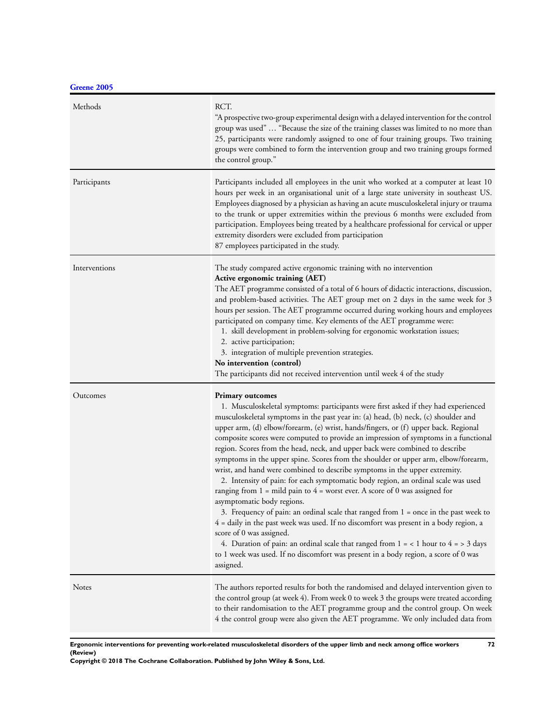**Greene 2005**

| | |
|---|---|
| Methods | RCT.<br>"A prospective two-group experimental design with a delayed intervention for the control group was used" … "Because the size of the training classes was limited to no more than 25, participants were randomly assigned to one of four training groups. Two training groups were combined to form the intervention group and two training groups formed the control group." |
| Participants | Participants included all employees in the unit who worked at a computer at least 10 hours per week in an organisational unit of a large state university in southeast US. Employees diagnosed by a physician as having an acute musculoskeletal injury or trauma to the trunk or upper extremities within the previous 6 months were excluded from participation. Employees being treated by a healthcare professional for cervical or upper extremity disorders were excluded from participation<br>87 employees participated in the study. |
| Interventions | The study compared active ergonomic training with no intervention<br>**Active ergonomic training (AET)**<br>The AET programme consisted of a total of 6 hours of didactic interactions, discussion, and problem-based activities. The AET group met on 2 days in the same week for 3 hours per session. The AET programme occurred during working hours and employees participated on company time. Key elements of the AET programme were:<br>1. skill development in problem-solving for ergonomic workstation issues;<br>2. active participation;<br>3. integration of multiple prevention strategies.<br>**No intervention (control)**<br>The participants did not received intervention until week 4 of the study |
| Outcomes | **Primary outcomes**<br>1. Musculoskeletal symptoms: participants were first asked if they had experienced musculoskeletal symptoms in the past year in: (a) head, (b) neck, (c) shoulder and upper arm, (d) elbow/forearm, (e) wrist, hands/fingers, or (f) upper back. Regional composite scores were computed to provide an impression of symptoms in a functional region. Scores from the head, neck, and upper back were combined to describe symptoms in the upper spine. Scores from the shoulder or upper arm, elbow/forearm, wrist, and hand were combined to describe symptoms in the upper extremity.<br>2. Intensity of pain: for each symptomatic body region, an ordinal scale was used ranging from 1 = mild pain to 4 = worst ever. A score of 0 was assigned for asymptomatic body regions.<br>3. Frequency of pain: an ordinal scale that ranged from 1 = once in the past week to 4 = daily in the past week was used. If no discomfort was present in a body region, a score of 0 was assigned.<br>4. Duration of pain: an ordinal scale that ranged from 1 = < 1 hour to 4 = > 3 days to 1 week was used. If no discomfort was present in a body region, a score of 0 was assigned. |
| Notes | The authors reported results for both the randomised and delayed intervention given to the control group (at week 4). From week 0 to week 3 the groups were treated according to their randomisation to the AET programme group and the control group. On week 4 the control group were also given the AET programme. We only included data from |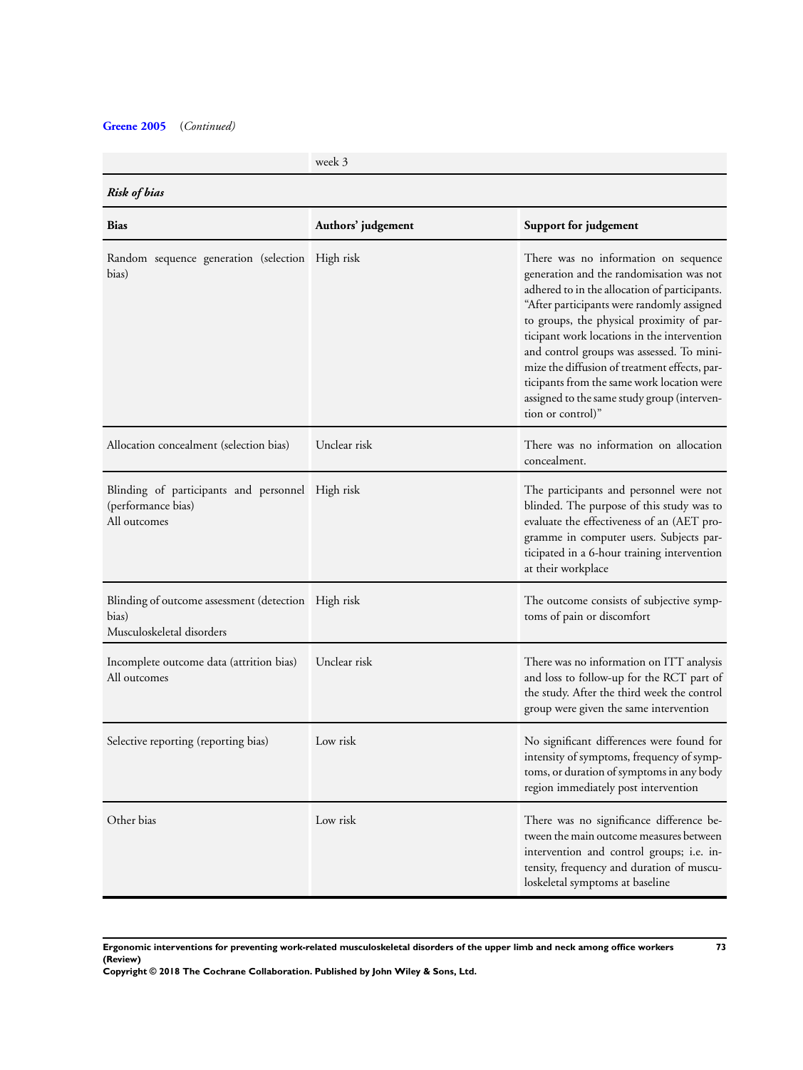**Greene 2005** *(Continued)*

| | week 3 | |
|---|---|---|

***Risk of bias***

| Bias | Authors' judgement | Support for judgement |
|---|---|---|
| Random sequence generation (selection bias) | High risk | There was no information on sequence generation and the randomisation was not adhered to in the allocation of participants. "After participants were randomly assigned to groups, the physical proximity of participant work locations in the intervention and control groups was assessed. To minimize the diffusion of treatment effects, participants from the same work location were assigned to the same study group (intervention or control)" |
| Allocation concealment (selection bias) | Unclear risk | There was no information on allocation concealment. |
| Blinding of participants and personnel (performance bias)<br>All outcomes | High risk | The participants and personnel were not blinded. The purpose of this study was to evaluate the effectiveness of an (AET programme in computer users. Subjects participated in a 6-hour training intervention at their workplace |
| Blinding of outcome assessment (detection bias)<br>Musculoskeletal disorders | High risk | The outcome consists of subjective symptoms of pain or discomfort |
| Incomplete outcome data (attrition bias)<br>All outcomes | Unclear risk | There was no information on ITT analysis and loss to follow-up for the RCT part of the study. After the third week the control group were given the same intervention |
| Selective reporting (reporting bias) | Low risk | No significant differences were found for intensity of symptoms, frequency of symptoms, or duration of symptoms in any body region immediately post intervention |
| Other bias | Low risk | There was no significance difference between the main outcome measures between intervention and control groups; i.e. intensity, frequency and duration of musculoskeletal symptoms at baseline |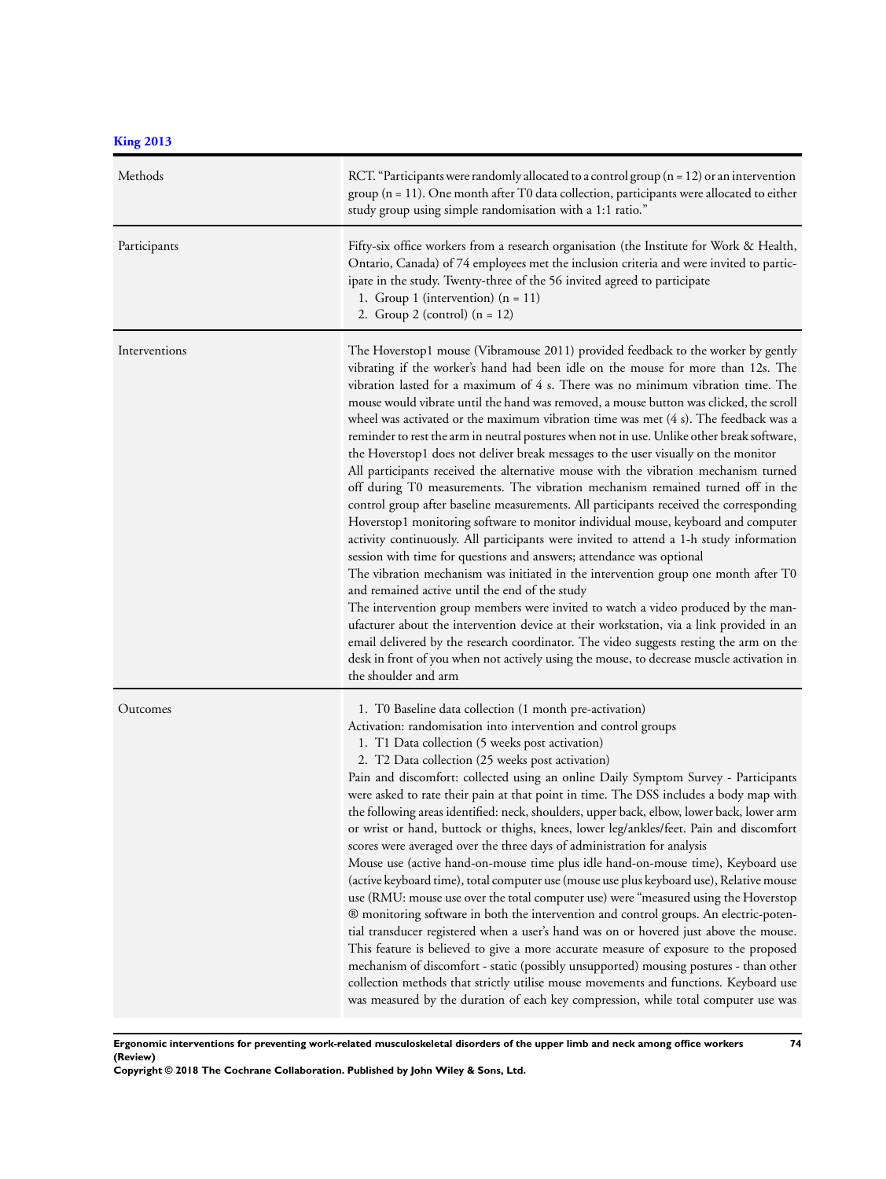**King 2013**

| | |
|---|---|
| Methods | RCT. "Participants were randomly allocated to a control group (n = 12) or an intervention group (n = 11). One month after T0 data collection, participants were allocated to either study group using simple randomisation with a 1:1 ratio." |
| Participants | Fifty-six office workers from a research organisation (the Institute for Work & Health, Ontario, Canada) of 74 employees met the inclusion criteria and were invited to participate in the study. Twenty-three of the 56 invited agreed to participate<br>1. Group 1 (intervention) (n = 11)<br>2. Group 2 (control) (n = 12) |
| Interventions | The Hoverstop1 mouse (Vibramouse 2011) provided feedback to the worker by gently vibrating if the worker's hand had been idle on the mouse for more than 12s. The vibration lasted for a maximum of 4 s. There was no minimum vibration time. The mouse would vibrate until the hand was removed, a mouse button was clicked, the scroll wheel was activated or the maximum vibration time was met (4 s). The feedback was a reminder to rest the arm in neutral postures when not in use. Unlike other break software, the Hoverstop1 does not deliver break messages to the user visually on the monitor<br>All participants received the alternative mouse with the vibration mechanism turned off during T0 measurements. The vibration mechanism remained turned off in the control group after baseline measurements. All participants received the corresponding Hoverstop1 monitoring software to monitor individual mouse, keyboard and computer activity continuously. All participants were invited to attend a 1-h study information session with time for questions and answers; attendance was optional<br>The vibration mechanism was initiated in the intervention group one month after T0 and remained active until the end of the study<br>The intervention group members were invited to watch a video produced by the manufacturer about the intervention device at their workstation, via a link provided in an email delivered by the research coordinator. The video suggests resting the arm on the desk in front of you when not actively using the mouse, to decrease muscle activation in the shoulder and arm |
| Outcomes | 1. T0 Baseline data collection (1 month pre-activation)<br>Activation: randomisation into intervention and control groups<br>1. T1 Data collection (5 weeks post activation)<br>2. T2 Data collection (25 weeks post activation)<br>Pain and discomfort: collected using an online Daily Symptom Survey - Participants were asked to rate their pain at that point in time. The DSS includes a body map with the following areas identified: neck, shoulders, upper back, elbow, lower back, lower arm or wrist or hand, buttock or thighs, knees, lower leg/ankles/feet. Pain and discomfort scores were averaged over the three days of administration for analysis<br>Mouse use (active hand-on-mouse time plus idle hand-on-mouse time), Keyboard use (active keyboard time), total computer use (mouse use plus keyboard use), Relative mouse use (RMU: mouse use over the total computer use) were "measured using the Hoverstop ® monitoring software in both the intervention and control groups. An electric-potential transducer registered when a user's hand was on or hovered just above the mouse. This feature is believed to give a more accurate measure of exposure to the proposed mechanism of discomfort - static (possibly unsupported) mousing postures - than other collection methods that strictly utilise mouse movements and functions. Keyboard use was measured by the duration of each key compression, while total computer use was |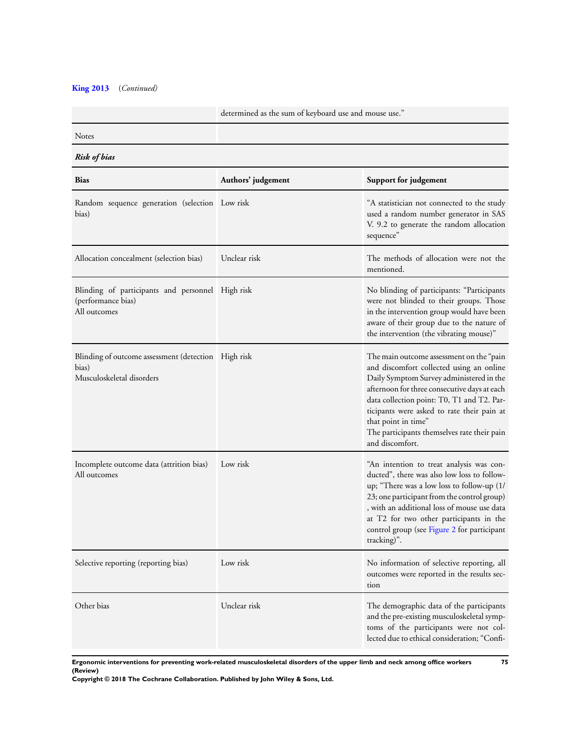**King 2013** (*Continued*)

| | |
|---|---|
| | determined as the sum of keyboard use and mouse use." |
| Notes | |

***Risk of bias***

| Bias | Authors' judgement | Support for judgement |
|---|---|---|
| Random sequence generation (selection bias) | Low risk | "A statistician not connected to the study used a random number generator in SAS V. 9.2 to generate the random allocation sequence" |
| Allocation concealment (selection bias) | Unclear risk | The methods of allocation were not the mentioned. |
| Blinding of participants and personnel (performance bias)<br>All outcomes | High risk | No blinding of participants: "Participants were not blinded to their groups. Those in the intervention group would have been aware of their group due to the nature of the intervention (the vibrating mouse)" |
| Blinding of outcome assessment (detection bias)<br>Musculoskeletal disorders | High risk | The main outcome assessment on the "pain and discomfort collected using an online Daily Symptom Survey administered in the afternoon for three consecutive days at each data collection point: T0, T1 and T2. Participants were asked to rate their pain at that point in time"<br>The participants themselves rate their pain and discomfort. |
| Incomplete outcome data (attrition bias)<br>All outcomes | Low risk | "An intention to treat analysis was conducted", there was also low loss to follow-up; "There was a low loss to follow-up (1/23; one participant from the control group), with an additional loss of mouse use data at T2 for two other participants in the control group (see Figure 2 for participant tracking)". |
| Selective reporting (reporting bias) | Low risk | No information of selective reporting, all outcomes were reported in the results section |
| Other bias | Unclear risk | The demographic data of the participants and the pre-existing musculoskeletal symptoms of the participants were not collected due to ethical consideration; "Confi- |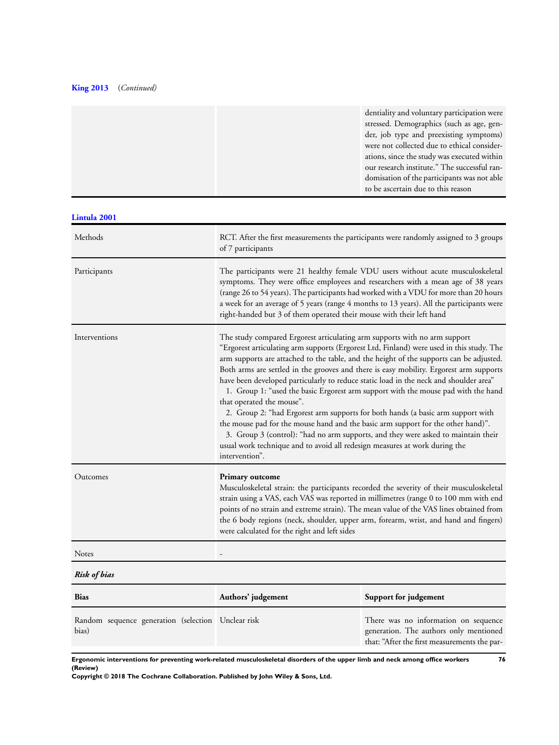**King 2013** (*Continued*)

| | | |
|---|---|---|
| | | dentiality and voluntary participation were stressed. Demographics (such as age, gender, job type and preexisting symptoms) were not collected due to ethical considerations, since the study was executed within our research institute." The successful randomisation of the participants was not able to be ascertain due to this reason |

**Lintula 2001**

| | |
|---|---|
| Methods | RCT. After the first measurements the participants were randomly assigned to 3 groups of 7 participants |
| Participants | The participants were 21 healthy female VDU users without acute musculoskeletal symptoms. They were office employees and researchers with a mean age of 38 years (range 26 to 54 years). The participants had worked with a VDU for more than 20 hours a week for an average of 5 years (range 4 months to 13 years). All the participants were right-handed but 3 of them operated their mouse with their left hand |
| Interventions | The study compared Ergorest articulating arm supports with no arm support<br>"Ergorest articulating arm supports (Ergorest Ltd, Finland) were used in this study. The arm supports are attached to the table, and the height of the supports can be adjusted. Both arms are settled in the grooves and there is easy mobility. Ergorest arm supports have been developed particularly to reduce static load in the neck and shoulder area"<br>1. Group 1: "used the basic Ergorest arm support with the mouse pad with the hand that operated the mouse".<br>2. Group 2: "had Ergorest arm supports for both hands (a basic arm support with the mouse pad for the mouse hand and the basic arm support for the other hand)".<br>3. Group 3 (control): "had no arm supports, and they were asked to maintain their usual work technique and to avoid all redesign measures at work during the intervention". |
| Outcomes | **Primary outcome**<br>Musculoskeletal strain: the participants recorded the severity of their musculoskeletal strain using a VAS, each VAS was reported in millimetres (range 0 to 100 mm with end points of no strain and extreme strain). The mean value of the VAS lines obtained from the 6 body regions (neck, shoulder, upper arm, forearm, wrist, and hand and fingers) were calculated for the right and left sides |
| Notes | - |

***Risk of bias***

| Bias | Authors' judgement | Support for judgement |
|---|---|---|
| Random sequence generation (selection bias) | Unclear risk | There was no information on sequence generation. The authors only mentioned that: "After the first measurements the par- |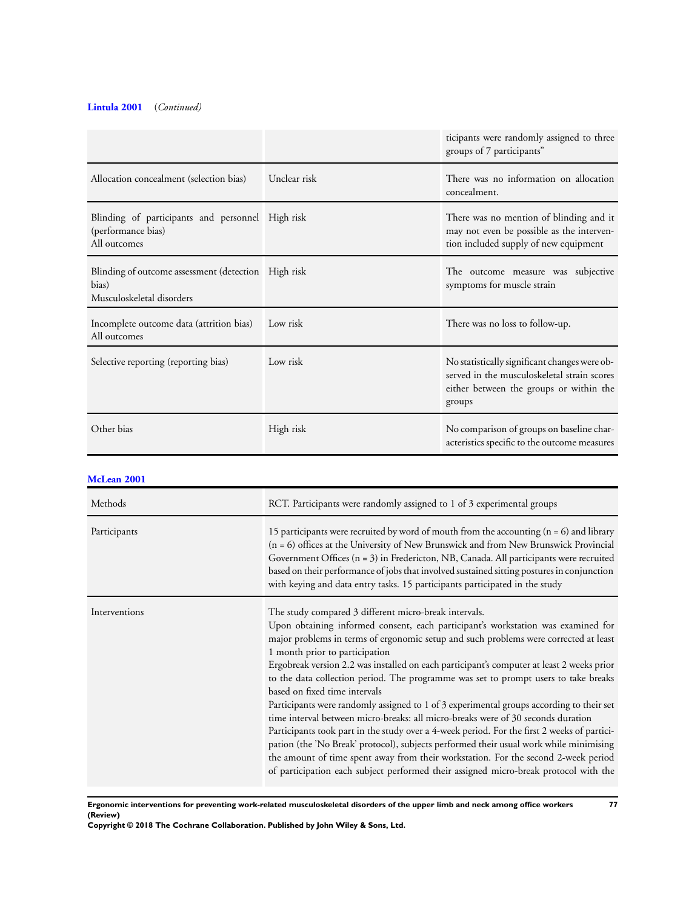**Lintula 2001** (*Continued*)

| | | |
|---|---|---|
| | | ticipants were randomly assigned to three groups of 7 participants” |
| Allocation concealment (selection bias) | Unclear risk | There was no information on allocation concealment. |
| Blinding of participants and personnel (performance bias)<br>All outcomes | High risk | There was no mention of blinding and it may not even be possible as the intervention included supply of new equipment |
| Blinding of outcome assessment (detection bias)<br>Musculoskeletal disorders | High risk | The outcome measure was subjective symptoms for muscle strain |
| Incomplete outcome data (attrition bias)<br>All outcomes | Low risk | There was no loss to follow-up. |
| Selective reporting (reporting bias) | Low risk | No statistically significant changes were observed in the musculoskeletal strain scores either between the groups or within the groups |
| Other bias | High risk | No comparison of groups on baseline characteristics specific to the outcome measures |

**McLean 2001**

| | |
|---|---|
| Methods | RCT. Participants were randomly assigned to 1 of 3 experimental groups |
| Participants | 15 participants were recruited by word of mouth from the accounting (n = 6) and library (n = 6) offices at the University of New Brunswick and from New Brunswick Provincial Government Offices (n = 3) in Fredericton, NB, Canada. All participants were recruited based on their performance of jobs that involved sustained sitting postures in conjunction with keying and data entry tasks. 15 participants participated in the study |
| Interventions | The study compared 3 different micro-break intervals.<br>Upon obtaining informed consent, each participant’s workstation was examined for major problems in terms of ergonomic setup and such problems were corrected at least 1 month prior to participation<br>Ergobreak version 2.2 was installed on each participant’s computer at least 2 weeks prior to the data collection period. The programme was set to prompt users to take breaks based on fixed time intervals<br>Participants were randomly assigned to 1 of 3 experimental groups according to their set time interval between micro-breaks: all micro-breaks were of 30 seconds duration<br>Participants took part in the study over a 4-week period. For the first 2 weeks of participation (the ’No Break’ protocol), subjects performed their usual work while minimising the amount of time spent away from their workstation. For the second 2-week period of participation each subject performed their assigned micro-break protocol with the |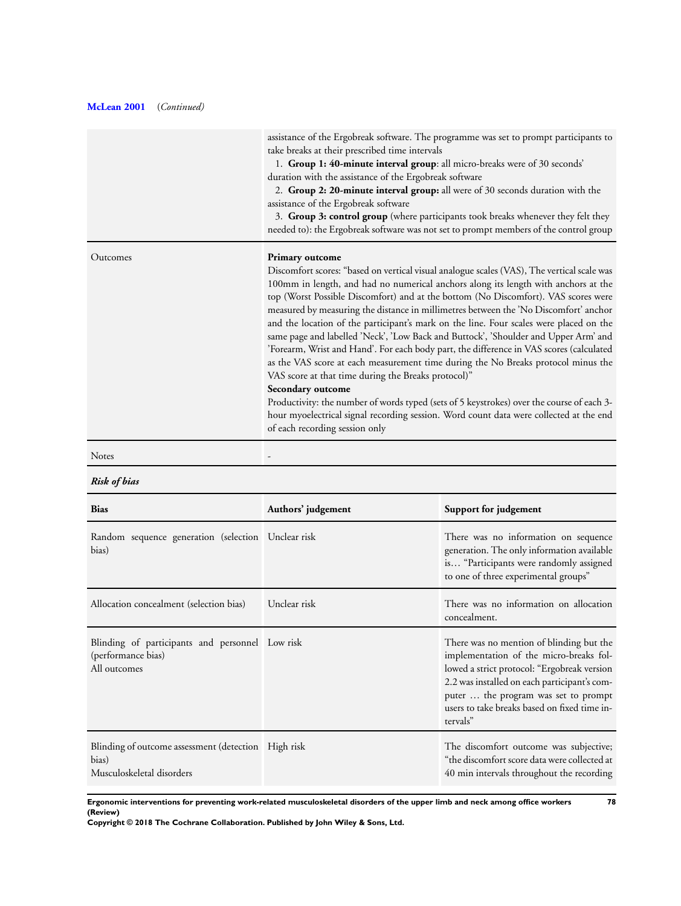**McLean 2001** (*Continued*)

| | |
|---|---|
| | assistance of the Ergobreak software. The programme was set to prompt participants to take breaks at their prescribed time intervals<br>1. **Group 1: 40-minute interval group**: all micro-breaks were of 30 seconds' duration with the assistance of the Ergobreak software<br>2. **Group 2: 20-minute interval group:** all were of 30 seconds duration with the assistance of the Ergobreak software<br>3. **Group 3: control group** (where participants took breaks whenever they felt they needed to): the Ergobreak software was not set to prompt members of the control group |
| Outcomes | **Primary outcome**<br>Discomfort scores: "based on vertical visual analogue scales (VAS), The vertical scale was 100mm in length, and had no numerical anchors along its length with anchors at the top (Worst Possible Discomfort) and at the bottom (No Discomfort). VAS scores were measured by measuring the distance in millimetres between the 'No Discomfort' anchor and the location of the participant's mark on the line. Four scales were placed on the same page and labelled 'Neck', 'Low Back and Buttock', 'Shoulder and Upper Arm' and 'Forearm, Wrist and Hand'. For each body part, the difference in VAS scores (calculated as the VAS score at each measurement time during the No Breaks protocol minus the VAS score at that time during the Breaks protocol)"<br>**Secondary outcome**<br>Productivity: the number of words typed (sets of 5 keystrokes) over the course of each 3-hour myoelectrical signal recording session. Word count data were collected at the end of each recording session only |
| Notes | - |

***Risk of bias***

| Bias | Authors' judgement | Support for judgement |
|---|---|---|
| Random sequence generation (selection bias) | Unclear risk | There was no information on sequence generation. The only information available is… "Participants were randomly assigned to one of three experimental groups" |
| Allocation concealment (selection bias) | Unclear risk | There was no information on allocation concealment. |
| Blinding of participants and personnel (performance bias)<br>All outcomes | Low risk | There was no mention of blinding but the implementation of the micro-breaks followed a strict protocol: "Ergobreak version 2.2 was installed on each participant's computer … the program was set to prompt users to take breaks based on fixed time intervals" |
| Blinding of outcome assessment (detection bias)<br>Musculoskeletal disorders | High risk | The discomfort outcome was subjective; "the discomfort score data were collected at 40 min intervals throughout the recording |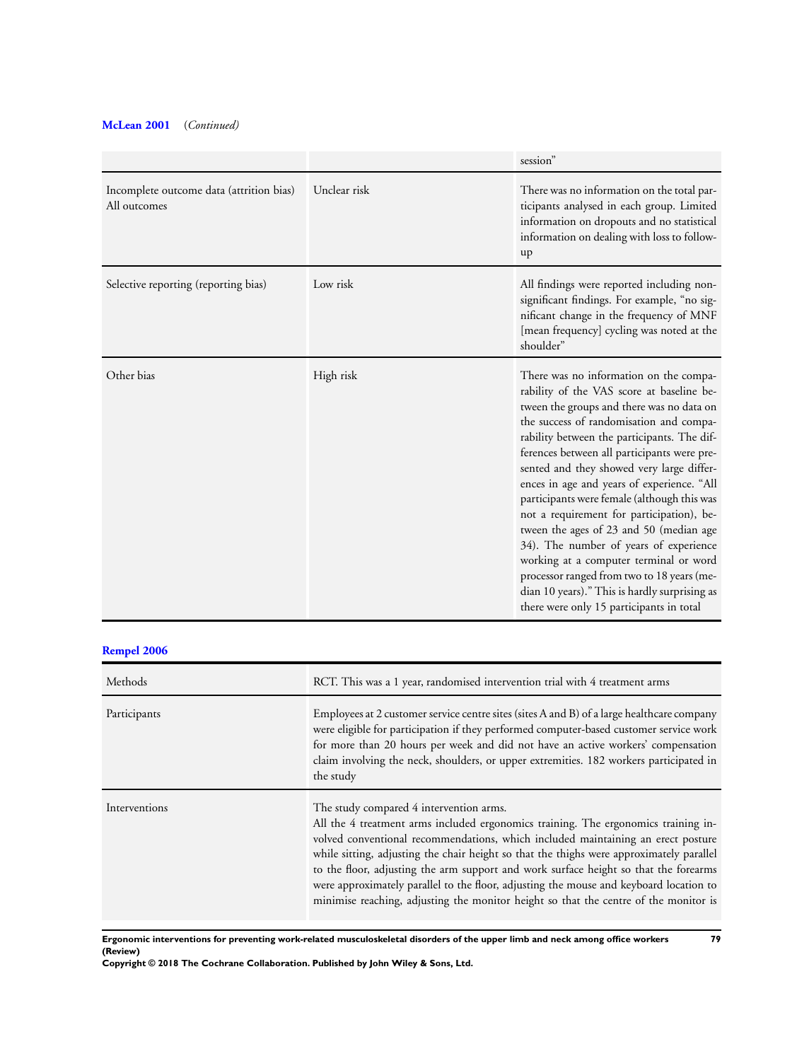**McLean 2001** (*Continued*)

| | | |
|---|---|---|
| | | session" |
| Incomplete outcome data (attrition bias) All outcomes | Unclear risk | There was no information on the total participants analysed in each group. Limited information on dropouts and no statistical information on dealing with loss to follow-up |
| Selective reporting (reporting bias) | Low risk | All findings were reported including non-significant findings. For example, "no significant change in the frequency of MNF [mean frequency] cycling was noted at the shoulder" |
| Other bias | High risk | There was no information on the comparability of the VAS score at baseline between the groups and there was no data on the success of randomisation and comparability between the participants. The differences between all participants were presented and they showed very large differences in age and years of experience. "All participants were female (although this was not a requirement for participation), between the ages of 23 and 50 (median age 34). The number of years of experience working at a computer terminal or word processor ranged from two to 18 years (median 10 years)." This is hardly surprising as there were only 15 participants in total |

**Rempel 2006**

| | |
|---|---|
| Methods | RCT. This was a 1 year, randomised intervention trial with 4 treatment arms |
| Participants | Employees at 2 customer service centre sites (sites A and B) of a large healthcare company were eligible for participation if they performed computer-based customer service work for more than 20 hours per week and did not have an active workers' compensation claim involving the neck, shoulders, or upper extremities. 182 workers participated in the study |
| Interventions | The study compared 4 intervention arms.<br>All the 4 treatment arms included ergonomics training. The ergonomics training involved conventional recommendations, which included maintaining an erect posture while sitting, adjusting the chair height so that the thighs were approximately parallel to the floor, adjusting the arm support and work surface height so that the forearms were approximately parallel to the floor, adjusting the mouse and keyboard location to minimise reaching, adjusting the monitor height so that the centre of the monitor is |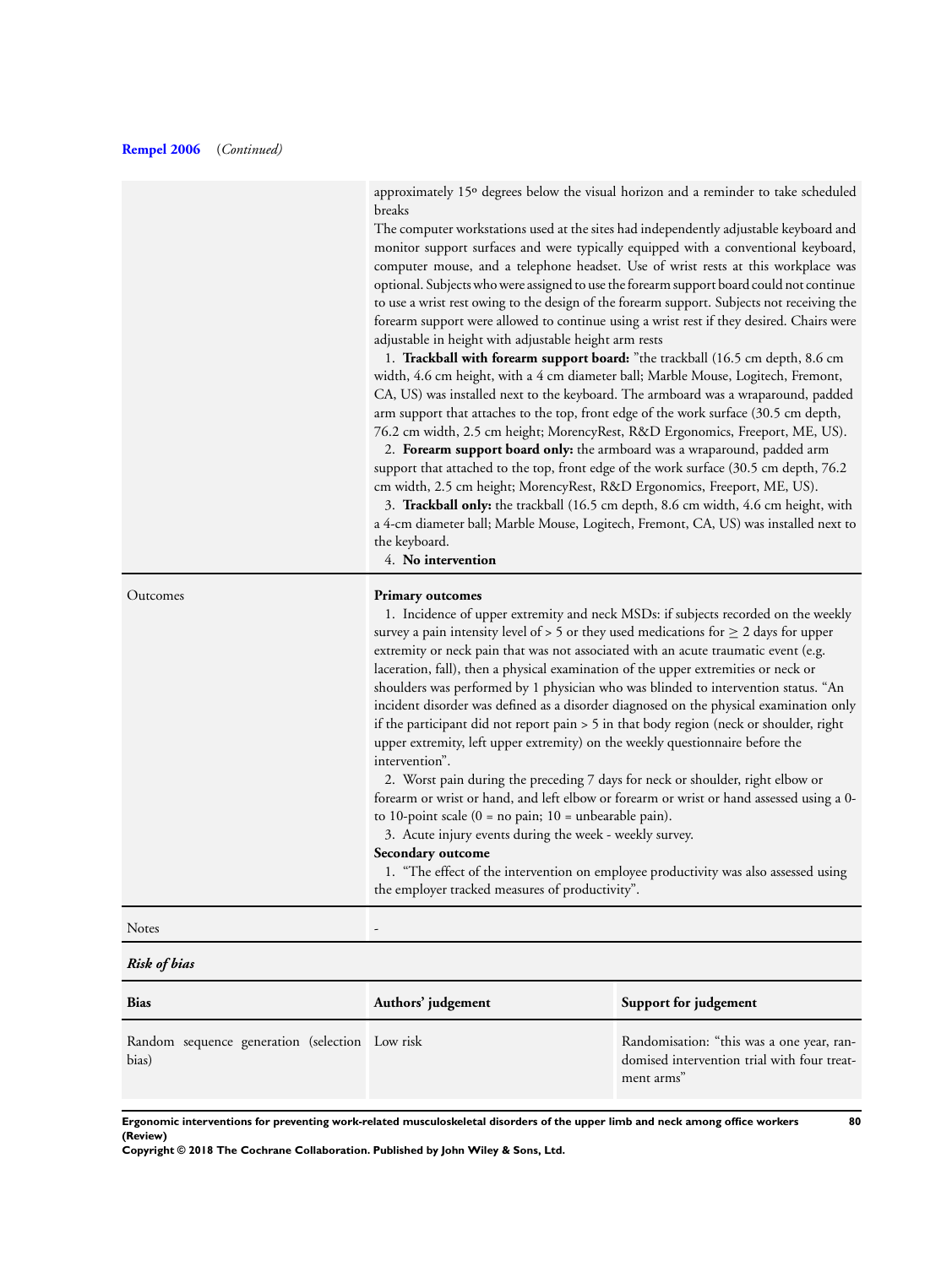**Rempel 2006** (*Continued*)

| | |
|---|---|
| | approximately 15º degrees below the visual horizon and a reminder to take scheduled breaks<br>The computer workstations used at the sites had independently adjustable keyboard and monitor support surfaces and were typically equipped with a conventional keyboard, computer mouse, and a telephone headset. Use of wrist rests at this workplace was optional. Subjects who were assigned to use the forearm support board could not continue to use a wrist rest owing to the design of the forearm support. Subjects not receiving the forearm support were allowed to continue using a wrist rest if they desired. Chairs were adjustable in height with adjustable height arm rests<br>1. **Trackball with forearm support board:** "the trackball (16.5 cm depth, 8.6 cm width, 4.6 cm height, with a 4 cm diameter ball; Marble Mouse, Logitech, Fremont, CA, US) was installed next to the keyboard. The armboard was a wraparound, padded arm support that attaches to the top, front edge of the work surface (30.5 cm depth, 76.2 cm width, 2.5 cm height; MorencyRest, R&D Ergonomics, Freeport, ME, US).<br>2. **Forearm support board only:** the armboard was a wraparound, padded arm support that attached to the top, front edge of the work surface (30.5 cm depth, 76.2 cm width, 2.5 cm height; MorencyRest, R&D Ergonomics, Freeport, ME, US).<br>3. **Trackball only:** the trackball (16.5 cm depth, 8.6 cm width, 4.6 cm height, with a 4-cm diameter ball; Marble Mouse, Logitech, Fremont, CA, US) was installed next to the keyboard.<br>4. **No intervention** |
| Outcomes | **Primary outcomes**<br>1. Incidence of upper extremity and neck MSDs: if subjects recorded on the weekly survey a pain intensity level of > 5 or they used medications for ≥ 2 days for upper extremity or neck pain that was not associated with an acute traumatic event (e.g. laceration, fall), then a physical examination of the upper extremities or neck or shoulders was performed by 1 physician who was blinded to intervention status. "An incident disorder was defined as a disorder diagnosed on the physical examination only if the participant did not report pain > 5 in that body region (neck or shoulder, right upper extremity, left upper extremity) on the weekly questionnaire before the intervention".<br>2. Worst pain during the preceding 7 days for neck or shoulder, right elbow or forearm or wrist or hand, and left elbow or forearm or wrist or hand assessed using a 0- to 10-point scale (0 = no pain; 10 = unbearable pain).<br>3. Acute injury events during the week - weekly survey.<br>**Secondary outcome**<br>1. "The effect of the intervention on employee productivity was also assessed using the employer tracked measures of productivity". |
| Notes | - |

***Risk of bias***

| Bias | Authors' judgement | Support for judgement |
|---|---|---|
| Random sequence generation (selection bias) | Low risk | Randomisation: "this was a one year, randomised intervention trial with four treatment arms" |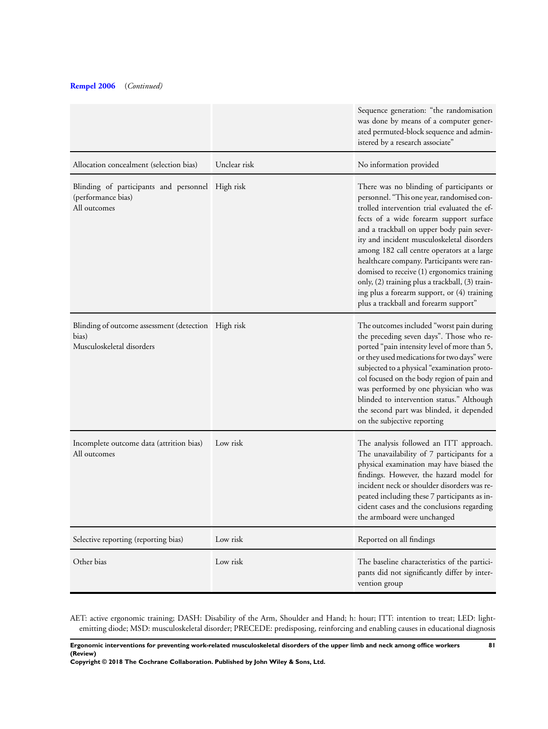**Rempel 2006** (*Continued*)

| | | |
|---|---|---|
| | | Sequence generation: "the randomisation was done by means of a computer generated permuted-block sequence and administered by a research associate" |
| Allocation concealment (selection bias) | Unclear risk | No information provided |
| Blinding of participants and personnel (performance bias)<br>All outcomes | High risk | There was no blinding of participants or personnel. "This one year, randomised controlled intervention trial evaluated the effects of a wide forearm support surface and a trackball on upper body pain severity and incident musculoskeletal disorders among 182 call centre operators at a large healthcare company. Participants were randomised to receive (1) ergonomics training only, (2) training plus a trackball, (3) training plus a forearm support, or (4) training plus a trackball and forearm support" |
| Blinding of outcome assessment (detection bias)<br>Musculoskeletal disorders | High risk | The outcomes included "worst pain during the preceding seven days". Those who reported "pain intensity level of more than 5, or they used medications for two days" were subjected to a physical "examination protocol focused on the body region of pain and was performed by one physician who was blinded to intervention status." Although the second part was blinded, it depended on the subjective reporting |
| Incomplete outcome data (attrition bias)<br>All outcomes | Low risk | The analysis followed an ITT approach. The unavailability of 7 participants for a physical examination may have biased the findings. However, the hazard model for incident neck or shoulder disorders was repeated including these 7 participants as incident cases and the conclusions regarding the armboard were unchanged |
| Selective reporting (reporting bias) | Low risk | Reported on all findings |
| Other bias | Low risk | The baseline characteristics of the participants did not significantly differ by intervention group |

AET: active ergonomic training; DASH: Disability of the Arm, Shoulder and Hand; h: hour; ITT: intention to treat; LED: light-emitting diode; MSD: musculoskeletal disorder; PRECEDE: predisposing, reinforcing and enabling causes in educational diagnosis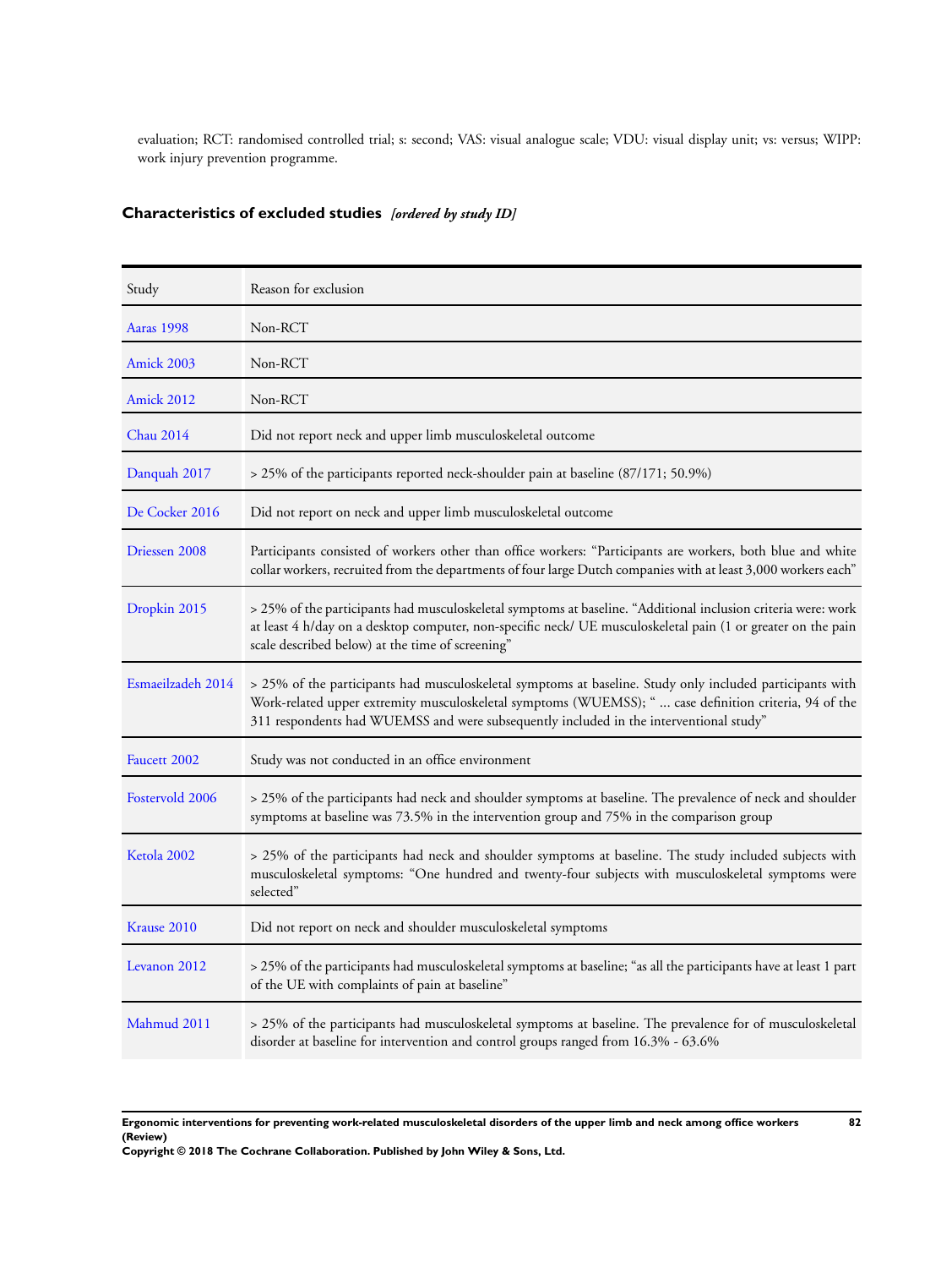evaluation; RCT: randomised controlled trial; s: second; VAS: visual analogue scale; VDU: visual display unit; vs: versus; WIPP: work injury prevention programme.

## Characteristics of excluded studies *[ordered by study ID]*

| Study | Reason for exclusion |
|---|---|
| Aaras 1998 | Non-RCT |
| Amick 2003 | Non-RCT |
| Amick 2012 | Non-RCT |
| Chau 2014 | Did not report neck and upper limb musculoskeletal outcome |
| Danquah 2017 | > 25% of the participants reported neck-shoulder pain at baseline (87/171; 50.9%) |
| De Cocker 2016 | Did not report on neck and upper limb musculoskeletal outcome |
| Driessen 2008 | Participants consisted of workers other than office workers: “Participants are workers, both blue and white collar workers, recruited from the departments of four large Dutch companies with at least 3,000 workers each” |
| Dropkin 2015 | > 25% of the participants had musculoskeletal symptoms at baseline. “Additional inclusion criteria were: work at least 4 h/day on a desktop computer, non-specific neck/ UE musculoskeletal pain (1 or greater on the pain scale described below) at the time of screening” |
| Esmaeilzadeh 2014 | > 25% of the participants had musculoskeletal symptoms at baseline. Study only included participants with Work-related upper extremity musculoskeletal symptoms (WUEMSS); “ ... case definition criteria, 94 of the 311 respondents had WUEMSS and were subsequently included in the interventional study” |
| Faucett 2002 | Study was not conducted in an office environment |
| Fostervold 2006 | > 25% of the participants had neck and shoulder symptoms at baseline. The prevalence of neck and shoulder symptoms at baseline was 73.5% in the intervention group and 75% in the comparison group |
| Ketola 2002 | > 25% of the participants had neck and shoulder symptoms at baseline. The study included subjects with musculoskeletal symptoms: “One hundred and twenty-four subjects with musculoskeletal symptoms were selected” |
| Krause 2010 | Did not report on neck and shoulder musculoskeletal symptoms |
| Levanon 2012 | > 25% of the participants had musculoskeletal symptoms at baseline; “as all the participants have at least 1 part of the UE with complaints of pain at baseline” |
| Mahmud 2011 | > 25% of the participants had musculoskeletal symptoms at baseline. The prevalence for of musculoskeletal disorder at baseline for intervention and control groups ranged from 16.3% - 63.6% |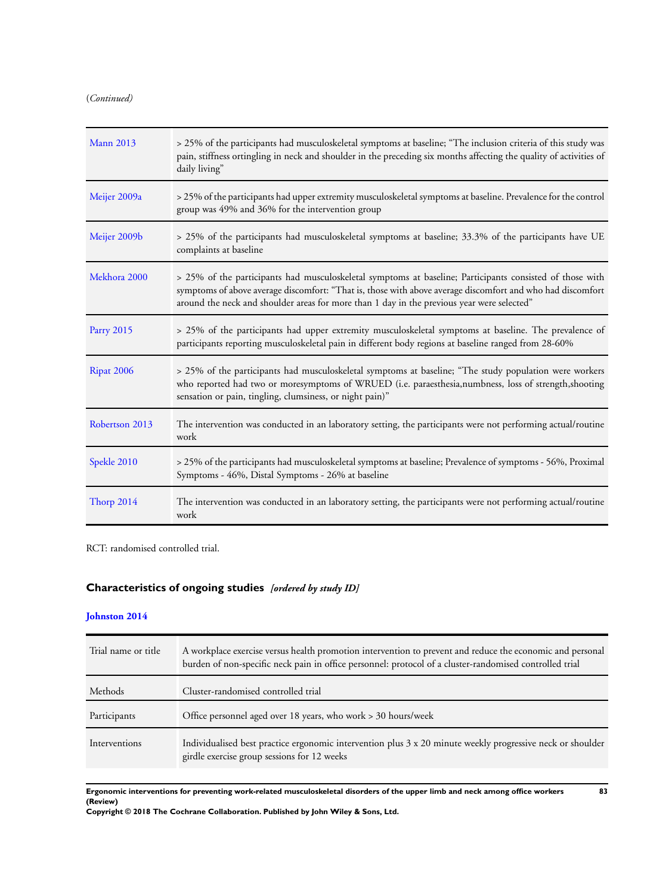(*Continued*)

| | |
|---|---|
| Mann 2013 | > 25% of the participants had musculoskeletal symptoms at baseline; "The inclusion criteria of this study was pain, stiffness ortingling in neck and shoulder in the preceding six months affecting the quality of activities of daily living" |
| Meijer 2009a | > 25% of the participants had upper extremity musculoskeletal symptoms at baseline. Prevalence for the control group was 49% and 36% for the intervention group |
| Meijer 2009b | > 25% of the participants had musculoskeletal symptoms at baseline; 33.3% of the participants have UE complaints at baseline |
| Mekhora 2000 | > 25% of the participants had musculoskeletal symptoms at baseline; Participants consisted of those with symptoms of above average discomfort: "That is, those with above average discomfort and who had discomfort around the neck and shoulder areas for more than 1 day in the previous year were selected" |
| Parry 2015 | > 25% of the participants had upper extremity musculoskeletal symptoms at baseline. The prevalence of participants reporting musculoskeletal pain in different body regions at baseline ranged from 28-60% |
| Ripat 2006 | > 25% of the participants had musculoskeletal symptoms at baseline; "The study population were workers who reported had two or moresymptoms of WRUED (i.e. paraesthesia,numbness, loss of strength,shooting sensation or pain, tingling, clumsiness, or night pain)" |
| Robertson 2013 | The intervention was conducted in an laboratory setting, the participants were not performing actual/routine work |
| Spekle 2010 | > 25% of the participants had musculoskeletal symptoms at baseline; Prevalence of symptoms - 56%, Proximal Symptoms - 46%, Distal Symptoms - 26% at baseline |
| Thorp 2014 | The intervention was conducted in an laboratory setting, the participants were not performing actual/routine work |

RCT: randomised controlled trial.

## Characteristics of ongoing studies *[ordered by study ID]*

### Johnston 2014

| | |
|---|---|
| Trial name or title | A workplace exercise versus health promotion intervention to prevent and reduce the economic and personal burden of non-specific neck pain in office personnel: protocol of a cluster-randomised controlled trial |
| Methods | Cluster-randomised controlled trial |
| Participants | Office personnel aged over 18 years, who work > 30 hours/week |
| Interventions | Individualised best practice ergonomic intervention plus 3 x 20 minute weekly progressive neck or shoulder girdle exercise group sessions for 12 weeks |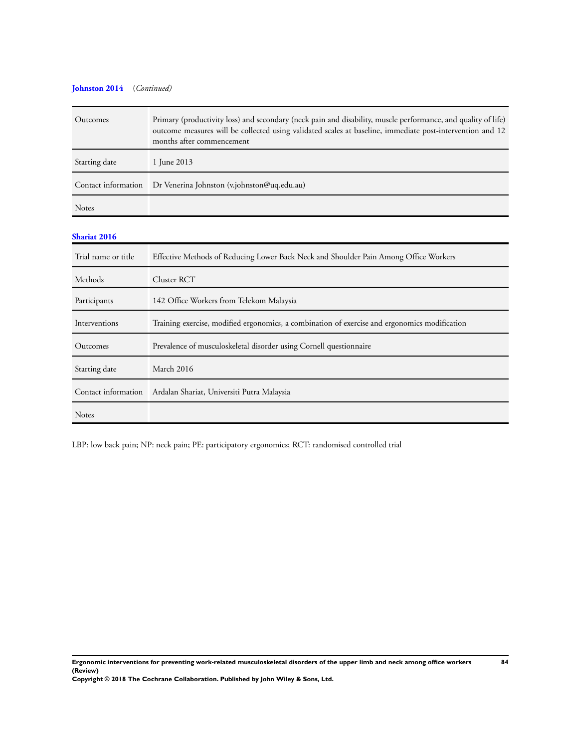**Johnston 2014** (*Continued*)

| | |
|---|---|
| Outcomes | Primary (productivity loss) and secondary (neck pain and disability, muscle performance, and quality of life) outcome measures will be collected using validated scales at baseline, immediate post-intervention and 12 months after commencement |
| Starting date | 1 June 2013 |
| Contact information | Dr Venerina Johnston (v.johnston@uq.edu.au) |
| Notes | |

**Shariat 2016**

| | |
|---|---|
| Trial name or title | Effective Methods of Reducing Lower Back Neck and Shoulder Pain Among Office Workers |
| Methods | Cluster RCT |
| Participants | 142 Office Workers from Telekom Malaysia |
| Interventions | Training exercise, modified ergonomics, a combination of exercise and ergonomics modification |
| Outcomes | Prevalence of musculoskeletal disorder using Cornell questionnaire |
| Starting date | March 2016 |
| Contact information | Ardalan Shariat, Universiti Putra Malaysia |
| Notes | |

LBP: low back pain; NP: neck pain; PE: participatory ergonomics; RCT: randomised controlled trial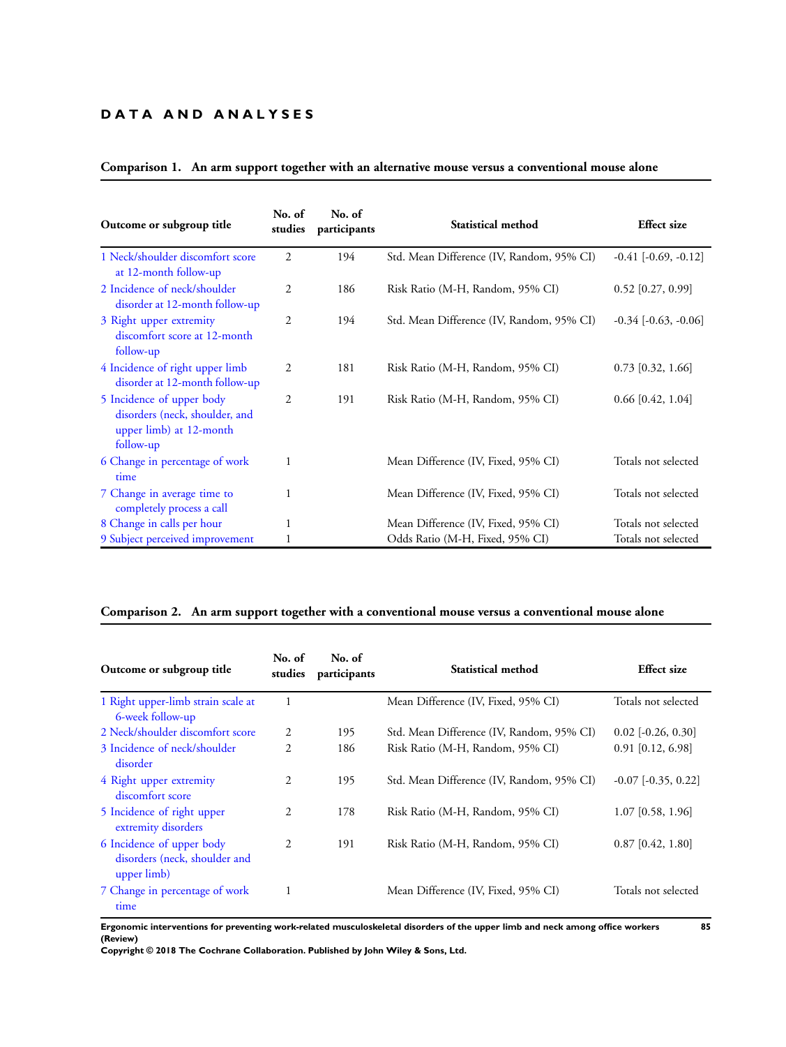## DATA AND ANALYSES

**Comparison 1. An arm support together with an alternative mouse versus a conventional mouse alone**

| Outcome or subgroup title | No. of studies | No. of participants | Statistical method | Effect size |
|---|---|---|---|---|
| 1 Neck/shoulder discomfort score at 12-month follow-up | 2 | 194 | Std. Mean Difference (IV, Random, 95% CI) | -0.41 [-0.69, -0.12] |
| 2 Incidence of neck/shoulder disorder at 12-month follow-up | 2 | 186 | Risk Ratio (M-H, Random, 95% CI) | 0.52 [0.27, 0.99] |
| 3 Right upper extremity discomfort score at 12-month follow-up | 2 | 194 | Std. Mean Difference (IV, Random, 95% CI) | -0.34 [-0.63, -0.06] |
| 4 Incidence of right upper limb disorder at 12-month follow-up | 2 | 181 | Risk Ratio (M-H, Random, 95% CI) | 0.73 [0.32, 1.66] |
| 5 Incidence of upper body disorders (neck, shoulder, and upper limb) at 12-month follow-up | 2 | 191 | Risk Ratio (M-H, Random, 95% CI) | 0.66 [0.42, 1.04] |
| 6 Change in percentage of work time | 1 | | Mean Difference (IV, Fixed, 95% CI) | Totals not selected |
| 7 Change in average time to completely process a call | 1 | | Mean Difference (IV, Fixed, 95% CI) | Totals not selected |
| 8 Change in calls per hour | 1 | | Mean Difference (IV, Fixed, 95% CI) | Totals not selected |
| 9 Subject perceived improvement | 1 | | Odds Ratio (M-H, Fixed, 95% CI) | Totals not selected |

**Comparison 2. An arm support together with a conventional mouse versus a conventional mouse alone**

| Outcome or subgroup title | No. of studies | No. of participants | Statistical method | Effect size |
|---|---|---|---|---|
| 1 Right upper-limb strain scale at 6-week follow-up | 1 | | Mean Difference (IV, Fixed, 95% CI) | Totals not selected |
| 2 Neck/shoulder discomfort score | 2 | 195 | Std. Mean Difference (IV, Random, 95% CI) | 0.02 [-0.26, 0.30] |
| 3 Incidence of neck/shoulder disorder | 2 | 186 | Risk Ratio (M-H, Random, 95% CI) | 0.91 [0.12, 6.98] |
| 4 Right upper extremity discomfort score | 2 | 195 | Std. Mean Difference (IV, Random, 95% CI) | -0.07 [-0.35, 0.22] |
| 5 Incidence of right upper extremity disorders | 2 | 178 | Risk Ratio (M-H, Random, 95% CI) | 1.07 [0.58, 1.96] |
| 6 Incidence of upper body disorders (neck, shoulder and upper limb) | 2 | 191 | Risk Ratio (M-H, Random, 95% CI) | 0.87 [0.42, 1.80] |
| 7 Change in percentage of work time | 1 | | Mean Difference (IV, Fixed, 95% CI) | Totals not selected |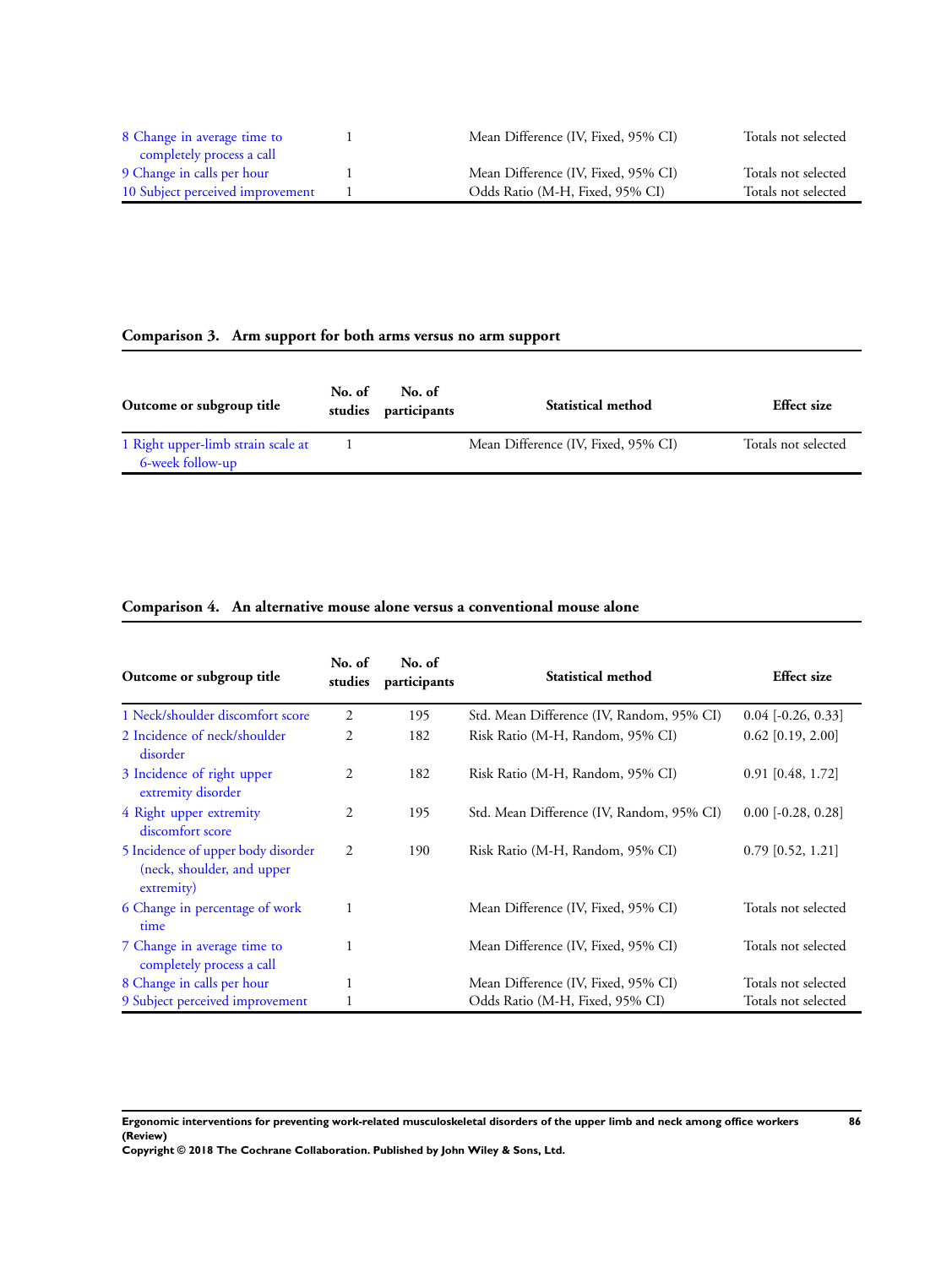| Outcome or subgroup title | No. of studies | No. of participants | Statistical method | Effect size |
|---|---|---|---|---|
| 8 Change in average time to completely process a call | 1 | | Mean Difference (IV, Fixed, 95% CI) | Totals not selected |
| 9 Change in calls per hour | 1 | | Mean Difference (IV, Fixed, 95% CI) | Totals not selected |
| 10 Subject perceived improvement | 1 | | Odds Ratio (M-H, Fixed, 95% CI) | Totals not selected |

### Comparison 3. Arm support for both arms versus no arm support

| Outcome or subgroup title | No. of studies | No. of participants | Statistical method | Effect size |
|---|---|---|---|---|
| 1 Right upper-limb strain scale at 6-week follow-up | 1 | | Mean Difference (IV, Fixed, 95% CI) | Totals not selected |

### Comparison 4. An alternative mouse alone versus a conventional mouse alone

| Outcome or subgroup title | No. of studies | No. of participants | Statistical method | Effect size |
|---|---|---|---|---|
| 1 Neck/shoulder discomfort score | 2 | 195 | Std. Mean Difference (IV, Random, 95% CI) | 0.04 [-0.26, 0.33] |
| 2 Incidence of neck/shoulder disorder | 2 | 182 | Risk Ratio (M-H, Random, 95% CI) | 0.62 [0.19, 2.00] |
| 3 Incidence of right upper extremity disorder | 2 | 182 | Risk Ratio (M-H, Random, 95% CI) | 0.91 [0.48, 1.72] |
| 4 Right upper extremity discomfort score | 2 | 195 | Std. Mean Difference (IV, Random, 95% CI) | 0.00 [-0.28, 0.28] |
| 5 Incidence of upper body disorder (neck, shoulder, and upper extremity) | 2 | 190 | Risk Ratio (M-H, Random, 95% CI) | 0.79 [0.52, 1.21] |
| 6 Change in percentage of work time | 1 | | Mean Difference (IV, Fixed, 95% CI) | Totals not selected |
| 7 Change in average time to completely process a call | 1 | | Mean Difference (IV, Fixed, 95% CI) | Totals not selected |
| 8 Change in calls per hour | 1 | | Mean Difference (IV, Fixed, 95% CI) | Totals not selected |
| 9 Subject perceived improvement | 1 | | Odds Ratio (M-H, Fixed, 95% CI) | Totals not selected |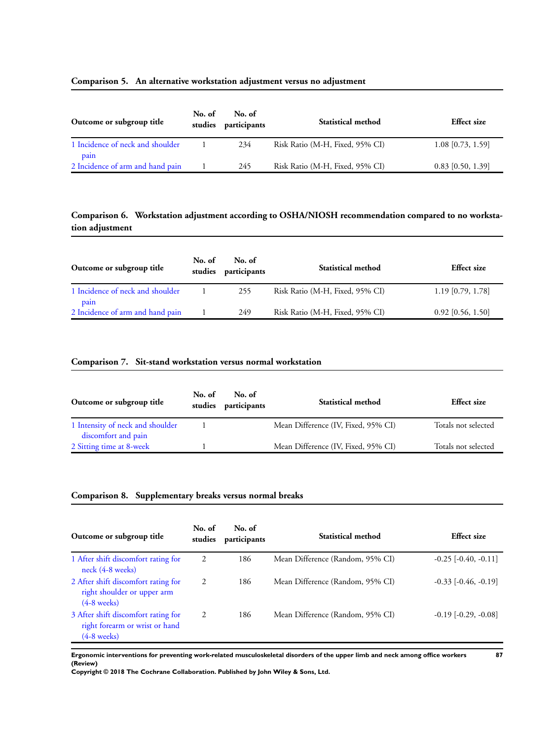### Comparison 5. An alternative workstation adjustment versus no adjustment

| Outcome or subgroup title | No. of studies | No. of participants | Statistical method | Effect size |
|---|---|---|---|---|
| 1 Incidence of neck and shoulder pain | 1 | 234 | Risk Ratio (M-H, Fixed, 95% CI) | 1.08 [0.73, 1.59] |
| 2 Incidence of arm and hand pain | 1 | 245 | Risk Ratio (M-H, Fixed, 95% CI) | 0.83 [0.50, 1.39] |

### Comparison 6. Workstation adjustment according to OSHA/NIOSH recommendation compared to no workstation adjustment

| Outcome or subgroup title | No. of studies | No. of participants | Statistical method | Effect size |
|---|---|---|---|---|
| 1 Incidence of neck and shoulder pain | 1 | 255 | Risk Ratio (M-H, Fixed, 95% CI) | 1.19 [0.79, 1.78] |
| 2 Incidence of arm and hand pain | 1 | 249 | Risk Ratio (M-H, Fixed, 95% CI) | 0.92 [0.56, 1.50] |

### Comparison 7. Sit-stand workstation versus normal workstation

| Outcome or subgroup title | No. of studies | No. of participants | Statistical method | Effect size |
|---|---|---|---|---|
| 1 Intensity of neck and shoulder discomfort and pain | 1 | | Mean Difference (IV, Fixed, 95% CI) | Totals not selected |
| 2 Sitting time at 8-week | 1 | | Mean Difference (IV, Fixed, 95% CI) | Totals not selected |

### Comparison 8. Supplementary breaks versus normal breaks

| Outcome or subgroup title | No. of studies | No. of participants | Statistical method | Effect size |
|---|---|---|---|---|
| 1 After shift discomfort rating for neck (4-8 weeks) | 2 | 186 | Mean Difference (Random, 95% CI) | -0.25 [-0.40, -0.11] |
| 2 After shift discomfort rating for right shoulder or upper arm (4-8 weeks) | 2 | 186 | Mean Difference (Random, 95% CI) | -0.33 [-0.46, -0.19] |
| 3 After shift discomfort rating for right forearm or wrist or hand (4-8 weeks) | 2 | 186 | Mean Difference (Random, 95% CI) | -0.19 [-0.29, -0.08] |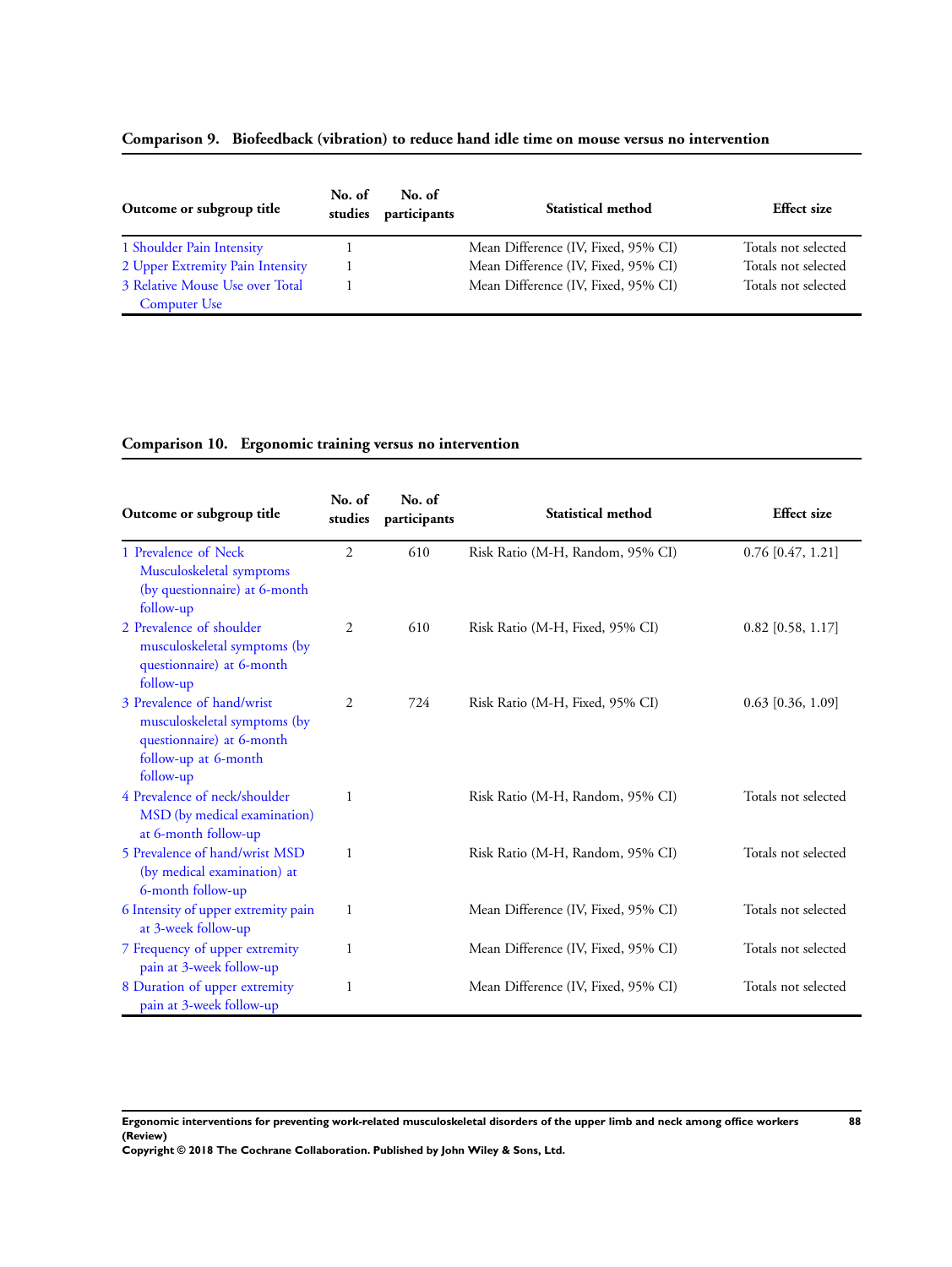### Comparison 9. Biofeedback (vibration) to reduce hand idle time on mouse versus no intervention

| Outcome or subgroup title | No. of studies | No. of participants | Statistical method | Effect size |
|---|---|---|---|---|
| 1 Shoulder Pain Intensity | 1 | | Mean Difference (IV, Fixed, 95% CI) | Totals not selected |
| 2 Upper Extremity Pain Intensity | 1 | | Mean Difference (IV, Fixed, 95% CI) | Totals not selected |
| 3 Relative Mouse Use over Total Computer Use | 1 | | Mean Difference (IV, Fixed, 95% CI) | Totals not selected |

### Comparison 10. Ergonomic training versus no intervention

| Outcome or subgroup title | No. of studies | No. of participants | Statistical method | Effect size |
|---|---|---|---|---|
| 1 Prevalence of Neck Musculoskeletal symptoms (by questionnaire) at 6-month follow-up | 2 | 610 | Risk Ratio (M-H, Random, 95% CI) | 0.76 [0.47, 1.21] |
| 2 Prevalence of shoulder musculoskeletal symptoms (by questionnaire) at 6-month follow-up | 2 | 610 | Risk Ratio (M-H, Fixed, 95% CI) | 0.82 [0.58, 1.17] |
| 3 Prevalence of hand/wrist musculoskeletal symptoms (by questionnaire) at 6-month follow-up at 6-month follow-up | 2 | 724 | Risk Ratio (M-H, Fixed, 95% CI) | 0.63 [0.36, 1.09] |
| 4 Prevalence of neck/shoulder MSD (by medical examination) at 6-month follow-up | 1 | | Risk Ratio (M-H, Random, 95% CI) | Totals not selected |
| 5 Prevalence of hand/wrist MSD (by medical examination) at 6-month follow-up | 1 | | Risk Ratio (M-H, Random, 95% CI) | Totals not selected |
| 6 Intensity of upper extremity pain at 3-week follow-up | 1 | | Mean Difference (IV, Fixed, 95% CI) | Totals not selected |
| 7 Frequency of upper extremity pain at 3-week follow-up | 1 | | Mean Difference (IV, Fixed, 95% CI) | Totals not selected |
| 8 Duration of upper extremity pain at 3-week follow-up | 1 | | Mean Difference (IV, Fixed, 95% CI) | Totals not selected |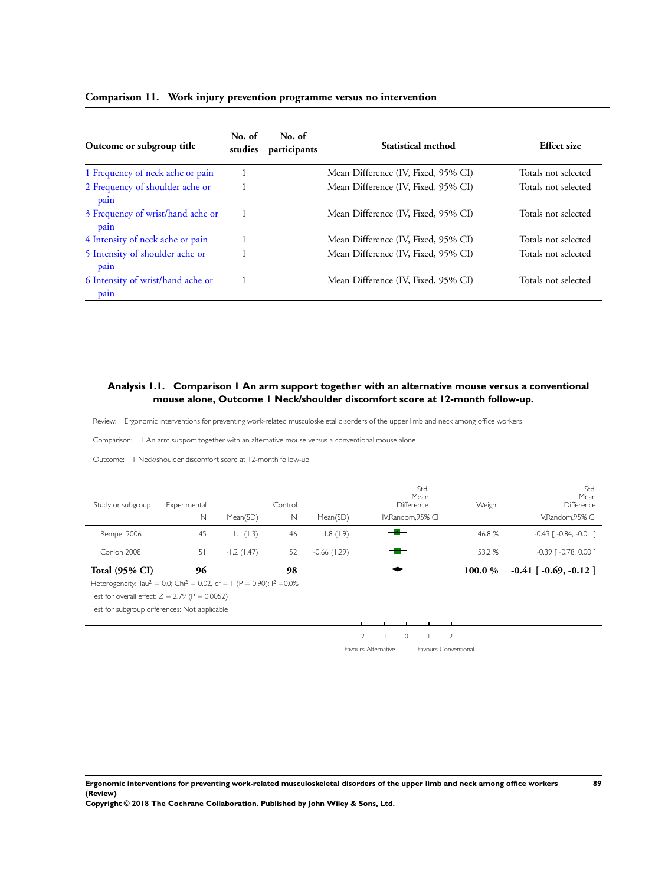### Comparison 11. Work injury prevention programme versus no intervention

| Outcome or subgroup title | No. of studies | No. of participants | Statistical method | Effect size |
|---|---|---|---|---|
| 1 Frequency of neck ache or pain | 1 | | Mean Difference (IV, Fixed, 95% CI) | Totals not selected |
| 2 Frequency of shoulder ache or pain | 1 | | Mean Difference (IV, Fixed, 95% CI) | Totals not selected |
| 3 Frequency of wrist/hand ache or pain | 1 | | Mean Difference (IV, Fixed, 95% CI) | Totals not selected |
| 4 Intensity of neck ache or pain | 1 | | Mean Difference (IV, Fixed, 95% CI) | Totals not selected |
| 5 Intensity of shoulder ache or pain | 1 | | Mean Difference (IV, Fixed, 95% CI) | Totals not selected |
| 6 Intensity of wrist/hand ache or pain | 1 | | Mean Difference (IV, Fixed, 95% CI) | Totals not selected |

### Analysis 1.1. Comparison 1 An arm support together with an alternative mouse versus a conventional mouse alone, Outcome 1 Neck/shoulder discomfort score at 12-month follow-up.

Review: Ergonomic interventions for preventing work-related musculoskeletal disorders of the upper limb and neck among office workers

Comparison: 1 An arm support together with an alternative mouse versus a conventional mouse alone

Outcome: 1 Neck/shoulder discomfort score at 12-month follow-up

| Study or subgroup | Experimental N | Experimental Mean(SD) | Control N | Control Mean(SD) | Std. Mean Difference IV,Random,95% CI | Weight | Std. Mean Difference IV,Random,95% CI |
|---|---|---|---|---|---|---|---|
| Rempel 2006 | 45 | 1.1 (1.3) | 46 | 1.8 (1.9) | | 46.8 % | -0.43 [ -0.84, -0.01 ] |
| Conlon 2008 | 51 | -1.2 (1.47) | 52 | -0.66 (1.29) | | 53.2 % | -0.39 [ -0.78, 0.00 ] |
| **Total (95% CI)** | **96** | | **98** | | | **100.0 %** | **-0.41 [ -0.69, -0.12 ]** |

Heterogeneity: $Tau^2 = 0.0$; $Chi^2 = 0.02$, $df = 1$ ($P = 0.90$); $I^2 = 0.0\%$

Test for overall effect: $Z = 2.79$ ($P = 0.0052$)

Test for subgroup differences: Not applicable

-2 -1 0 1 2

Favours Alternative Favours Conventional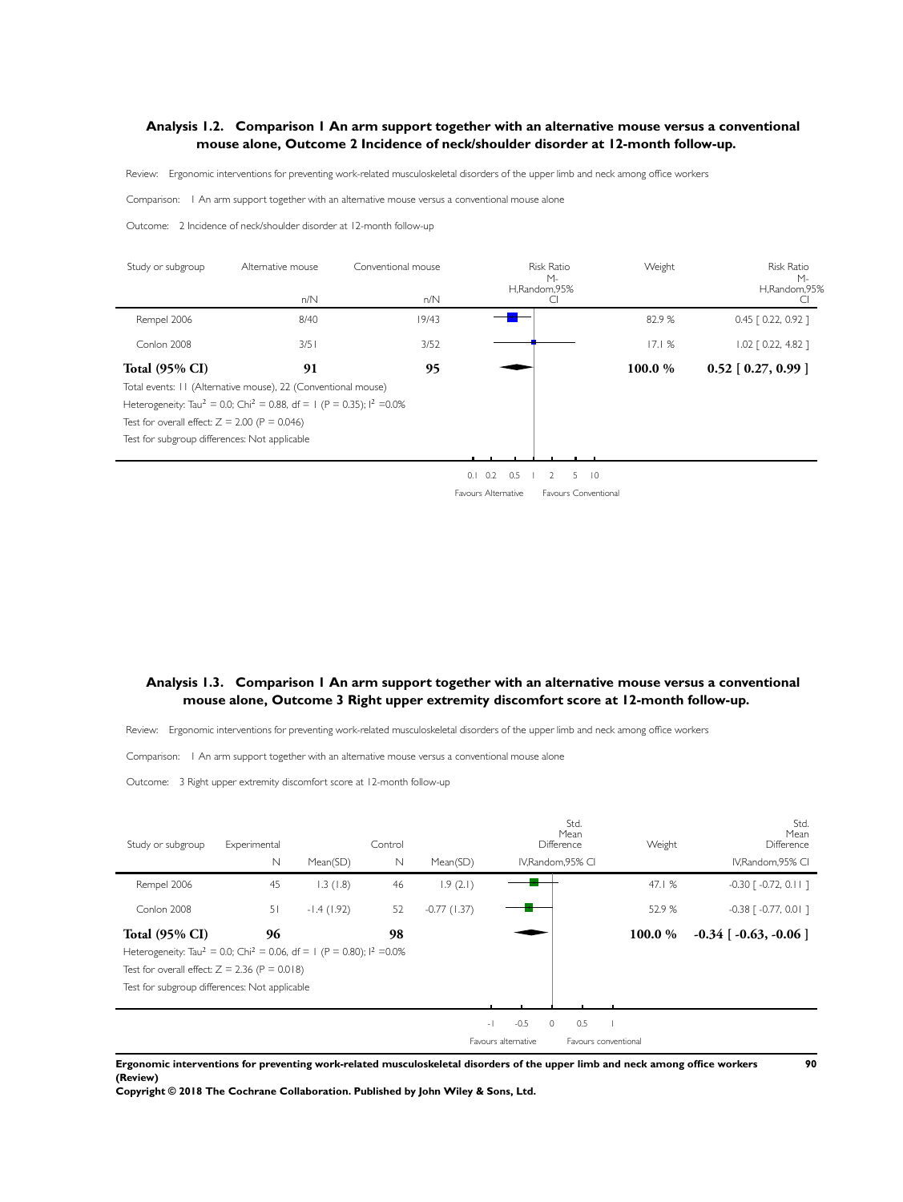### Analysis 1.2. Comparison 1 An arm support together with an alternative mouse versus a conventional mouse alone, Outcome 2 Incidence of neck/shoulder disorder at 12-month follow-up.

Review: Ergonomic interventions for preventing work-related musculoskeletal disorders of the upper limb and neck among office workers

Comparison: 1 An arm support together with an alternative mouse versus a conventional mouse alone

Outcome: 2 Incidence of neck/shoulder disorder at 12-month follow-up

| Study or subgroup | Alternative mouse n/N | Conventional mouse n/N | Risk Ratio M-H,Random,95% CI | Weight | Risk Ratio M-H,Random,95% CI |
|---|---|---|---|---|---|
| Rempel 2006 | 8/40 | 19/43 | | 82.9 % | 0.45 [ 0.22, 0.92 ] |
| Conlon 2008 | 3/51 | 3/52 | | 17.1 % | 1.02 [ 0.22, 4.82 ] |
| **Total (95% CI)** | **91** | **95** | | **100.0 %** | **0.52 [ 0.27, 0.99 ]** |

Total events: 11 (Alternative mouse), 22 (Conventional mouse)

Heterogeneity: $Tau^2 = 0.0$; $Chi^2 = 0.88$, $df = 1$ ($P = 0.35$); $I^2 = 0.0\%$

Test for overall effect: $Z = 2.00$ ($P = 0.046$)

Test for subgroup differences: Not applicable

0.1 0.2 0.5 1 2 5 10

Favours Alternative Favours Conventional

### Analysis 1.3. Comparison 1 An arm support together with an alternative mouse versus a conventional mouse alone, Outcome 3 Right upper extremity discomfort score at 12-month follow-up.

Review: Ergonomic interventions for preventing work-related musculoskeletal disorders of the upper limb and neck among office workers

Comparison: 1 An arm support together with an alternative mouse versus a conventional mouse alone

Outcome: 3 Right upper extremity discomfort score at 12-month follow-up

| Study or subgroup | Experimental N | Mean(SD) | Control N | Mean(SD) | Std. Mean Difference IV,Random,95% CI | Weight | Std. Mean Difference IV,Random,95% CI |
|---|---|---|---|---|---|---|---|
| Rempel 2006 | 45 | 1.3 (1.8) | 46 | 1.9 (2.1) | | 47.1 % | -0.30 [ -0.72, 0.11 ] |
| Conlon 2008 | 51 | -1.4 (1.92) | 52 | -0.77 (1.37) | | 52.9 % | -0.38 [ -0.77, 0.01 ] |
| **Total (95% CI)** | **96** | | **98** | | | **100.0 %** | **-0.34 [ -0.63, -0.06 ]** |

Heterogeneity: $Tau^2 = 0.0$; $Chi^2 = 0.06$, $df = 1$ ($P = 0.80$); $I^2 = 0.0\%$

Test for overall effect: $Z = 2.36$ ($P = 0.018$)

Test for subgroup differences: Not applicable

-1 -0.5 0 0.5 1

Favours alternative Favours conventional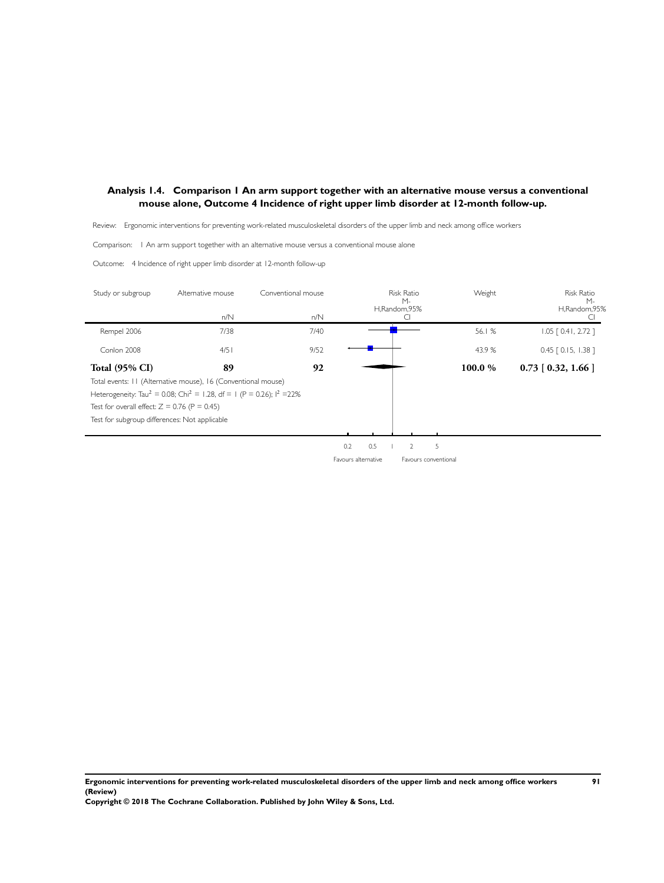## Analysis 1.4. Comparison 1 An arm support together with an alternative mouse versus a conventional mouse alone, Outcome 4 Incidence of right upper limb disorder at 12-month follow-up.

Review: Ergonomic interventions for preventing work-related musculoskeletal disorders of the upper limb and neck among office workers

Comparison: 1 An arm support together with an alternative mouse versus a conventional mouse alone

Outcome: 4 Incidence of right upper limb disorder at 12-month follow-up

| Study or subgroup | Alternative mouse n/N | Conventional mouse n/N | Risk Ratio M-H,Random,95% CI | Weight | Risk Ratio M-H,Random,95% CI |
|---|---|---|---|---|---|
| Rempel 2006 | 7/38 | 7/40 | | 56.1 % | 1.05 [ 0.41, 2.72 ] |
| Conlon 2008 | 4/51 | 9/52 | | 43.9 % | 0.45 [ 0.15, 1.38 ] |
| **Total (95% CI)** | **89** | **92** | | **100.0 %** | **0.73 [ 0.32, 1.66 ]** |

Total events: 11 (Alternative mouse), 16 (Conventional mouse)

Heterogeneity: $Tau^2 = 0.08$; $Chi^2 = 1.28$, df = 1 (P = 0.26); $I^2 = 22\%$

Test for overall effect: Z = 0.76 (P = 0.45)

Test for subgroup differences: Not applicable

0.2 0.5 1 2 5

Favours alternative Favours conventional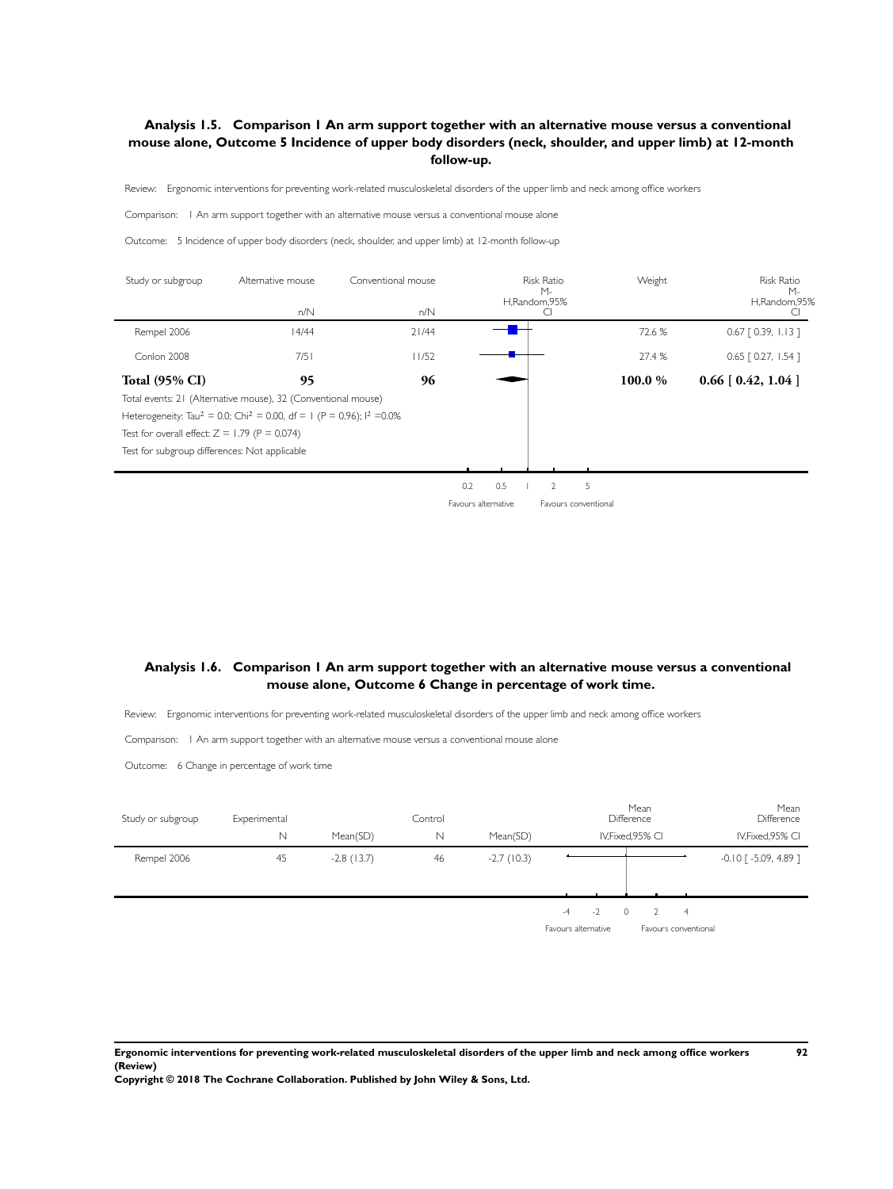### Analysis 1.5. Comparison 1 An arm support together with an alternative mouse versus a conventional mouse alone, Outcome 5 Incidence of upper body disorders (neck, shoulder, and upper limb) at 12-month follow-up.

Review: Ergonomic interventions for preventing work-related musculoskeletal disorders of the upper limb and neck among office workers

Comparison: 1 An arm support together with an alternative mouse versus a conventional mouse alone

Outcome: 5 Incidence of upper body disorders (neck, shoulder, and upper limb) at 12-month follow-up

| Study or subgroup | Alternative mouse n/N | Conventional mouse n/N | Risk Ratio M-H,Random,95% CI | Weight | Risk Ratio M-H,Random,95% CI |
|---|---|---|---|---|---|
| Rempel 2006 | 14/44 | 21/44 | | 72.6 % | 0.67 [ 0.39, 1.13 ] |
| Conlon 2008 | 7/51 | 11/52 | | 27.4 % | 0.65 [ 0.27, 1.54 ] |
| **Total (95% CI)** | **95** | **96** | | **100.0 %** | **0.66 [ 0.42, 1.04 ]** |

Total events: 21 (Alternative mouse), 32 (Conventional mouse)

Heterogeneity: $Tau^2 = 0.0$; $Chi^2 = 0.00$, df = 1 (P = 0.96); $I^2 = 0.0\%$

Test for overall effect: Z = 1.79 (P = 0.074)

Test for subgroup differences: Not applicable

0.2 0.5 1 2 5

Favours alternative Favours conventional

### Analysis 1.6. Comparison 1 An arm support together with an alternative mouse versus a conventional mouse alone, Outcome 6 Change in percentage of work time.

Review: Ergonomic interventions for preventing work-related musculoskeletal disorders of the upper limb and neck among office workers

Comparison: 1 An arm support together with an alternative mouse versus a conventional mouse alone

Outcome: 6 Change in percentage of work time

| Study or subgroup | Experimental N | Experimental Mean(SD) | Control N | Control Mean(SD) | Mean Difference IV,Fixed,95% CI | Mean Difference IV,Fixed,95% CI |
|---|---|---|---|---|---|---|
| Rempel 2006 | 45 | -2.8 (13.7) | 46 | -2.7 (10.3) | | -0.10 [ -5.09, 4.89 ] |

-4 -2 0 2 4

Favours alternative Favours conventional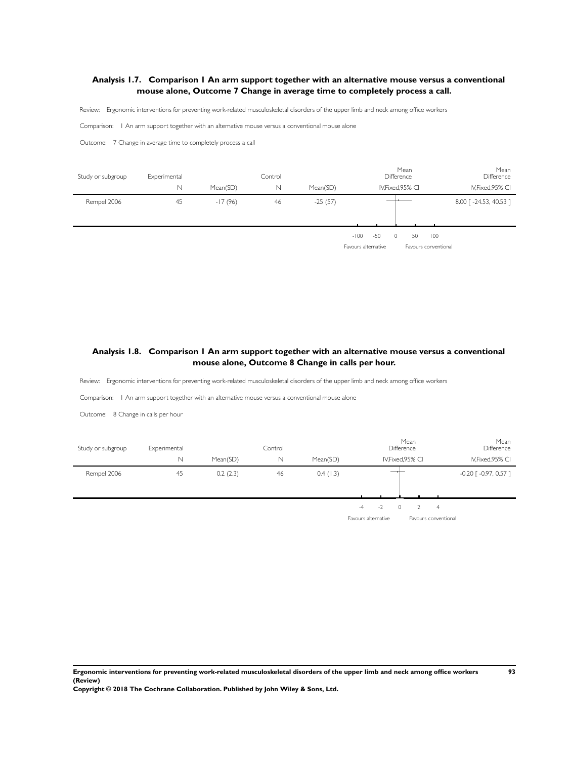### Analysis 1.7. Comparison 1 An arm support together with an alternative mouse versus a conventional mouse alone, Outcome 7 Change in average time to completely process a call.

Review: Ergonomic interventions for preventing work-related musculoskeletal disorders of the upper limb and neck among office workers

Comparison: 1 An arm support together with an alternative mouse versus a conventional mouse alone

Outcome: 7 Change in average time to completely process a call

| Study or subgroup | Experimental | | Control | | Mean Difference | Mean Difference |
|---|---|---|---|---|---|---|
| | N | Mean(SD) | N | Mean(SD) | IV,Fixed,95% CI | IV,Fixed,95% CI |
| Rempel 2006 | 45 | -17 (96) | 46 | -25 (57) | | 8.00 [ -24.53, 40.53 ] |

-100 -50 0 50 100

Favours alternative Favours conventional

### Analysis 1.8. Comparison 1 An arm support together with an alternative mouse versus a conventional mouse alone, Outcome 8 Change in calls per hour.

Review: Ergonomic interventions for preventing work-related musculoskeletal disorders of the upper limb and neck among office workers

Comparison: 1 An arm support together with an alternative mouse versus a conventional mouse alone

Outcome: 8 Change in calls per hour

| Study or subgroup | Experimental | | Control | | Mean Difference | Mean Difference |
|---|---|---|---|---|---|---|
| | N | Mean(SD) | N | Mean(SD) | IV,Fixed,95% CI | IV,Fixed,95% CI |
| Rempel 2006 | 45 | 0.2 (2.3) | 46 | 0.4 (1.3) | | -0.20 [ -0.97, 0.57 ] |

-4 -2 0 2 4

Favours alternative Favours conventional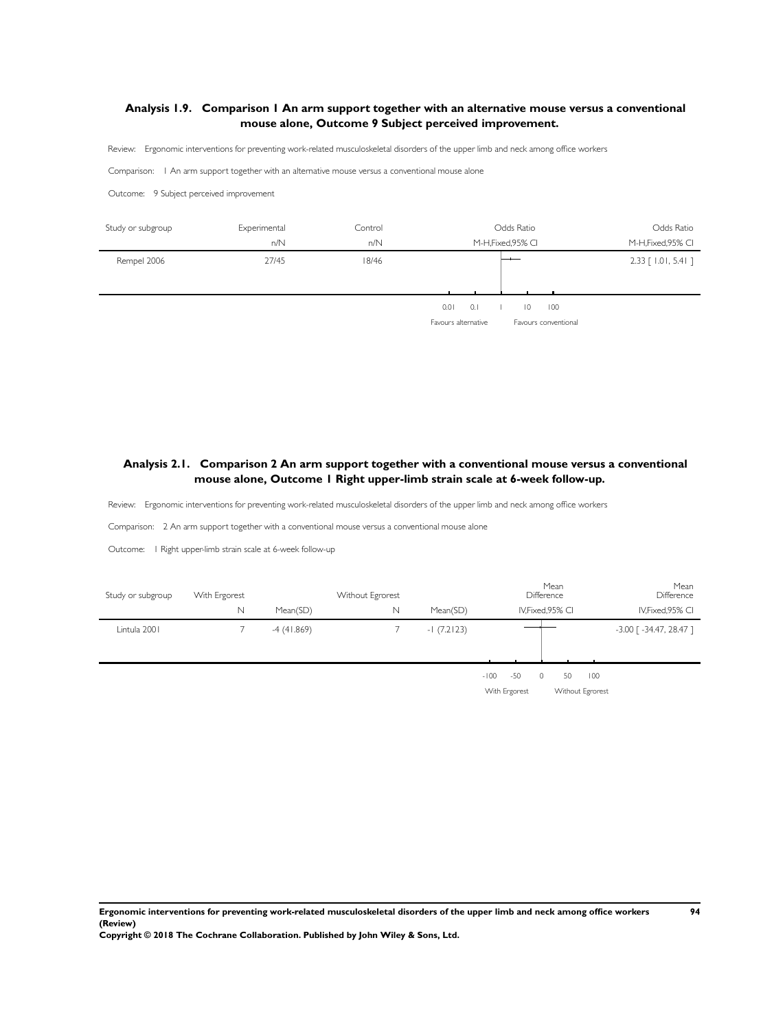## Analysis 1.9. Comparison 1 An arm support together with an alternative mouse versus a conventional mouse alone, Outcome 9 Subject perceived improvement.

Review: Ergonomic interventions for preventing work-related musculoskeletal disorders of the upper limb and neck among office workers

Comparison: 1 An arm support together with an alternative mouse versus a conventional mouse alone

Outcome: 9 Subject perceived improvement

| Study or subgroup | Experimental | Control | Odds Ratio | Odds Ratio |
|---|---|---|---|---|
| | n/N | n/N | M-H,Fixed,95% CI | M-H,Fixed,95% CI |
| Rempel 2006 | 27/45 | 18/46 | | 2.33 [ 1.01, 5.41 ] |

0.01 0.1 1 10 100

Favours alternative Favours conventional

## Analysis 2.1. Comparison 2 An arm support together with a conventional mouse versus a conventional mouse alone, Outcome 1 Right upper-limb strain scale at 6-week follow-up.

Review: Ergonomic interventions for preventing work-related musculoskeletal disorders of the upper limb and neck among office workers

Comparison: 2 An arm support together with a conventional mouse versus a conventional mouse alone

Outcome: 1 Right upper-limb strain scale at 6-week follow-up

| Study or subgroup | With Ergorest | | Without Egrorest | | Mean Difference | Mean Difference |
|---|---|---|---|---|---|---|
| | N | Mean(SD) | N | Mean(SD) | IV,Fixed,95% CI | IV,Fixed,95% CI |
| Lintula 2001 | 7 | -4 (41.869) | 7 | -1 (7.2123) | | -3.00 [ -34.47, 28.47 ] |

-100 -50 0 50 100

With Ergorest Without Egrorest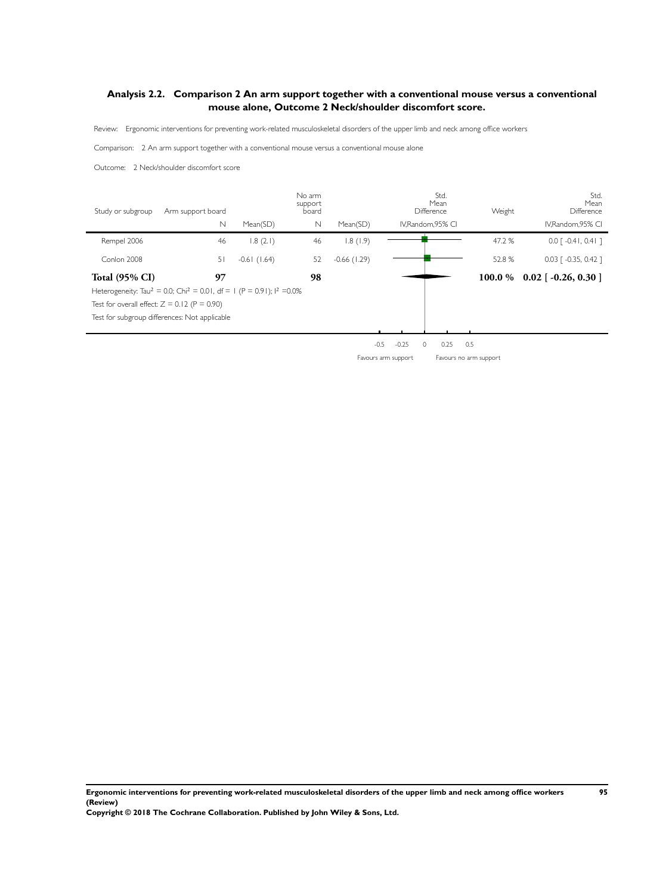## Analysis 2.2. Comparison 2 An arm support together with a conventional mouse versus a conventional mouse alone, Outcome 2 Neck/shoulder discomfort score.

Review: Ergonomic interventions for preventing work-related musculoskeletal disorders of the upper limb and neck among office workers

Comparison: 2 An arm support together with a conventional mouse versus a conventional mouse alone

Outcome: 2 Neck/shoulder discomfort score

| Study or subgroup | Arm support board N | Mean(SD) | No arm support board N | Mean(SD) | Std. Mean Difference IV,Random,95% CI | Weight | Std. Mean Difference IV,Random,95% CI |
|---|---|---|---|---|---|---|---|
| Rempel 2006 | 46 | 1.8 (2.1) | 46 | 1.8 (1.9) | | 47.2 % | 0.0 [ -0.41, 0.41 ] |
| Conlon 2008 | 51 | -0.61 (1.64) | 52 | -0.66 (1.29) | | 52.8 % | 0.03 [ -0.35, 0.42 ] |
| **Total (95% CI)** | **97** | | **98** | | | **100.0 %** | **0.02 [ -0.26, 0.30 ]** |

Heterogeneity: $Tau^2 = 0.0$; $Chi^2 = 0.01$, df = 1 (P = 0.91); $I^2 = 0.0\%$

Test for overall effect: Z = 0.12 (P = 0.90)

Test for subgroup differences: Not applicable

-0.5 -0.25 0 0.25 0.5

Favours arm support | Favours no arm support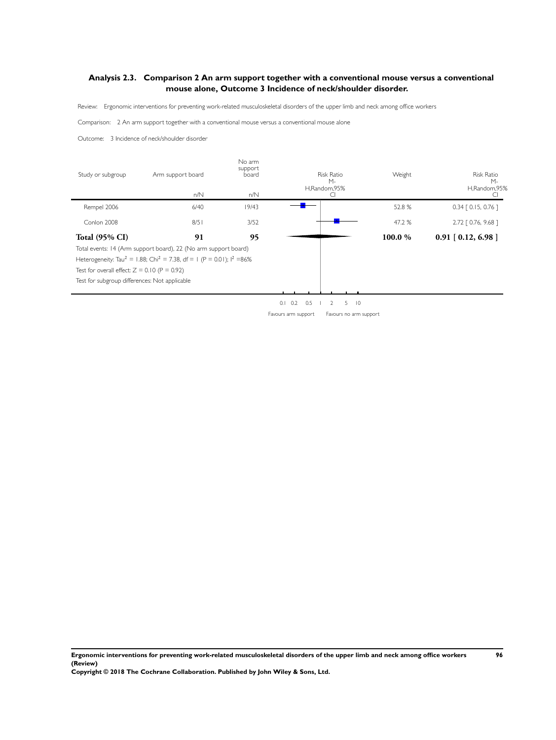## Analysis 2.3. Comparison 2 An arm support together with a conventional mouse versus a conventional mouse alone, Outcome 3 Incidence of neck/shoulder disorder.

Review: Ergonomic interventions for preventing work-related musculoskeletal disorders of the upper limb and neck among office workers

Comparison: 2 An arm support together with a conventional mouse versus a conventional mouse alone

Outcome: 3 Incidence of neck/shoulder disorder

| Study or subgroup | Arm support board n/N | No arm support board n/N | Risk Ratio M-H,Random,95% CI | Weight | Risk Ratio M-H,Random,95% CI |
|---|---|---|---|---|---|
| Rempel 2006 | 6/40 | 19/43 | | 52.8 % | 0.34 [ 0.15, 0.76 ] |
| Conlon 2008 | 8/51 | 3/52 | | 47.2 % | 2.72 [ 0.76, 9.68 ] |
| **Total (95% CI)** | **91** | **95** | | **100.0 %** | **0.91 [ 0.12, 6.98 ]** |

Total events: 14 (Arm support board), 22 (No arm support board)

Heterogeneity: $Tau^2 = 1.88$; $Chi^2 = 7.38$, $df = 1$ ($P = 0.01$); $I^2 = 86\%$

Test for overall effect: $Z = 0.10$ ($P = 0.92$)

Test for subgroup differences: Not applicable

0.1 0.2 0.5 1 2 5 10

Favours arm support — Favours no arm support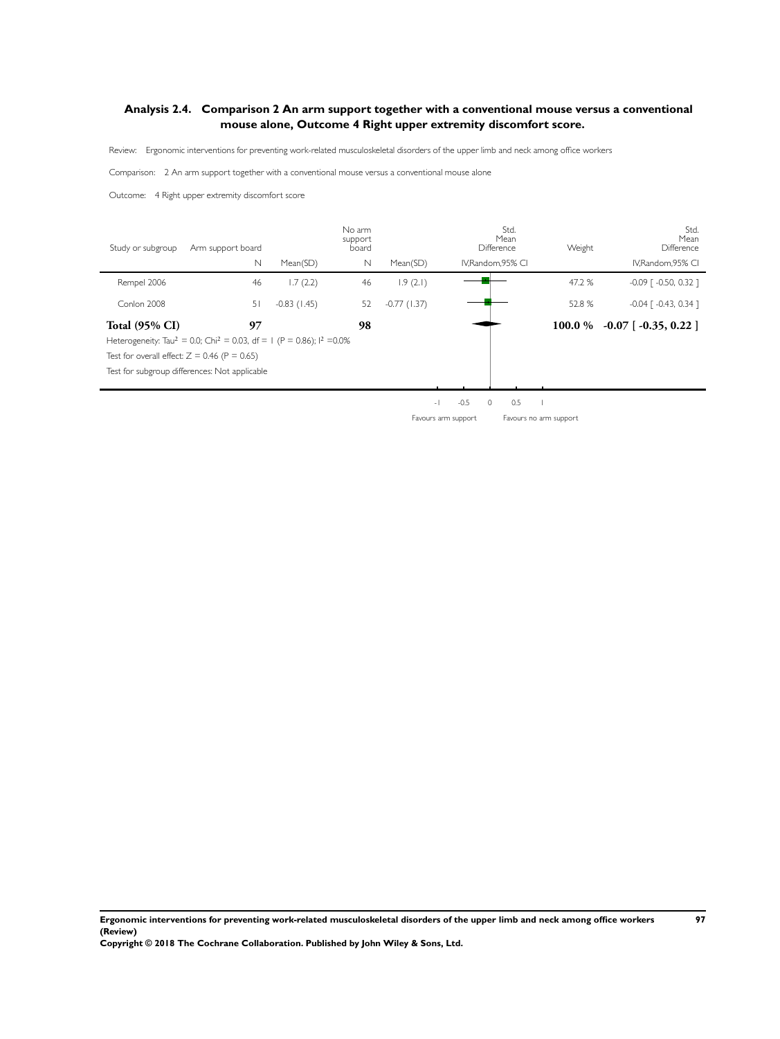## Analysis 2.4. Comparison 2 An arm support together with a conventional mouse versus a conventional mouse alone, Outcome 4 Right upper extremity discomfort score.

Review: Ergonomic interventions for preventing work-related musculoskeletal disorders of the upper limb and neck among office workers

Comparison: 2 An arm support together with a conventional mouse versus a conventional mouse alone

Outcome: 4 Right upper extremity discomfort score

| Study or subgroup | Arm support board N | Mean(SD) | No arm support board N | Mean(SD) | Std. Mean Difference IV,Random,95% CI | Weight | Std. Mean Difference IV,Random,95% CI |
|---|---|---|---|---|---|---|---|
| Rempel 2006 | 46 | 1.7 (2.2) | 46 | 1.9 (2.1) | | 47.2 % | -0.09 [ -0.50, 0.32 ] |
| Conlon 2008 | 51 | -0.83 (1.45) | 52 | -0.77 (1.37) | | 52.8 % | -0.04 [ -0.43, 0.34 ] |
| **Total (95% CI)** | **97** | | **98** | | | **100.0 %** | **-0.07 [ -0.35, 0.22 ]** |

Heterogeneity: $Tau^2 = 0.0$; $Chi^2 = 0.03$, $df = 1$ ($P = 0.86$); $I^2 = 0.0\%$

Test for overall effect: $Z = 0.46$ ($P = 0.65$)

Test for subgroup differences: Not applicable

-1 -0.5 0 0.5 1

Favours arm support    Favours no arm support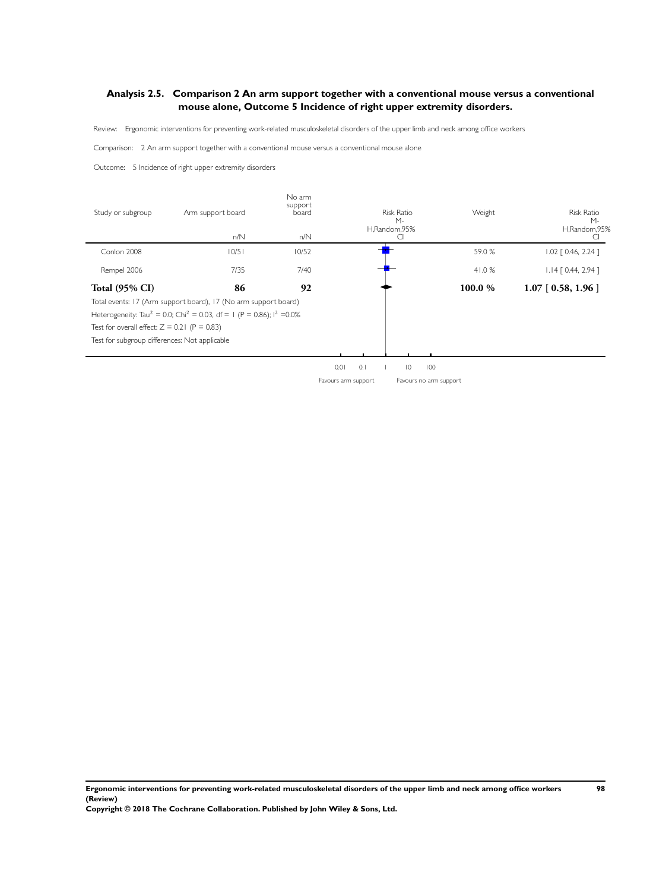## Analysis 2.5. Comparison 2 An arm support together with a conventional mouse versus a conventional mouse alone, Outcome 5 Incidence of right upper extremity disorders.

Review: Ergonomic interventions for preventing work-related musculoskeletal disorders of the upper limb and neck among office workers

Comparison: 2 An arm support together with a conventional mouse versus a conventional mouse alone

Outcome: 5 Incidence of right upper extremity disorders

| Study or subgroup | Arm support board n/N | No arm support board n/N | Risk Ratio M-H,Random,95% CI | Weight | Risk Ratio M-H,Random,95% CI |
|---|---|---|---|---|---|
| Conlon 2008 | 10/51 | 10/52 | | 59.0 % | 1.02 [ 0.46, 2.24 ] |
| Rempel 2006 | 7/35 | 7/40 | | 41.0 % | 1.14 [ 0.44, 2.94 ] |
| **Total (95% CI)** | **86** | **92** | | **100.0 %** | **1.07 [ 0.58, 1.96 ]** |

Total events: 17 (Arm support board), 17 (No arm support board)

Heterogeneity: $Tau^2 = 0.0$; $Chi^2 = 0.03$, df = 1 (P = 0.86); $I^2 = 0.0\%$

Test for overall effect: Z = 0.21 (P = 0.83)

Test for subgroup differences: Not applicable

0.01 0.1 1 10 100

Favours arm support | Favours no arm support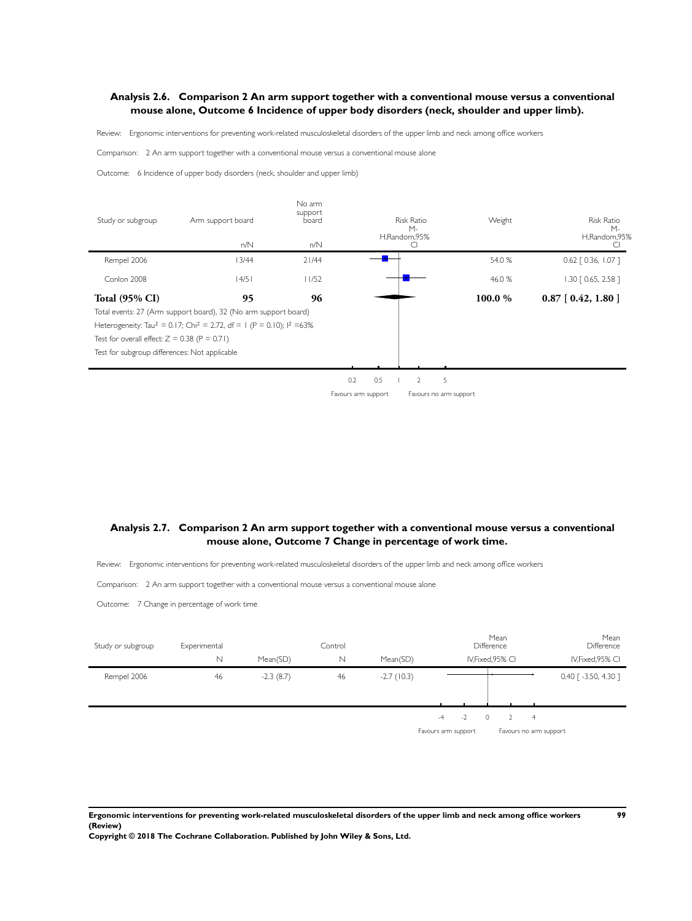## Analysis 2.6. Comparison 2 An arm support together with a conventional mouse versus a conventional mouse alone, Outcome 6 Incidence of upper body disorders (neck, shoulder and upper limb).

Review: Ergonomic interventions for preventing work-related musculoskeletal disorders of the upper limb and neck among office workers

Comparison: 2 An arm support together with a conventional mouse versus a conventional mouse alone

Outcome: 6 Incidence of upper body disorders (neck, shoulder and upper limb)

| Study or subgroup | Arm support board n/N | No arm support board n/N | Risk Ratio M-H,Random,95% CI | Weight | Risk Ratio M-H,Random,95% CI |
|---|---|---|---|---|---|
| Rempel 2006 | 13/44 | 21/44 | | 54.0 % | 0.62 [ 0.36, 1.07 ] |
| Conlon 2008 | 14/51 | 11/52 | | 46.0 % | 1.30 [ 0.65, 2.58 ] |
| **Total (95% CI)** | **95** | **96** | | **100.0 %** | **0.87 [ 0.42, 1.80 ]** |

Total events: 27 (Arm support board), 32 (No arm support board)

Heterogeneity: Tau² = 0.17; Chi² = 2.72, df = 1 (P = 0.10); I² =63%

Test for overall effect: Z = 0.38 (P = 0.71)

Test for subgroup differences: Not applicable

0.2 0.5 1 2 5

Favours arm support Favours no arm support

## Analysis 2.7. Comparison 2 An arm support together with a conventional mouse versus a conventional mouse alone, Outcome 7 Change in percentage of work time.

Review: Ergonomic interventions for preventing work-related musculoskeletal disorders of the upper limb and neck among office workers

Comparison: 2 An arm support together with a conventional mouse versus a conventional mouse alone

Outcome: 7 Change in percentage of work time

| Study or subgroup | Experimental N | Mean(SD) | Control N | Mean(SD) | Mean Difference IV,Fixed,95% CI | Mean Difference IV,Fixed,95% CI |
|---|---|---|---|---|---|---|
| Rempel 2006 | 46 | -2.3 (8.7) | 46 | -2.7 (10.3) | | 0.40 [ -3.50, 4.30 ] |

-4 -2 0 2 4

Favours arm support Favours no arm support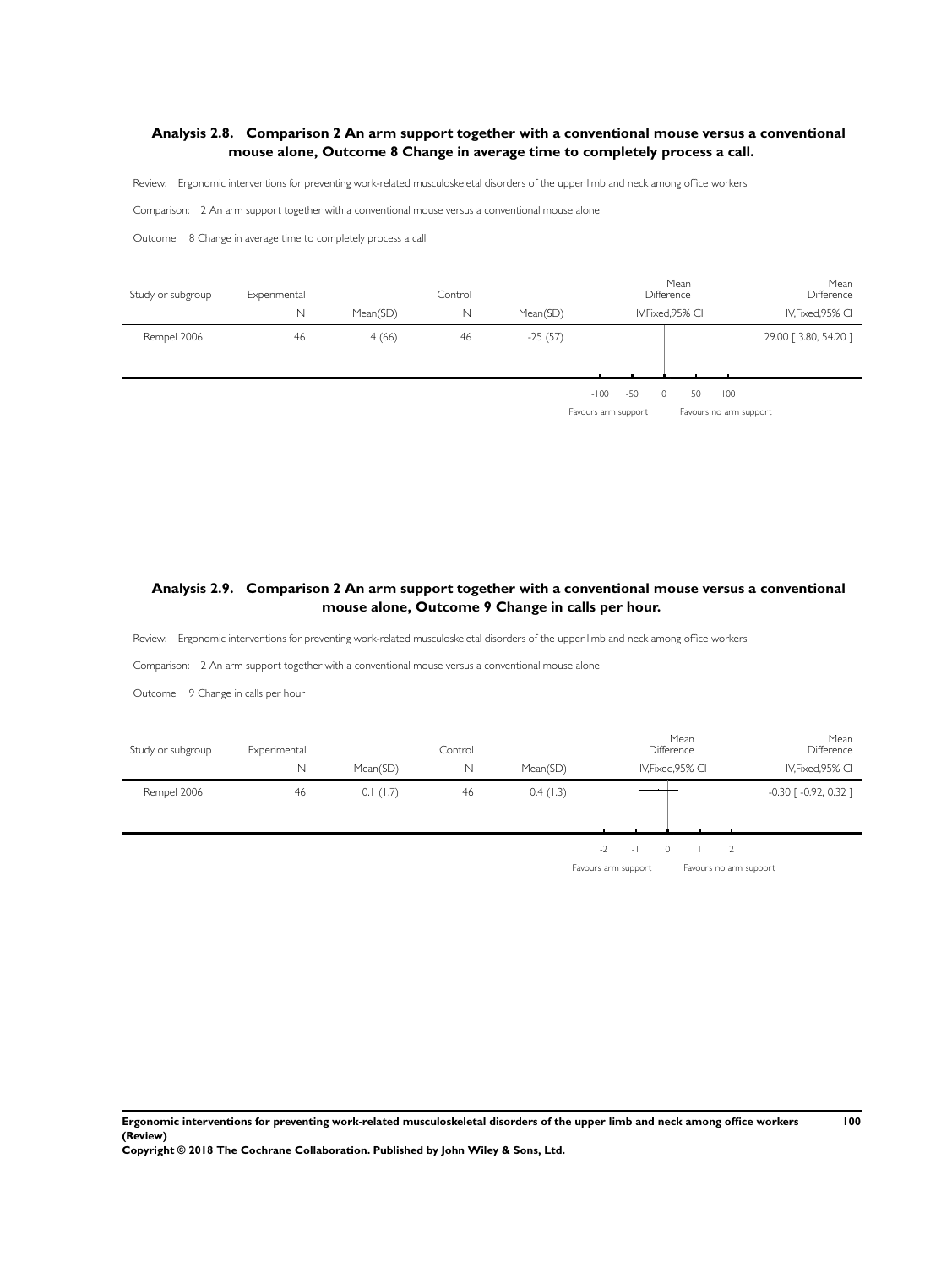### Analysis 2.8. Comparison 2 An arm support together with a conventional mouse versus a conventional mouse alone, Outcome 8 Change in average time to completely process a call.

Review: Ergonomic interventions for preventing work-related musculoskeletal disorders of the upper limb and neck among office workers

Comparison: 2 An arm support together with a conventional mouse versus a conventional mouse alone

Outcome: 8 Change in average time to completely process a call

| Study or subgroup | Experimental N | Mean(SD) | Control N | Mean(SD) | Mean Difference IV,Fixed,95% CI | Mean Difference IV,Fixed,95% CI |
|---|---|---|---|---|---|---|
| Rempel 2006 | 46 | 4 (66) | 46 | -25 (57) | | 29.00 [ 3.80, 54.20 ] |

-100 -50 0 50 100

Favours arm support — Favours no arm support

### Analysis 2.9. Comparison 2 An arm support together with a conventional mouse versus a conventional mouse alone, Outcome 9 Change in calls per hour.

Review: Ergonomic interventions for preventing work-related musculoskeletal disorders of the upper limb and neck among office workers

Comparison: 2 An arm support together with a conventional mouse versus a conventional mouse alone

Outcome: 9 Change in calls per hour

| Study or subgroup | Experimental N | Mean(SD) | Control N | Mean(SD) | Mean Difference IV,Fixed,95% CI | Mean Difference IV,Fixed,95% CI |
|---|---|---|---|---|---|---|
| Rempel 2006 | 46 | 0.1 (1.7) | 46 | 0.4 (1.3) | | -0.30 [ -0.92, 0.32 ] |

-2 -1 0 1 2

Favours arm support — Favours no arm support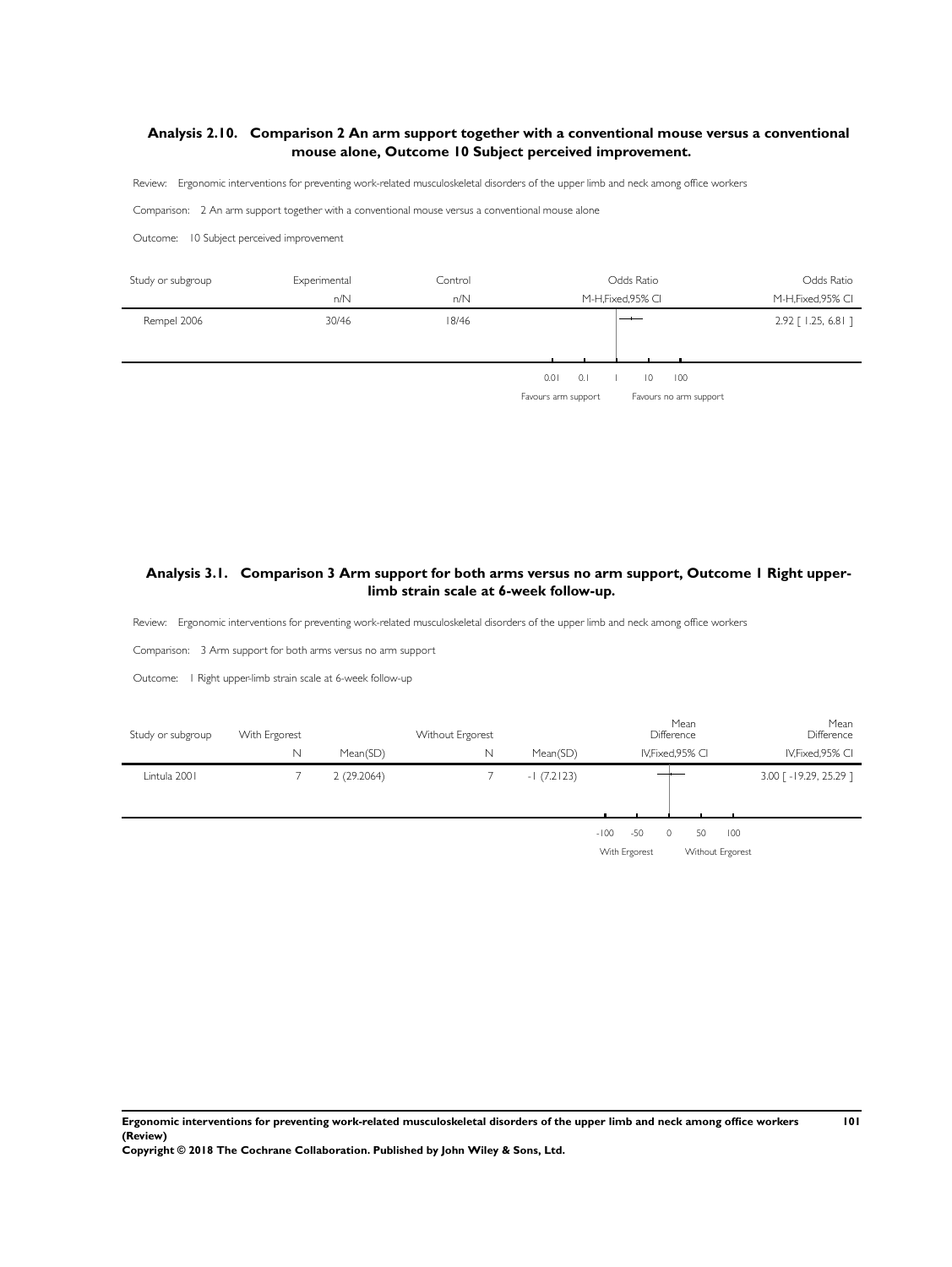## Analysis 2.10. Comparison 2 An arm support together with a conventional mouse versus a conventional mouse alone, Outcome 10 Subject perceived improvement.

Review: Ergonomic interventions for preventing work-related musculoskeletal disorders of the upper limb and neck among office workers

Comparison: 2 An arm support together with a conventional mouse versus a conventional mouse alone

Outcome: 10 Subject perceived improvement

| Study or subgroup | Experimental n/N | Control n/N | Odds Ratio M-H,Fixed,95% CI | Odds Ratio M-H,Fixed,95% CI |
|---|---|---|---|---|
| Rempel 2006 | 30/46 | 18/46 | | 2.92 [ 1.25, 6.81 ] |

0.01 0.1 1 10 100

Favours arm support Favours no arm support

## Analysis 3.1. Comparison 3 Arm support for both arms versus no arm support, Outcome 1 Right upper-limb strain scale at 6-week follow-up.

Review: Ergonomic interventions for preventing work-related musculoskeletal disorders of the upper limb and neck among office workers

Comparison: 3 Arm support for both arms versus no arm support

Outcome: 1 Right upper-limb strain scale at 6-week follow-up

| Study or subgroup | With Ergorest N | Mean(SD) | Without Ergorest N | Mean(SD) | Mean Difference IV,Fixed,95% CI | Mean Difference IV,Fixed,95% CI |
|---|---|---|---|---|---|---|
| Lintula 2001 | 7 | 2 (29.2064) | 7 | -1 (7.2123) | | 3.00 [ -19.29, 25.29 ] |

-100 -50 0 50 100

With Ergorest Without Ergorest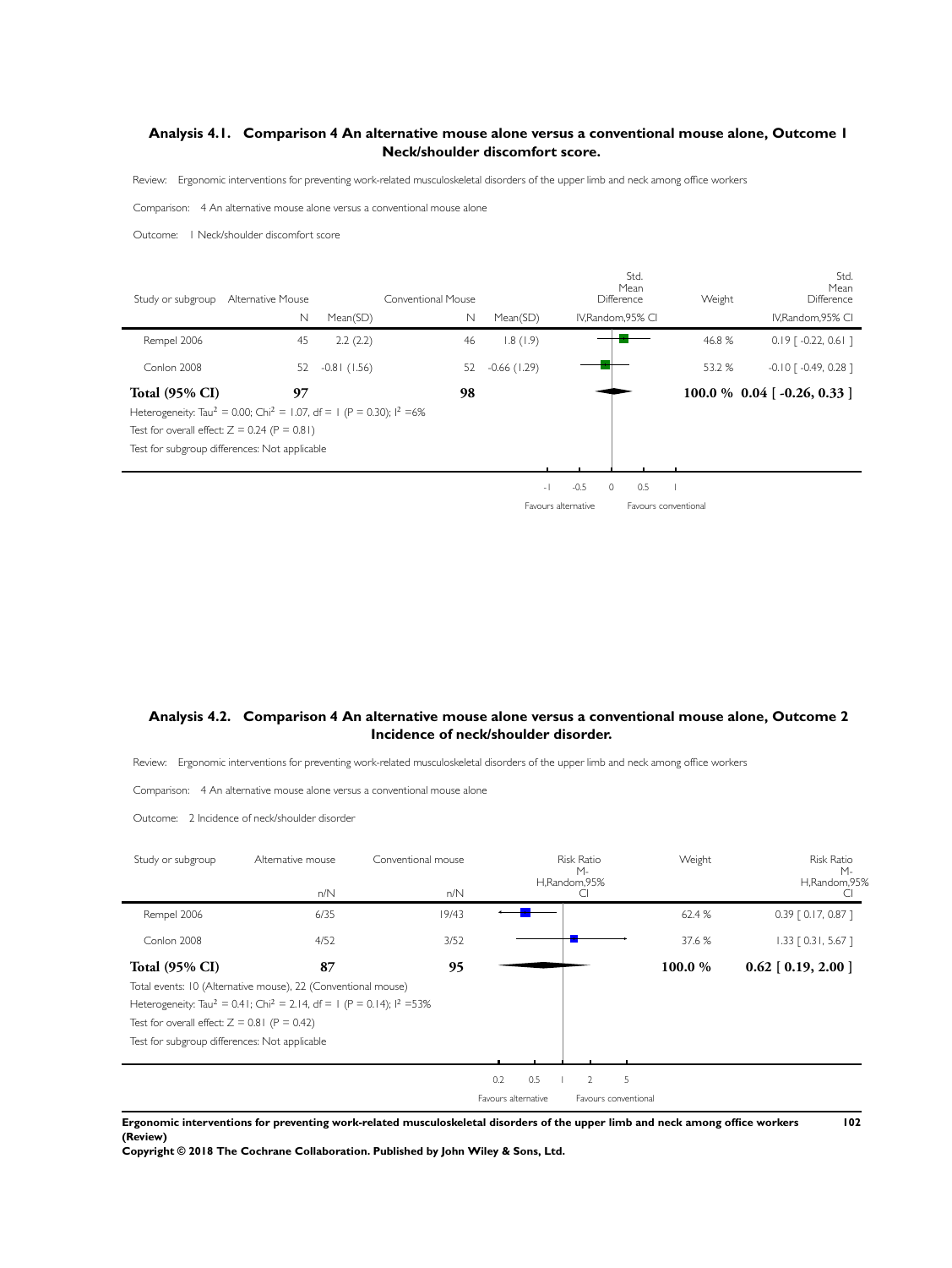### Analysis 4.1. Comparison 4 An alternative mouse alone versus a conventional mouse alone, Outcome 1 Neck/shoulder discomfort score.

Review: Ergonomic interventions for preventing work-related musculoskeletal disorders of the upper limb and neck among office workers

Comparison: 4 An alternative mouse alone versus a conventional mouse alone

Outcome: 1 Neck/shoulder discomfort score

| Study or subgroup | Alternative Mouse N | Mean(SD) | Conventional Mouse N | Mean(SD) | Std. Mean Difference IV,Random,95% CI | Weight | Std. Mean Difference IV,Random,95% CI |
|---|---|---|---|---|---|---|---|
| Rempel 2006 | 45 | 2.2 (2.2) | 46 | 1.8 (1.9) | | 46.8 % | 0.19 [ -0.22, 0.61 ] |
| Conlon 2008 | 52 | -0.81 (1.56) | 52 | -0.66 (1.29) | | 53.2 % | -0.10 [ -0.49, 0.28 ] |
| **Total (95% CI)** | **97** | | **98** | | | **100.0 %** | **0.04 [ -0.26, 0.33 ]** |

Heterogeneity: $Tau^2 = 0.00$; $Chi^2 = 1.07$, $df = 1$ ($P = 0.30$); $I^2 = 6\%$

Test for overall effect: $Z = 0.24$ ($P = 0.81$)

Test for subgroup differences: Not applicable

-1 -0.5 0 0.5 1

Favours alternative — Favours conventional

### Analysis 4.2. Comparison 4 An alternative mouse alone versus a conventional mouse alone, Outcome 2 Incidence of neck/shoulder disorder.

Review: Ergonomic interventions for preventing work-related musculoskeletal disorders of the upper limb and neck among office workers

Comparison: 4 An alternative mouse alone versus a conventional mouse alone

Outcome: 2 Incidence of neck/shoulder disorder

| Study or subgroup | Alternative mouse n/N | Conventional mouse n/N | Risk Ratio M-H,Random,95% CI | Weight | Risk Ratio M-H,Random,95% CI |
|---|---|---|---|---|---|
| Rempel 2006 | 6/35 | 19/43 | | 62.4 % | 0.39 [ 0.17, 0.87 ] |
| Conlon 2008 | 4/52 | 3/52 | | 37.6 % | 1.33 [ 0.31, 5.67 ] |
| **Total (95% CI)** | **87** | **95** | | **100.0 %** | **0.62 [ 0.19, 2.00 ]** |

Total events: 10 (Alternative mouse), 22 (Conventional mouse)

Heterogeneity: $Tau^2 = 0.41$; $Chi^2 = 2.14$, $df = 1$ ($P = 0.14$); $I^2 = 53\%$

Test for overall effect: $Z = 0.81$ ($P = 0.42$)

Test for subgroup differences: Not applicable

0.2 0.5 1 2 5

Favours alternative — Favours conventional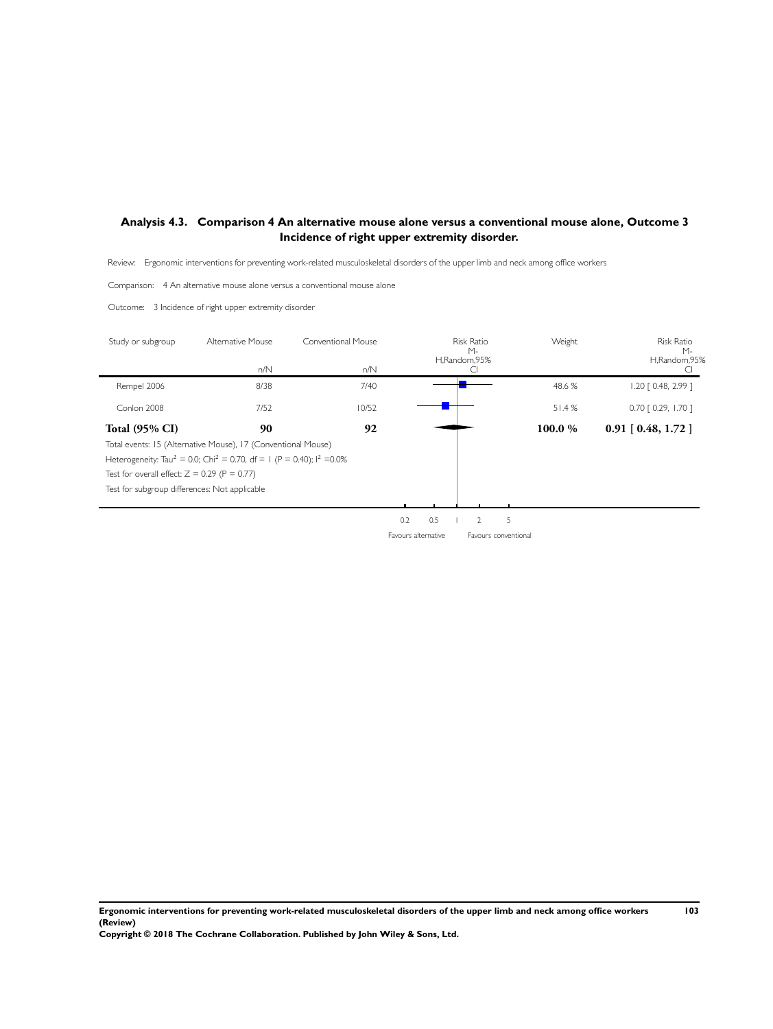## Analysis 4.3. Comparison 4 An alternative mouse alone versus a conventional mouse alone, Outcome 3 Incidence of right upper extremity disorder.

Review: Ergonomic interventions for preventing work-related musculoskeletal disorders of the upper limb and neck among office workers

Comparison: 4 An alternative mouse alone versus a conventional mouse alone

Outcome: 3 Incidence of right upper extremity disorder

| Study or subgroup | Alternative Mouse n/N | Conventional Mouse n/N | Risk Ratio M-H,Random,95% CI | Weight | Risk Ratio M-H,Random,95% CI |
|---|---|---|---|---|---|
| Rempel 2006 | 8/38 | 7/40 | | 48.6 % | 1.20 [ 0.48, 2.99 ] |
| Conlon 2008 | 7/52 | 10/52 | | 51.4 % | 0.70 [ 0.29, 1.70 ] |
| **Total (95% CI)** | **90** | **92** | | **100.0 %** | **0.91 [ 0.48, 1.72 ]** |

Total events: 15 (Alternative Mouse), 17 (Conventional Mouse)

Heterogeneity: $Tau^2 = 0.0$; $Chi^2 = 0.70$, df = 1 (P = 0.40); $I^2 = 0.0\%$

Test for overall effect: Z = 0.29 (P = 0.77)

Test for subgroup differences: Not applicable

0.2 0.5 1 2 5

Favours alternative Favours conventional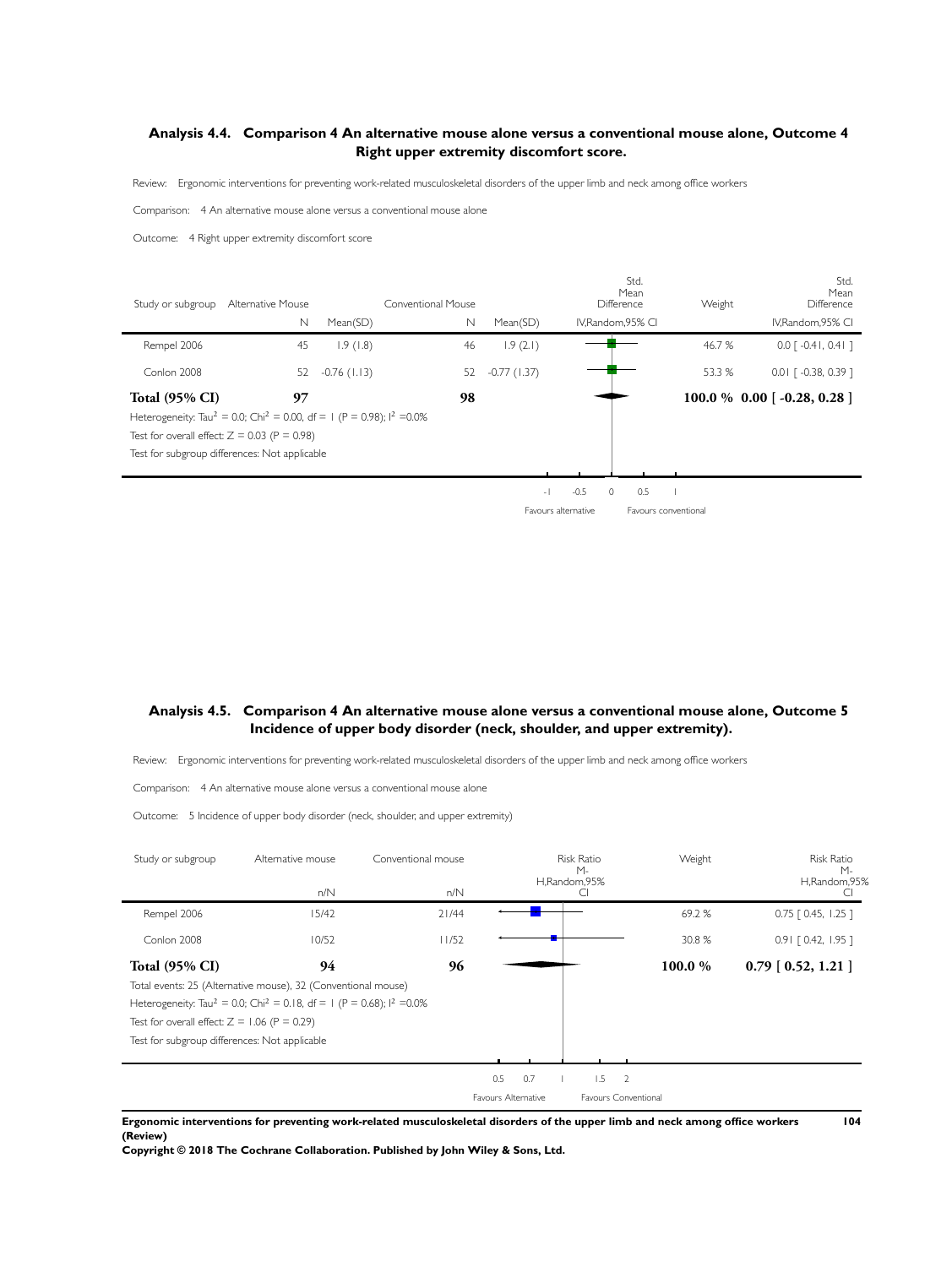### Analysis 4.4. Comparison 4 An alternative mouse alone versus a conventional mouse alone, Outcome 4 Right upper extremity discomfort score.

Review: Ergonomic interventions for preventing work-related musculoskeletal disorders of the upper limb and neck among office workers

Comparison: 4 An alternative mouse alone versus a conventional mouse alone

Outcome: 4 Right upper extremity discomfort score

| Study or subgroup | Alternative Mouse N | Alternative Mouse Mean(SD) | Conventional Mouse N | Conventional Mouse Mean(SD) | Std. Mean Difference IV,Random,95% CI | Weight | Std. Mean Difference IV,Random,95% CI |
|---|---|---|---|---|---|---|---|
| Rempel 2006 | 45 | 1.9 (1.8) | 46 | 1.9 (2.1) | | 46.7 % | 0.0 [ -0.41, 0.41 ] |
| Conlon 2008 | 52 | -0.76 (1.13) | 52 | -0.77 (1.37) | | 53.3 % | 0.01 [ -0.38, 0.39 ] |
| **Total (95% CI)** | **97** | | **98** | | | **100.0 %** | **0.00 [ -0.28, 0.28 ]** |

Heterogeneity: $Tau^2 = 0.0$; $Chi^2 = 0.00$, df = 1 (P = 0.98); $I^2 = 0.0\%$

Test for overall effect: Z = 0.03 (P = 0.98)

Test for subgroup differences: Not applicable

-1 -0.5 0 0.5 1

Favours alternative Favours conventional

### Analysis 4.5. Comparison 4 An alternative mouse alone versus a conventional mouse alone, Outcome 5 Incidence of upper body disorder (neck, shoulder, and upper extremity).

Review: Ergonomic interventions for preventing work-related musculoskeletal disorders of the upper limb and neck among office workers

Comparison: 4 An alternative mouse alone versus a conventional mouse alone

Outcome: 5 Incidence of upper body disorder (neck, shoulder, and upper extremity)

| Study or subgroup | Alternative mouse n/N | Conventional mouse n/N | Risk Ratio M-H,Random,95% CI | Weight | Risk Ratio M-H,Random,95% CI |
|---|---|---|---|---|---|
| Rempel 2006 | 15/42 | 21/44 | | 69.2 % | 0.75 [ 0.45, 1.25 ] |
| Conlon 2008 | 10/52 | 11/52 | | 30.8 % | 0.91 [ 0.42, 1.95 ] |
| **Total (95% CI)** | **94** | **96** | | **100.0 %** | **0.79 [ 0.52, 1.21 ]** |

Total events: 25 (Alternative mouse), 32 (Conventional mouse)

Heterogeneity: $Tau^2 = 0.0$; $Chi^2 = 0.18$, df = 1 (P = 0.68); $I^2 = 0.0\%$

Test for overall effect: Z = 1.06 (P = 0.29)

Test for subgroup differences: Not applicable

0.5 0.7 1 1.5 2

Favours Alternative Favours Conventional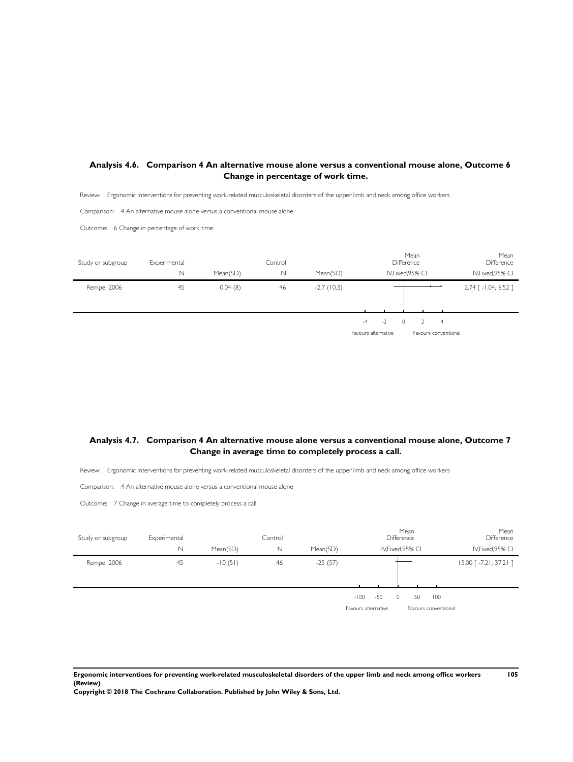### Analysis 4.6. Comparison 4 An alternative mouse alone versus a conventional mouse alone, Outcome 6 Change in percentage of work time.

Review: Ergonomic interventions for preventing work-related musculoskeletal disorders of the upper limb and neck among office workers

Comparison: 4 An alternative mouse alone versus a conventional mouse alone

Outcome: 6 Change in percentage of work time

| Study or subgroup | Experimental N | Mean(SD) | Control N | Mean(SD) | Mean Difference IV,Fixed,95% CI | Mean Difference IV,Fixed,95% CI |
|---|---|---|---|---|---|---|
| Rempel 2006 | 45 | 0.04 (8) | 46 | -2.7 (10.3) | | 2.74 [ -1.04, 6.52 ] |

-4 -2 0 2 4

Favours alternative Favours conventional

### Analysis 4.7. Comparison 4 An alternative mouse alone versus a conventional mouse alone, Outcome 7 Change in average time to completely process a call.

Review: Ergonomic interventions for preventing work-related musculoskeletal disorders of the upper limb and neck among office workers

Comparison: 4 An alternative mouse alone versus a conventional mouse alone

Outcome: 7 Change in average time to completely process a call

| Study or subgroup | Experimental N | Mean(SD) | Control N | Mean(SD) | Mean Difference IV,Fixed,95% CI | Mean Difference IV,Fixed,95% CI |
|---|---|---|---|---|---|---|
| Rempel 2006 | 45 | -10 (51) | 46 | -25 (57) | | 15.00 [ -7.21, 37.21 ] |

-100 -50 0 50 100

Favours alternative Favours conventional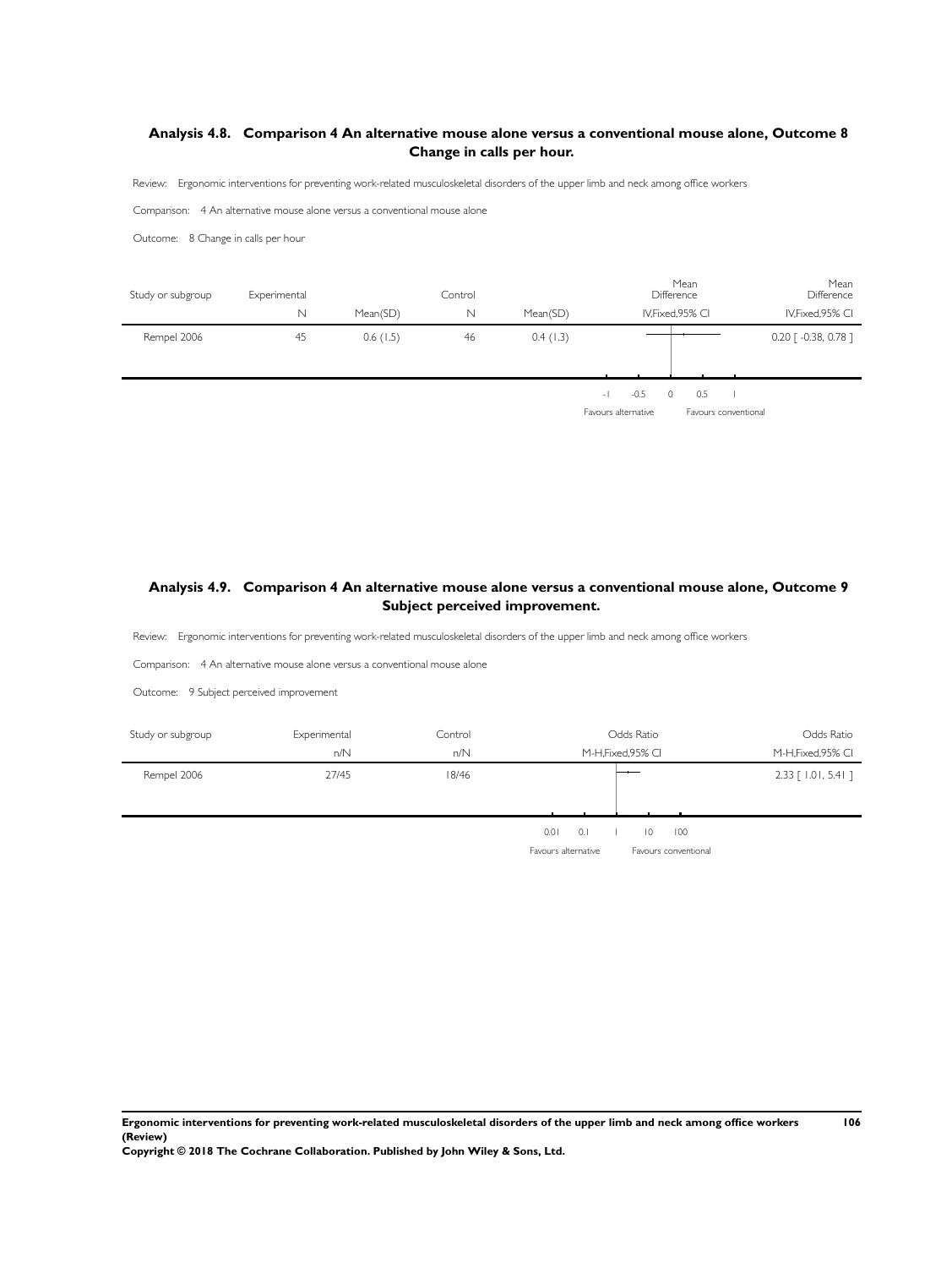### Analysis 4.8. Comparison 4 An alternative mouse alone versus a conventional mouse alone, Outcome 8 Change in calls per hour.

Review: Ergonomic interventions for preventing work-related musculoskeletal disorders of the upper limb and neck among office workers

Comparison: 4 An alternative mouse alone versus a conventional mouse alone

Outcome: 8 Change in calls per hour

| Study or subgroup | Experimental | | Control | | Mean Difference | Mean Difference |
|---|---|---|---|---|---|---|
| | N | Mean(SD) | N | Mean(SD) | IV,Fixed,95% CI | IV,Fixed,95% CI |
| Rempel 2006 | 45 | 0.6 (1.5) | 46 | 0.4 (1.3) | | 0.20 [ -0.38, 0.78 ] |

-1 -0.5 0 0.5 1

Favours alternative Favours conventional

### Analysis 4.9. Comparison 4 An alternative mouse alone versus a conventional mouse alone, Outcome 9 Subject perceived improvement.

Review: Ergonomic interventions for preventing work-related musculoskeletal disorders of the upper limb and neck among office workers

Comparison: 4 An alternative mouse alone versus a conventional mouse alone

Outcome: 9 Subject perceived improvement

| Study or subgroup | Experimental | Control | Odds Ratio | Odds Ratio |
|---|---|---|---|---|
| | n/N | n/N | M-H,Fixed,95% CI | M-H,Fixed,95% CI |
| Rempel 2006 | 27/45 | 18/46 | | 2.33 [ 1.01, 5.41 ] |

0.01 0.1 1 10 100

Favours alternative Favours conventional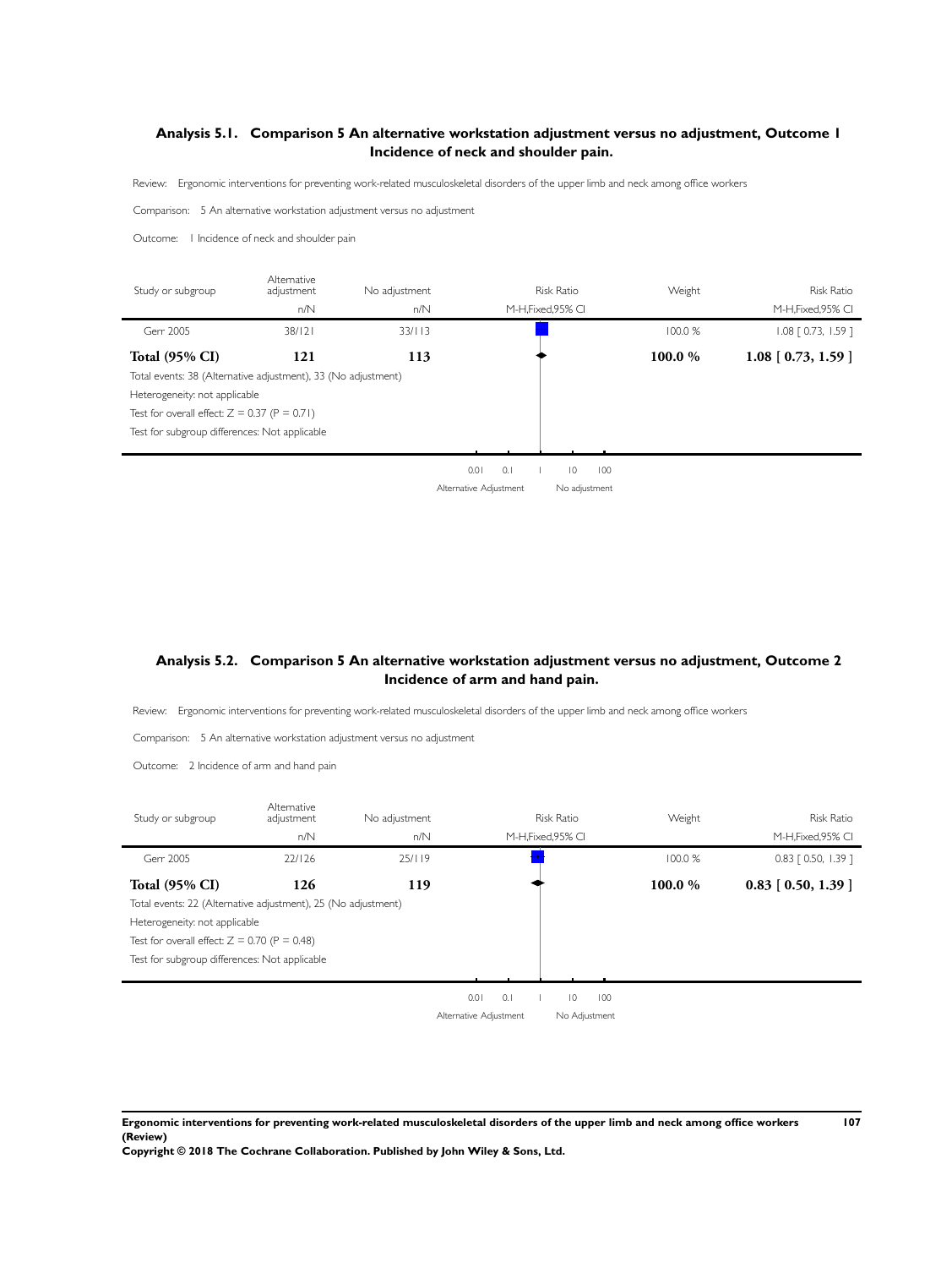### Analysis 5.1. Comparison 5 An alternative workstation adjustment versus no adjustment, Outcome 1 Incidence of neck and shoulder pain.

Review: Ergonomic interventions for preventing work-related musculoskeletal disorders of the upper limb and neck among office workers

Comparison: 5 An alternative workstation adjustment versus no adjustment

Outcome: 1 Incidence of neck and shoulder pain

| Study or subgroup | Alternative adjustment n/N | No adjustment n/N | Risk Ratio M-H,Fixed,95% CI | Weight | Risk Ratio M-H,Fixed,95% CI |
|---|---|---|---|---|---|
| Gerr 2005 | 38/121 | 33/113 | | 100.0 % | 1.08 [ 0.73, 1.59 ] |
| **Total (95% CI)** | **121** | **113** | | **100.0 %** | **1.08 [ 0.73, 1.59 ]** |

Total events: 38 (Alternative adjustment), 33 (No adjustment)

Heterogeneity: not applicable

Test for overall effect: Z = 0.37 (P = 0.71)

Test for subgroup differences: Not applicable

0.01 0.1 1 10 100

Alternative Adjustment | No adjustment

### Analysis 5.2. Comparison 5 An alternative workstation adjustment versus no adjustment, Outcome 2 Incidence of arm and hand pain.

Review: Ergonomic interventions for preventing work-related musculoskeletal disorders of the upper limb and neck among office workers

Comparison: 5 An alternative workstation adjustment versus no adjustment

Outcome: 2 Incidence of arm and hand pain

| Study or subgroup | Alternative adjustment n/N | No adjustment n/N | Risk Ratio M-H,Fixed,95% CI | Weight | Risk Ratio M-H,Fixed,95% CI |
|---|---|---|---|---|---|
| Gerr 2005 | 22/126 | 25/119 | | 100.0 % | 0.83 [ 0.50, 1.39 ] |
| **Total (95% CI)** | **126** | **119** | | **100.0 %** | **0.83 [ 0.50, 1.39 ]** |

Total events: 22 (Alternative adjustment), 25 (No adjustment)

Heterogeneity: not applicable

Test for overall effect: Z = 0.70 (P = 0.48)

Test for subgroup differences: Not applicable

0.01 0.1 1 10 100

Alternative Adjustment | No Adjustment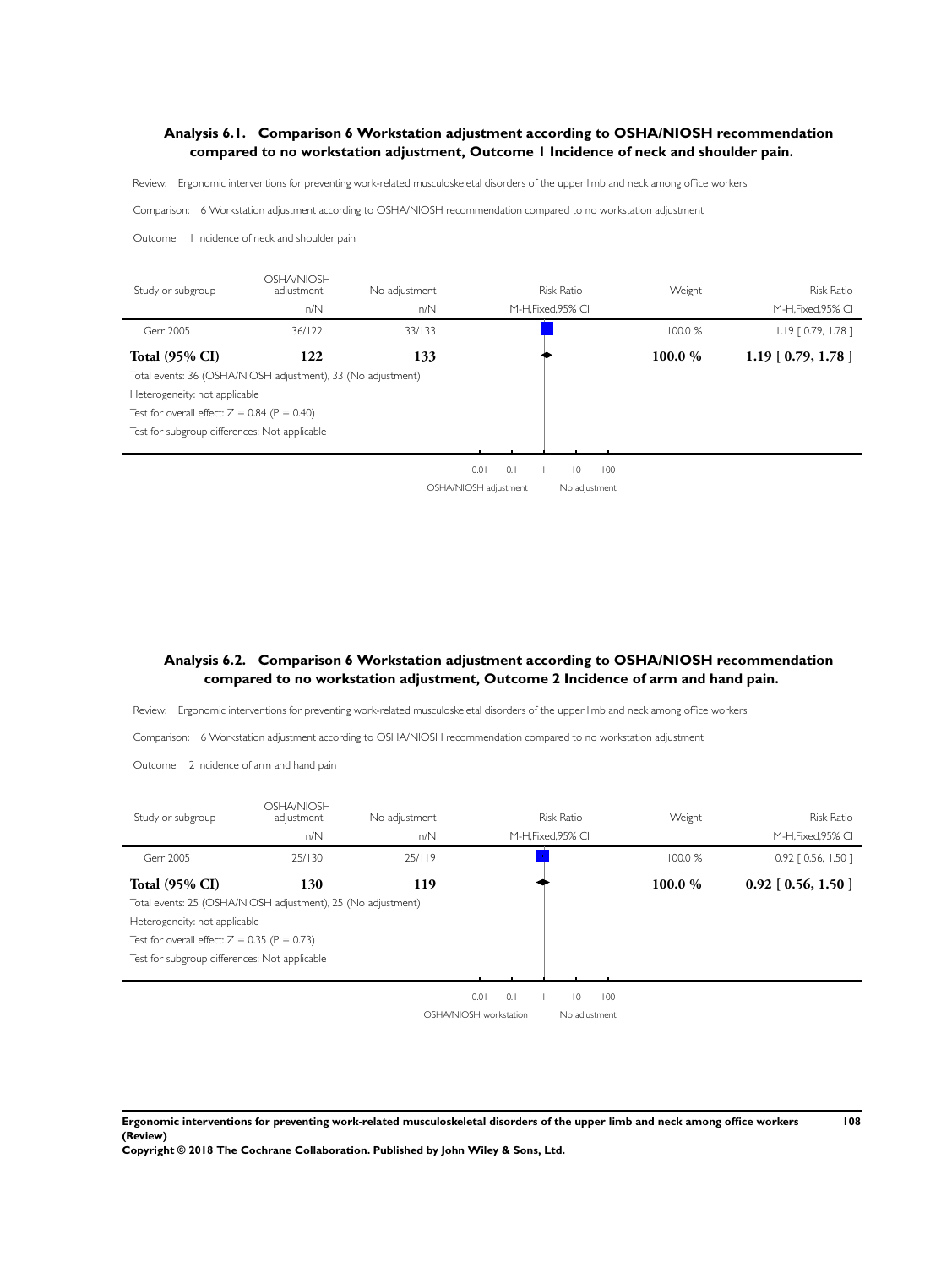### Analysis 6.1. Comparison 6 Workstation adjustment according to OSHA/NIOSH recommendation compared to no workstation adjustment, Outcome 1 Incidence of neck and shoulder pain.

Review: Ergonomic interventions for preventing work-related musculoskeletal disorders of the upper limb and neck among office workers

Comparison: 6 Workstation adjustment according to OSHA/NIOSH recommendation compared to no workstation adjustment

Outcome: 1 Incidence of neck and shoulder pain

| Study or subgroup | OSHA/NIOSH adjustment n/N | No adjustment n/N | Risk Ratio M-H,Fixed,95% CI | Weight | Risk Ratio M-H,Fixed,95% CI |
|---|---|---|---|---|---|
| Gerr 2005 | 36/122 | 33/133 | | 100.0 % | 1.19 [ 0.79, 1.78 ] |
| **Total (95% CI)** | **122** | **133** | | **100.0 %** | **1.19 [ 0.79, 1.78 ]** |

Total events: 36 (OSHA/NIOSH adjustment), 33 (No adjustment)

Heterogeneity: not applicable

Test for overall effect: Z = 0.84 (P = 0.40)

Test for subgroup differences: Not applicable

0.01 0.1 1 10 100

OSHA/NIOSH adjustment — No adjustment

### Analysis 6.2. Comparison 6 Workstation adjustment according to OSHA/NIOSH recommendation compared to no workstation adjustment, Outcome 2 Incidence of arm and hand pain.

Review: Ergonomic interventions for preventing work-related musculoskeletal disorders of the upper limb and neck among office workers

Comparison: 6 Workstation adjustment according to OSHA/NIOSH recommendation compared to no workstation adjustment

Outcome: 2 Incidence of arm and hand pain

| Study or subgroup | OSHA/NIOSH adjustment n/N | No adjustment n/N | Risk Ratio M-H,Fixed,95% CI | Weight | Risk Ratio M-H,Fixed,95% CI |
|---|---|---|---|---|---|
| Gerr 2005 | 25/130 | 25/119 | | 100.0 % | 0.92 [ 0.56, 1.50 ] |
| **Total (95% CI)** | **130** | **119** | | **100.0 %** | **0.92 [ 0.56, 1.50 ]** |

Total events: 25 (OSHA/NIOSH adjustment), 25 (No adjustment)

Heterogeneity: not applicable

Test for overall effect: Z = 0.35 (P = 0.73)

Test for subgroup differences: Not applicable

0.01 0.1 1 10 100

OSHA/NIOSH workstation — No adjustment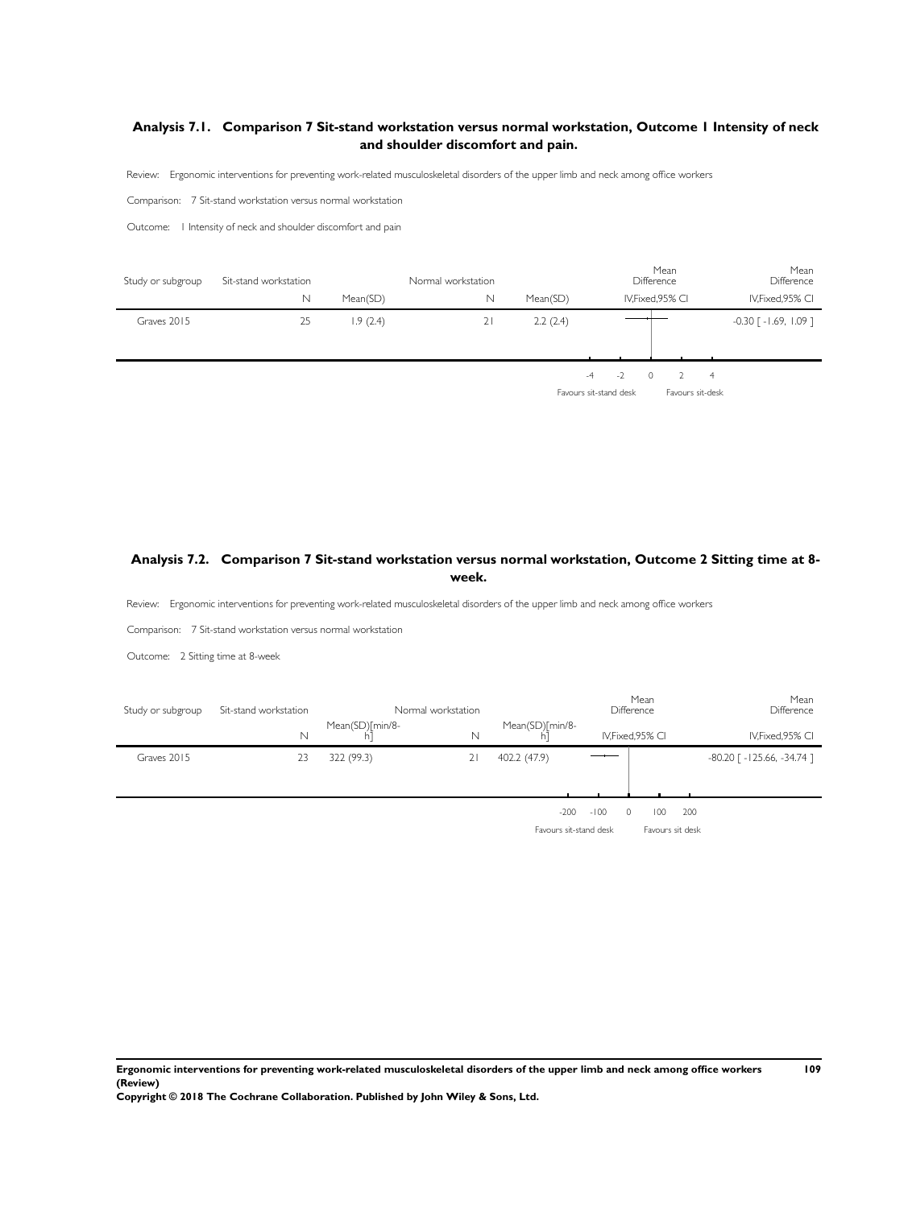### Analysis 7.1. Comparison 7 Sit-stand workstation versus normal workstation, Outcome 1 Intensity of neck and shoulder discomfort and pain.

Review: Ergonomic interventions for preventing work-related musculoskeletal disorders of the upper limb and neck among office workers

Comparison: 7 Sit-stand workstation versus normal workstation

Outcome: 1 Intensity of neck and shoulder discomfort and pain

| Study or subgroup | Sit-stand workstation | | Normal workstation | | Mean Difference | Mean Difference |
|---|---|---|---|---|---|---|
| | N | Mean(SD) | N | Mean(SD) | IV,Fixed,95% CI | IV,Fixed,95% CI |
| Graves 2015 | 25 | 1.9 (2.4) | 21 | 2.2 (2.4) | | -0.30 [ -1.69, 1.09 ] |

-4 -2 0 2 4

Favours sit-stand desk | Favours sit-desk

### Analysis 7.2. Comparison 7 Sit-stand workstation versus normal workstation, Outcome 2 Sitting time at 8-week.

Review: Ergonomic interventions for preventing work-related musculoskeletal disorders of the upper limb and neck among office workers

Comparison: 7 Sit-stand workstation versus normal workstation

Outcome: 2 Sitting time at 8-week

| Study or subgroup | Sit-stand workstation | | Normal workstation | | Mean Difference | Mean Difference |
|---|---|---|---|---|---|---|
| | N | Mean(SD)[min/8-h] | N | Mean(SD)[min/8-h] | IV,Fixed,95% CI | IV,Fixed,95% CI |
| Graves 2015 | 23 | 322 (99.3) | 21 | 402.2 (47.9) | | -80.20 [ -125.66, -34.74 ] |

-200 -100 0 100 200

Favours sit-stand desk | Favours sit desk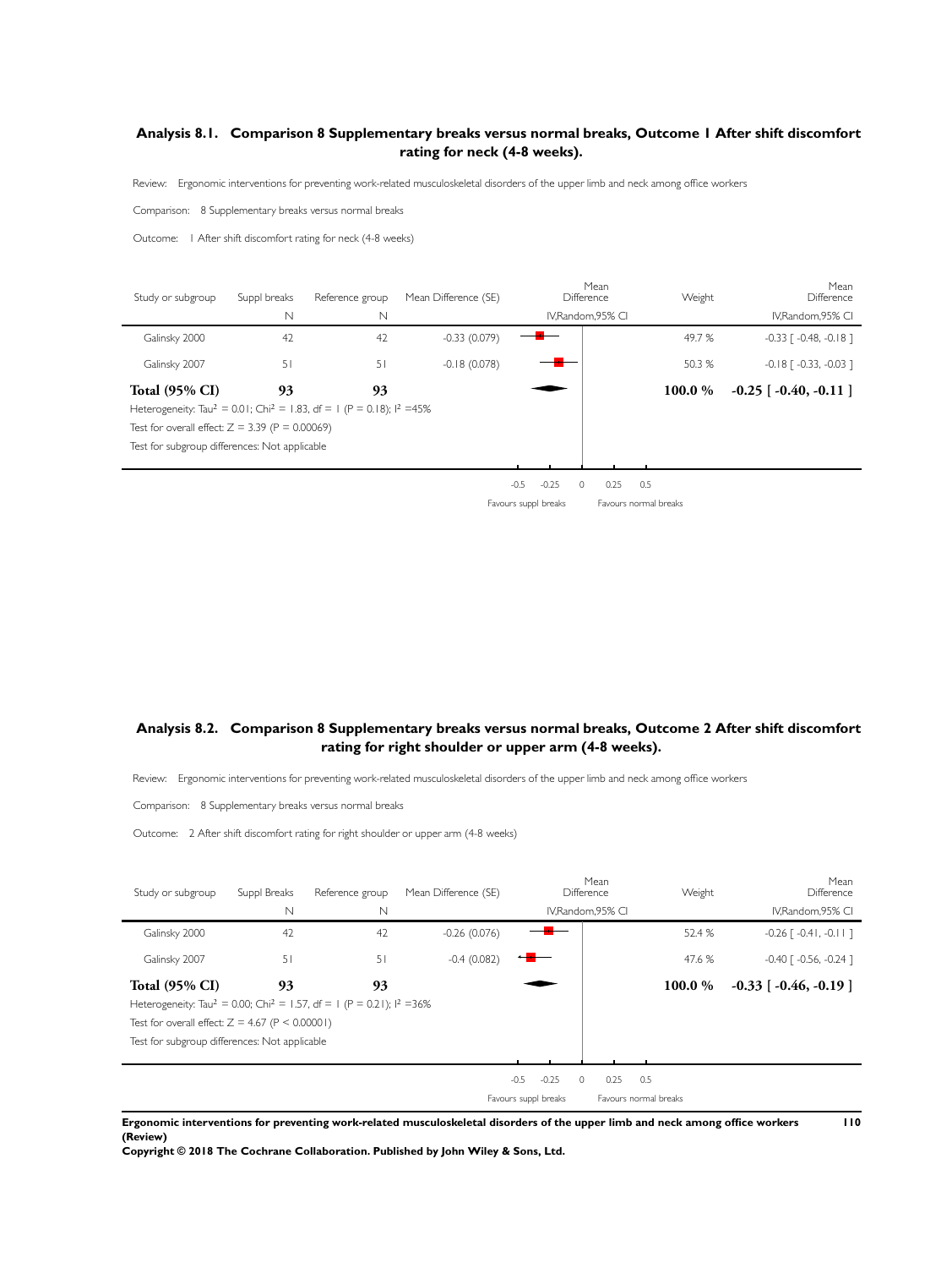## Analysis 8.1. Comparison 8 Supplementary breaks versus normal breaks, Outcome 1 After shift discomfort rating for neck (4-8 weeks).

Review: Ergonomic interventions for preventing work-related musculoskeletal disorders of the upper limb and neck among office workers

Comparison: 8 Supplementary breaks versus normal breaks

Outcome: 1 After shift discomfort rating for neck (4-8 weeks)

| Study or subgroup | Suppl breaks N | Reference group N | Mean Difference (SE) | Mean Difference IV,Random,95% CI | Weight | Mean Difference IV,Random,95% CI |
|---|---|---|---|---|---|---|
| Galinsky 2000 | 42 | 42 | -0.33 (0.079) | | 49.7 % | -0.33 [ -0.48, -0.18 ] |
| Galinsky 2007 | 51 | 51 | -0.18 (0.078) | | 50.3 % | -0.18 [ -0.33, -0.03 ] |
| **Total (95% CI)** | **93** | **93** | | | **100.0 %** | **-0.25 [ -0.40, -0.11 ]** |

Heterogeneity: $Tau^2 = 0.01$; $Chi^2 = 1.83$, df = 1 (P = 0.18); $I^2$ =45%

Test for overall effect: Z = 3.39 (P = 0.00069)

Test for subgroup differences: Not applicable

-0.5 -0.25 0 0.25 0.5

Favours suppl breaks Favours normal breaks

## Analysis 8.2. Comparison 8 Supplementary breaks versus normal breaks, Outcome 2 After shift discomfort rating for right shoulder or upper arm (4-8 weeks).

Review: Ergonomic interventions for preventing work-related musculoskeletal disorders of the upper limb and neck among office workers

Comparison: 8 Supplementary breaks versus normal breaks

Outcome: 2 After shift discomfort rating for right shoulder or upper arm (4-8 weeks)

| Study or subgroup | Suppl Breaks N | Reference group N | Mean Difference (SE) | Mean Difference IV,Random,95% CI | Weight | Mean Difference IV,Random,95% CI |
|---|---|---|---|---|---|---|
| Galinsky 2000 | 42 | 42 | -0.26 (0.076) | | 52.4 % | -0.26 [ -0.41, -0.11 ] |
| Galinsky 2007 | 51 | 51 | -0.4 (0.082) | | 47.6 % | -0.40 [ -0.56, -0.24 ] |
| **Total (95% CI)** | **93** | **93** | | | **100.0 %** | **-0.33 [ -0.46, -0.19 ]** |

Heterogeneity: $Tau^2 = 0.00$; $Chi^2 = 1.57$, df = 1 (P = 0.21); $I^2$ =36%

Test for overall effect: Z = 4.67 (P < 0.00001)

Test for subgroup differences: Not applicable

-0.5 -0.25 0 0.25 0.5

Favours suppl breaks Favours normal breaks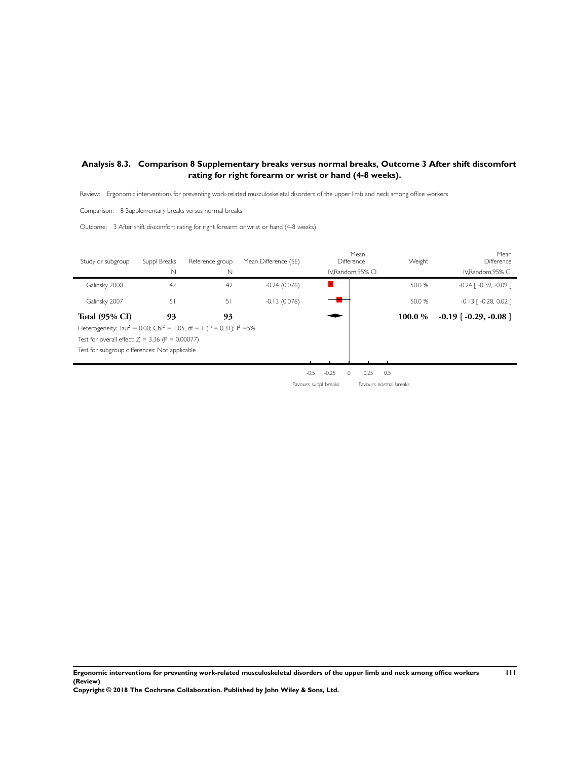## Analysis 8.3. Comparison 8 Supplementary breaks versus normal breaks, Outcome 3 After shift discomfort rating for right forearm or wrist or hand (4-8 weeks).

Review: Ergonomic interventions for preventing work-related musculoskeletal disorders of the upper limb and neck among office workers

Comparison: 8 Supplementary breaks versus normal breaks

Outcome: 3 After shift discomfort rating for right forearm or wrist or hand (4-8 weeks)

| Study or subgroup | Suppl Breaks N | Reference group N | Mean Difference (SE) | Mean Difference IV,Random,95% CI | Weight | Mean Difference IV,Random,95% CI |
|---|---|---|---|---|---|---|
| Galinsky 2000 | 42 | 42 | -0.24 (0.076) | | 50.0 % | -0.24 [ -0.39, -0.09 ] |
| Galinsky 2007 | 51 | 51 | -0.13 (0.076) | | 50.0 % | -0.13 [ -0.28, 0.02 ] |
| **Total (95% CI)** | **93** | **93** | | | **100.0 %** | **-0.19 [ -0.29, -0.08 ]** |

Heterogeneity: $Tau^2 = 0.00$; $Chi^2 = 1.05$, df = 1 (P = 0.31); $I^2 = 5\%$

Test for overall effect: Z = 3.36 (P = 0.00077)

Test for subgroup differences: Not applicable

-0.5 -0.25 0 0.25 0.5

Favours suppl breaks Favours normal breaks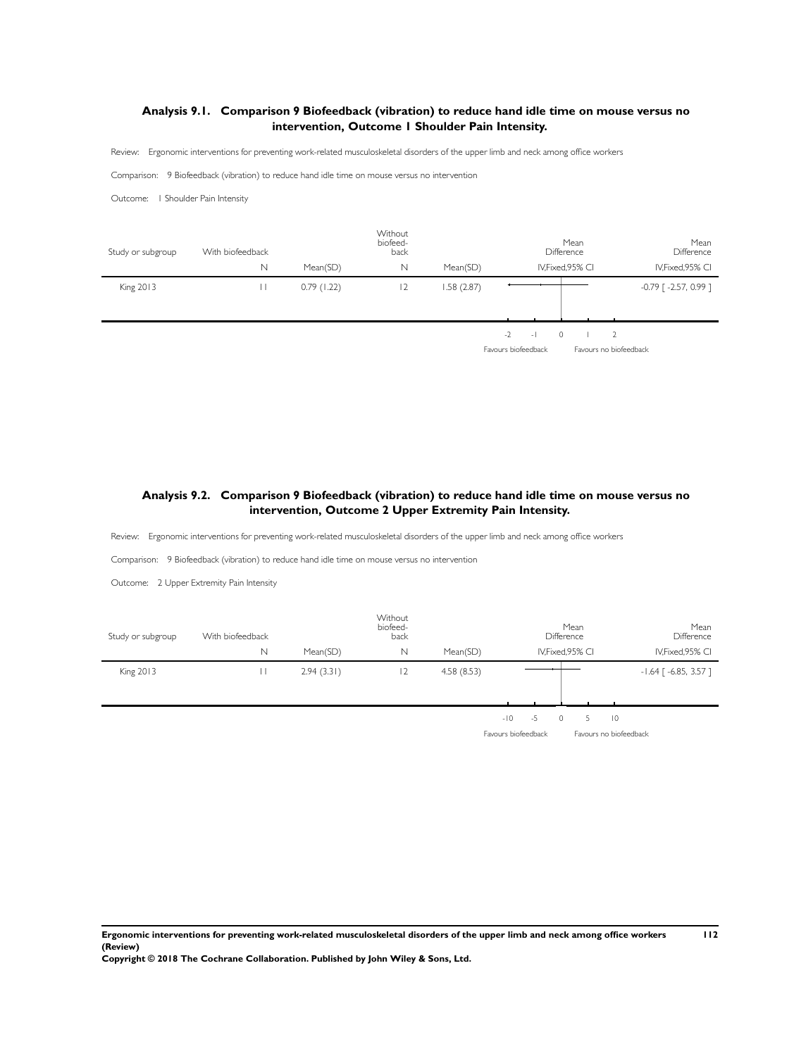### Analysis 9.1. Comparison 9 Biofeedback (vibration) to reduce hand idle time on mouse versus no intervention, Outcome 1 Shoulder Pain Intensity.

Review: Ergonomic interventions for preventing work-related musculoskeletal disorders of the upper limb and neck among office workers

Comparison: 9 Biofeedback (vibration) to reduce hand idle time on mouse versus no intervention

Outcome: 1 Shoulder Pain Intensity

| Study or subgroup | With biofeedback | | Without biofeed-back | | Mean Difference | Mean Difference |
|---|---|---|---|---|---|---|
| | N | Mean(SD) | N | Mean(SD) | IV,Fixed,95% CI | IV,Fixed,95% CI |
| King 2013 | 11 | 0.79 (1.22) | 12 | 1.58 (2.87) | | -0.79 [ -2.57, 0.99 ] |

-2 -1 0 1 2

Favours biofeedback Favours no biofeedback

### Analysis 9.2. Comparison 9 Biofeedback (vibration) to reduce hand idle time on mouse versus no intervention, Outcome 2 Upper Extremity Pain Intensity.

Review: Ergonomic interventions for preventing work-related musculoskeletal disorders of the upper limb and neck among office workers

Comparison: 9 Biofeedback (vibration) to reduce hand idle time on mouse versus no intervention

Outcome: 2 Upper Extremity Pain Intensity

| Study or subgroup | With biofeedback | | Without biofeed-back | | Mean Difference | Mean Difference |
|---|---|---|---|---|---|---|
| | N | Mean(SD) | N | Mean(SD) | IV,Fixed,95% CI | IV,Fixed,95% CI |
| King 2013 | 11 | 2.94 (3.31) | 12 | 4.58 (8.53) | | -1.64 [ -6.85, 3.57 ] |

-10 -5 0 5 10

Favours biofeedback Favours no biofeedback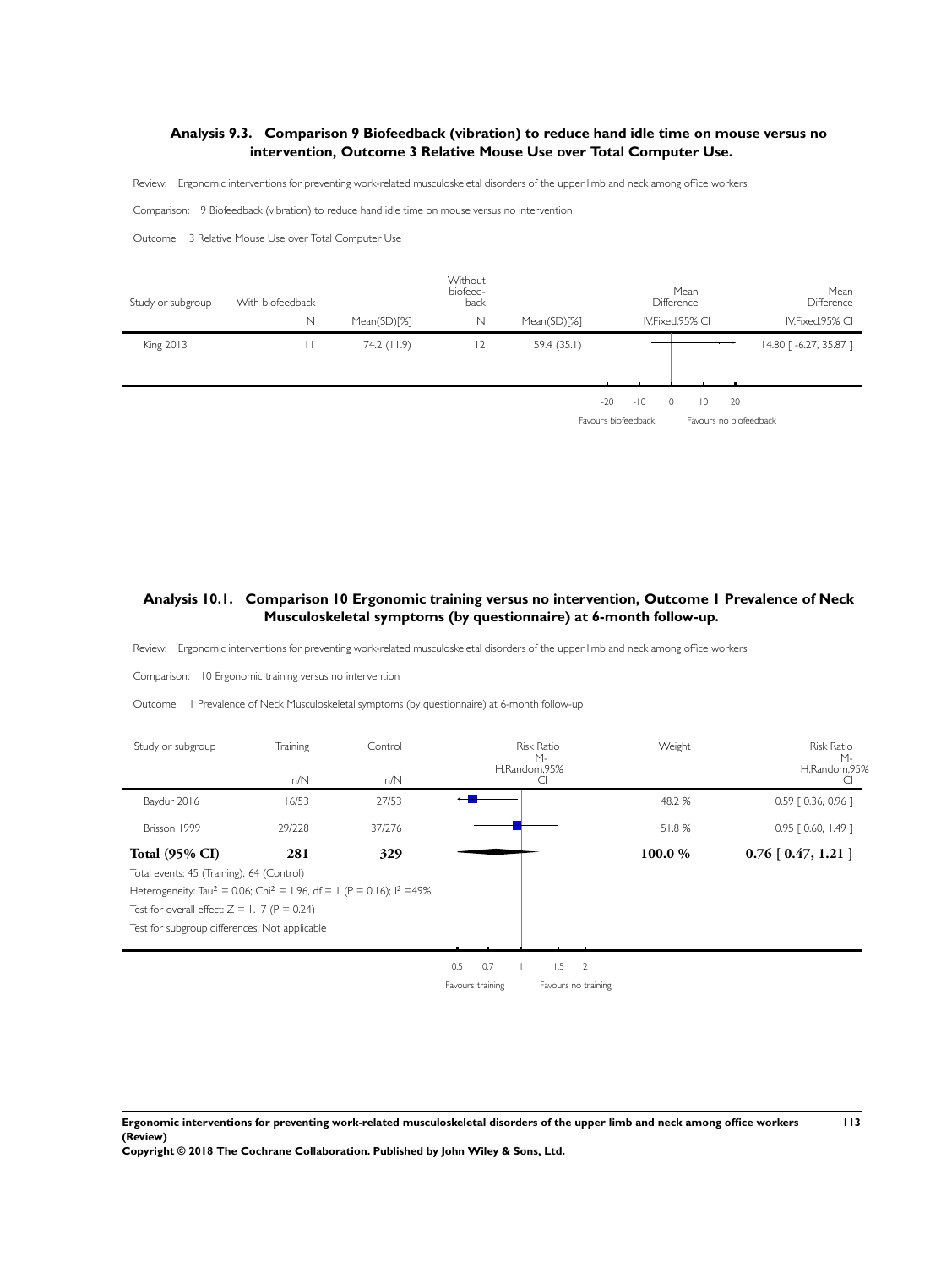### Analysis 9.3. Comparison 9 Biofeedback (vibration) to reduce hand idle time on mouse versus no intervention, Outcome 3 Relative Mouse Use over Total Computer Use.

Review: Ergonomic interventions for preventing work-related musculoskeletal disorders of the upper limb and neck among office workers

Comparison: 9 Biofeedback (vibration) to reduce hand idle time on mouse versus no intervention

Outcome: 3 Relative Mouse Use over Total Computer Use

| Study or subgroup | With biofeedback N | Mean(SD)[%] | Without biofeedback N | Mean(SD)[%] | Mean Difference IV,Fixed,95% CI | Mean Difference IV,Fixed,95% CI |
|---|---|---|---|---|---|---|
| King 2013 | 11 | 74.2 (11.9) | 12 | 59.4 (35.1) | | 14.80 [ -6.27, 35.87 ] |

-20 -10 0 10 20

Favours biofeedback — Favours no biofeedback

### Analysis 10.1. Comparison 10 Ergonomic training versus no intervention, Outcome 1 Prevalence of Neck Musculoskeletal symptoms (by questionnaire) at 6-month follow-up.

Review: Ergonomic interventions for preventing work-related musculoskeletal disorders of the upper limb and neck among office workers

Comparison: 10 Ergonomic training versus no intervention

Outcome: 1 Prevalence of Neck Musculoskeletal symptoms (by questionnaire) at 6-month follow-up

| Study or subgroup | Training n/N | Control n/N | Risk Ratio M-H,Random,95% CI | Weight | Risk Ratio M-H,Random,95% CI |
|---|---|---|---|---|---|
| Baydur 2016 | 16/53 | 27/53 | | 48.2 % | 0.59 [ 0.36, 0.96 ] |
| Brisson 1999 | 29/228 | 37/276 | | 51.8 % | 0.95 [ 0.60, 1.49 ] |
| **Total (95% CI)** | **281** | **329** | | **100.0 %** | **0.76 [ 0.47, 1.21 ]** |

Total events: 45 (Training), 64 (Control)

Heterogeneity: $Tau^2 = 0.06$; $Chi^2 = 1.96$, df = 1 (P = 0.16); $I^2 = 49\%$

Test for overall effect: Z = 1.17 (P = 0.24)

Test for subgroup differences: Not applicable

0.5 0.7 1 1.5 2

Favours training — Favours no training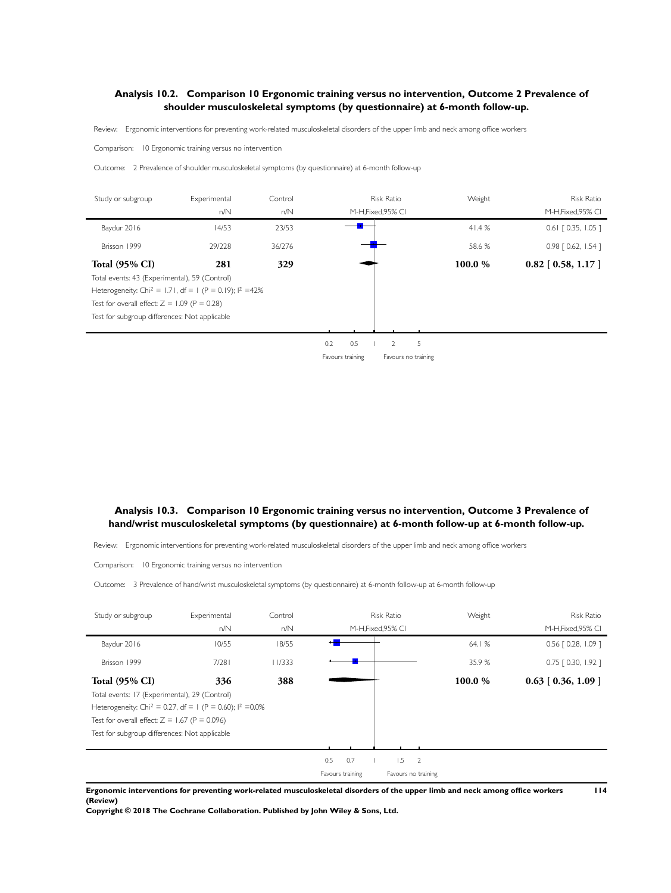## Analysis 10.2. Comparison 10 Ergonomic training versus no intervention, Outcome 2 Prevalence of shoulder musculoskeletal symptoms (by questionnaire) at 6-month follow-up.

Review: Ergonomic interventions for preventing work-related musculoskeletal disorders of the upper limb and neck among office workers

Comparison: 10 Ergonomic training versus no intervention

Outcome: 2 Prevalence of shoulder musculoskeletal symptoms (by questionnaire) at 6-month follow-up

| Study or subgroup | Experimental n/N | Control n/N | Risk Ratio M-H,Fixed,95% CI | Weight | Risk Ratio M-H,Fixed,95% CI |
|---|---|---|---|---|---|
| Baydur 2016 | 14/53 | 23/53 | | 41.4 % | 0.61 [ 0.35, 1.05 ] |
| Brisson 1999 | 29/228 | 36/276 | | 58.6 % | 0.98 [ 0.62, 1.54 ] |
| **Total (95% CI)** | **281** | **329** | | **100.0 %** | **0.82 [ 0.58, 1.17 ]** |

Total events: 43 (Experimental), 59 (Control)

Heterogeneity: $Chi^2 = 1.71$, $df = 1$ ($P = 0.19$); $I^2 = 42\%$

Test for overall effect: $Z = 1.09$ ($P = 0.28$)

Test for subgroup differences: Not applicable

0.2 0.5 1 2 5

Favours training Favours no training

## Analysis 10.3. Comparison 10 Ergonomic training versus no intervention, Outcome 3 Prevalence of hand/wrist musculoskeletal symptoms (by questionnaire) at 6-month follow-up at 6-month follow-up.

Review: Ergonomic interventions for preventing work-related musculoskeletal disorders of the upper limb and neck among office workers

Comparison: 10 Ergonomic training versus no intervention

Outcome: 3 Prevalence of hand/wrist musculoskeletal symptoms (by questionnaire) at 6-month follow-up at 6-month follow-up

| Study or subgroup | Experimental n/N | Control n/N | Risk Ratio M-H,Fixed,95% CI | Weight | Risk Ratio M-H,Fixed,95% CI |
|---|---|---|---|---|---|
| Baydur 2016 | 10/55 | 18/55 | | 64.1 % | 0.56 [ 0.28, 1.09 ] |
| Brisson 1999 | 7/281 | 11/333 | | 35.9 % | 0.75 [ 0.30, 1.92 ] |
| **Total (95% CI)** | **336** | **388** | | **100.0 %** | **0.63 [ 0.36, 1.09 ]** |

Total events: 17 (Experimental), 29 (Control)

Heterogeneity: $Chi^2 = 0.27$, $df = 1$ ($P = 0.60$); $I^2 = 0.0\%$

Test for overall effect: $Z = 1.67$ ($P = 0.096$)

Test for subgroup differences: Not applicable

0.5 0.7 1 1.5 2

Favours training Favours no training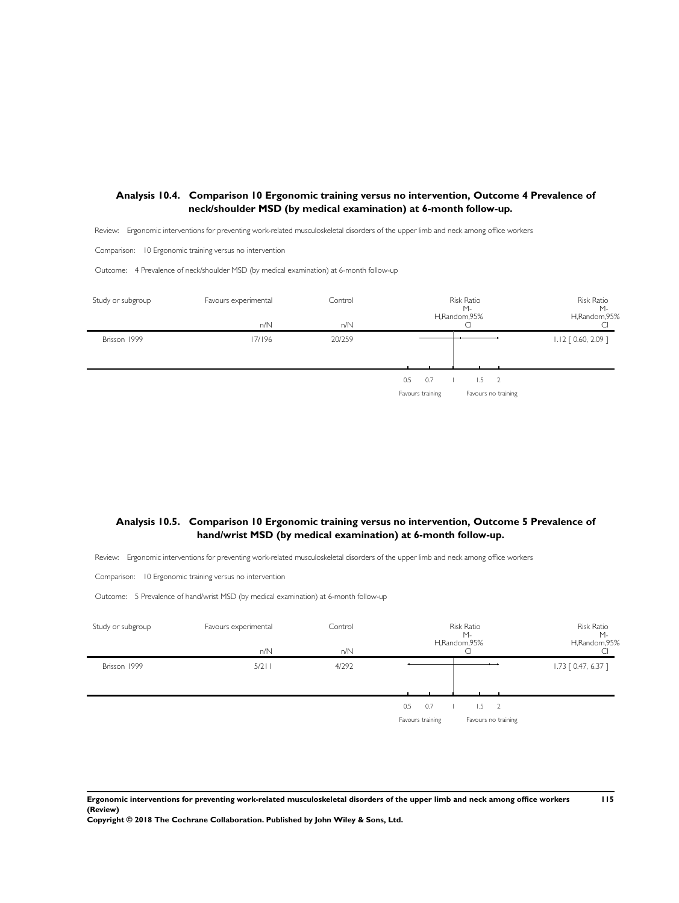### Analysis 10.4. Comparison 10 Ergonomic training versus no intervention, Outcome 4 Prevalence of neck/shoulder MSD (by medical examination) at 6-month follow-up.

Review: Ergonomic interventions for preventing work-related musculoskeletal disorders of the upper limb and neck among office workers

Comparison: 10 Ergonomic training versus no intervention

Outcome: 4 Prevalence of neck/shoulder MSD (by medical examination) at 6-month follow-up

| Study or subgroup | Favours experimental n/N | Control n/N | Risk Ratio M-H,Random,95% CI | Risk Ratio M-H,Random,95% CI |
|---|---|---|---|---|
| Brisson 1999 | 17/196 | 20/259 | | 1.12 [ 0.60, 2.09 ] |

0.5 0.7 1 1.5 2

Favours training Favours no training

### Analysis 10.5. Comparison 10 Ergonomic training versus no intervention, Outcome 5 Prevalence of hand/wrist MSD (by medical examination) at 6-month follow-up.

Review: Ergonomic interventions for preventing work-related musculoskeletal disorders of the upper limb and neck among office workers

Comparison: 10 Ergonomic training versus no intervention

Outcome: 5 Prevalence of hand/wrist MSD (by medical examination) at 6-month follow-up

| Study or subgroup | Favours experimental n/N | Control n/N | Risk Ratio M-H,Random,95% CI | Risk Ratio M-H,Random,95% CI |
|---|---|---|---|---|
| Brisson 1999 | 5/211 | 4/292 | | 1.73 [ 0.47, 6.37 ] |

0.5 0.7 1 1.5 2

Favours training Favours no training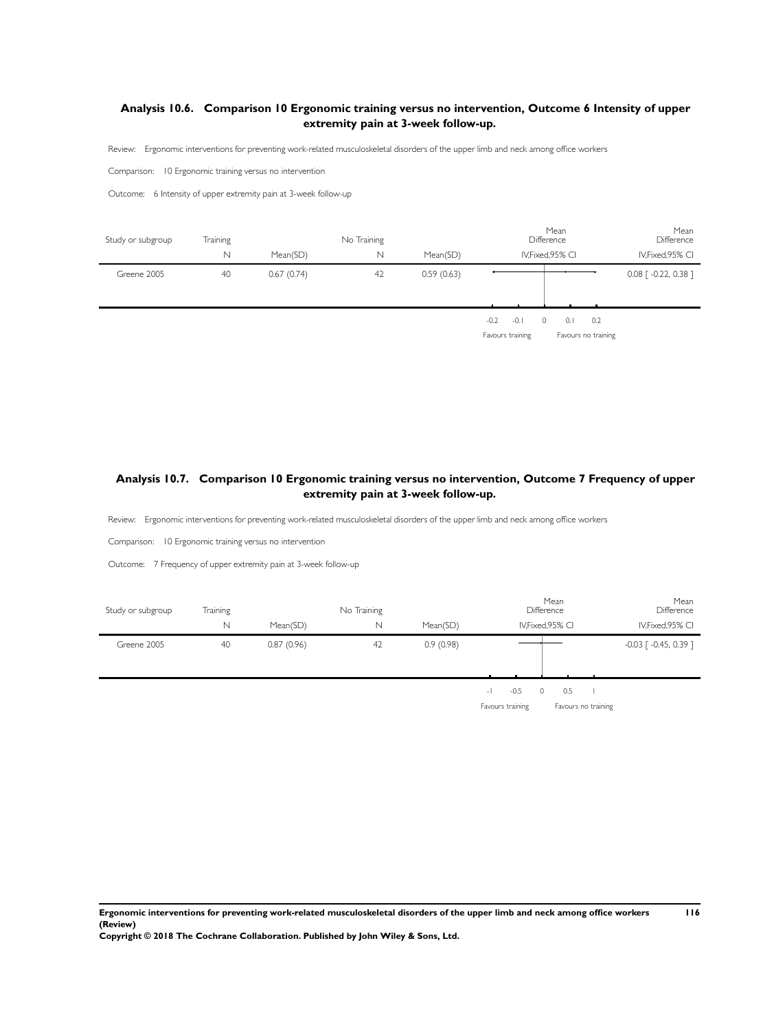## Analysis 10.6. Comparison 10 Ergonomic training versus no intervention, Outcome 6 Intensity of upper extremity pain at 3-week follow-up.

Review: Ergonomic interventions for preventing work-related musculoskeletal disorders of the upper limb and neck among office workers

Comparison: 10 Ergonomic training versus no intervention

Outcome: 6 Intensity of upper extremity pain at 3-week follow-up

| Study or subgroup | Training | | No Training | | Mean Difference | Mean Difference |
|---|---|---|---|---|---|---|
| | N | Mean(SD) | N | Mean(SD) | IV,Fixed,95% CI | IV,Fixed,95% CI |
| Greene 2005 | 40 | 0.67 (0.74) | 42 | 0.59 (0.63) | | 0.08 [ -0.22, 0.38 ] |

-0.2 -0.1 0 0.1 0.2

Favours training Favours no training

## Analysis 10.7. Comparison 10 Ergonomic training versus no intervention, Outcome 7 Frequency of upper extremity pain at 3-week follow-up.

Review: Ergonomic interventions for preventing work-related musculoskeletal disorders of the upper limb and neck among office workers

Comparison: 10 Ergonomic training versus no intervention

Outcome: 7 Frequency of upper extremity pain at 3-week follow-up

| Study or subgroup | Training | | No Training | | Mean Difference | Mean Difference |
|---|---|---|---|---|---|---|
| | N | Mean(SD) | N | Mean(SD) | IV,Fixed,95% CI | IV,Fixed,95% CI |
| Greene 2005 | 40 | 0.87 (0.96) | 42 | 0.9 (0.98) | | -0.03 [ -0.45, 0.39 ] |

-1 -0.5 0 0.5 1

Favours training Favours no training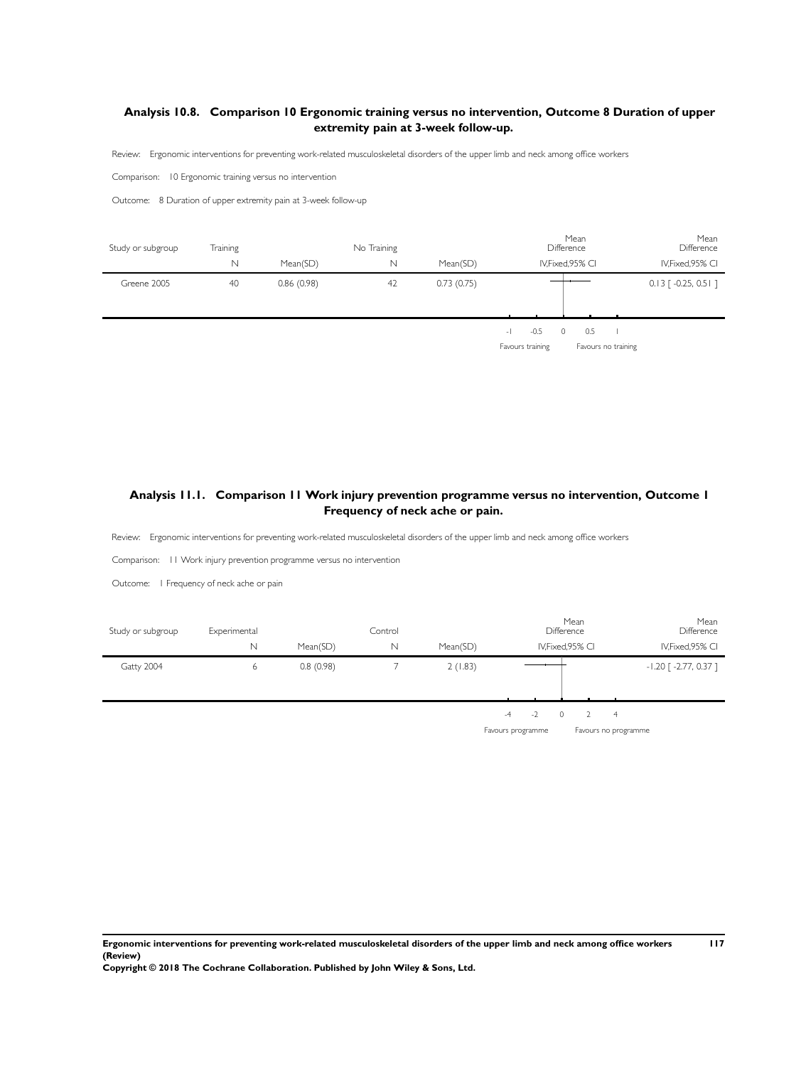### Analysis 10.8. Comparison 10 Ergonomic training versus no intervention, Outcome 8 Duration of upper extremity pain at 3-week follow-up.

Review: Ergonomic interventions for preventing work-related musculoskeletal disorders of the upper limb and neck among office workers

Comparison: 10 Ergonomic training versus no intervention

Outcome: 8 Duration of upper extremity pain at 3-week follow-up

| Study or subgroup | Training N | Mean(SD) | No Training N | Mean(SD) | Mean Difference IV,Fixed,95% CI | Mean Difference IV,Fixed,95% CI |
|---|---|---|---|---|---|---|
| Greene 2005 | 40 | 0.86 (0.98) | 42 | 0.73 (0.75) | | 0.13 [ -0.25, 0.51 ] |

-1 -0.5 0 0.5 1

Favours training | Favours no training

### Analysis 11.1. Comparison 11 Work injury prevention programme versus no intervention, Outcome 1 Frequency of neck ache or pain.

Review: Ergonomic interventions for preventing work-related musculoskeletal disorders of the upper limb and neck among office workers

Comparison: 11 Work injury prevention programme versus no intervention

Outcome: 1 Frequency of neck ache or pain

| Study or subgroup | Experimental N | Mean(SD) | Control N | Mean(SD) | Mean Difference IV,Fixed,95% CI | Mean Difference IV,Fixed,95% CI |
|---|---|---|---|---|---|---|
| Gatty 2004 | 6 | 0.8 (0.98) | 7 | 2 (1.83) | | -1.20 [ -2.77, 0.37 ] |

-4 -2 0 2 4

Favours programme | Favours no programme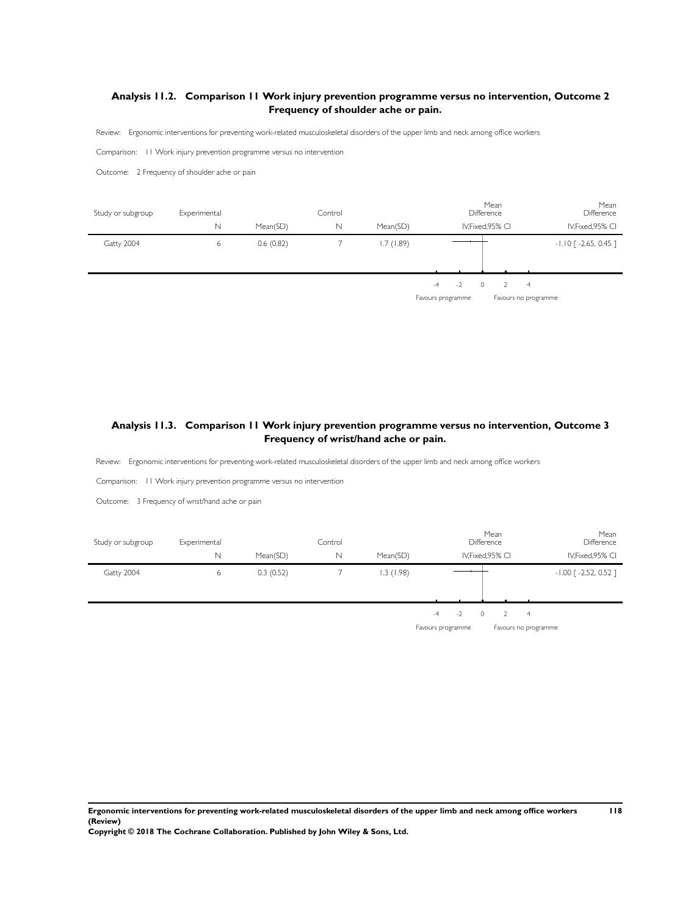### Analysis 11.2. Comparison 11 Work injury prevention programme versus no intervention, Outcome 2 Frequency of shoulder ache or pain.

Review: Ergonomic interventions for preventing work-related musculoskeletal disorders of the upper limb and neck among office workers

Comparison: 11 Work injury prevention programme versus no intervention

Outcome: 2 Frequency of shoulder ache or pain

| Study or subgroup | Experimental N | Mean(SD) | Control N | Mean(SD) | Mean Difference IV,Fixed,95% CI | Mean Difference IV,Fixed,95% CI |
|---|---|---|---|---|---|---|
| Gatty 2004 | 6 | 0.6 (0.82) | 7 | 1.7 (1.89) | | -1.10 [ -2.65, 0.45 ] |

-4 -2 0 2 4

Favours programme Favours no programme

### Analysis 11.3. Comparison 11 Work injury prevention programme versus no intervention, Outcome 3 Frequency of wrist/hand ache or pain.

Review: Ergonomic interventions for preventing work-related musculoskeletal disorders of the upper limb and neck among office workers

Comparison: 11 Work injury prevention programme versus no intervention

Outcome: 3 Frequency of wrist/hand ache or pain

| Study or subgroup | Experimental N | Mean(SD) | Control N | Mean(SD) | Mean Difference IV,Fixed,95% CI | Mean Difference IV,Fixed,95% CI |
|---|---|---|---|---|---|---|
| Gatty 2004 | 6 | 0.3 (0.52) | 7 | 1.3 (1.98) | | -1.00 [ -2.52, 0.52 ] |

-4 -2 0 2 4

Favours programme Favours no programme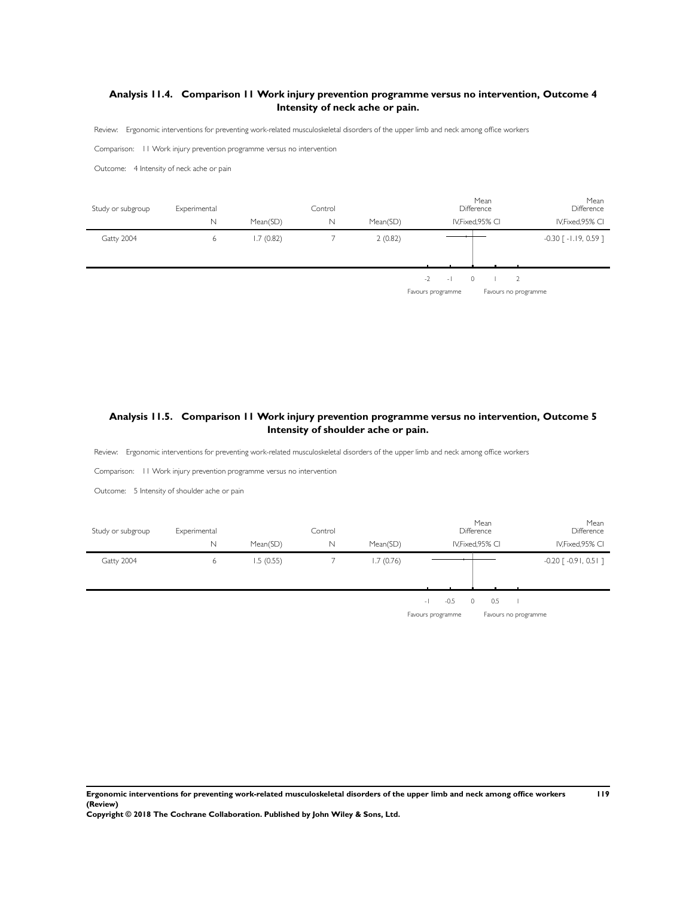### Analysis 11.4. Comparison 11 Work injury prevention programme versus no intervention, Outcome 4 Intensity of neck ache or pain.

Review: Ergonomic interventions for preventing work-related musculoskeletal disorders of the upper limb and neck among office workers

Comparison: 11 Work injury prevention programme versus no intervention

Outcome: 4 Intensity of neck ache or pain

| Study or subgroup | Experimental N | Mean(SD) | Control N | Mean(SD) | Mean Difference IV,Fixed,95% CI | Mean Difference IV,Fixed,95% CI |
|---|---|---|---|---|---|---|
| Gatty 2004 | 6 | 1.7 (0.82) | 7 | 2 (0.82) | | -0.30 [ -1.19, 0.59 ] |

-2 -1 0 1 2

Favours programme — Favours no programme

### Analysis 11.5. Comparison 11 Work injury prevention programme versus no intervention, Outcome 5 Intensity of shoulder ache or pain.

Review: Ergonomic interventions for preventing work-related musculoskeletal disorders of the upper limb and neck among office workers

Comparison: 11 Work injury prevention programme versus no intervention

Outcome: 5 Intensity of shoulder ache or pain

| Study or subgroup | Experimental N | Mean(SD) | Control N | Mean(SD) | Mean Difference IV,Fixed,95% CI | Mean Difference IV,Fixed,95% CI |
|---|---|---|---|---|---|---|
| Gatty 2004 | 6 | 1.5 (0.55) | 7 | 1.7 (0.76) | | -0.20 [ -0.91, 0.51 ] |

-1 -0.5 0 0.5 1

Favours programme — Favours no programme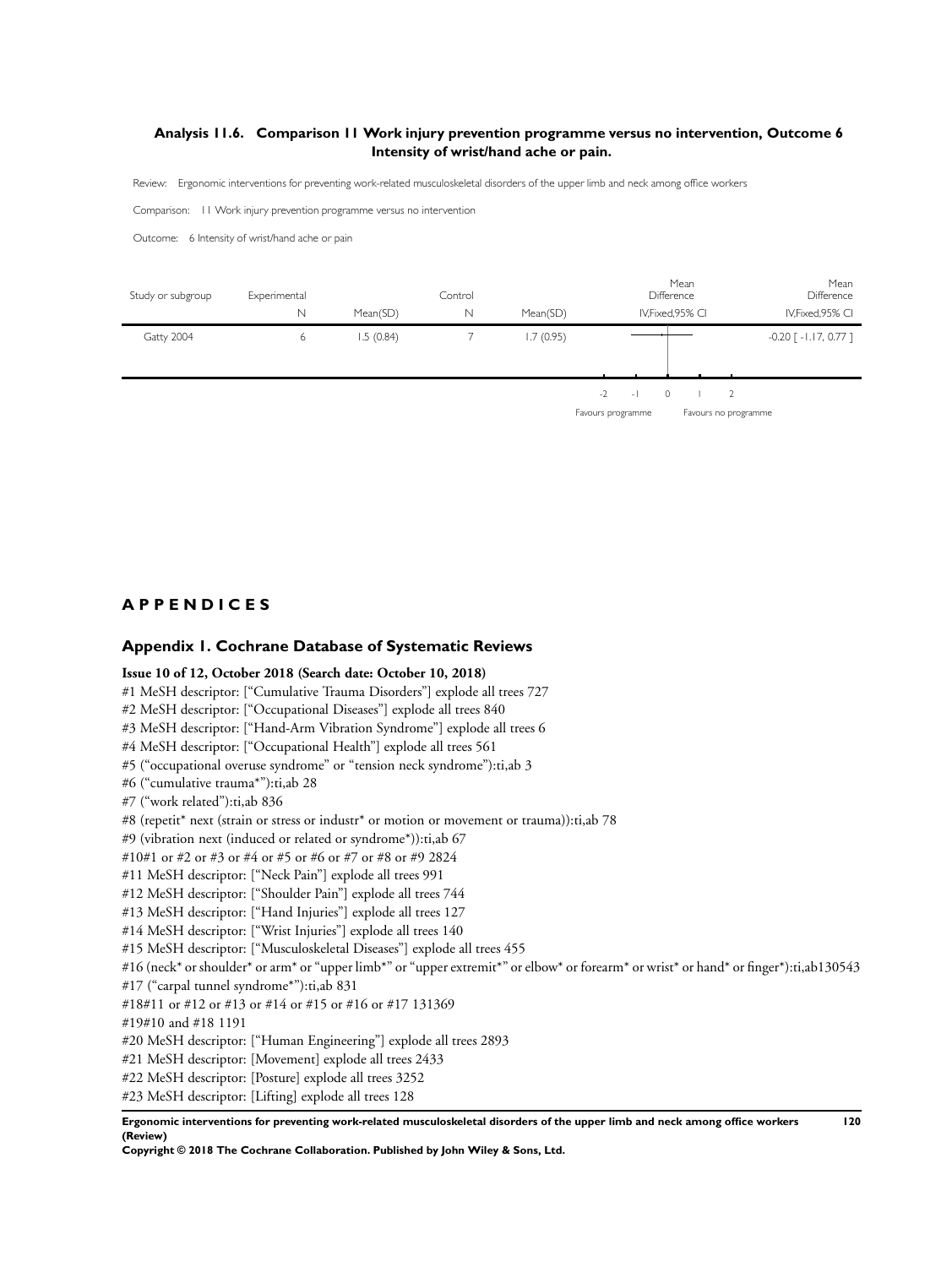### Analysis 11.6. Comparison 11 Work injury prevention programme versus no intervention, Outcome 6 Intensity of wrist/hand ache or pain.

Review: Ergonomic interventions for preventing work-related musculoskeletal disorders of the upper limb and neck among office workers

Comparison: 11 Work injury prevention programme versus no intervention

Outcome: 6 Intensity of wrist/hand ache or pain

| Study or subgroup | Experimental N | Mean(SD) | Control N | Mean(SD) | Mean Difference IV,Fixed,95% CI | Mean Difference IV,Fixed,95% CI |
|---|---|---|---|---|---|---|
| Gatty 2004 | 6 | 1.5 (0.84) | 7 | 1.7 (0.95) | | -0.20 [ -1.17, 0.77 ] |

-2 -1 0 1 2

Favours programme — Favours no programme

## APPENDICES

### Appendix 1. Cochrane Database of Systematic Reviews

**Issue 10 of 12, October 2018 (Search date: October 10, 2018)**

#1 MeSH descriptor: ["Cumulative Trauma Disorders"] explode all trees 727
#2 MeSH descriptor: ["Occupational Diseases"] explode all trees 840
#3 MeSH descriptor: ["Hand-Arm Vibration Syndrome"] explode all trees 6
#4 MeSH descriptor: ["Occupational Health"] explode all trees 561
#5 ("occupational overuse syndrome" or "tension neck syndrome"):ti,ab 3
#6 ("cumulative trauma*"):ti,ab 28
#7 ("work related"):ti,ab 836
#8 (repetit* next (strain or stress or industr* or motion or movement or trauma)):ti,ab 78
#9 (vibration next (induced or related or syndrome*)):ti,ab 67
#10#1 or #2 or #3 or #4 or #5 or #6 or #7 or #8 or #9 2824
#11 MeSH descriptor: ["Neck Pain"] explode all trees 991
#12 MeSH descriptor: ["Shoulder Pain"] explode all trees 744
#13 MeSH descriptor: ["Hand Injuries"] explode all trees 127
#14 MeSH descriptor: ["Wrist Injuries"] explode all trees 140
#15 MeSH descriptor: ["Musculoskeletal Diseases"] explode all trees 455
#16 (neck* or shoulder* or arm* or "upper limb*" or "upper extremit*" or elbow* or forearm* or wrist* or hand* or finger*):ti,ab130543
#17 ("carpal tunnel syndrome*"):ti,ab 831
#18#11 or #12 or #13 or #14 or #15 or #16 or #17 131369
#19#10 and #18 1191
#20 MeSH descriptor: ["Human Engineering"] explode all trees 2893
#21 MeSH descriptor: [Movement] explode all trees 2433
#22 MeSH descriptor: [Posture] explode all trees 3252
#23 MeSH descriptor: [Lifting] explode all trees 128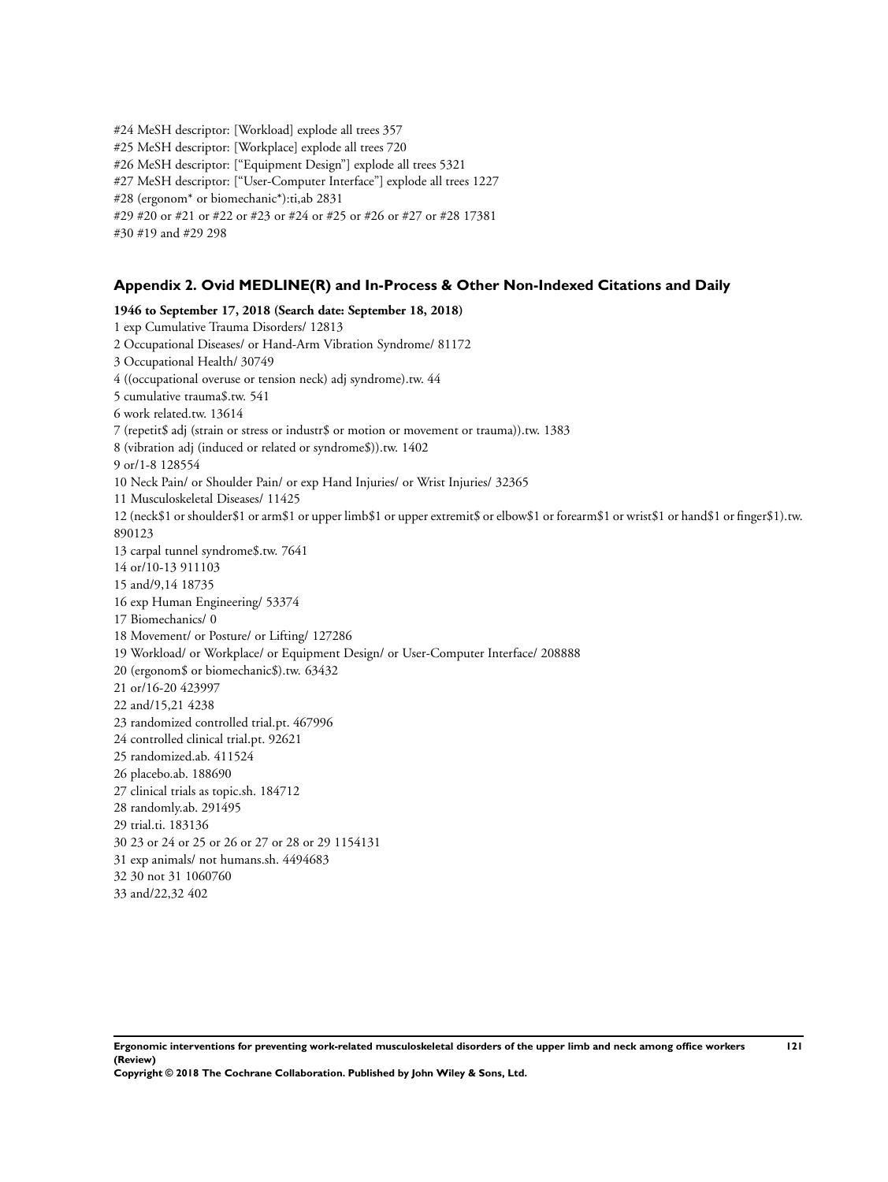#24 MeSH descriptor: [Workload] explode all trees 357
#25 MeSH descriptor: [Workplace] explode all trees 720
#26 MeSH descriptor: ["Equipment Design"] explode all trees 5321
#27 MeSH descriptor: ["User-Computer Interface"] explode all trees 1227
#28 (ergonom* or biomechanic*):ti,ab 2831
#29 #20 or #21 or #22 or #23 or #24 or #25 or #26 or #27 or #28 17381
#30 #19 and #29 298

### Appendix 2. Ovid MEDLINE(R) and In-Process & Other Non-Indexed Citations and Daily

**1946 to September 17, 2018 (Search date: September 18, 2018)**

1 exp Cumulative Trauma Disorders/ 12813
2 Occupational Diseases/ or Hand-Arm Vibration Syndrome/ 81172
3 Occupational Health/ 30749
4 ((occupational overuse or tension neck) adj syndrome).tw. 44
5 cumulative trauma$.tw. 541
6 work related.tw. 13614
7 (repetit$ adj (strain or stress or industr$ or motion or movement or trauma)).tw. 1383
8 (vibration adj (induced or related or syndrome$)).tw. 1402
9 or/1-8 128554
10 Neck Pain/ or Shoulder Pain/ or exp Hand Injuries/ or Wrist Injuries/ 32365
11 Musculoskeletal Diseases/ 11425
12 (neck$1 or shoulder$1 or arm$1 or upper limb$1 or upper extremit$ or elbow$1 or forearm$1 or wrist$1 or hand$1 or finger$1).tw. 890123
13 carpal tunnel syndrome$.tw. 7641
14 or/10-13 911103
15 and/9,14 18735
16 exp Human Engineering/ 53374
17 Biomechanics/ 0
18 Movement/ or Posture/ or Lifting/ 127286
19 Workload/ or Workplace/ or Equipment Design/ or User-Computer Interface/ 208888
20 (ergonom$ or biomechanic$).tw. 63432
21 or/16-20 423997
22 and/15,21 4238
23 randomized controlled trial.pt. 467996
24 controlled clinical trial.pt. 92621
25 randomized.ab. 411524
26 placebo.ab. 188690
27 clinical trials as topic.sh. 184712
28 randomly.ab. 291495
29 trial.ti. 183136
30 23 or 24 or 25 or 26 or 27 or 28 or 29 1154131
31 exp animals/ not humans.sh. 4494683
32 30 not 31 1060760
33 and/22,32 402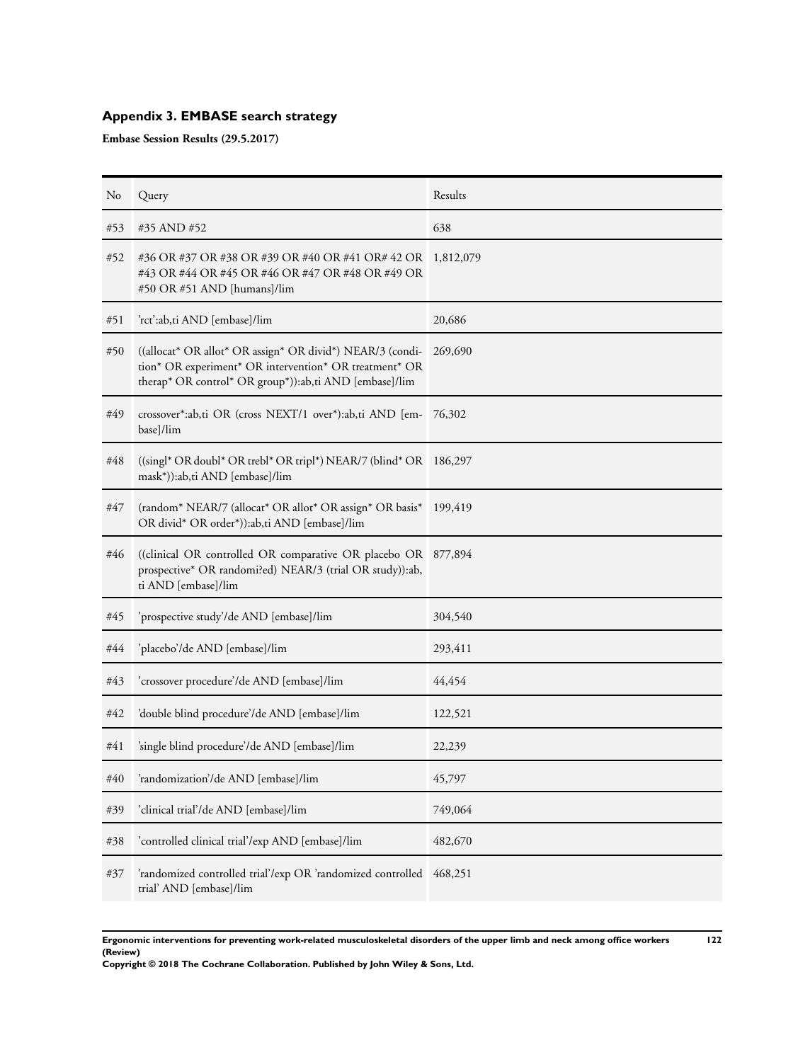## Appendix 3. EMBASE search strategy

**Embase Session Results (29.5.2017)**

| No | Query | Results |
|---|---|---|
| #53 | #35 AND #52 | 638 |
| #52 | #36 OR #37 OR #38 OR #39 OR #40 OR #41 OR# 42 OR #43 OR #44 OR #45 OR #46 OR #47 OR #48 OR #49 OR #50 OR #51 AND [humans]/lim | 1,812,079 |
| #51 | 'rct':ab,ti AND [embase]/lim | 20,686 |
| #50 | ((allocat* OR allot* OR assign* OR divid*) NEAR/3 (condition* OR experiment* OR intervention* OR treatment* OR therap* OR control* OR group*)):ab,ti AND [embase]/lim | 269,690 |
| #49 | crossover*:ab,ti OR (cross NEXT/1 over*):ab,ti AND [embase]/lim | 76,302 |
| #48 | ((singl* OR doubl* OR trebl* OR tripl*) NEAR/7 (blind* OR mask*)):ab,ti AND [embase]/lim | 186,297 |
| #47 | (random* NEAR/7 (allocat* OR allot* OR assign* OR basis* OR divid* OR order*)):ab,ti AND [embase]/lim | 199,419 |
| #46 | ((clinical OR controlled OR comparative OR placebo OR prospective* OR randomi?ed) NEAR/3 (trial OR study)):ab,ti AND [embase]/lim | 877,894 |
| #45 | 'prospective study'/de AND [embase]/lim | 304,540 |
| #44 | 'placebo'/de AND [embase]/lim | 293,411 |
| #43 | 'crossover procedure'/de AND [embase]/lim | 44,454 |
| #42 | 'double blind procedure'/de AND [embase]/lim | 122,521 |
| #41 | 'single blind procedure'/de AND [embase]/lim | 22,239 |
| #40 | 'randomization'/de AND [embase]/lim | 45,797 |
| #39 | 'clinical trial'/de AND [embase]/lim | 749,064 |
| #38 | 'controlled clinical trial'/exp AND [embase]/lim | 482,670 |
| #37 | 'randomized controlled trial'/exp OR 'randomized controlled trial' AND [embase]/lim | 468,251 |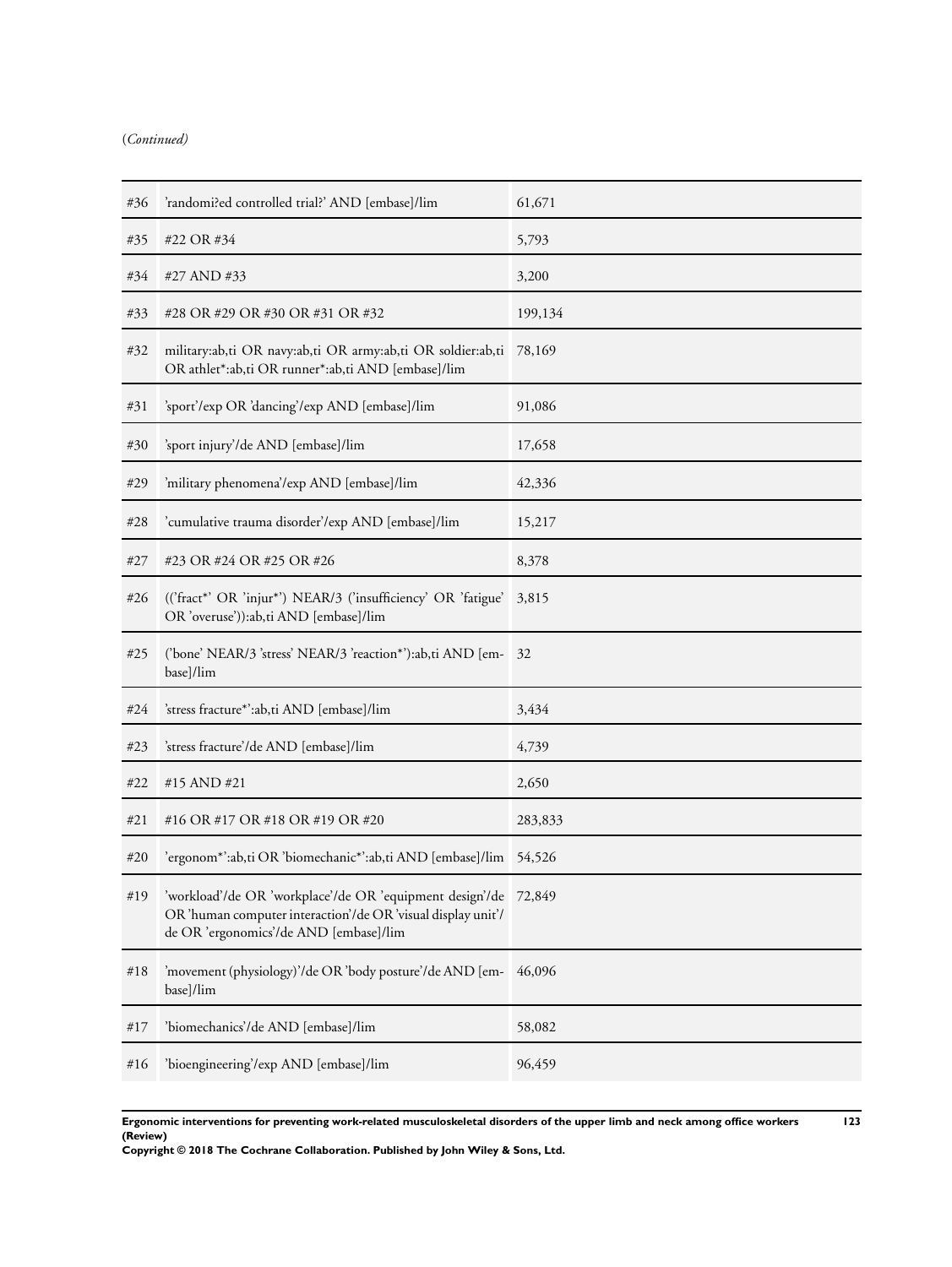(*Continued)*

| | | |
|---|---|---|
| #36 | 'randomi?ed controlled trial?' AND [embase]/lim | 61,671 |
| #35 | #22 OR #34 | 5,793 |
| #34 | #27 AND #33 | 3,200 |
| #33 | #28 OR #29 OR #30 OR #31 OR #32 | 199,134 |
| #32 | military:ab,ti OR navy:ab,ti OR army:ab,ti OR soldier:ab,ti OR athlet*:ab,ti OR runner*:ab,ti AND [embase]/lim | 78,169 |
| #31 | 'sport'/exp OR 'dancing'/exp AND [embase]/lim | 91,086 |
| #30 | 'sport injury'/de AND [embase]/lim | 17,658 |
| #29 | 'military phenomena'/exp AND [embase]/lim | 42,336 |
| #28 | 'cumulative trauma disorder'/exp AND [embase]/lim | 15,217 |
| #27 | #23 OR #24 OR #25 OR #26 | 8,378 |
| #26 | (('fract*' OR 'injur*') NEAR/3 ('insufficiency' OR 'fatigue' OR 'overuse')):ab,ti AND [embase]/lim | 3,815 |
| #25 | ('bone' NEAR/3 'stress' NEAR/3 'reaction*'):ab,ti AND [embase]/lim | 32 |
| #24 | 'stress fracture*':ab,ti AND [embase]/lim | 3,434 |
| #23 | 'stress fracture'/de AND [embase]/lim | 4,739 |
| #22 | #15 AND #21 | 2,650 |
| #21 | #16 OR #17 OR #18 OR #19 OR #20 | 283,833 |
| #20 | 'ergonom*':ab,ti OR 'biomechanic*':ab,ti AND [embase]/lim | 54,526 |
| #19 | 'workload'/de OR 'workplace'/de OR 'equipment design'/de OR 'human computer interaction'/de OR 'visual display unit'/de OR 'ergonomics'/de AND [embase]/lim | 72,849 |
| #18 | 'movement (physiology)'/de OR 'body posture'/de AND [embase]/lim | 46,096 |
| #17 | 'biomechanics'/de AND [embase]/lim | 58,082 |
| #16 | 'bioengineering'/exp AND [embase]/lim | 96,459 |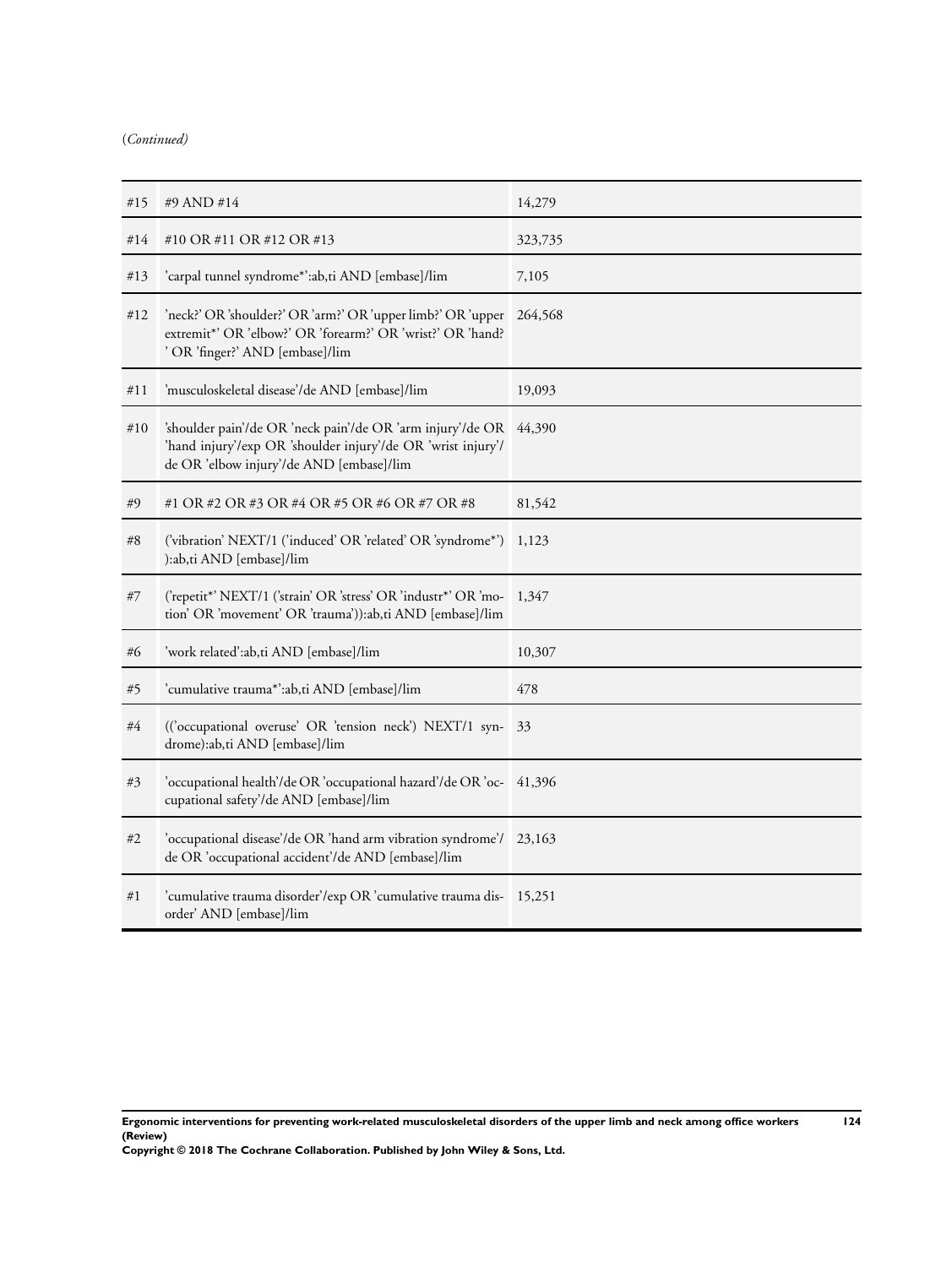(*Continued*)

| | | |
|---|---|---|
| #15 | #9 AND #14 | 14,279 |
| #14 | #10 OR #11 OR #12 OR #13 | 323,735 |
| #13 | 'carpal tunnel syndrome*':ab,ti AND [embase]/lim | 7,105 |
| #12 | 'neck?' OR 'shoulder?' OR 'arm?' OR 'upper limb?' OR 'upper extremit*' OR 'elbow?' OR 'forearm?' OR 'wrist?' OR 'hand?' ' OR 'finger?' AND [embase]/lim | 264,568 |
| #11 | 'musculoskeletal disease'/de AND [embase]/lim | 19,093 |
| #10 | 'shoulder pain'/de OR 'neck pain'/de OR 'arm injury'/de OR 'hand injury'/exp OR 'shoulder injury'/de OR 'wrist injury'/de OR 'elbow injury'/de AND [embase]/lim | 44,390 |
| #9 | #1 OR #2 OR #3 OR #4 OR #5 OR #6 OR #7 OR #8 | 81,542 |
| #8 | ('vibration' NEXT/1 ('induced' OR 'related' OR 'syndrome*') ):ab,ti AND [embase]/lim | 1,123 |
| #7 | ('repetit*' NEXT/1 ('strain' OR 'stress' OR 'industr*' OR 'motion' OR 'movement' OR 'trauma')):ab,ti AND [embase]/lim | 1,347 |
| #6 | 'work related':ab,ti AND [embase]/lim | 10,307 |
| #5 | 'cumulative trauma*':ab,ti AND [embase]/lim | 478 |
| #4 | (('occupational overuse' OR 'tension neck') NEXT/1 syndrome):ab,ti AND [embase]/lim | 33 |
| #3 | 'occupational health'/de OR 'occupational hazard'/de OR 'occupational safety'/de AND [embase]/lim | 41,396 |
| #2 | 'occupational disease'/de OR 'hand arm vibration syndrome'/de OR 'occupational accident'/de AND [embase]/lim | 23,163 |
| #1 | 'cumulative trauma disorder'/exp OR 'cumulative trauma disorder' AND [embase]/lim | 15,251 |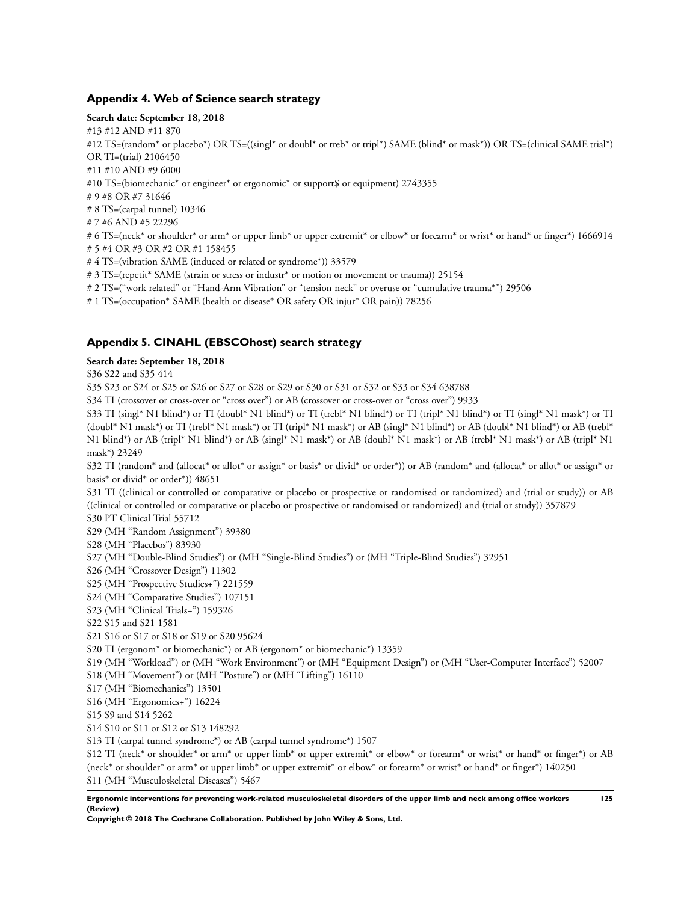## Appendix 4. Web of Science search strategy

**Search date: September 18, 2018**

#13 #12 AND #11 870

#12 TS=(random* or placebo*) OR TS=((singl* or doubl* or treb* or tripl*) SAME (blind* or mask*)) OR TS=(clinical SAME trial*) OR TI=(trial) 2106450

#11 #10 AND #9 6000

#10 TS=(biomechanic* or engineer* or ergonomic* or support$ or equipment) 2743355

# 9 #8 OR #7 31646

# 8 TS=(carpal tunnel) 10346

# 7 #6 AND #5 22296

# 6 TS=(neck* or shoulder* or arm* or upper limb* or upper extremit* or elbow* or forearm* or wrist* or hand* or finger*) 1666914

# 5 #4 OR #3 OR #2 OR #1 158455

# 4 TS=(vibration SAME (induced or related or syndrome*)) 33579

# 3 TS=(repetit* SAME (strain or stress or industr* or motion or movement or trauma)) 25154

# 2 TS=("work related" or "Hand-Arm Vibration" or "tension neck" or overuse or "cumulative trauma*") 29506

# 1 TS=(occupation* SAME (health or disease* OR safety OR injur* OR pain)) 78256

## Appendix 5. CINAHL (EBSCOhost) search strategy

**Search date: September 18, 2018**

S36 S22 and S35 414

S35 S23 or S24 or S25 or S26 or S27 or S28 or S29 or S30 or S31 or S32 or S33 or S34 638788

S34 TI (crossover or cross-over or "cross over") or AB (crossover or cross-over or "cross over") 9933

S33 TI (singl* N1 blind*) or TI (doubl* N1 blind*) or TI (trebl* N1 blind*) or TI (tripl* N1 blind*) or TI (singl* N1 mask*) or TI (doubl* N1 mask*) or TI (trebl* N1 mask*) or TI (tripl* N1 mask*) or AB (singl* N1 blind*) or AB (doubl* N1 blind*) or AB (trebl* N1 blind*) or AB (tripl* N1 blind*) or AB (singl* N1 mask*) or AB (doubl* N1 mask*) or AB (trebl* N1 mask*) or AB (tripl* N1 mask*) 23249

S32 TI (random* and (allocat* or allot* or assign* or basis* or divid* or order*)) or AB (random* and (allocat* or allot* or assign* or basis* or divid* or order*)) 48651

S31 TI ((clinical or controlled or comparative or placebo or prospective or randomised or randomized) and (trial or study)) or AB ((clinical or controlled or comparative or placebo or prospective or randomised or randomized) and (trial or study)) 357879

S30 PT Clinical Trial 55712

S29 (MH "Random Assignment") 39380

S28 (MH "Placebos") 83930

S27 (MH "Double-Blind Studies") or (MH "Single-Blind Studies") or (MH "Triple-Blind Studies") 32951

S26 (MH "Crossover Design") 11302

S25 (MH "Prospective Studies+") 221559

S24 (MH "Comparative Studies") 107151

S23 (MH "Clinical Trials+") 159326

S22 S15 and S21 1581

S21 S16 or S17 or S18 or S19 or S20 95624

S20 TI (ergonom* or biomechanic*) or AB (ergonom* or biomechanic*) 13359

S19 (MH "Workload") or (MH "Work Environment") or (MH "Equipment Design") or (MH "User-Computer Interface") 52007

S18 (MH "Movement") or (MH "Posture") or (MH "Lifting") 16110

S17 (MH "Biomechanics") 13501

S16 (MH "Ergonomics+") 16224

S15 S9 and S14 5262

S14 S10 or S11 or S12 or S13 148292

S13 TI (carpal tunnel syndrome*) or AB (carpal tunnel syndrome*) 1507

S12 TI (neck* or shoulder* or arm* or upper limb* or upper extremit* or elbow* or forearm* or wrist* or hand* or finger*) or AB (neck* or shoulder* or arm* or upper limb* or upper extremit* or elbow* or forearm* or wrist* or hand* or finger*) 140250

S11 (MH "Musculoskeletal Diseases") 5467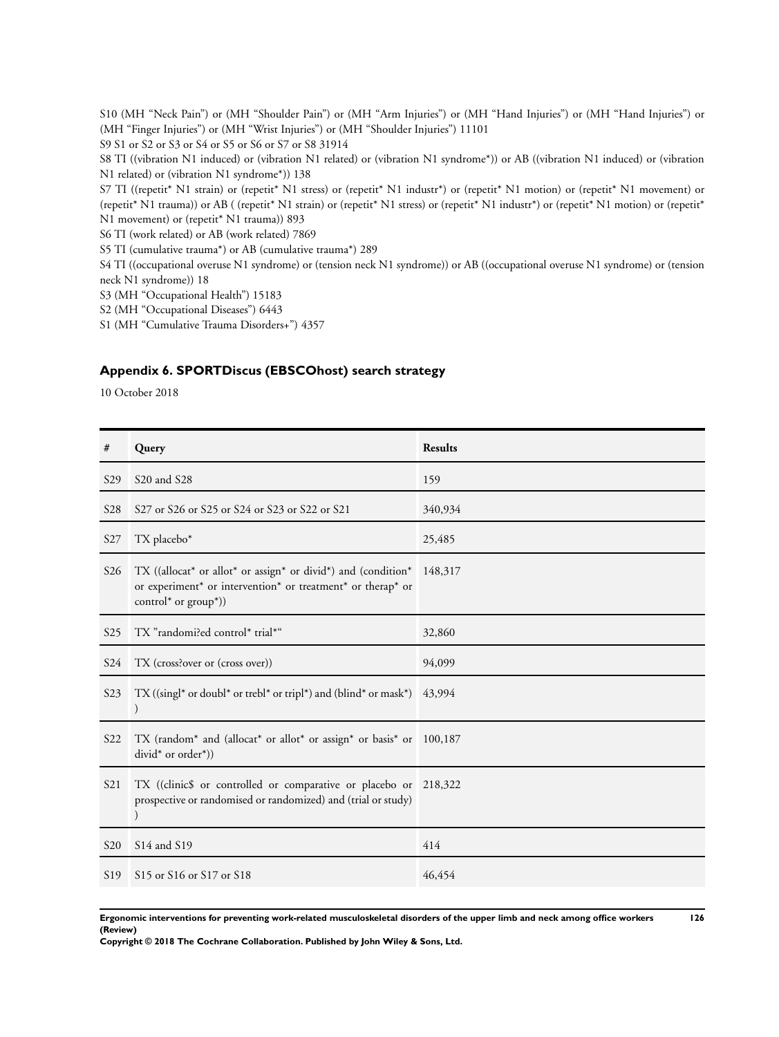S10 (MH “Neck Pain”) or (MH “Shoulder Pain”) or (MH “Arm Injuries”) or (MH “Hand Injuries”) or (MH “Hand Injuries”) or (MH “Finger Injuries”) or (MH “Wrist Injuries”) or (MH “Shoulder Injuries”) 11101

S9 S1 or S2 or S3 or S4 or S5 or S6 or S7 or S8 31914

S8 TI ((vibration N1 induced) or (vibration N1 related) or (vibration N1 syndrome*)) or AB ((vibration N1 induced) or (vibration N1 related) or (vibration N1 syndrome*)) 138

S7 TI ((repetit* N1 strain) or (repetit* N1 stress) or (repetit* N1 industr*) or (repetit* N1 motion) or (repetit* N1 movement) or (repetit* N1 trauma)) or AB ( (repetit* N1 strain) or (repetit* N1 stress) or (repetit* N1 industr*) or (repetit* N1 motion) or (repetit* N1 movement) or (repetit* N1 trauma)) 893

S6 TI (work related) or AB (work related) 7869

S5 TI (cumulative trauma*) or AB (cumulative trauma*) 289

S4 TI ((occupational overuse N1 syndrome) or (tension neck N1 syndrome)) or AB ((occupational overuse N1 syndrome) or (tension neck N1 syndrome)) 18

S3 (MH “Occupational Health”) 15183

S2 (MH “Occupational Diseases”) 6443

S1 (MH “Cumulative Trauma Disorders+”) 4357

## Appendix 6. SPORTDiscus (EBSCOhost) search strategy

10 October 2018

| # | Query | Results |
|---|---|---|
| S29 | S20 and S28 | 159 |
| S28 | S27 or S26 or S25 or S24 or S23 or S22 or S21 | 340,934 |
| S27 | TX placebo* | 25,485 |
| S26 | TX ((allocat* or allot* or assign* or divid*) and (condition* or experiment* or intervention* or treatment* or therap* or control* or group*)) | 148,317 |
| S25 | TX ”randomi?ed control* trial*“ | 32,860 |
| S24 | TX (cross?over or (cross over)) | 94,099 |
| S23 | TX ((singl* or doubl* or trebl* or tripl*) and (blind* or mask*) ) | 43,994 |
| S22 | TX (random* and (allocat* or allot* or assign* or basis* or divid* or order*)) | 100,187 |
| S21 | TX ((clinic$ or controlled or comparative or placebo or prospective or randomised or randomized) and (trial or study) ) | 218,322 |
| S20 | S14 and S19 | 414 |
| S19 | S15 or S16 or S17 or S18 | 46,454 |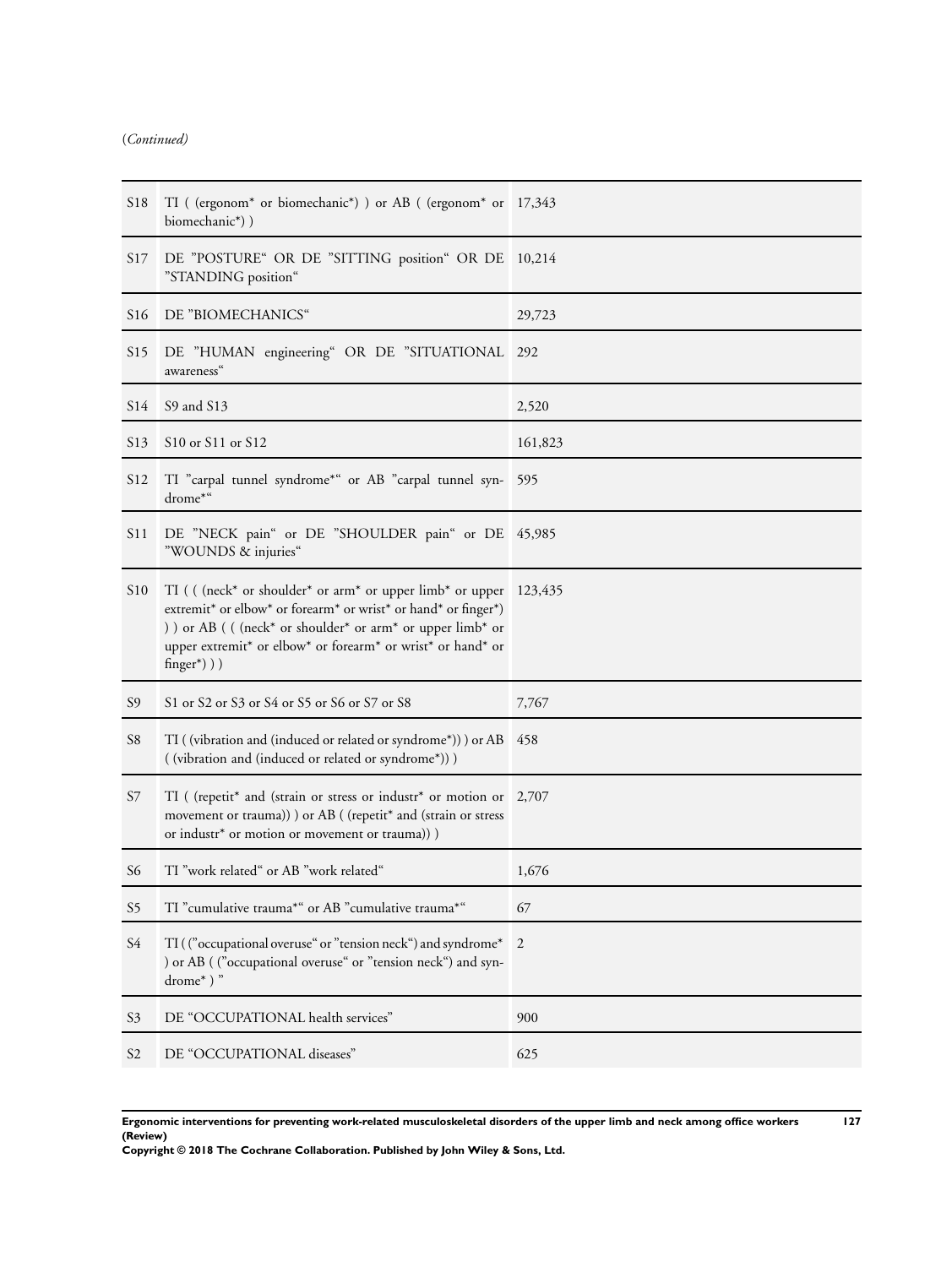(*Continued*)

| | | |
|---|---|---|
| S18 | TI ( (ergonom* or biomechanic*) ) or AB ( (ergonom* or biomechanic*) ) | 17,343 |
| S17 | DE "POSTURE" OR DE "SITTING position" OR DE "STANDING position" | 10,214 |
| S16 | DE "BIOMECHANICS" | 29,723 |
| S15 | DE "HUMAN engineering" OR DE "SITUATIONAL awareness" | 292 |
| S14 | S9 and S13 | 2,520 |
| S13 | S10 or S11 or S12 | 161,823 |
| S12 | TI "carpal tunnel syndrome*" or AB "carpal tunnel syndrome*" | 595 |
| S11 | DE "NECK pain" or DE "SHOULDER pain" or DE "WOUNDS & injuries" | 45,985 |
| S10 | TI ( ( (neck* or shoulder* or arm* or upper limb* or upper extremit* or elbow* or forearm* or wrist* or hand* or finger*) ) ) or AB ( ( (neck* or shoulder* or arm* or upper limb* or upper extremit* or elbow* or forearm* or wrist* or hand* or finger*) ) ) | 123,435 |
| S9 | S1 or S2 or S3 or S4 or S5 or S6 or S7 or S8 | 7,767 |
| S8 | TI ( (vibration and (induced or related or syndrome*)) ) or AB ( (vibration and (induced or related or syndrome*)) ) | 458 |
| S7 | TI ( (repetit* and (strain or stress or industr* or motion or movement or trauma)) ) or AB ( (repetit* and (strain or stress or industr* or motion or movement or trauma)) ) | 2,707 |
| S6 | TI "work related" or AB "work related" | 1,676 |
| S5 | TI "cumulative trauma*" or AB "cumulative trauma*" | 67 |
| S4 | TI ( ("occupational overuse" or "tension neck") and syndrome* ) or AB ( ("occupational overuse" or "tension neck") and syndrome* ) " | 2 |
| S3 | DE "OCCUPATIONAL health services" | 900 |
| S2 | DE "OCCUPATIONAL diseases" | 625 |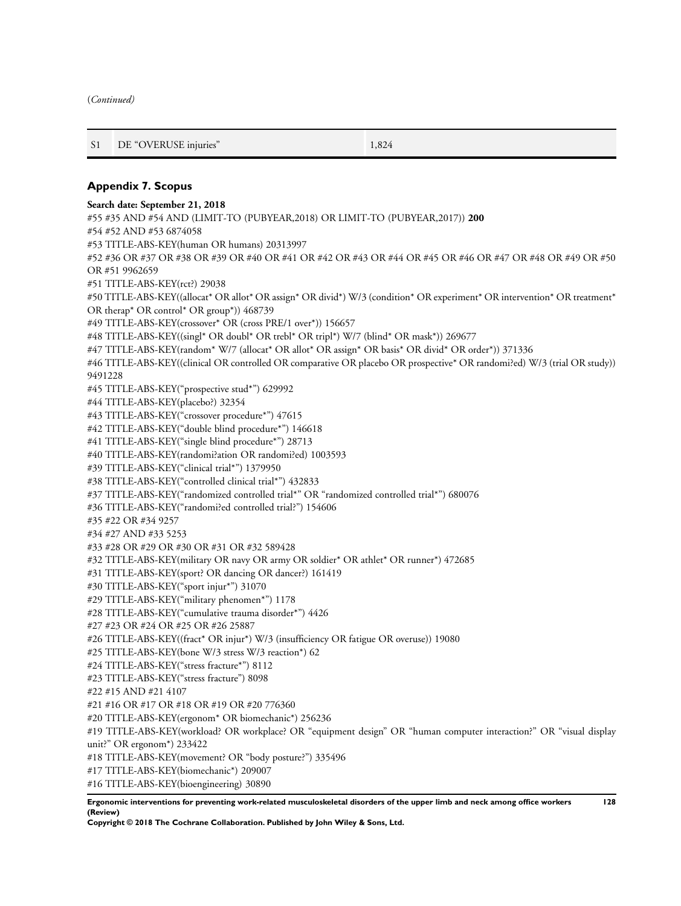(*Continued*)

| S1 | DE "OVERUSE injuries" | 1,824 |
|---|---|---|

## Appendix 7. Scopus

**Search date: September 21, 2018**

#55 #35 AND #54 AND (LIMIT-TO (PUBYEAR,2018) OR LIMIT-TO (PUBYEAR,2017)) **200**
#54 #52 AND #53 6874058
#53 TITLE-ABS-KEY(human OR humans) 20313997
#52 #36 OR #37 OR #38 OR #39 OR #40 OR #41 OR #42 OR #43 OR #44 OR #45 OR #46 OR #47 OR #48 OR #49 OR #50 OR #51 9962659
#51 TITLE-ABS-KEY(rct?) 29038
#50 TITLE-ABS-KEY((allocat* OR allot* OR assign* OR divid*) W/3 (condition* OR experiment* OR intervention* OR treatment* OR therap* OR control* OR group*)) 468739
#49 TITLE-ABS-KEY(crossover* OR (cross PRE/1 over*)) 156657
#48 TITLE-ABS-KEY((singl* OR doubl* OR trebl* OR tripl*) W/7 (blind* OR mask*)) 269677
#47 TITLE-ABS-KEY(random* W/7 (allocat* OR allot* OR assign* OR basis* OR divid* OR order*)) 371336
#46 TITLE-ABS-KEY((clinical OR controlled OR comparative OR placebo OR prospective* OR randomi?ed) W/3 (trial OR study)) 9491228
#45 TITLE-ABS-KEY("prospective stud*") 629992
#44 TITLE-ABS-KEY(placebo?) 32354
#43 TITLE-ABS-KEY("crossover procedure*") 47615
#42 TITLE-ABS-KEY("double blind procedure*") 146618
#41 TITLE-ABS-KEY("single blind procedure*") 28713
#40 TITLE-ABS-KEY(randomi?ation OR randomi?ed) 1003593
#39 TITLE-ABS-KEY("clinical trial*") 1379950
#38 TITLE-ABS-KEY("controlled clinical trial*") 432833
#37 TITLE-ABS-KEY("randomized controlled trial*" OR "randomized controlled trial*") 680076
#36 TITLE-ABS-KEY("randomi?ed controlled trial?") 154606
#35 #22 OR #34 9257
#34 #27 AND #33 5253
#33 #28 OR #29 OR #30 OR #31 OR #32 589428
#32 TITLE-ABS-KEY(military OR navy OR army OR soldier* OR athlet* OR runner*) 472685
#31 TITLE-ABS-KEY(sport? OR dancing OR dancer?) 161419
#30 TITLE-ABS-KEY("sport injur*") 31070
#29 TITLE-ABS-KEY("military phenomen*") 1178
#28 TITLE-ABS-KEY("cumulative trauma disorder*") 4426
#27 #23 OR #24 OR #25 OR #26 25887
#26 TITLE-ABS-KEY((fract* OR injur*) W/3 (insufficiency OR fatigue OR overuse)) 19080
#25 TITLE-ABS-KEY(bone W/3 stress W/3 reaction*) 62
#24 TITLE-ABS-KEY("stress fracture*") 8112
#23 TITLE-ABS-KEY("stress fracture") 8098
#22 #15 AND #21 4107
#21 #16 OR #17 OR #18 OR #19 OR #20 776360
#20 TITLE-ABS-KEY(ergonom* OR biomechanic*) 256236
#19 TITLE-ABS-KEY(workload? OR workplace? OR "equipment design" OR "human computer interaction?" OR "visual display unit?" OR ergonom*) 233422
#18 TITLE-ABS-KEY(movement? OR "body posture?") 335496
#17 TITLE-ABS-KEY(biomechanic*) 209007
#16 TITLE-ABS-KEY(bioengineering) 30890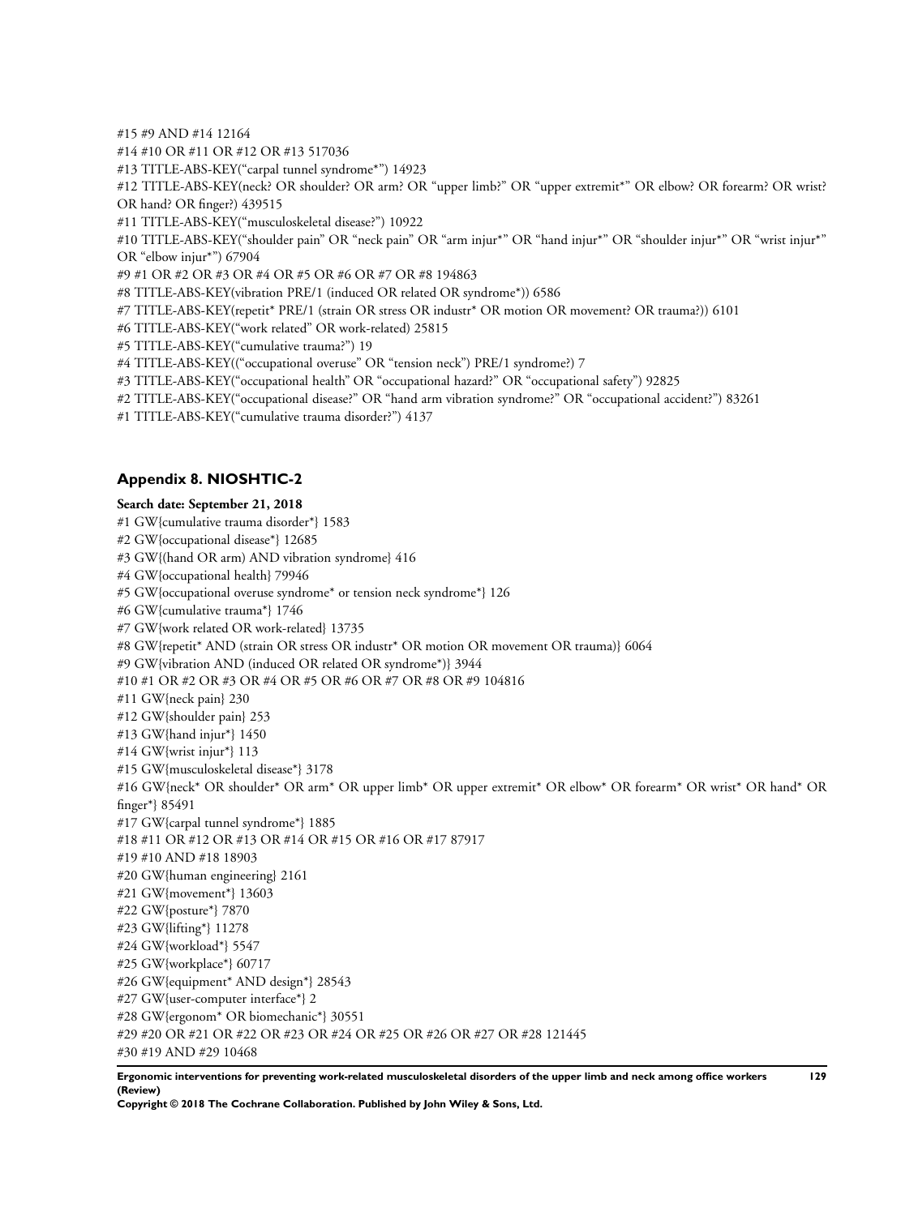#15 #9 AND #14 12164

#14 #10 OR #11 OR #12 OR #13 517036

#13 TITLE-ABS-KEY("carpal tunnel syndrome*") 14923

#12 TITLE-ABS-KEY(neck? OR shoulder? OR arm? OR "upper limb?" OR "upper extremit*" OR elbow? OR forearm? OR wrist? OR hand? OR finger?) 439515

#11 TITLE-ABS-KEY("musculoskeletal disease?") 10922

#10 TITLE-ABS-KEY("shoulder pain" OR "neck pain" OR "arm injur*" OR "hand injur*" OR "shoulder injur*" OR "wrist injur*" OR "elbow injur*") 67904

#9 #1 OR #2 OR #3 OR #4 OR #5 OR #6 OR #7 OR #8 194863

#8 TITLE-ABS-KEY(vibration PRE/1 (induced OR related OR syndrome*)) 6586

#7 TITLE-ABS-KEY(repetit* PRE/1 (strain OR stress OR industr* OR motion OR movement? OR trauma?)) 6101

#6 TITLE-ABS-KEY("work related" OR work-related) 25815

#5 TITLE-ABS-KEY("cumulative trauma?") 19

#4 TITLE-ABS-KEY(("occupational overuse" OR "tension neck") PRE/1 syndrome?) 7

#3 TITLE-ABS-KEY("occupational health" OR "occupational hazard?" OR "occupational safety") 92825

#2 TITLE-ABS-KEY("occupational disease?" OR "hand arm vibration syndrome?" OR "occupational accident?") 83261

#1 TITLE-ABS-KEY("cumulative trauma disorder?") 4137

## Appendix 8. NIOSHTIC-2

**Search date: September 21, 2018**

#1 GW{cumulative trauma disorder*} 1583

#2 GW{occupational disease*} 12685

#3 GW{(hand OR arm) AND vibration syndrome} 416

#4 GW{occupational health} 79946

#5 GW{occupational overuse syndrome* or tension neck syndrome*} 126

#6 GW{cumulative trauma*} 1746

#7 GW{work related OR work-related} 13735

#8 GW{repetit* AND (strain OR stress OR industr* OR motion OR movement OR trauma)} 6064

#9 GW{vibration AND (induced OR related OR syndrome*)} 3944

#10 #1 OR #2 OR #3 OR #4 OR #5 OR #6 OR #7 OR #8 OR #9 104816

#11 GW{neck pain} 230

#12 GW{shoulder pain} 253

#13 GW{hand injur*} 1450

#14 GW{wrist injur*} 113

#15 GW{musculoskeletal disease*} 3178

#16 GW{neck* OR shoulder* OR arm* OR upper limb* OR upper extremit* OR elbow* OR forearm* OR wrist* OR hand* OR finger*} 85491

#17 GW{carpal tunnel syndrome*} 1885

#18 #11 OR #12 OR #13 OR #14 OR #15 OR #16 OR #17 87917

#19 #10 AND #18 18903

#20 GW{human engineering} 2161

#21 GW{movement*} 13603

#22 GW{posture*} 7870

#23 GW{lifting*} 11278

#24 GW{workload*} 5547

#25 GW{workplace*} 60717

#26 GW{equipment* AND design*} 28543

#27 GW{user-computer interface*} 2

#28 GW{ergonom* OR biomechanic*} 30551

#29 #20 OR #21 OR #22 OR #23 OR #24 OR #25 OR #26 OR #27 OR #28 121445

#30 #19 AND #29 10468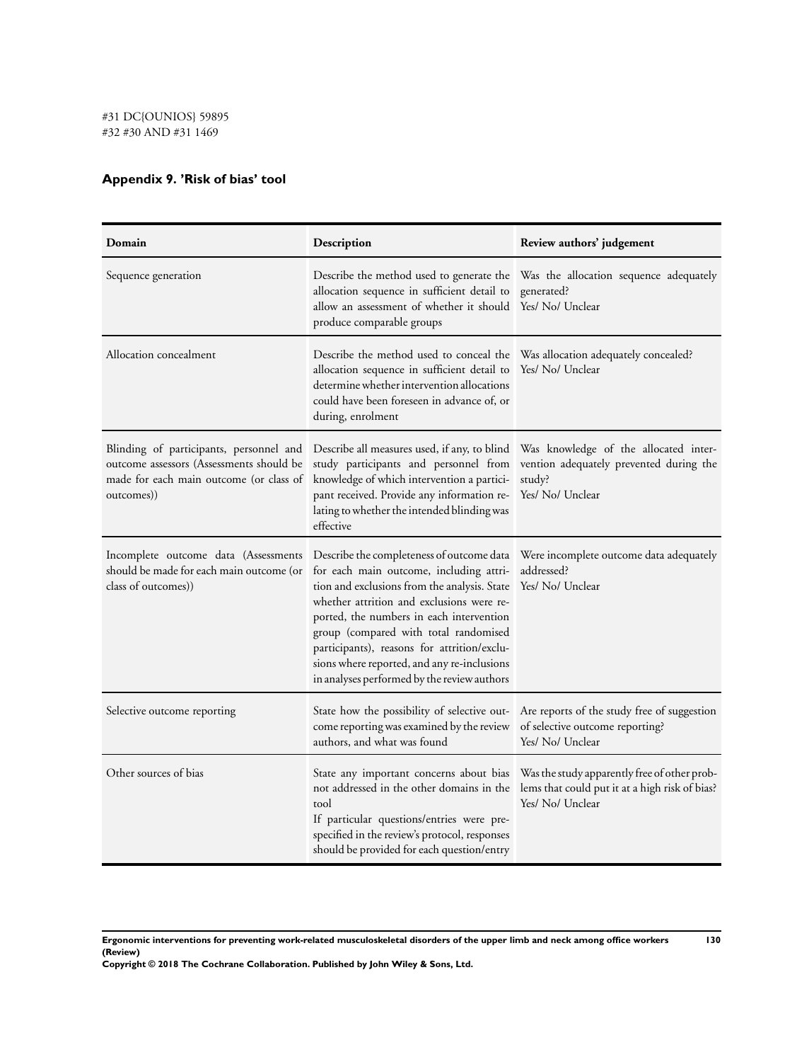#31 DC{OUNIOS} 59895
#32 #30 AND #31 1469

## Appendix 9. 'Risk of bias' tool

| Domain | Description | Review authors' judgement |
| --- | --- | --- |
| Sequence generation | Describe the method used to generate the allocation sequence in sufficient detail to allow an assessment of whether it should produce comparable groups | Was the allocation sequence adequately generated?<br>Yes/ No/ Unclear |
| Allocation concealment | Describe the method used to conceal the allocation sequence in sufficient detail to determine whether intervention allocations could have been foreseen in advance of, or during, enrolment | Was allocation adequately concealed?<br>Yes/ No/ Unclear |
| Blinding of participants, personnel and outcome assessors (Assessments should be made for each main outcome (or class of outcomes)) | Describe all measures used, if any, to blind study participants and personnel from knowledge of which intervention a participant received. Provide any information relating to whether the intended blinding was effective | Was knowledge of the allocated intervention adequately prevented during the study?<br>Yes/ No/ Unclear |
| Incomplete outcome data (Assessments should be made for each main outcome (or class of outcomes)) | Describe the completeness of outcome data for each main outcome, including attrition and exclusions from the analysis. State whether attrition and exclusions were reported, the numbers in each intervention group (compared with total randomised participants), reasons for attrition/exclusions where reported, and any re-inclusions in analyses performed by the review authors | Were incomplete outcome data adequately addressed?<br>Yes/ No/ Unclear |
| Selective outcome reporting | State how the possibility of selective outcome reporting was examined by the review authors, and what was found | Are reports of the study free of suggestion of selective outcome reporting?<br>Yes/ No/ Unclear |
| Other sources of bias | State any important concerns about bias not addressed in the other domains in the tool<br>If particular questions/entries were prespecified in the review's protocol, responses should be provided for each question/entry | Was the study apparently free of other problems that could put it at a high risk of bias?<br>Yes/ No/ Unclear |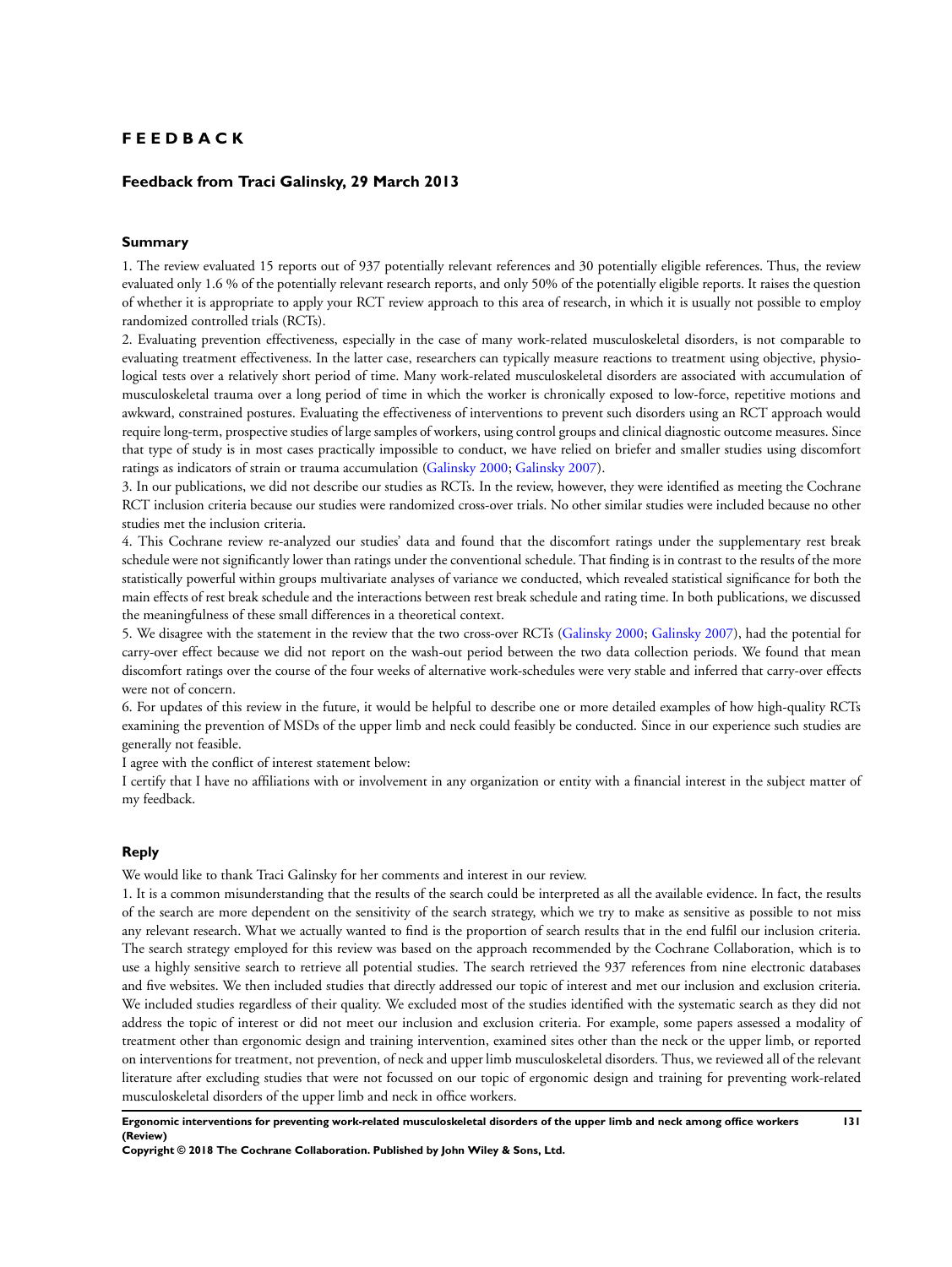# FEEDBACK

## Feedback from Traci Galinsky, 29 March 2013

### Summary

1. The review evaluated 15 reports out of 937 potentially relevant references and 30 potentially eligible references. Thus, the review evaluated only 1.6 % of the potentially relevant research reports, and only 50% of the potentially eligible reports. It raises the question of whether it is appropriate to apply your RCT review approach to this area of research, in which it is usually not possible to employ randomized controlled trials (RCTs).

2. Evaluating prevention effectiveness, especially in the case of many work-related musculoskeletal disorders, is not comparable to evaluating treatment effectiveness. In the latter case, researchers can typically measure reactions to treatment using objective, physiological tests over a relatively short period of time. Many work-related musculoskeletal disorders are associated with accumulation of musculoskeletal trauma over a long period of time in which the worker is chronically exposed to low-force, repetitive motions and awkward, constrained postures. Evaluating the effectiveness of interventions to prevent such disorders using an RCT approach would require long-term, prospective studies of large samples of workers, using control groups and clinical diagnostic outcome measures. Since that type of study is in most cases practically impossible to conduct, we have relied on briefer and smaller studies using discomfort ratings as indicators of strain or trauma accumulation (Galinsky 2000; Galinsky 2007).

3. In our publications, we did not describe our studies as RCTs. In the review, however, they were identified as meeting the Cochrane RCT inclusion criteria because our studies were randomized cross-over trials. No other similar studies were included because no other studies met the inclusion criteria.

4. This Cochrane review re-analyzed our studies' data and found that the discomfort ratings under the supplementary rest break schedule were not significantly lower than ratings under the conventional schedule. That finding is in contrast to the results of the more statistically powerful within groups multivariate analyses of variance we conducted, which revealed statistical significance for both the main effects of rest break schedule and the interactions between rest break schedule and rating time. In both publications, we discussed the meaningfulness of these small differences in a theoretical context.

5. We disagree with the statement in the review that the two cross-over RCTs (Galinsky 2000; Galinsky 2007), had the potential for carry-over effect because we did not report on the wash-out period between the two data collection periods. We found that mean discomfort ratings over the course of the four weeks of alternative work-schedules were very stable and inferred that carry-over effects were not of concern.

6. For updates of this review in the future, it would be helpful to describe one or more detailed examples of how high-quality RCTs examining the prevention of MSDs of the upper limb and neck could feasibly be conducted. Since in our experience such studies are generally not feasible.

I agree with the conflict of interest statement below:

I certify that I have no affiliations with or involvement in any organization or entity with a financial interest in the subject matter of my feedback.

### Reply

We would like to thank Traci Galinsky for her comments and interest in our review.

1. It is a common misunderstanding that the results of the search could be interpreted as all the available evidence. In fact, the results of the search are more dependent on the sensitivity of the search strategy, which we try to make as sensitive as possible to not miss any relevant research. What we actually wanted to find is the proportion of search results that in the end fulfil our inclusion criteria. The search strategy employed for this review was based on the approach recommended by the Cochrane Collaboration, which is to use a highly sensitive search to retrieve all potential studies. The search retrieved the 937 references from nine electronic databases and five websites. We then included studies that directly addressed our topic of interest and met our inclusion and exclusion criteria. We included studies regardless of their quality. We excluded most of the studies identified with the systematic search as they did not address the topic of interest or did not meet our inclusion and exclusion criteria. For example, some papers assessed a modality of treatment other than ergonomic design and training intervention, examined sites other than the neck or the upper limb, or reported on interventions for treatment, not prevention, of neck and upper limb musculoskeletal disorders. Thus, we reviewed all of the relevant literature after excluding studies that were not focussed on our topic of ergonomic design and training for preventing work-related musculoskeletal disorders of the upper limb and neck in office workers.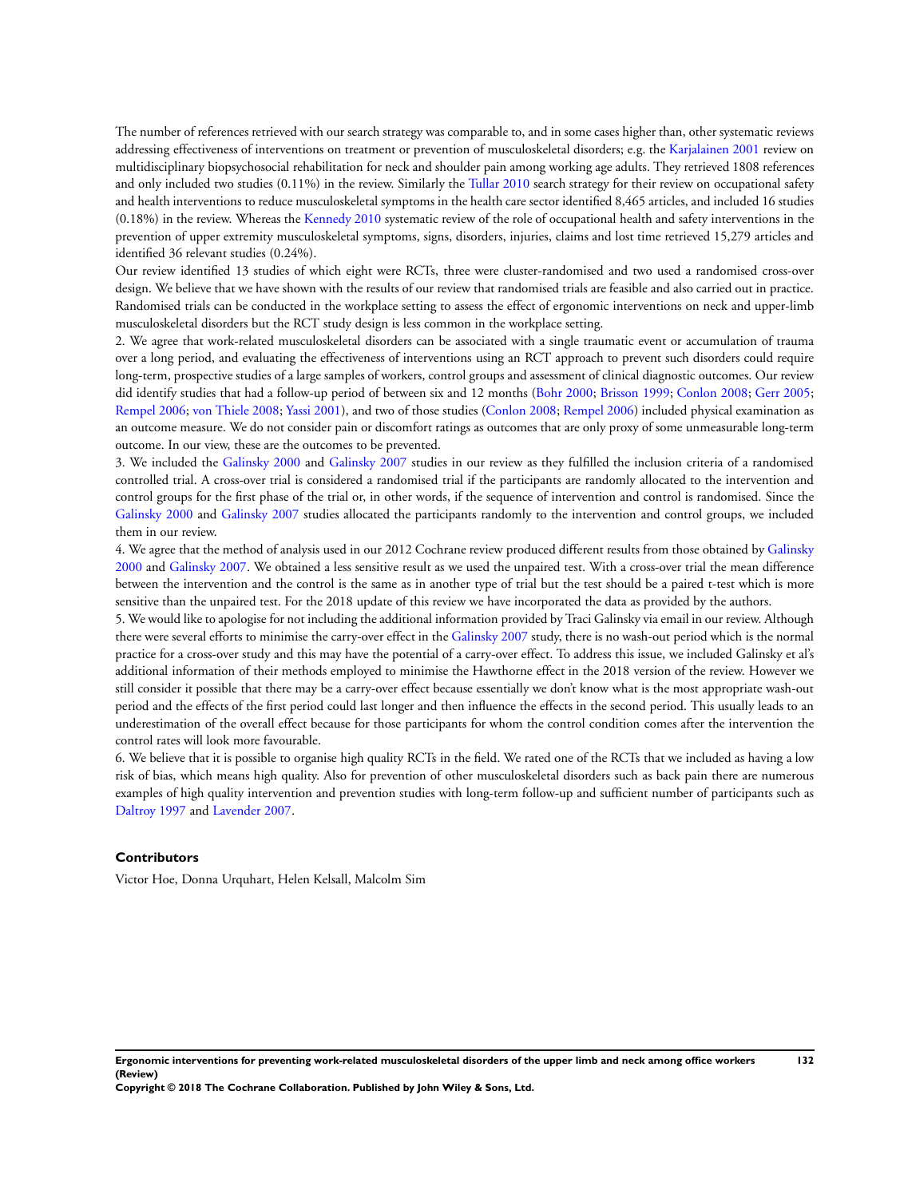The number of references retrieved with our search strategy was comparable to, and in some cases higher than, other systematic reviews addressing effectiveness of interventions on treatment or prevention of musculoskeletal disorders; e.g. the Karjalainen 2001 review on multidisciplinary biopsychosocial rehabilitation for neck and shoulder pain among working age adults. They retrieved 1808 references and only included two studies (0.11%) in the review. Similarly the Tullar 2010 search strategy for their review on occupational safety and health interventions to reduce musculoskeletal symptoms in the health care sector identified 8,465 articles, and included 16 studies (0.18%) in the review. Whereas the Kennedy 2010 systematic review of the role of occupational health and safety interventions in the prevention of upper extremity musculoskeletal symptoms, signs, disorders, injuries, claims and lost time retrieved 15,279 articles and identified 36 relevant studies (0.24%).

Our review identified 13 studies of which eight were RCTs, three were cluster-randomised and two used a randomised cross-over design. We believe that we have shown with the results of our review that randomised trials are feasible and also carried out in practice. Randomised trials can be conducted in the workplace setting to assess the effect of ergonomic interventions on neck and upper-limb musculoskeletal disorders but the RCT study design is less common in the workplace setting.

2. We agree that work-related musculoskeletal disorders can be associated with a single traumatic event or accumulation of trauma over a long period, and evaluating the effectiveness of interventions using an RCT approach to prevent such disorders could require long-term, prospective studies of a large samples of workers, control groups and assessment of clinical diagnostic outcomes. Our review did identify studies that had a follow-up period of between six and 12 months (Bohr 2000; Brisson 1999; Conlon 2008; Gerr 2005; Rempel 2006; von Thiele 2008; Yassi 2001), and two of those studies (Conlon 2008; Rempel 2006) included physical examination as an outcome measure. We do not consider pain or discomfort ratings as outcomes that are only proxy of some unmeasurable long-term outcome. In our view, these are the outcomes to be prevented.

3. We included the Galinsky 2000 and Galinsky 2007 studies in our review as they fulfilled the inclusion criteria of a randomised controlled trial. A cross-over trial is considered a randomised trial if the participants are randomly allocated to the intervention and control groups for the first phase of the trial or, in other words, if the sequence of intervention and control is randomised. Since the Galinsky 2000 and Galinsky 2007 studies allocated the participants randomly to the intervention and control groups, we included them in our review.

4. We agree that the method of analysis used in our 2012 Cochrane review produced different results from those obtained by Galinsky 2000 and Galinsky 2007. We obtained a less sensitive result as we used the unpaired test. With a cross-over trial the mean difference between the intervention and the control is the same as in another type of trial but the test should be a paired t-test which is more sensitive than the unpaired test. For the 2018 update of this review we have incorporated the data as provided by the authors.

5. We would like to apologise for not including the additional information provided by Traci Galinsky via email in our review. Although there were several efforts to minimise the carry-over effect in the Galinsky 2007 study, there is no wash-out period which is the normal practice for a cross-over study and this may have the potential of a carry-over effect. To address this issue, we included Galinsky et al's additional information of their methods employed to minimise the Hawthorne effect in the 2018 version of the review. However we still consider it possible that there may be a carry-over effect because essentially we don't know what is the most appropriate wash-out period and the effects of the first period could last longer and then influence the effects in the second period. This usually leads to an underestimation of the overall effect because for those participants for whom the control condition comes after the intervention the control rates will look more favourable.

6. We believe that it is possible to organise high quality RCTs in the field. We rated one of the RCTs that we included as having a low risk of bias, which means high quality. Also for prevention of other musculoskeletal disorders such as back pain there are numerous examples of high quality intervention and prevention studies with long-term follow-up and sufficient number of participants such as Daltroy 1997 and Lavender 2007.

### Contributors

Victor Hoe, Donna Urquhart, Helen Kelsall, Malcolm Sim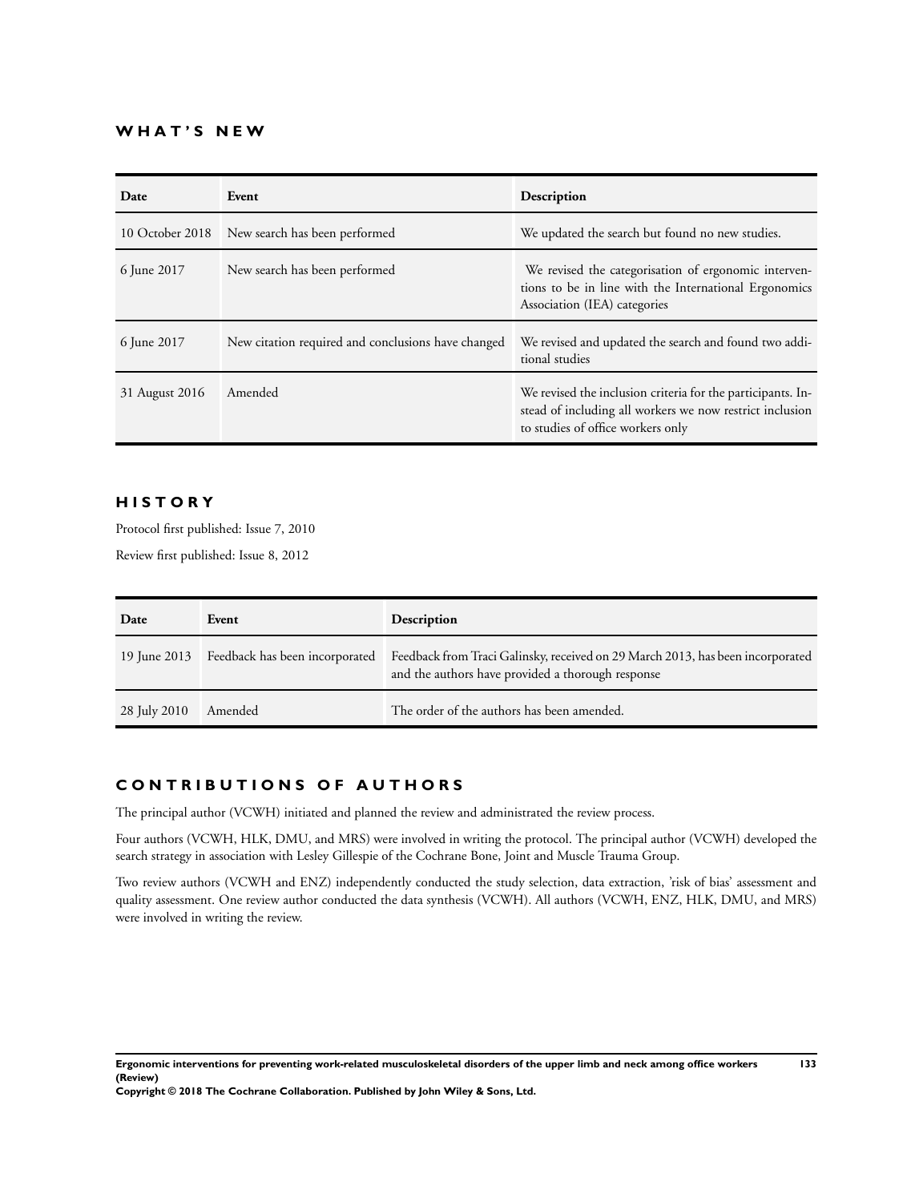## WHAT'S NEW

| Date | Event | Description |
| --- | --- | --- |
| 10 October 2018 | New search has been performed | We updated the search but found no new studies. |
| 6 June 2017 | New search has been performed | We revised the categorisation of ergonomic interventions to be in line with the International Ergonomics Association (IEA) categories |
| 6 June 2017 | New citation required and conclusions have changed | We revised and updated the search and found two additional studies |
| 31 August 2016 | Amended | We revised the inclusion criteria for the participants. Instead of including all workers we now restrict inclusion to studies of office workers only |

## HISTORY

Protocol first published: Issue 7, 2010

Review first published: Issue 8, 2012

| Date | Event | Description |
| --- | --- | --- |
| 19 June 2013 | Feedback has been incorporated | Feedback from Traci Galinsky, received on 29 March 2013, has been incorporated and the authors have provided a thorough response |
| 28 July 2010 | Amended | The order of the authors has been amended. |

## CONTRIBUTIONS OF AUTHORS

The principal author (VCWH) initiated and planned the review and administrated the review process.

Four authors (VCWH, HLK, DMU, and MRS) were involved in writing the protocol. The principal author (VCWH) developed the search strategy in association with Lesley Gillespie of the Cochrane Bone, Joint and Muscle Trauma Group.

Two review authors (VCWH and ENZ) independently conducted the study selection, data extraction, 'risk of bias' assessment and quality assessment. One review author conducted the data synthesis (VCWH). All authors (VCWH, ENZ, HLK, DMU, and MRS) were involved in writing the review.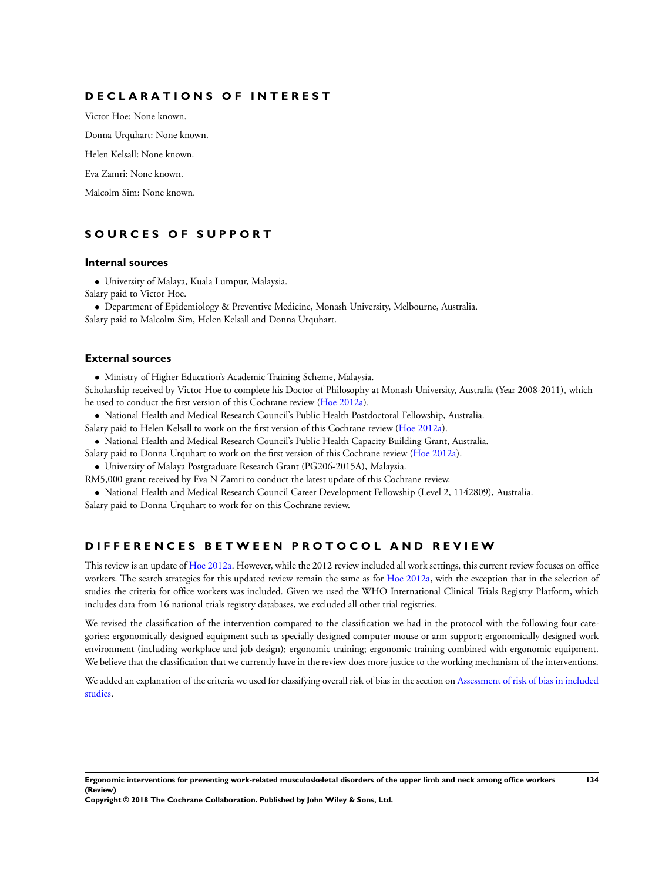# DECLARATIONS OF INTEREST

Victor Hoe: None known.

Donna Urquhart: None known.

Helen Kelsall: None known.

Eva Zamri: None known.

Malcolm Sim: None known.

# SOURCES OF SUPPORT

## Internal sources

- University of Malaya, Kuala Lumpur, Malaysia.

Salary paid to Victor Hoe.

- Department of Epidemiology & Preventive Medicine, Monash University, Melbourne, Australia.

Salary paid to Malcolm Sim, Helen Kelsall and Donna Urquhart.

## External sources

- Ministry of Higher Education's Academic Training Scheme, Malaysia.

Scholarship received by Victor Hoe to complete his Doctor of Philosophy at Monash University, Australia (Year 2008-2011), which he used to conduct the first version of this Cochrane review (Hoe 2012a).

- National Health and Medical Research Council's Public Health Postdoctoral Fellowship, Australia.

Salary paid to Helen Kelsall to work on the first version of this Cochrane review (Hoe 2012a).

- National Health and Medical Research Council's Public Health Capacity Building Grant, Australia.

Salary paid to Donna Urquhart to work on the first version of this Cochrane review (Hoe 2012a).

- University of Malaya Postgraduate Research Grant (PG206-2015A), Malaysia.

RM5,000 grant received by Eva N Zamri to conduct the latest update of this Cochrane review.

- National Health and Medical Research Council Career Development Fellowship (Level 2, 1142809), Australia.

Salary paid to Donna Urquhart to work for on this Cochrane review.

# DIFFERENCES BETWEEN PROTOCOL AND REVIEW

This review is an update of Hoe 2012a. However, while the 2012 review included all work settings, this current review focuses on office workers. The search strategies for this updated review remain the same as for Hoe 2012a, with the exception that in the selection of studies the criteria for office workers was included. Given we used the WHO International Clinical Trials Registry Platform, which includes data from 16 national trials registry databases, we excluded all other trial registries.

We revised the classification of the intervention compared to the classification we had in the protocol with the following four categories: ergonomically designed equipment such as specially designed computer mouse or arm support; ergonomically designed work environment (including workplace and job design); ergonomic training; ergonomic training combined with ergonomic equipment. We believe that the classification that we currently have in the review does more justice to the working mechanism of the interventions.

We added an explanation of the criteria we used for classifying overall risk of bias in the section on Assessment of risk of bias in included studies.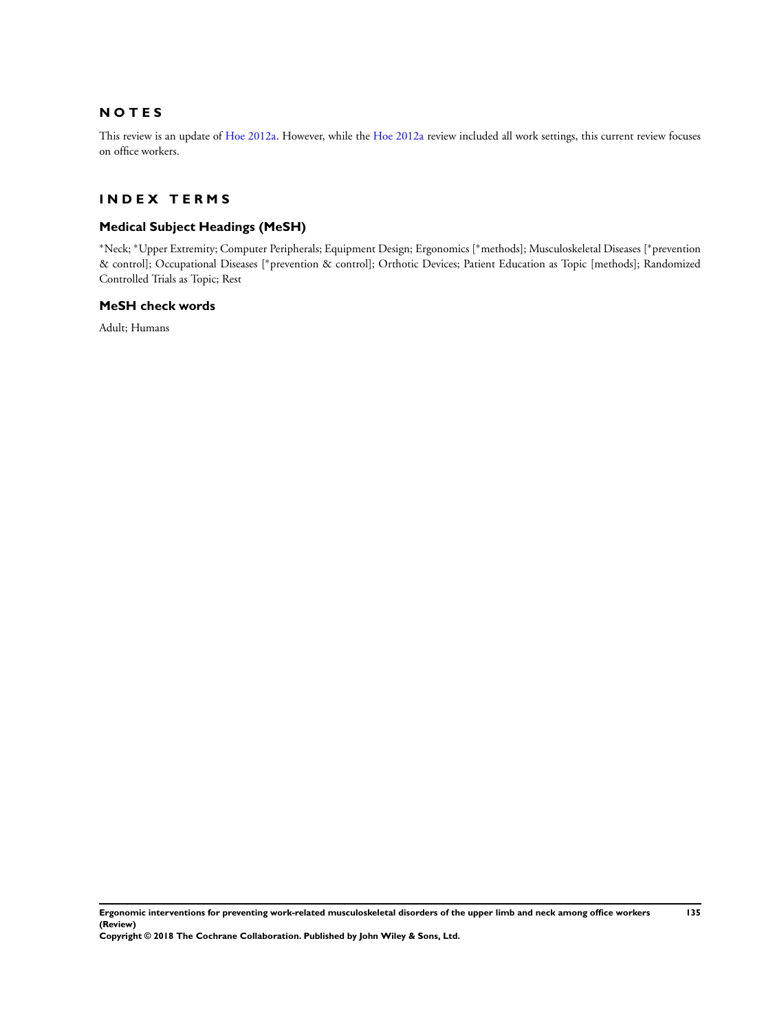# NOTES

This review is an update of Hoe 2012a. However, while the Hoe 2012a review included all work settings, this current review focuses on office workers.

# INDEX TERMS

## Medical Subject Headings (MeSH)

*Neck; *Upper Extremity; Computer Peripherals; Equipment Design; Ergonomics [*methods]; Musculoskeletal Diseases [*prevention & control]; Occupational Diseases [*prevention & control]; Orthotic Devices; Patient Education as Topic [methods]; Randomized Controlled Trials as Topic; Rest

## MeSH check words

Adult; Humans